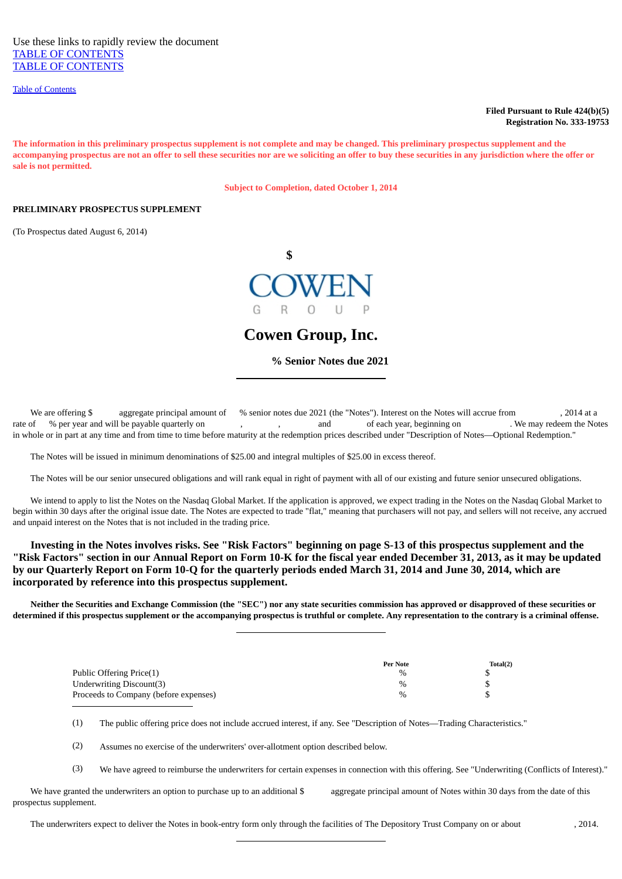Use these links to rapidly review the document
TABLE OF CONTENTS
TABLE OF CONTENTS

Table of Contents

**Filed Pursuant to Rule 424(b)(5)**
**Registration No. 333-19753**

**The information in this preliminary prospectus supplement is not complete and may be changed. This preliminary prospectus supplement and the accompanying prospectus are not an offer to sell these securities nor are we soliciting an offer to buy these securities in any jurisdiction where the offer or sale is not permitted.**

**Subject to Completion, dated October 1, 2014**

**PRELIMINARY PROSPECTUS SUPPLEMENT**

(To Prospectus dated August 6, 2014)

**$**

COWEN
GROUP

# Cowen Group, Inc.

## % Senior Notes due 2021

We are offering $ aggregate principal amount of % senior notes due 2021 (the "Notes"). Interest on the Notes will accrue from , 2014 at a rate of % per year and will be payable quarterly on , , and of each year, beginning on . We may redeem the Notes in whole or in part at any time and from time to time before maturity at the redemption prices described under "Description of Notes—Optional Redemption."

The Notes will be issued in minimum denominations of $25.00 and integral multiples of $25.00 in excess thereof.

The Notes will be our senior unsecured obligations and will rank equal in right of payment with all of our existing and future senior unsecured obligations.

We intend to apply to list the Notes on the Nasdaq Global Market. If the application is approved, we expect trading in the Notes on the Nasdaq Global Market to begin within 30 days after the original issue date. The Notes are expected to trade "flat," meaning that purchasers will not pay, and sellers will not receive, any accrued and unpaid interest on the Notes that is not included in the trading price.

**Investing in the Notes involves risks. See "Risk Factors" beginning on page S-13 of this prospectus supplement and the "Risk Factors" section in our Annual Report on Form 10-K for the fiscal year ended December 31, 2013, as it may be updated by our Quarterly Report on Form 10-Q for the quarterly periods ended March 31, 2014 and June 30, 2014, which are incorporated by reference into this prospectus supplement.**

**Neither the Securities and Exchange Commission (the "SEC") nor any state securities commission has approved or disapproved of these securities or determined if this prospectus supplement or the accompanying prospectus is truthful or complete. Any representation to the contrary is a criminal offense.**

| | Per Note | Total(2) |
|---|---|---|
| Public Offering Price(1) | % | $ |
| Underwriting Discount(3) | % | $ |
| Proceeds to Company (before expenses) | % | $ |

(1) The public offering price does not include accrued interest, if any. See "Description of Notes—Trading Characteristics."

(2) Assumes no exercise of the underwriters' over-allotment option described below.

(3) We have agreed to reimburse the underwriters for certain expenses in connection with this offering. See "Underwriting (Conflicts of Interest)."

We have granted the underwriters an option to purchase up to an additional $ aggregate principal amount of Notes within 30 days from the date of this prospectus supplement.

The underwriters expect to deliver the Notes in book-entry form only through the facilities of The Depository Trust Company on or about , 2014.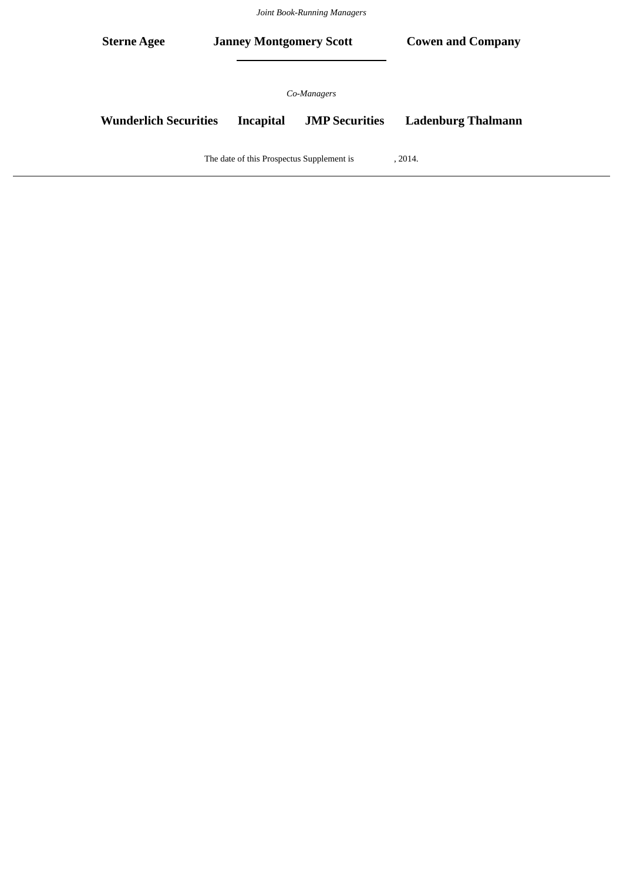*Joint Book-Running Managers*

**Sterne Agee** **Janney Montgomery Scott** **Cowen and Company**

---

*Co-Managers*

**Wunderlich Securities** **Incapital** **JMP Securities** **Ladenburg Thalmann**

The date of this Prospectus Supplement is , 2014.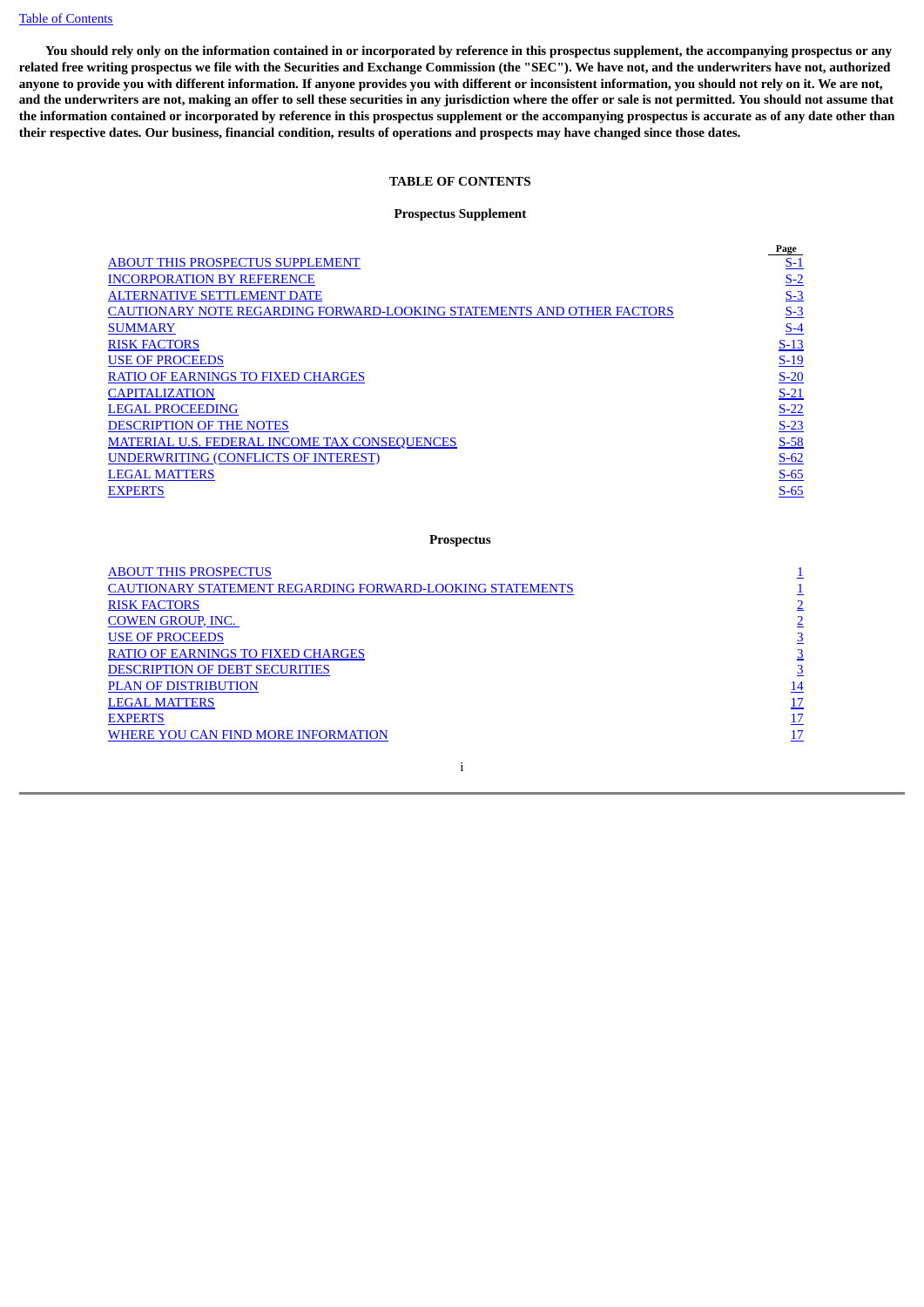**You should rely only on the information contained in or incorporated by reference in this prospectus supplement, the accompanying prospectus or any related free writing prospectus we file with the Securities and Exchange Commission (the "SEC"). We have not, and the underwriters have not, authorized anyone to provide you with different information. If anyone provides you with different or inconsistent information, you should not rely on it. We are not, and the underwriters are not, making an offer to sell these securities in any jurisdiction where the offer or sale is not permitted. You should not assume that the information contained or incorporated by reference in this prospectus supplement or the accompanying prospectus is accurate as of any date other than their respective dates. Our business, financial condition, results of operations and prospects may have changed since those dates.**

## TABLE OF CONTENTS

### Prospectus Supplement

| | Page |
|---|---|
| ABOUT THIS PROSPECTUS SUPPLEMENT | S-1 |
| INCORPORATION BY REFERENCE | S-2 |
| ALTERNATIVE SETTLEMENT DATE | S-3 |
| CAUTIONARY NOTE REGARDING FORWARD-LOOKING STATEMENTS AND OTHER FACTORS | S-3 |
| SUMMARY | S-4 |
| RISK FACTORS | S-13 |
| USE OF PROCEEDS | S-19 |
| RATIO OF EARNINGS TO FIXED CHARGES | S-20 |
| CAPITALIZATION | S-21 |
| LEGAL PROCEEDING | S-22 |
| DESCRIPTION OF THE NOTES | S-23 |
| MATERIAL U.S. FEDERAL INCOME TAX CONSEQUENCES | S-58 |
| UNDERWRITING (CONFLICTS OF INTEREST) | S-62 |
| LEGAL MATTERS | S-65 |
| EXPERTS | S-65 |

### Prospectus

| | |
|---|---|
| ABOUT THIS PROSPECTUS | 1 |
| CAUTIONARY STATEMENT REGARDING FORWARD-LOOKING STATEMENTS | 1 |
| RISK FACTORS | 2 |
| COWEN GROUP, INC. | 2 |
| USE OF PROCEEDS | 3 |
| RATIO OF EARNINGS TO FIXED CHARGES | 3 |
| DESCRIPTION OF DEBT SECURITIES | 3 |
| PLAN OF DISTRIBUTION | 14 |
| LEGAL MATTERS | 17 |
| EXPERTS | 17 |
| WHERE YOU CAN FIND MORE INFORMATION | 17 |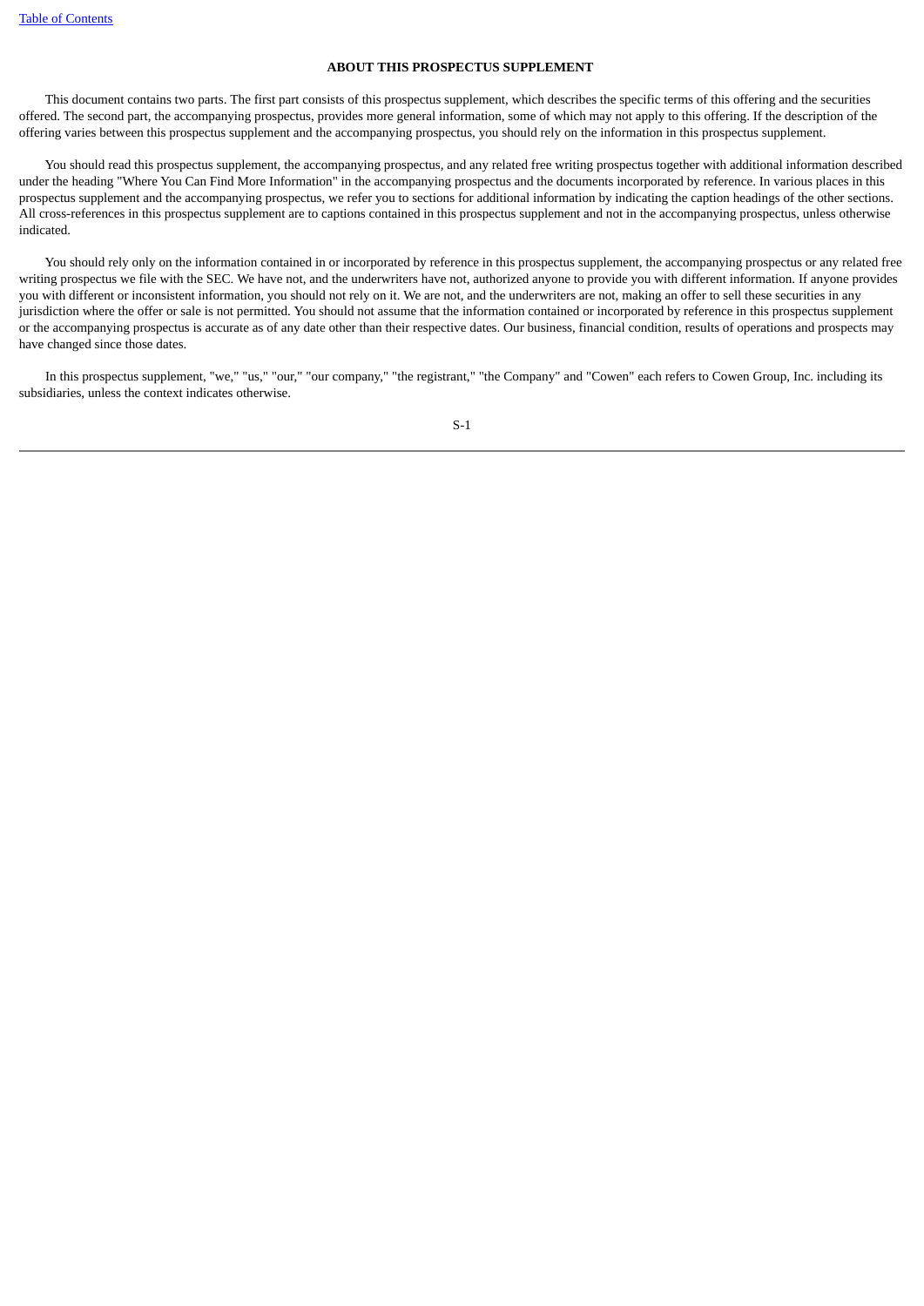## ABOUT THIS PROSPECTUS SUPPLEMENT

This document contains two parts. The first part consists of this prospectus supplement, which describes the specific terms of this offering and the securities offered. The second part, the accompanying prospectus, provides more general information, some of which may not apply to this offering. If the description of the offering varies between this prospectus supplement and the accompanying prospectus, you should rely on the information in this prospectus supplement.

You should read this prospectus supplement, the accompanying prospectus, and any related free writing prospectus together with additional information described under the heading "Where You Can Find More Information" in the accompanying prospectus and the documents incorporated by reference. In various places in this prospectus supplement and the accompanying prospectus, we refer you to sections for additional information by indicating the caption headings of the other sections. All cross-references in this prospectus supplement are to captions contained in this prospectus supplement and not in the accompanying prospectus, unless otherwise indicated.

You should rely only on the information contained in or incorporated by reference in this prospectus supplement, the accompanying prospectus or any related free writing prospectus we file with the SEC. We have not, and the underwriters have not, authorized anyone to provide you with different information. If anyone provides you with different or inconsistent information, you should not rely on it. We are not, and the underwriters are not, making an offer to sell these securities in any jurisdiction where the offer or sale is not permitted. You should not assume that the information contained or incorporated by reference in this prospectus supplement or the accompanying prospectus is accurate as of any date other than their respective dates. Our business, financial condition, results of operations and prospects may have changed since those dates.

In this prospectus supplement, "we," "us," "our," "our company," "the registrant," "the Company" and "Cowen" each refers to Cowen Group, Inc. including its subsidiaries, unless the context indicates otherwise.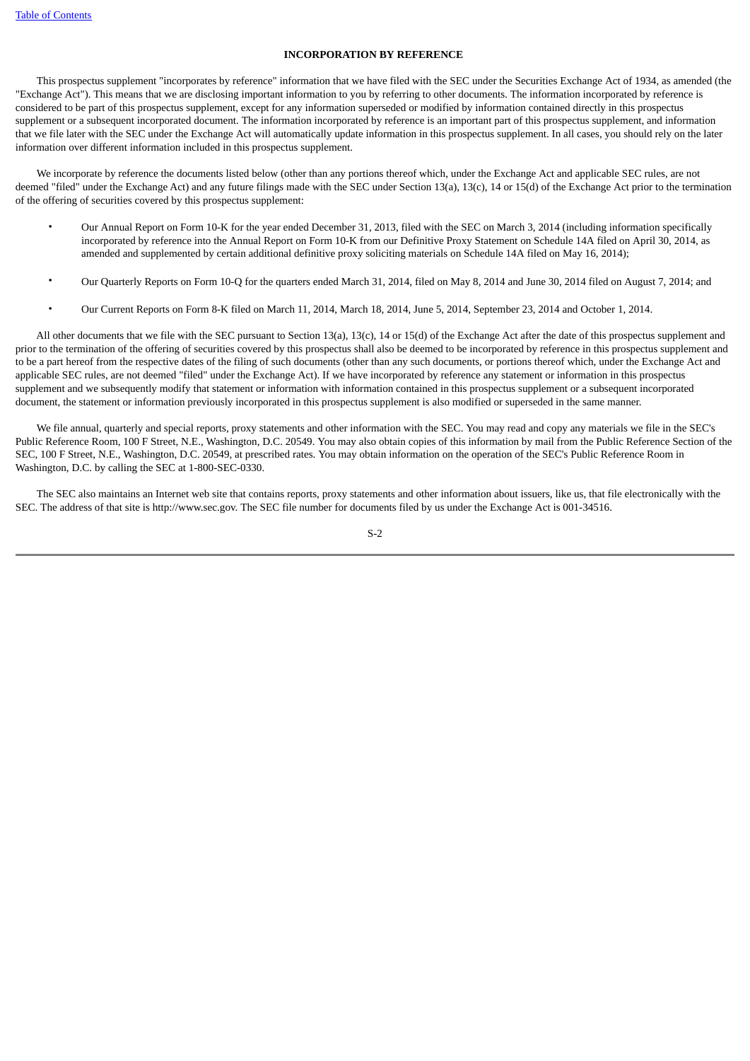## INCORPORATION BY REFERENCE

This prospectus supplement "incorporates by reference" information that we have filed with the SEC under the Securities Exchange Act of 1934, as amended (the "Exchange Act"). This means that we are disclosing important information to you by referring to other documents. The information incorporated by reference is considered to be part of this prospectus supplement, except for any information superseded or modified by information contained directly in this prospectus supplement or a subsequent incorporated document. The information incorporated by reference is an important part of this prospectus supplement, and information that we file later with the SEC under the Exchange Act will automatically update information in this prospectus supplement. In all cases, you should rely on the later information over different information included in this prospectus supplement.

We incorporate by reference the documents listed below (other than any portions thereof which, under the Exchange Act and applicable SEC rules, are not deemed "filed" under the Exchange Act) and any future filings made with the SEC under Section 13(a), 13(c), 14 or 15(d) of the Exchange Act prior to the termination of the offering of securities covered by this prospectus supplement:

- Our Annual Report on Form 10-K for the year ended December 31, 2013, filed with the SEC on March 3, 2014 (including information specifically incorporated by reference into the Annual Report on Form 10-K from our Definitive Proxy Statement on Schedule 14A filed on April 30, 2014, as amended and supplemented by certain additional definitive proxy soliciting materials on Schedule 14A filed on May 16, 2014);

- Our Quarterly Reports on Form 10-Q for the quarters ended March 31, 2014, filed on May 8, 2014 and June 30, 2014 filed on August 7, 2014; and

- Our Current Reports on Form 8-K filed on March 11, 2014, March 18, 2014, June 5, 2014, September 23, 2014 and October 1, 2014.

All other documents that we file with the SEC pursuant to Section 13(a), 13(c), 14 or 15(d) of the Exchange Act after the date of this prospectus supplement and prior to the termination of the offering of securities covered by this prospectus shall also be deemed to be incorporated by reference in this prospectus supplement and to be a part hereof from the respective dates of the filing of such documents (other than any such documents, or portions thereof which, under the Exchange Act and applicable SEC rules, are not deemed "filed" under the Exchange Act). If we have incorporated by reference any statement or information in this prospectus supplement and we subsequently modify that statement or information with information contained in this prospectus supplement or a subsequent incorporated document, the statement or information previously incorporated in this prospectus supplement is also modified or superseded in the same manner.

We file annual, quarterly and special reports, proxy statements and other information with the SEC. You may read and copy any materials we file in the SEC's Public Reference Room, 100 F Street, N.E., Washington, D.C. 20549. You may also obtain copies of this information by mail from the Public Reference Section of the SEC, 100 F Street, N.E., Washington, D.C. 20549, at prescribed rates. You may obtain information on the operation of the SEC's Public Reference Room in Washington, D.C. by calling the SEC at 1-800-SEC-0330.

The SEC also maintains an Internet web site that contains reports, proxy statements and other information about issuers, like us, that file electronically with the SEC. The address of that site is http://www.sec.gov. The SEC file number for documents filed by us under the Exchange Act is 001-34516.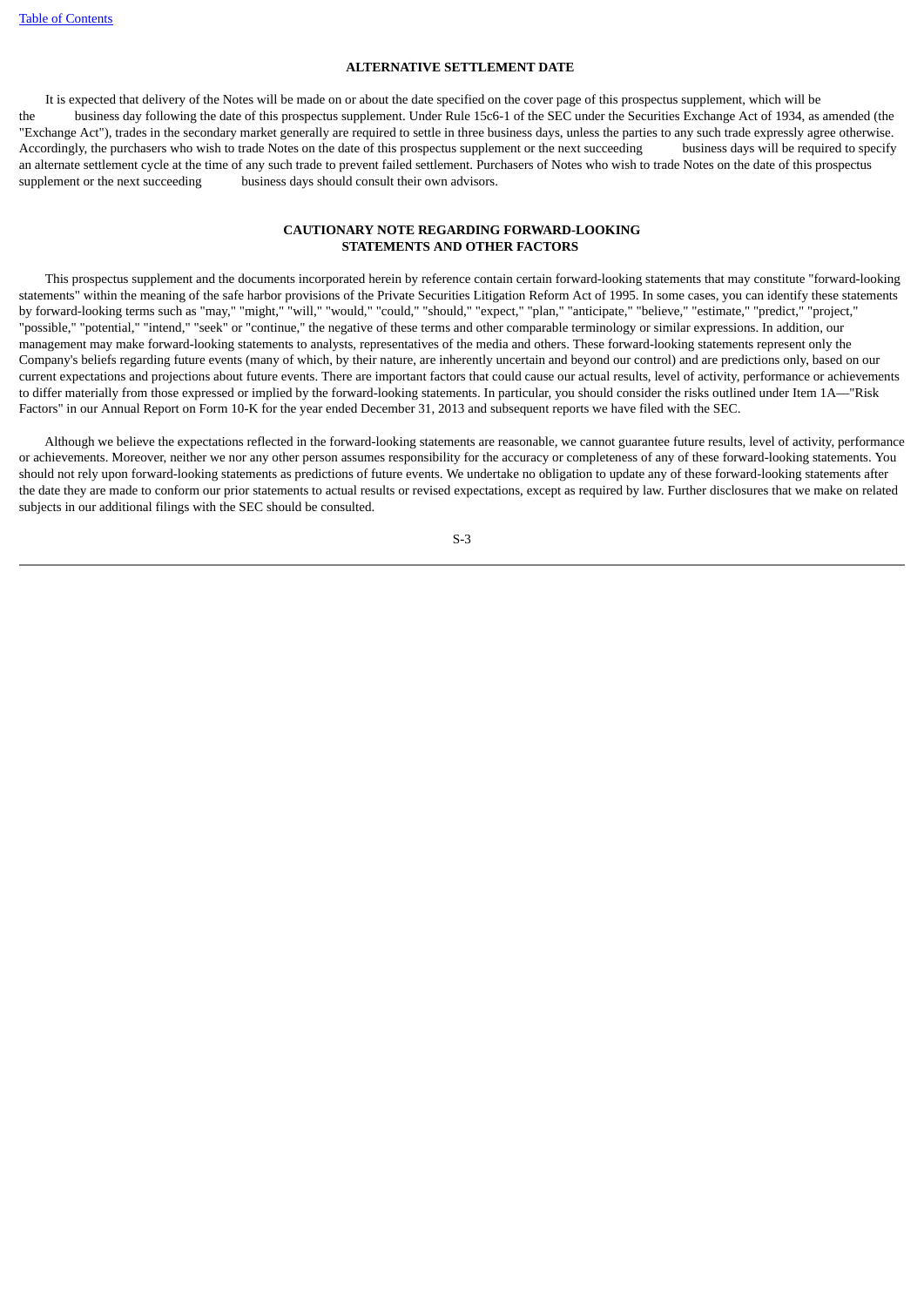## ALTERNATIVE SETTLEMENT DATE

It is expected that delivery of the Notes will be made on or about the date specified on the cover page of this prospectus supplement, which will be the business day following the date of this prospectus supplement. Under Rule 15c6-1 of the SEC under the Securities Exchange Act of 1934, as amended (the "Exchange Act"), trades in the secondary market generally are required to settle in three business days, unless the parties to any such trade expressly agree otherwise. Accordingly, the purchasers who wish to trade Notes on the date of this prospectus supplement or the next succeeding business days will be required to specify an alternate settlement cycle at the time of any such trade to prevent failed settlement. Purchasers of Notes who wish to trade Notes on the date of this prospectus supplement or the next succeeding business days should consult their own advisors.

## CAUTIONARY NOTE REGARDING FORWARD-LOOKING STATEMENTS AND OTHER FACTORS

This prospectus supplement and the documents incorporated herein by reference contain certain forward-looking statements that may constitute "forward-looking statements" within the meaning of the safe harbor provisions of the Private Securities Litigation Reform Act of 1995. In some cases, you can identify these statements by forward-looking terms such as "may," "might," "will," "would," "could," "should," "expect," "plan," "anticipate," "believe," "estimate," "predict," "project," "possible," "potential," "intend," "seek" or "continue," the negative of these terms and other comparable terminology or similar expressions. In addition, our management may make forward-looking statements to analysts, representatives of the media and others. These forward-looking statements represent only the Company's beliefs regarding future events (many of which, by their nature, are inherently uncertain and beyond our control) and are predictions only, based on our current expectations and projections about future events. There are important factors that could cause our actual results, level of activity, performance or achievements to differ materially from those expressed or implied by the forward-looking statements. In particular, you should consider the risks outlined under Item 1A—"Risk Factors" in our Annual Report on Form 10-K for the year ended December 31, 2013 and subsequent reports we have filed with the SEC.

Although we believe the expectations reflected in the forward-looking statements are reasonable, we cannot guarantee future results, level of activity, performance or achievements. Moreover, neither we nor any other person assumes responsibility for the accuracy or completeness of any of these forward-looking statements. You should not rely upon forward-looking statements as predictions of future events. We undertake no obligation to update any of these forward-looking statements after the date they are made to conform our prior statements to actual results or revised expectations, except as required by law. Further disclosures that we make on related subjects in our additional filings with the SEC should be consulted.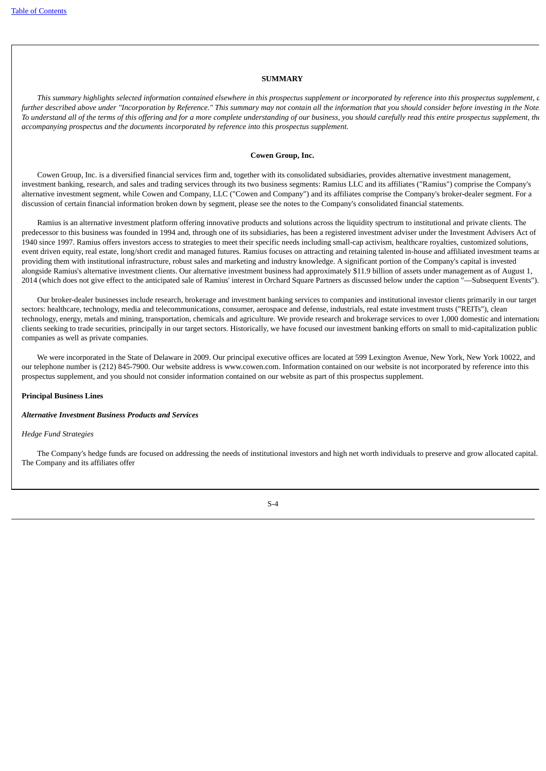## SUMMARY

*This summary highlights selected information contained elsewhere in this prospectus supplement or incorporated by reference into this prospectus supplement, as further described above under "Incorporation by Reference." This summary may not contain all the information that you should consider before investing in the Notes. To understand all of the terms of this offering and for a more complete understanding of our business, you should carefully read this entire prospectus supplement, the accompanying prospectus and the documents incorporated by reference into this prospectus supplement.*

### Cowen Group, Inc.

Cowen Group, Inc. is a diversified financial services firm and, together with its consolidated subsidiaries, provides alternative investment management, investment banking, research, and sales and trading services through its two business segments: Ramius LLC and its affiliates ("Ramius") comprise the Company's alternative investment segment, while Cowen and Company, LLC ("Cowen and Company") and its affiliates comprise the Company's broker-dealer segment. For a discussion of certain financial information broken down by segment, please see the notes to the Company's consolidated financial statements.

Ramius is an alternative investment platform offering innovative products and solutions across the liquidity spectrum to institutional and private clients. The predecessor to this business was founded in 1994 and, through one of its subsidiaries, has been a registered investment adviser under the Investment Advisers Act of 1940 since 1997. Ramius offers investors access to strategies to meet their specific needs including small-cap activism, healthcare royalties, customized solutions, event driven equity, real estate, long/short credit and managed futures. Ramius focuses on attracting and retaining talented in-house and affiliated investment teams and providing them with institutional infrastructure, robust sales and marketing and industry knowledge. A significant portion of the Company's capital is invested alongside Ramius's alternative investment clients. Our alternative investment business had approximately $11.9 billion of assets under management as of August 1, 2014 (which does not give effect to the anticipated sale of Ramius' interest in Orchard Square Partners as discussed below under the caption "—Subsequent Events").

Our broker-dealer businesses include research, brokerage and investment banking services to companies and institutional investor clients primarily in our target sectors: healthcare, technology, media and telecommunications, consumer, aerospace and defense, industrials, real estate investment trusts ("REITs"), clean technology, energy, metals and mining, transportation, chemicals and agriculture. We provide research and brokerage services to over 1,000 domestic and international clients seeking to trade securities, principally in our target sectors. Historically, we have focused our investment banking efforts on small to mid-capitalization public companies as well as private companies.

We were incorporated in the State of Delaware in 2009. Our principal executive offices are located at 599 Lexington Avenue, New York, New York 10022, and our telephone number is (212) 845-7900. Our website address is www.cowen.com. Information contained on our website is not incorporated by reference into this prospectus supplement, and you should not consider information contained on our website as part of this prospectus supplement.

#### Principal Business Lines

***Alternative Investment Business Products and Services***

*Hedge Fund Strategies*

The Company's hedge funds are focused on addressing the needs of institutional investors and high net worth individuals to preserve and grow allocated capital. The Company and its affiliates offer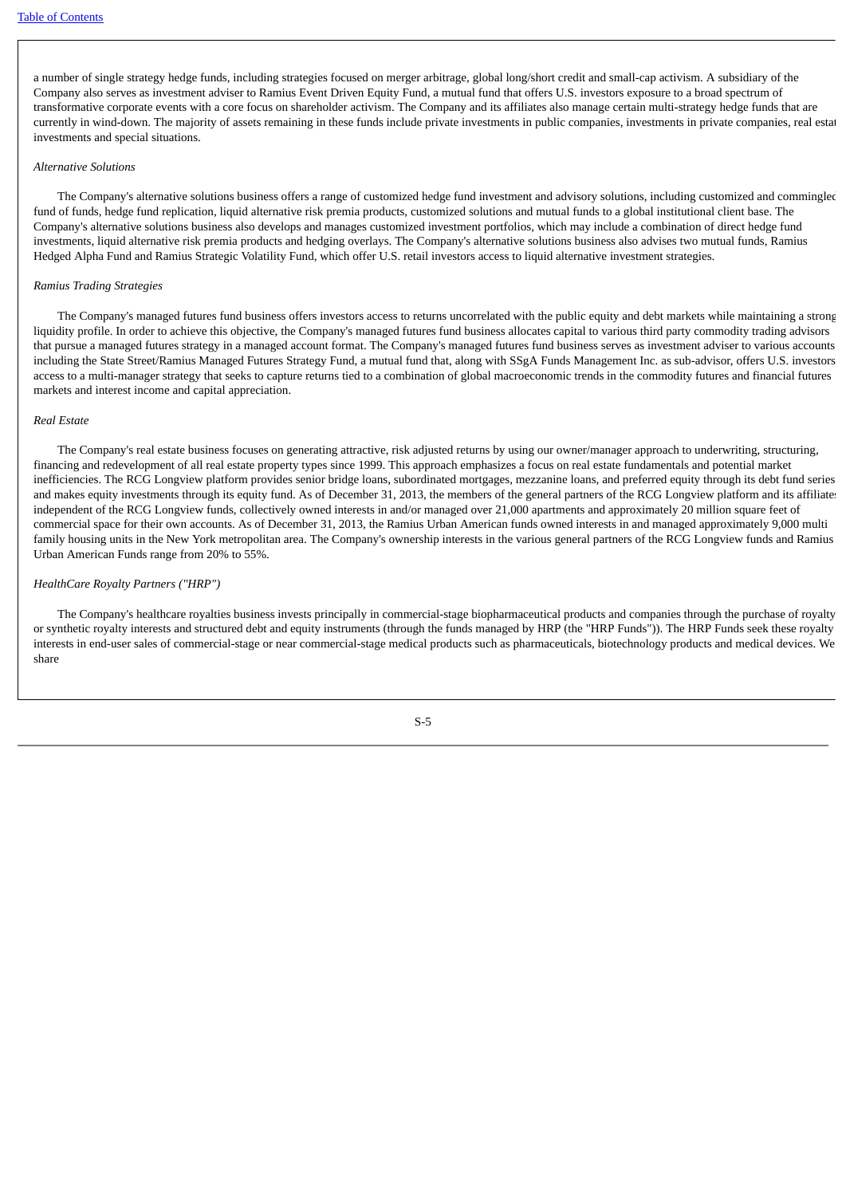a number of single strategy hedge funds, including strategies focused on merger arbitrage, global long/short credit and small-cap activism. A subsidiary of the Company also serves as investment adviser to Ramius Event Driven Equity Fund, a mutual fund that offers U.S. investors exposure to a broad spectrum of transformative corporate events with a core focus on shareholder activism. The Company and its affiliates also manage certain multi-strategy hedge funds that are currently in wind-down. The majority of assets remaining in these funds include private investments in public companies, investments in private companies, real estate investments and special situations.

*Alternative Solutions*

The Company's alternative solutions business offers a range of customized hedge fund investment and advisory solutions, including customized and commingled fund of funds, hedge fund replication, liquid alternative risk premia products, customized solutions and mutual funds to a global institutional client base. The Company's alternative solutions business also develops and manages customized investment portfolios, which may include a combination of direct hedge fund investments, liquid alternative risk premia products and hedging overlays. The Company's alternative solutions business also advises two mutual funds, Ramius Hedged Alpha Fund and Ramius Strategic Volatility Fund, which offer U.S. retail investors access to liquid alternative investment strategies.

*Ramius Trading Strategies*

The Company's managed futures fund business offers investors access to returns uncorrelated with the public equity and debt markets while maintaining a strong liquidity profile. In order to achieve this objective, the Company's managed futures fund business allocates capital to various third party commodity trading advisors that pursue a managed futures strategy in a managed account format. The Company's managed futures fund business serves as investment adviser to various accounts including the State Street/Ramius Managed Futures Strategy Fund, a mutual fund that, along with SSgA Funds Management Inc. as sub-advisor, offers U.S. investors access to a multi-manager strategy that seeks to capture returns tied to a combination of global macroeconomic trends in the commodity futures and financial futures markets and interest income and capital appreciation.

*Real Estate*

The Company's real estate business focuses on generating attractive, risk adjusted returns by using our owner/manager approach to underwriting, structuring, financing and redevelopment of all real estate property types since 1999. This approach emphasizes a focus on real estate fundamentals and potential market inefficiencies. The RCG Longview platform provides senior bridge loans, subordinated mortgages, mezzanine loans, and preferred equity through its debt fund series and makes equity investments through its equity fund. As of December 31, 2013, the members of the general partners of the RCG Longview platform and its affiliates independent of the RCG Longview funds, collectively owned interests in and/or managed over 21,000 apartments and approximately 20 million square feet of commercial space for their own accounts. As of December 31, 2013, the Ramius Urban American funds owned interests in and managed approximately 9,000 multi family housing units in the New York metropolitan area. The Company's ownership interests in the various general partners of the RCG Longview funds and Ramius Urban American Funds range from 20% to 55%.

*HealthCare Royalty Partners ("HRP")*

The Company's healthcare royalties business invests principally in commercial-stage biopharmaceutical products and companies through the purchase of royalty or synthetic royalty interests and structured debt and equity instruments (through the funds managed by HRP (the "HRP Funds")). The HRP Funds seek these royalty interests in end-user sales of commercial-stage or near commercial-stage medical products such as pharmaceuticals, biotechnology products and medical devices. We share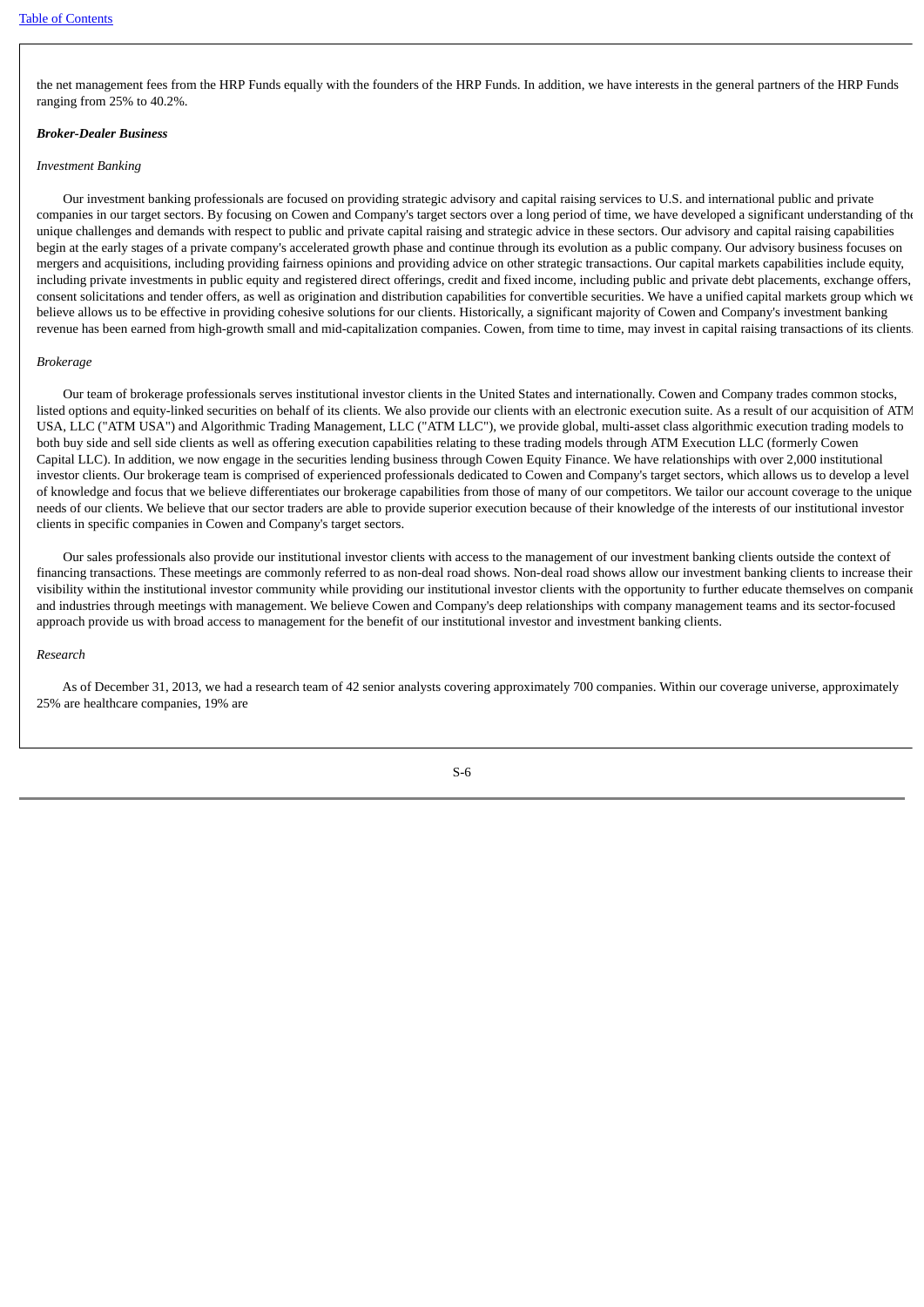the net management fees from the HRP Funds equally with the founders of the HRP Funds. In addition, we have interests in the general partners of the HRP Funds ranging from 25% to 40.2%.

***Broker-Dealer Business***

*Investment Banking*

Our investment banking professionals are focused on providing strategic advisory and capital raising services to U.S. and international public and private companies in our target sectors. By focusing on Cowen and Company's target sectors over a long period of time, we have developed a significant understanding of the unique challenges and demands with respect to public and private capital raising and strategic advice in these sectors. Our advisory and capital raising capabilities begin at the early stages of a private company's accelerated growth phase and continue through its evolution as a public company. Our advisory business focuses on mergers and acquisitions, including providing fairness opinions and providing advice on other strategic transactions. Our capital markets capabilities include equity, including private investments in public equity and registered direct offerings, credit and fixed income, including public and private debt placements, exchange offers, consent solicitations and tender offers, as well as origination and distribution capabilities for convertible securities. We have a unified capital markets group which we believe allows us to be effective in providing cohesive solutions for our clients. Historically, a significant majority of Cowen and Company's investment banking revenue has been earned from high-growth small and mid-capitalization companies. Cowen, from time to time, may invest in capital raising transactions of its clients.

*Brokerage*

Our team of brokerage professionals serves institutional investor clients in the United States and internationally. Cowen and Company trades common stocks, listed options and equity-linked securities on behalf of its clients. We also provide our clients with an electronic execution suite. As a result of our acquisition of ATM USA, LLC ("ATM USA") and Algorithmic Trading Management, LLC ("ATM LLC"), we provide global, multi-asset class algorithmic execution trading models to both buy side and sell side clients as well as offering execution capabilities relating to these trading models through ATM Execution LLC (formerly Cowen Capital LLC). In addition, we now engage in the securities lending business through Cowen Equity Finance. We have relationships with over 2,000 institutional investor clients. Our brokerage team is comprised of experienced professionals dedicated to Cowen and Company's target sectors, which allows us to develop a level of knowledge and focus that we believe differentiates our brokerage capabilities from those of many of our competitors. We tailor our account coverage to the unique needs of our clients. We believe that our sector traders are able to provide superior execution because of their knowledge of the interests of our institutional investor clients in specific companies in Cowen and Company's target sectors.

Our sales professionals also provide our institutional investor clients with access to the management of our investment banking clients outside the context of financing transactions. These meetings are commonly referred to as non-deal road shows. Non-deal road shows allow our investment banking clients to increase their visibility within the institutional investor community while providing our institutional investor clients with the opportunity to further educate themselves on companies and industries through meetings with management. We believe Cowen and Company's deep relationships with company management teams and its sector-focused approach provide us with broad access to management for the benefit of our institutional investor and investment banking clients.

*Research*

As of December 31, 2013, we had a research team of 42 senior analysts covering approximately 700 companies. Within our coverage universe, approximately 25% are healthcare companies, 19% are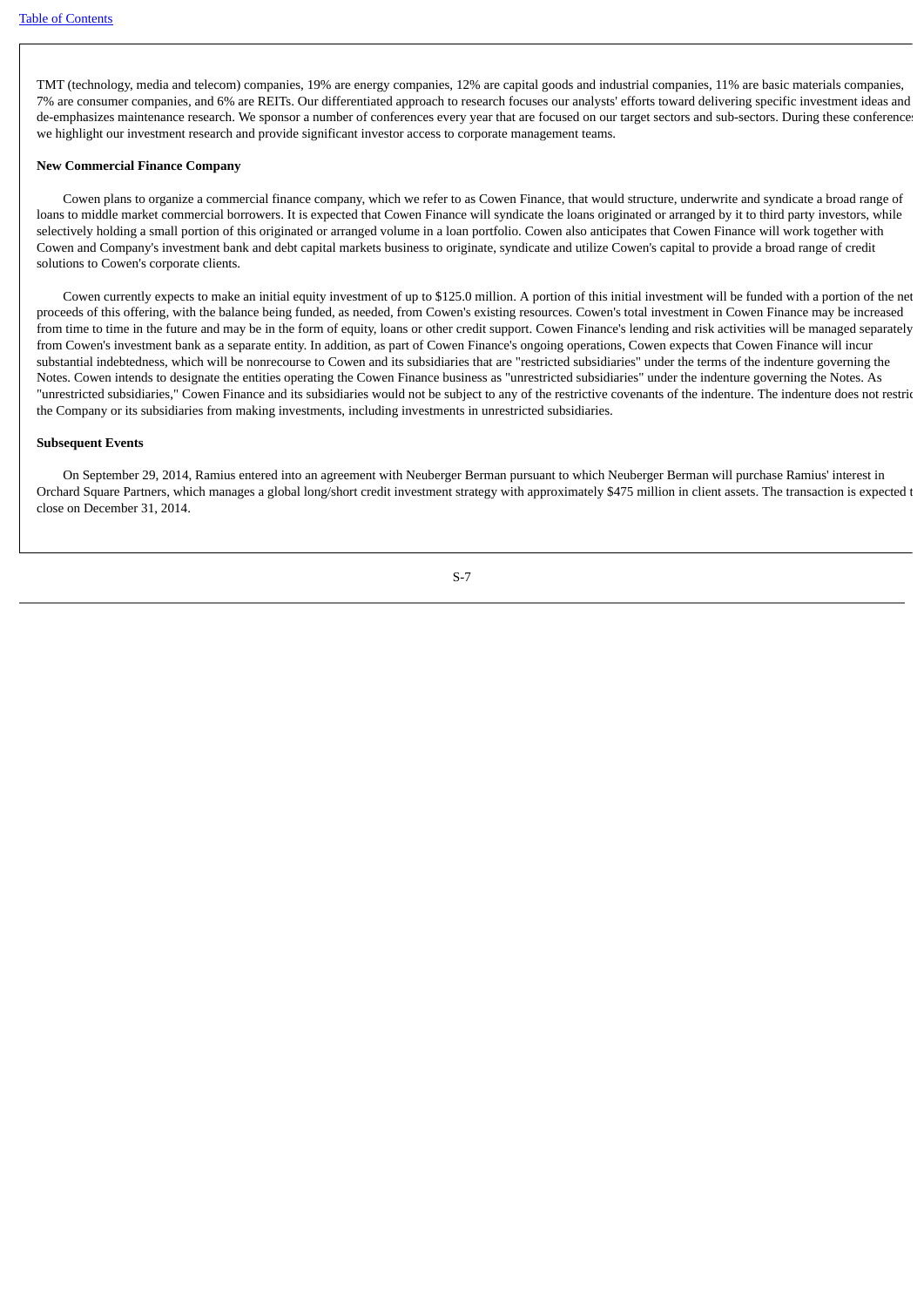TMT (technology, media and telecom) companies, 19% are energy companies, 12% are capital goods and industrial companies, 11% are basic materials companies, 7% are consumer companies, and 6% are REITs. Our differentiated approach to research focuses our analysts' efforts toward delivering specific investment ideas and de-emphasizes maintenance research. We sponsor a number of conferences every year that are focused on our target sectors and sub-sectors. During these conferences we highlight our investment research and provide significant investor access to corporate management teams.

**New Commercial Finance Company**

Cowen plans to organize a commercial finance company, which we refer to as Cowen Finance, that would structure, underwrite and syndicate a broad range of loans to middle market commercial borrowers. It is expected that Cowen Finance will syndicate the loans originated or arranged by it to third party investors, while selectively holding a small portion of this originated or arranged volume in a loan portfolio. Cowen also anticipates that Cowen Finance will work together with Cowen and Company's investment bank and debt capital markets business to originate, syndicate and utilize Cowen's capital to provide a broad range of credit solutions to Cowen's corporate clients.

Cowen currently expects to make an initial equity investment of up to $125.0 million. A portion of this initial investment will be funded with a portion of the net proceeds of this offering, with the balance being funded, as needed, from Cowen's existing resources. Cowen's total investment in Cowen Finance may be increased from time to time in the future and may be in the form of equity, loans or other credit support. Cowen Finance's lending and risk activities will be managed separately from Cowen's investment bank as a separate entity. In addition, as part of Cowen Finance's ongoing operations, Cowen expects that Cowen Finance will incur substantial indebtedness, which will be nonrecourse to Cowen and its subsidiaries that are "restricted subsidiaries" under the terms of the indenture governing the Notes. Cowen intends to designate the entities operating the Cowen Finance business as "unrestricted subsidiaries" under the indenture governing the Notes. As "unrestricted subsidiaries," Cowen Finance and its subsidiaries would not be subject to any of the restrictive covenants of the indenture. The indenture does not restrict the Company or its subsidiaries from making investments, including investments in unrestricted subsidiaries.

**Subsequent Events**

On September 29, 2014, Ramius entered into an agreement with Neuberger Berman pursuant to which Neuberger Berman will purchase Ramius' interest in Orchard Square Partners, which manages a global long/short credit investment strategy with approximately $475 million in client assets. The transaction is expected to close on December 31, 2014.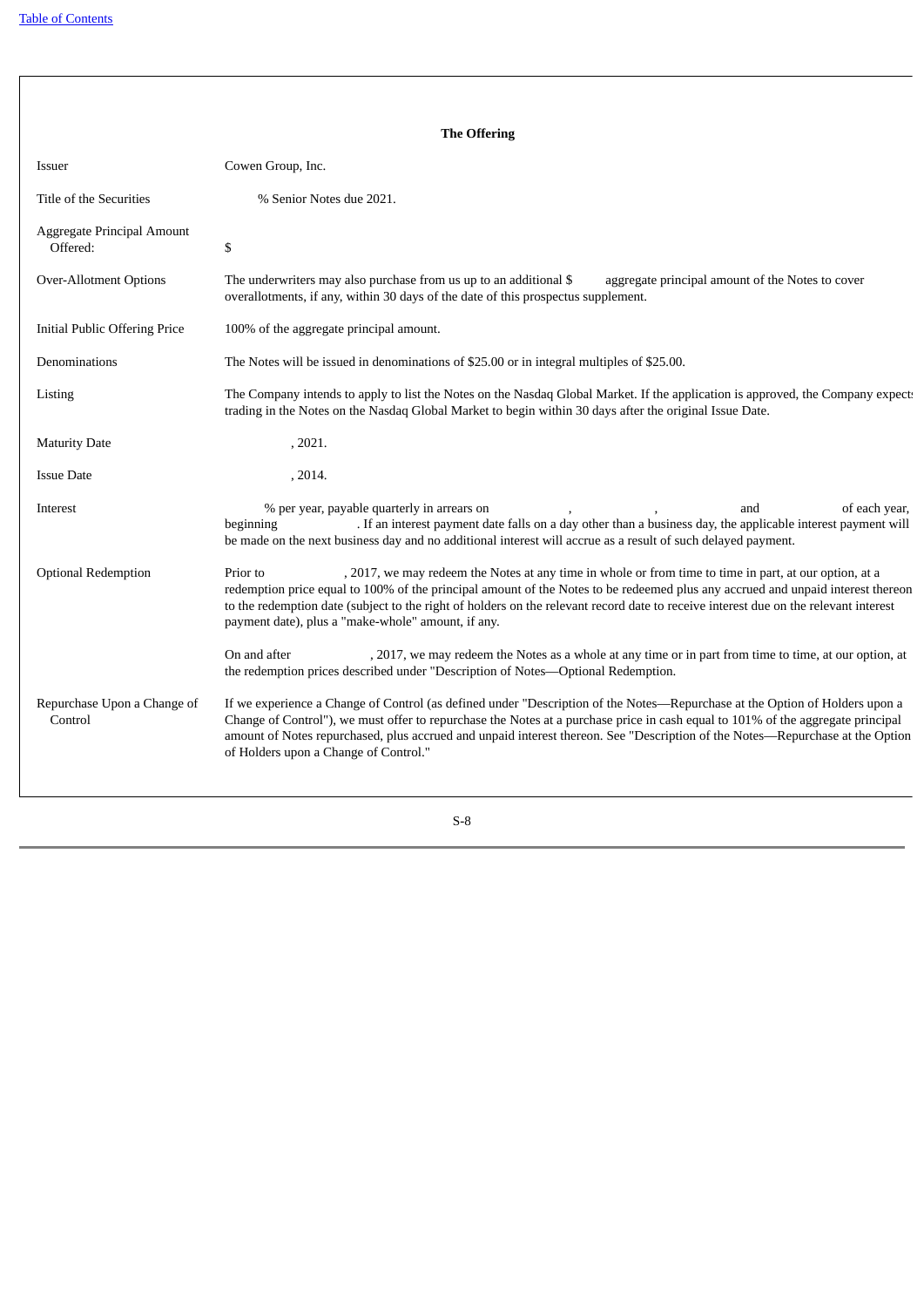**The Offering**

| | |
|---|---|
| Issuer | Cowen Group, Inc. |
| Title of the Securities | % Senior Notes due 2021. |
| Aggregate Principal Amount Offered: | $ |
| Over-Allotment Options | The underwriters may also purchase from us up to an additional $ aggregate principal amount of the Notes to cover overallotments, if any, within 30 days of the date of this prospectus supplement. |
| Initial Public Offering Price | 100% of the aggregate principal amount. |
| Denominations | The Notes will be issued in denominations of $25.00 or in integral multiples of $25.00. |
| Listing | The Company intends to apply to list the Notes on the Nasdaq Global Market. If the application is approved, the Company expects trading in the Notes on the Nasdaq Global Market to begin within 30 days after the original Issue Date. |
| Maturity Date | , 2021. |
| Issue Date | , 2014. |
| Interest | % per year, payable quarterly in arrears on , , and of each year, beginning . If an interest payment date falls on a day other than a business day, the applicable interest payment will be made on the next business day and no additional interest will accrue as a result of such delayed payment. |
| Optional Redemption | Prior to , 2017, we may redeem the Notes at any time in whole or from time to time in part, at our option, at a redemption price equal to 100% of the principal amount of the Notes to be redeemed plus any accrued and unpaid interest thereon to the redemption date (subject to the right of holders on the relevant record date to receive interest due on the relevant interest payment date), plus a "make-whole" amount, if any.<br><br>On and after , 2017, we may redeem the Notes as a whole at any time or in part from time to time, at our option, at the redemption prices described under "Description of Notes—Optional Redemption. |
| Repurchase Upon a Change of Control | If we experience a Change of Control (as defined under "Description of the Notes—Repurchase at the Option of Holders upon a Change of Control"), we must offer to repurchase the Notes at a purchase price in cash equal to 101% of the aggregate principal amount of Notes repurchased, plus accrued and unpaid interest thereon. See "Description of the Notes—Repurchase at the Option of Holders upon a Change of Control." |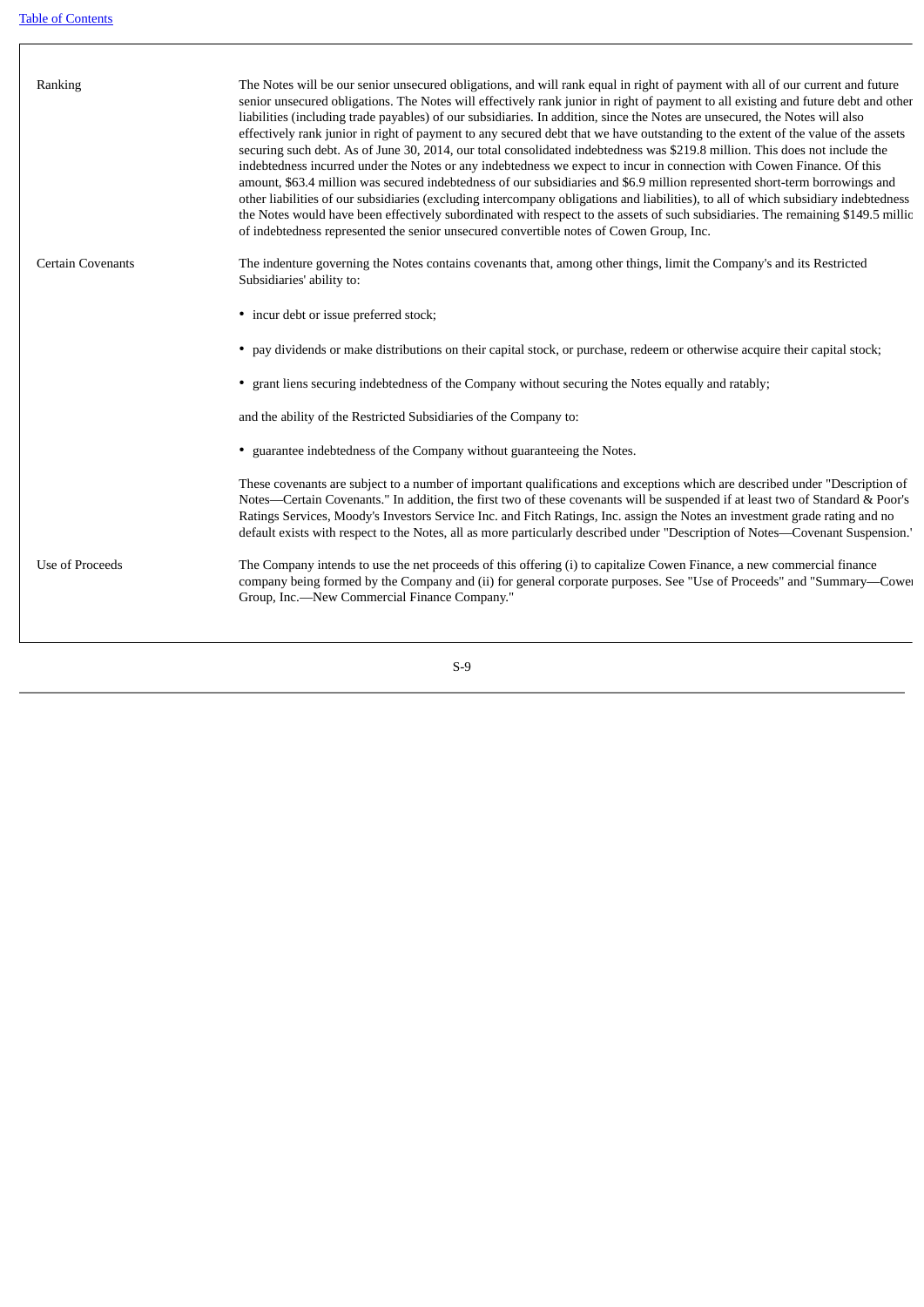| | |
|---|---|
| Ranking | The Notes will be our senior unsecured obligations, and will rank equal in right of payment with all of our current and future senior unsecured obligations. The Notes will effectively rank junior in right of payment to all existing and future debt and other liabilities (including trade payables) of our subsidiaries. In addition, since the Notes are unsecured, the Notes will also effectively rank junior in right of payment to any secured debt that we have outstanding to the extent of the value of the assets securing such debt. As of June 30, 2014, our total consolidated indebtedness was $219.8 million. This does not include the indebtedness incurred under the Notes or any indebtedness we expect to incur in connection with Cowen Finance. Of this amount, $63.4 million was secured indebtedness of our subsidiaries and $6.9 million represented short-term borrowings and other liabilities of our subsidiaries (excluding intercompany obligations and liabilities), to all of which subsidiary indebtedness the Notes would have been effectively subordinated with respect to the assets of such subsidiaries. The remaining $149.5 million of indebtedness represented the senior unsecured convertible notes of Cowen Group, Inc. |
| Certain Covenants | The indenture governing the Notes contains covenants that, among other things, limit the Company's and its Restricted Subsidiaries' ability to:<br><br>• incur debt or issue preferred stock;<br><br>• pay dividends or make distributions on their capital stock, or purchase, redeem or otherwise acquire their capital stock;<br><br>• grant liens securing indebtedness of the Company without securing the Notes equally and ratably;<br><br>and the ability of the Restricted Subsidiaries of the Company to:<br><br>• guarantee indebtedness of the Company without guaranteeing the Notes.<br><br>These covenants are subject to a number of important qualifications and exceptions which are described under "Description of Notes—Certain Covenants." In addition, the first two of these covenants will be suspended if at least two of Standard & Poor's Ratings Services, Moody's Investors Service Inc. and Fitch Ratings, Inc. assign the Notes an investment grade rating and no default exists with respect to the Notes, all as more particularly described under "Description of Notes—Covenant Suspension." |
| Use of Proceeds | The Company intends to use the net proceeds of this offering (i) to capitalize Cowen Finance, a new commercial finance company being formed by the Company and (ii) for general corporate purposes. See "Use of Proceeds" and "Summary—Cowen Group, Inc.—New Commercial Finance Company." |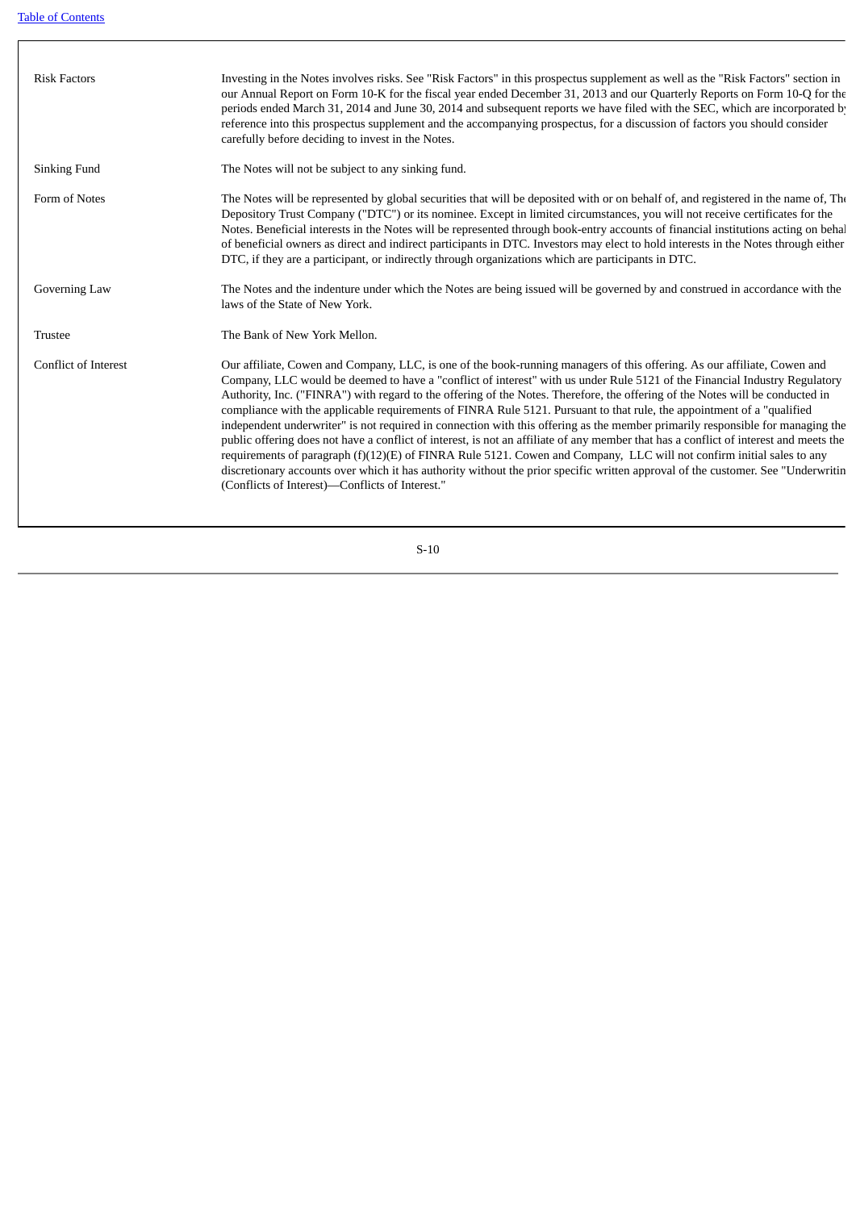| | |
|---|---|
| Risk Factors | Investing in the Notes involves risks. See "Risk Factors" in this prospectus supplement as well as the "Risk Factors" section in our Annual Report on Form 10-K for the fiscal year ended December 31, 2013 and our Quarterly Reports on Form 10-Q for the periods ended March 31, 2014 and June 30, 2014 and subsequent reports we have filed with the SEC, which are incorporated by reference into this prospectus supplement and the accompanying prospectus, for a discussion of factors you should consider carefully before deciding to invest in the Notes. |
| Sinking Fund | The Notes will not be subject to any sinking fund. |
| Form of Notes | The Notes will be represented by global securities that will be deposited with or on behalf of, and registered in the name of, The Depository Trust Company ("DTC") or its nominee. Except in limited circumstances, you will not receive certificates for the Notes. Beneficial interests in the Notes will be represented through book-entry accounts of financial institutions acting on behalf of beneficial owners as direct and indirect participants in DTC. Investors may elect to hold interests in the Notes through either DTC, if they are a participant, or indirectly through organizations which are participants in DTC. |
| Governing Law | The Notes and the indenture under which the Notes are being issued will be governed by and construed in accordance with the laws of the State of New York. |
| Trustee | The Bank of New York Mellon. |
| Conflict of Interest | Our affiliate, Cowen and Company, LLC, is one of the book-running managers of this offering. As our affiliate, Cowen and Company, LLC would be deemed to have a "conflict of interest" with us under Rule 5121 of the Financial Industry Regulatory Authority, Inc. ("FINRA") with regard to the offering of the Notes. Therefore, the offering of the Notes will be conducted in compliance with the applicable requirements of FINRA Rule 5121. Pursuant to that rule, the appointment of a "qualified independent underwriter" is not required in connection with this offering as the member primarily responsible for managing the public offering does not have a conflict of interest, is not an affiliate of any member that has a conflict of interest and meets the requirements of paragraph (f)(12)(E) of FINRA Rule 5121. Cowen and Company, LLC will not confirm initial sales to any discretionary accounts over which it has authority without the prior specific written approval of the customer. See "Underwriting (Conflicts of Interest)—Conflicts of Interest." |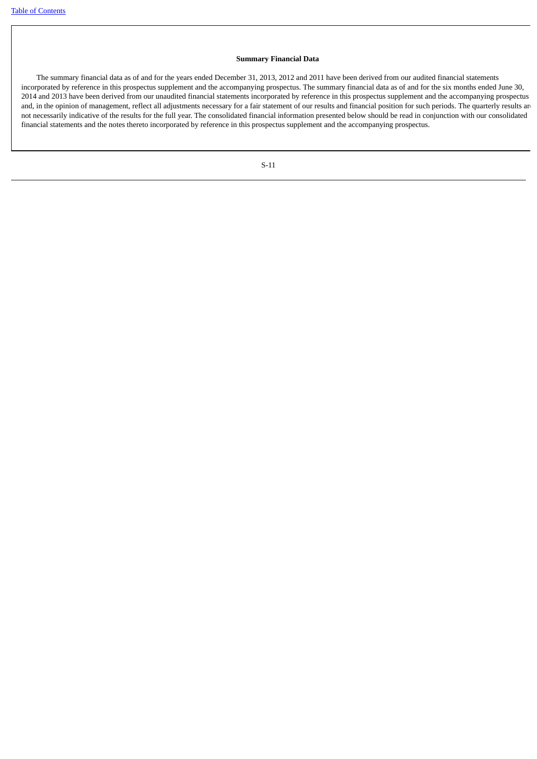### Summary Financial Data

The summary financial data as of and for the years ended December 31, 2013, 2012 and 2011 have been derived from our audited financial statements incorporated by reference in this prospectus supplement and the accompanying prospectus. The summary financial data as of and for the six months ended June 30, 2014 and 2013 have been derived from our unaudited financial statements incorporated by reference in this prospectus supplement and the accompanying prospectus and, in the opinion of management, reflect all adjustments necessary for a fair statement of our results and financial position for such periods. The quarterly results are not necessarily indicative of the results for the full year. The consolidated financial information presented below should be read in conjunction with our consolidated financial statements and the notes thereto incorporated by reference in this prospectus supplement and the accompanying prospectus.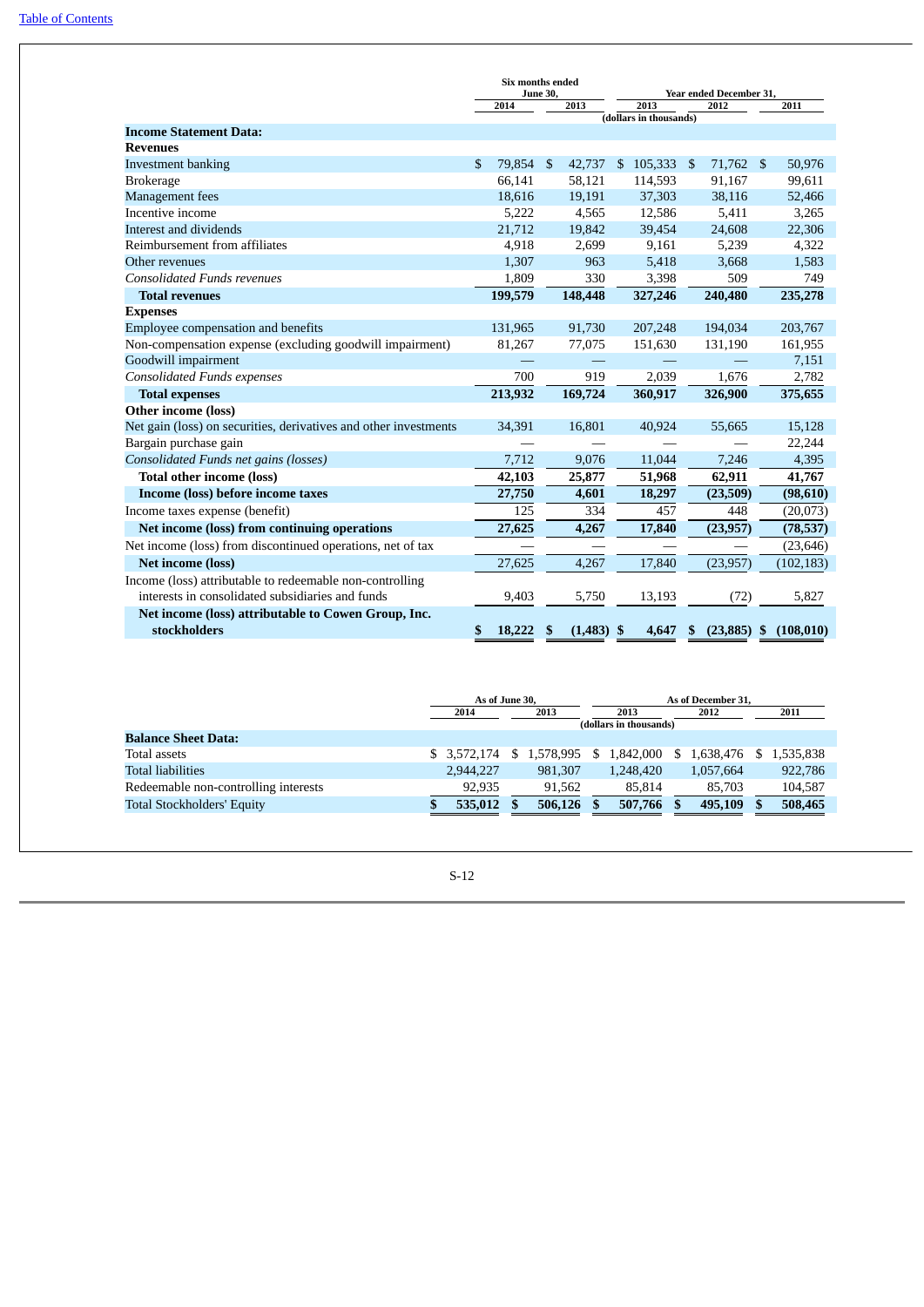[Table of Contents](#)

| | Six months ended June 30, | | Year ended December 31, | | |
|---|---|---|---|---|---|
| | 2014 | 2013 | 2013 | 2012 | 2011 |
| | (dollars in thousands) | | | | |
| **Income Statement Data:** | | | | | |
| **Revenues** | | | | | |
| Investment banking | $ 79,854 | $ 42,737 | $ 105,333 | $ 71,762 | $ 50,976 |
| Brokerage | 66,141 | 58,121 | 114,593 | 91,167 | 99,611 |
| Management fees | 18,616 | 19,191 | 37,303 | 38,116 | 52,466 |
| Incentive income | 5,222 | 4,565 | 12,586 | 5,411 | 3,265 |
| Interest and dividends | 21,712 | 19,842 | 39,454 | 24,608 | 22,306 |
| Reimbursement from affiliates | 4,918 | 2,699 | 9,161 | 5,239 | 4,322 |
| Other revenues | 1,307 | 963 | 5,418 | 3,668 | 1,583 |
| *Consolidated Funds revenues* | 1,809 | 330 | 3,398 | 509 | 749 |
| **Total revenues** | **199,579** | **148,448** | **327,246** | **240,480** | **235,278** |
| **Expenses** | | | | | |
| Employee compensation and benefits | 131,965 | 91,730 | 207,248 | 194,034 | 203,767 |
| Non-compensation expense (excluding goodwill impairment) | 81,267 | 77,075 | 151,630 | 131,190 | 161,955 |
| Goodwill impairment | — | — | — | — | 7,151 |
| *Consolidated Funds expenses* | 700 | 919 | 2,039 | 1,676 | 2,782 |
| **Total expenses** | **213,932** | **169,724** | **360,917** | **326,900** | **375,655** |
| **Other income (loss)** | | | | | |
| Net gain (loss) on securities, derivatives and other investments | 34,391 | 16,801 | 40,924 | 55,665 | 15,128 |
| Bargain purchase gain | — | — | — | — | 22,244 |
| *Consolidated Funds net gains (losses)* | 7,712 | 9,076 | 11,044 | 7,246 | 4,395 |
| **Total other income (loss)** | **42,103** | **25,877** | **51,968** | **62,911** | **41,767** |
| **Income (loss) before income taxes** | **27,750** | **4,601** | **18,297** | **(23,509)** | **(98,610)** |
| Income taxes expense (benefit) | 125 | 334 | 457 | 448 | (20,073) |
| **Net income (loss) from continuing operations** | **27,625** | **4,267** | **17,840** | **(23,957)** | **(78,537)** |
| Net income (loss) from discontinued operations, net of tax | — | — | — | — | (23,646) |
| **Net income (loss)** | 27,625 | 4,267 | 17,840 | (23,957) | (102,183) |
| Income (loss) attributable to redeemable non-controlling interests in consolidated subsidiaries and funds | 9,403 | 5,750 | 13,193 | (72) | 5,827 |
| **Net income (loss) attributable to Cowen Group, Inc. stockholders** | **$ 18,222** | **$ (1,483)** | **$ 4,647** | **$ (23,885)** | **$ (108,010)** |

| | As of June 30, | | As of December 31, | | |
|---|---|---|---|---|---|
| | 2014 | 2013 | 2013 | 2012 | 2011 |
| | (dollars in thousands) | | | | |
| **Balance Sheet Data:** | | | | | |
| Total assets | $ 3,572,174 | $ 1,578,995 | $ 1,842,000 | $ 1,638,476 | $ 1,535,838 |
| Total liabilities | 2,944,227 | 981,307 | 1,248,420 | 1,057,664 | 922,786 |
| Redeemable non-controlling interests | 92,935 | 91,562 | 85,814 | 85,703 | 104,587 |
| Total Stockholders' Equity | **$ 535,012** | **$ 506,126** | **$ 507,766** | **$ 495,109** | **$ 508,465** |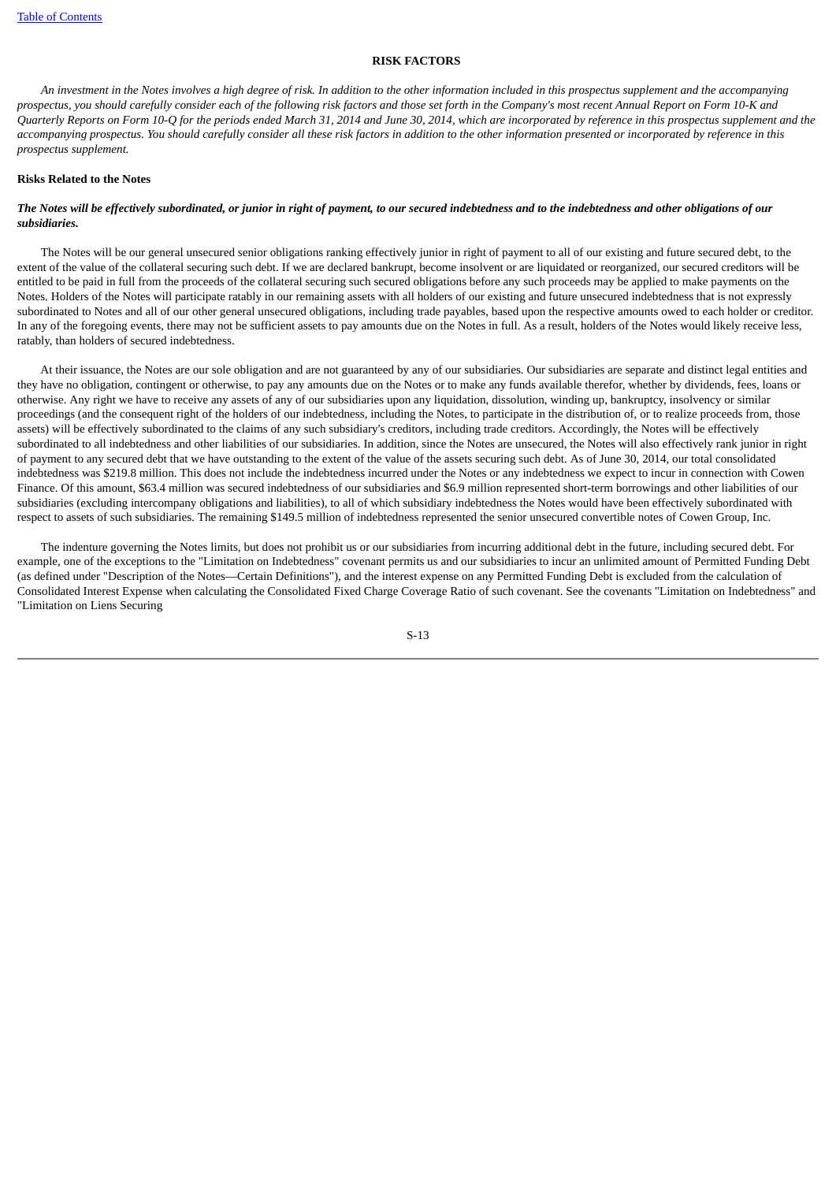## RISK FACTORS

*An investment in the Notes involves a high degree of risk. In addition to the other information included in this prospectus supplement and the accompanying prospectus, you should carefully consider each of the following risk factors and those set forth in the Company's most recent Annual Report on Form 10-K and Quarterly Reports on Form 10-Q for the periods ended March 31, 2014 and June 30, 2014, which are incorporated by reference in this prospectus supplement and the accompanying prospectus. You should carefully consider all these risk factors in addition to the other information presented or incorporated by reference in this prospectus supplement.*

**Risks Related to the Notes**

***The Notes will be effectively subordinated, or junior in right of payment, to our secured indebtedness and to the indebtedness and other obligations of our subsidiaries.***

The Notes will be our general unsecured senior obligations ranking effectively junior in right of payment to all of our existing and future secured debt, to the extent of the value of the collateral securing such debt. If we are declared bankrupt, become insolvent or are liquidated or reorganized, our secured creditors will be entitled to be paid in full from the proceeds of the collateral securing such secured obligations before any such proceeds may be applied to make payments on the Notes. Holders of the Notes will participate ratably in our remaining assets with all holders of our existing and future unsecured indebtedness that is not expressly subordinated to Notes and all of our other general unsecured obligations, including trade payables, based upon the respective amounts owed to each holder or creditor. In any of the foregoing events, there may not be sufficient assets to pay amounts due on the Notes in full. As a result, holders of the Notes would likely receive less, ratably, than holders of secured indebtedness.

At their issuance, the Notes are our sole obligation and are not guaranteed by any of our subsidiaries. Our subsidiaries are separate and distinct legal entities and they have no obligation, contingent or otherwise, to pay any amounts due on the Notes or to make any funds available therefor, whether by dividends, fees, loans or otherwise. Any right we have to receive any assets of any of our subsidiaries upon any liquidation, dissolution, winding up, bankruptcy, insolvency or similar proceedings (and the consequent right of the holders of our indebtedness, including the Notes, to participate in the distribution of, or to realize proceeds from, those assets) will be effectively subordinated to the claims of any such subsidiary's creditors, including trade creditors. Accordingly, the Notes will be effectively subordinated to all indebtedness and other liabilities of our subsidiaries. In addition, since the Notes are unsecured, the Notes will also effectively rank junior in right of payment to any secured debt that we have outstanding to the extent of the value of the assets securing such debt. As of June 30, 2014, our total consolidated indebtedness was $219.8 million. This does not include the indebtedness incurred under the Notes or any indebtedness we expect to incur in connection with Cowen Finance. Of this amount, $63.4 million was secured indebtedness of our subsidiaries and $6.9 million represented short-term borrowings and other liabilities of our subsidiaries (excluding intercompany obligations and liabilities), to all of which subsidiary indebtedness the Notes would have been effectively subordinated with respect to assets of such subsidiaries. The remaining $149.5 million of indebtedness represented the senior unsecured convertible notes of Cowen Group, Inc.

The indenture governing the Notes limits, but does not prohibit us or our subsidiaries from incurring additional debt in the future, including secured debt. For example, one of the exceptions to the "Limitation on Indebtedness" covenant permits us and our subsidiaries to incur an unlimited amount of Permitted Funding Debt (as defined under "Description of the Notes—Certain Definitions"), and the interest expense on any Permitted Funding Debt is excluded from the calculation of Consolidated Interest Expense when calculating the Consolidated Fixed Charge Coverage Ratio of such covenant. See the covenants "Limitation on Indebtedness" and "Limitation on Liens Securing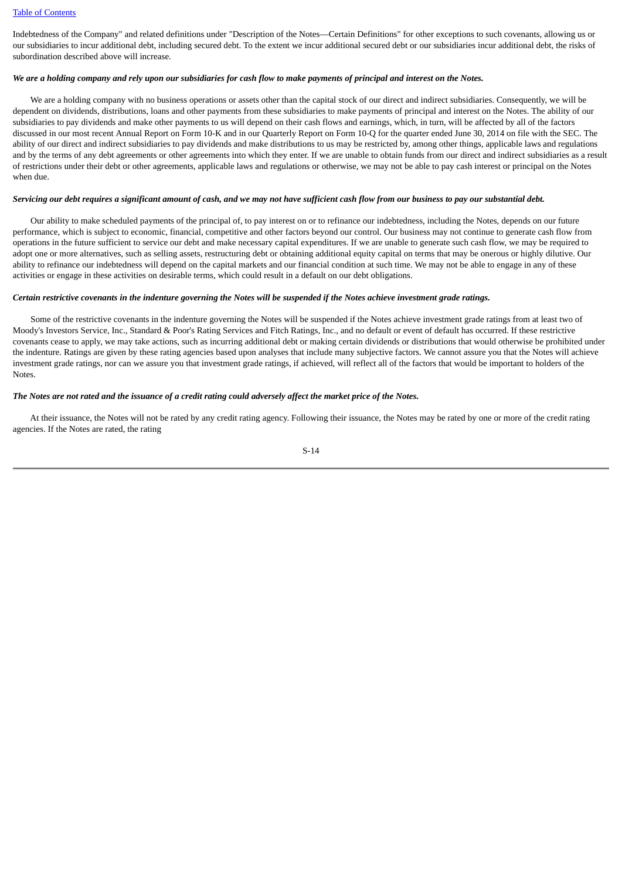Indebtedness of the Company" and related definitions under "Description of the Notes—Certain Definitions" for other exceptions to such covenants, allowing us or our subsidiaries to incur additional debt, including secured debt. To the extent we incur additional secured debt or our subsidiaries incur additional debt, the risks of subordination described above will increase.

***We are a holding company and rely upon our subsidiaries for cash flow to make payments of principal and interest on the Notes.***

We are a holding company with no business operations or assets other than the capital stock of our direct and indirect subsidiaries. Consequently, we will be dependent on dividends, distributions, loans and other payments from these subsidiaries to make payments of principal and interest on the Notes. The ability of our subsidiaries to pay dividends and make other payments to us will depend on their cash flows and earnings, which, in turn, will be affected by all of the factors discussed in our most recent Annual Report on Form 10-K and in our Quarterly Report on Form 10-Q for the quarter ended June 30, 2014 on file with the SEC. The ability of our direct and indirect subsidiaries to pay dividends and make distributions to us may be restricted by, among other things, applicable laws and regulations and by the terms of any debt agreements or other agreements into which they enter. If we are unable to obtain funds from our direct and indirect subsidiaries as a result of restrictions under their debt or other agreements, applicable laws and regulations or otherwise, we may not be able to pay cash interest or principal on the Notes when due.

***Servicing our debt requires a significant amount of cash, and we may not have sufficient cash flow from our business to pay our substantial debt.***

Our ability to make scheduled payments of the principal of, to pay interest on or to refinance our indebtedness, including the Notes, depends on our future performance, which is subject to economic, financial, competitive and other factors beyond our control. Our business may not continue to generate cash flow from operations in the future sufficient to service our debt and make necessary capital expenditures. If we are unable to generate such cash flow, we may be required to adopt one or more alternatives, such as selling assets, restructuring debt or obtaining additional equity capital on terms that may be onerous or highly dilutive. Our ability to refinance our indebtedness will depend on the capital markets and our financial condition at such time. We may not be able to engage in any of these activities or engage in these activities on desirable terms, which could result in a default on our debt obligations.

***Certain restrictive covenants in the indenture governing the Notes will be suspended if the Notes achieve investment grade ratings.***

Some of the restrictive covenants in the indenture governing the Notes will be suspended if the Notes achieve investment grade ratings from at least two of Moody's Investors Service, Inc., Standard & Poor's Rating Services and Fitch Ratings, Inc., and no default or event of default has occurred. If these restrictive covenants cease to apply, we may take actions, such as incurring additional debt or making certain dividends or distributions that would otherwise be prohibited under the indenture. Ratings are given by these rating agencies based upon analyses that include many subjective factors. We cannot assure you that the Notes will achieve investment grade ratings, nor can we assure you that investment grade ratings, if achieved, will reflect all of the factors that would be important to holders of the Notes.

***The Notes are not rated and the issuance of a credit rating could adversely affect the market price of the Notes.***

At their issuance, the Notes will not be rated by any credit rating agency. Following their issuance, the Notes may be rated by one or more of the credit rating agencies. If the Notes are rated, the rating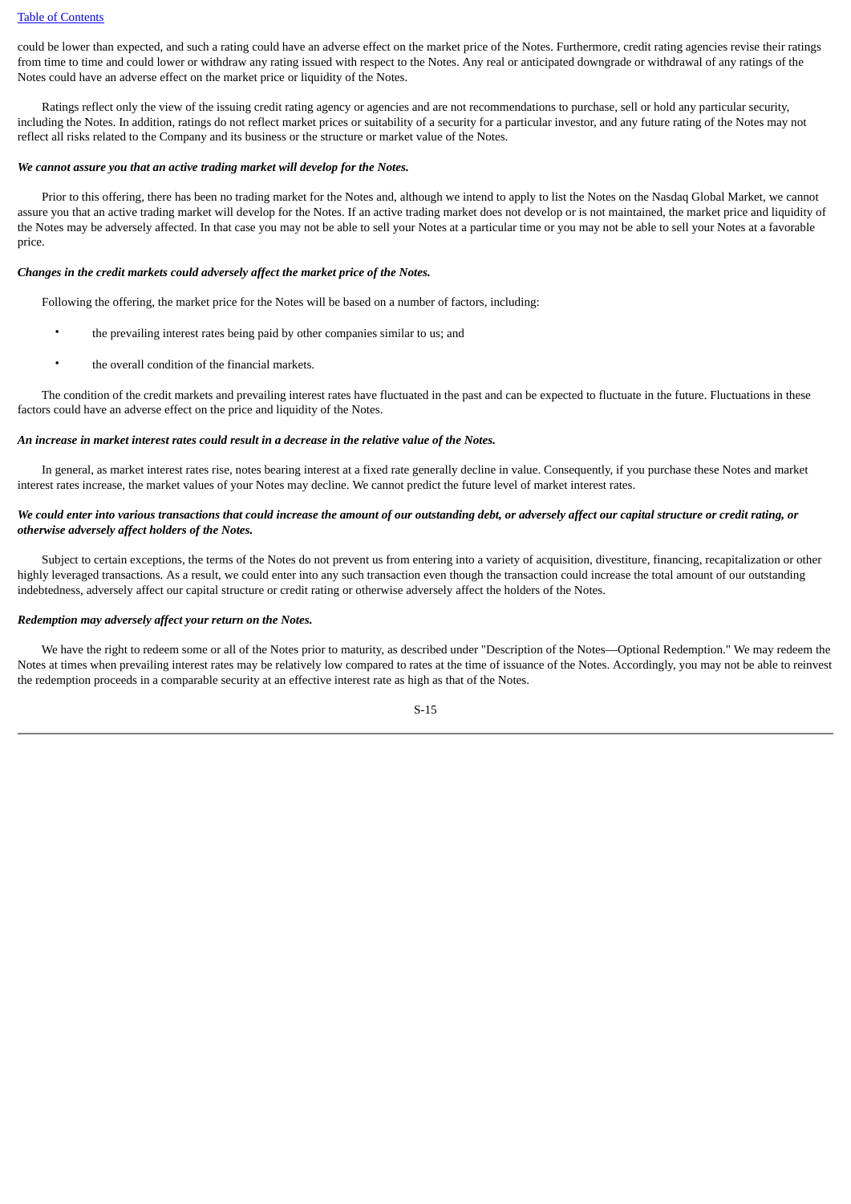could be lower than expected, and such a rating could have an adverse effect on the market price of the Notes. Furthermore, credit rating agencies revise their ratings from time to time and could lower or withdraw any rating issued with respect to the Notes. Any real or anticipated downgrade or withdrawal of any ratings of the Notes could have an adverse effect on the market price or liquidity of the Notes.

Ratings reflect only the view of the issuing credit rating agency or agencies and are not recommendations to purchase, sell or hold any particular security, including the Notes. In addition, ratings do not reflect market prices or suitability of a security for a particular investor, and any future rating of the Notes may not reflect all risks related to the Company and its business or the structure or market value of the Notes.

***We cannot assure you that an active trading market will develop for the Notes.***

Prior to this offering, there has been no trading market for the Notes and, although we intend to apply to list the Notes on the Nasdaq Global Market, we cannot assure you that an active trading market will develop for the Notes. If an active trading market does not develop or is not maintained, the market price and liquidity of the Notes may be adversely affected. In that case you may not be able to sell your Notes at a particular time or you may not be able to sell your Notes at a favorable price.

***Changes in the credit markets could adversely affect the market price of the Notes.***

Following the offering, the market price for the Notes will be based on a number of factors, including:

- the prevailing interest rates being paid by other companies similar to us; and
- the overall condition of the financial markets.

The condition of the credit markets and prevailing interest rates have fluctuated in the past and can be expected to fluctuate in the future. Fluctuations in these factors could have an adverse effect on the price and liquidity of the Notes.

***An increase in market interest rates could result in a decrease in the relative value of the Notes.***

In general, as market interest rates rise, notes bearing interest at a fixed rate generally decline in value. Consequently, if you purchase these Notes and market interest rates increase, the market values of your Notes may decline. We cannot predict the future level of market interest rates.

***We could enter into various transactions that could increase the amount of our outstanding debt, or adversely affect our capital structure or credit rating, or otherwise adversely affect holders of the Notes.***

Subject to certain exceptions, the terms of the Notes do not prevent us from entering into a variety of acquisition, divestiture, financing, recapitalization or other highly leveraged transactions. As a result, we could enter into any such transaction even though the transaction could increase the total amount of our outstanding indebtedness, adversely affect our capital structure or credit rating or otherwise adversely affect the holders of the Notes.

***Redemption may adversely affect your return on the Notes.***

We have the right to redeem some or all of the Notes prior to maturity, as described under "Description of the Notes—Optional Redemption." We may redeem the Notes at times when prevailing interest rates may be relatively low compared to rates at the time of issuance of the Notes. Accordingly, you may not be able to reinvest the redemption proceeds in a comparable security at an effective interest rate as high as that of the Notes.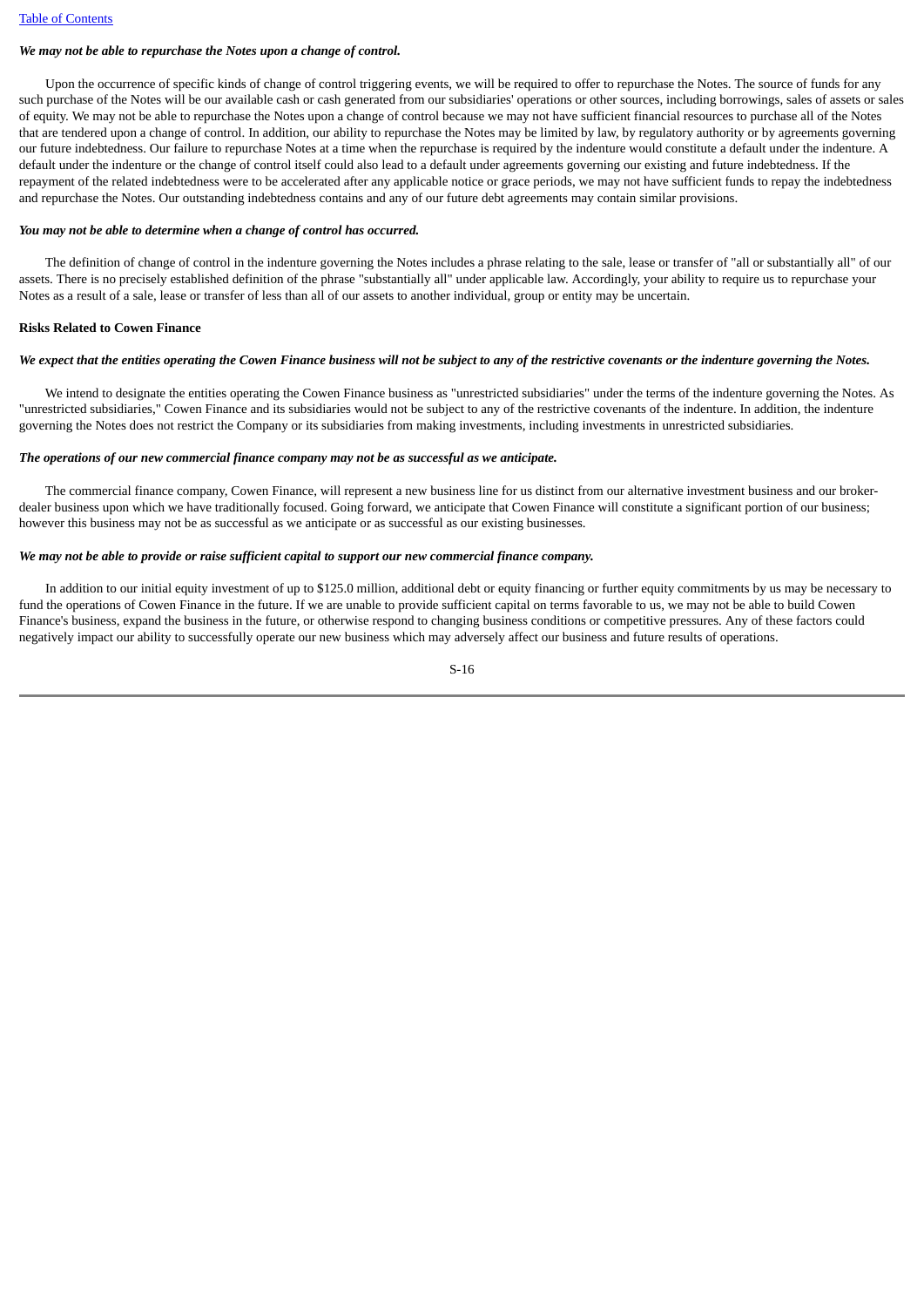*We may not be able to repurchase the Notes upon a change of control.*

Upon the occurrence of specific kinds of change of control triggering events, we will be required to offer to repurchase the Notes. The source of funds for any such purchase of the Notes will be our available cash or cash generated from our subsidiaries' operations or other sources, including borrowings, sales of assets or sales of equity. We may not be able to repurchase the Notes upon a change of control because we may not have sufficient financial resources to purchase all of the Notes that are tendered upon a change of control. In addition, our ability to repurchase the Notes may be limited by law, by regulatory authority or by agreements governing our future indebtedness. Our failure to repurchase Notes at a time when the repurchase is required by the indenture would constitute a default under the indenture. A default under the indenture or the change of control itself could also lead to a default under agreements governing our existing and future indebtedness. If the repayment of the related indebtedness were to be accelerated after any applicable notice or grace periods, we may not have sufficient funds to repay the indebtedness and repurchase the Notes. Our outstanding indebtedness contains and any of our future debt agreements may contain similar provisions.

*You may not be able to determine when a change of control has occurred.*

The definition of change of control in the indenture governing the Notes includes a phrase relating to the sale, lease or transfer of "all or substantially all" of our assets. There is no precisely established definition of the phrase "substantially all" under applicable law. Accordingly, your ability to require us to repurchase your Notes as a result of a sale, lease or transfer of less than all of our assets to another individual, group or entity may be uncertain.

**Risks Related to Cowen Finance**

*We expect that the entities operating the Cowen Finance business will not be subject to any of the restrictive covenants or the indenture governing the Notes.*

We intend to designate the entities operating the Cowen Finance business as "unrestricted subsidiaries" under the terms of the indenture governing the Notes. As "unrestricted subsidiaries," Cowen Finance and its subsidiaries would not be subject to any of the restrictive covenants of the indenture. In addition, the indenture governing the Notes does not restrict the Company or its subsidiaries from making investments, including investments in unrestricted subsidiaries.

*The operations of our new commercial finance company may not be as successful as we anticipate.*

The commercial finance company, Cowen Finance, will represent a new business line for us distinct from our alternative investment business and our broker-dealer business upon which we have traditionally focused. Going forward, we anticipate that Cowen Finance will constitute a significant portion of our business; however this business may not be as successful as we anticipate or as successful as our existing businesses.

*We may not be able to provide or raise sufficient capital to support our new commercial finance company.*

In addition to our initial equity investment of up to $125.0 million, additional debt or equity financing or further equity commitments by us may be necessary to fund the operations of Cowen Finance in the future. If we are unable to provide sufficient capital on terms favorable to us, we may not be able to build Cowen Finance's business, expand the business in the future, or otherwise respond to changing business conditions or competitive pressures. Any of these factors could negatively impact our ability to successfully operate our new business which may adversely affect our business and future results of operations.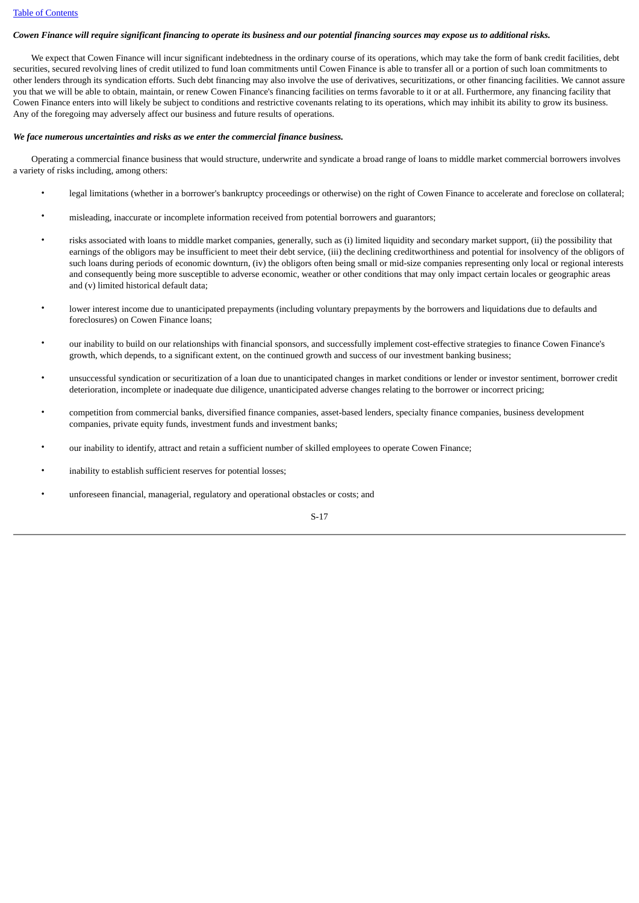***Cowen Finance will require significant financing to operate its business and our potential financing sources may expose us to additional risks.***

We expect that Cowen Finance will incur significant indebtedness in the ordinary course of its operations, which may take the form of bank credit facilities, debt securities, secured revolving lines of credit utilized to fund loan commitments until Cowen Finance is able to transfer all or a portion of such loan commitments to other lenders through its syndication efforts. Such debt financing may also involve the use of derivatives, securitizations, or other financing facilities. We cannot assure you that we will be able to obtain, maintain, or renew Cowen Finance's financing facilities on terms favorable to it or at all. Furthermore, any financing facility that Cowen Finance enters into will likely be subject to conditions and restrictive covenants relating to its operations, which may inhibit its ability to grow its business. Any of the foregoing may adversely affect our business and future results of operations.

***We face numerous uncertainties and risks as we enter the commercial finance business.***

Operating a commercial finance business that would structure, underwrite and syndicate a broad range of loans to middle market commercial borrowers involves a variety of risks including, among others:

- legal limitations (whether in a borrower's bankruptcy proceedings or otherwise) on the right of Cowen Finance to accelerate and foreclose on collateral;
- misleading, inaccurate or incomplete information received from potential borrowers and guarantors;
- risks associated with loans to middle market companies, generally, such as (i) limited liquidity and secondary market support, (ii) the possibility that earnings of the obligors may be insufficient to meet their debt service, (iii) the declining creditworthiness and potential for insolvency of the obligors of such loans during periods of economic downturn, (iv) the obligors often being small or mid-size companies representing only local or regional interests and consequently being more susceptible to adverse economic, weather or other conditions that may only impact certain locales or geographic areas and (v) limited historical default data;
- lower interest income due to unanticipated prepayments (including voluntary prepayments by the borrowers and liquidations due to defaults and foreclosures) on Cowen Finance loans;
- our inability to build on our relationships with financial sponsors, and successfully implement cost-effective strategies to finance Cowen Finance's growth, which depends, to a significant extent, on the continued growth and success of our investment banking business;
- unsuccessful syndication or securitization of a loan due to unanticipated changes in market conditions or lender or investor sentiment, borrower credit deterioration, incomplete or inadequate due diligence, unanticipated adverse changes relating to the borrower or incorrect pricing;
- competition from commercial banks, diversified finance companies, asset-based lenders, specialty finance companies, business development companies, private equity funds, investment funds and investment banks;
- our inability to identify, attract and retain a sufficient number of skilled employees to operate Cowen Finance;
- inability to establish sufficient reserves for potential losses;
- unforeseen financial, managerial, regulatory and operational obstacles or costs; and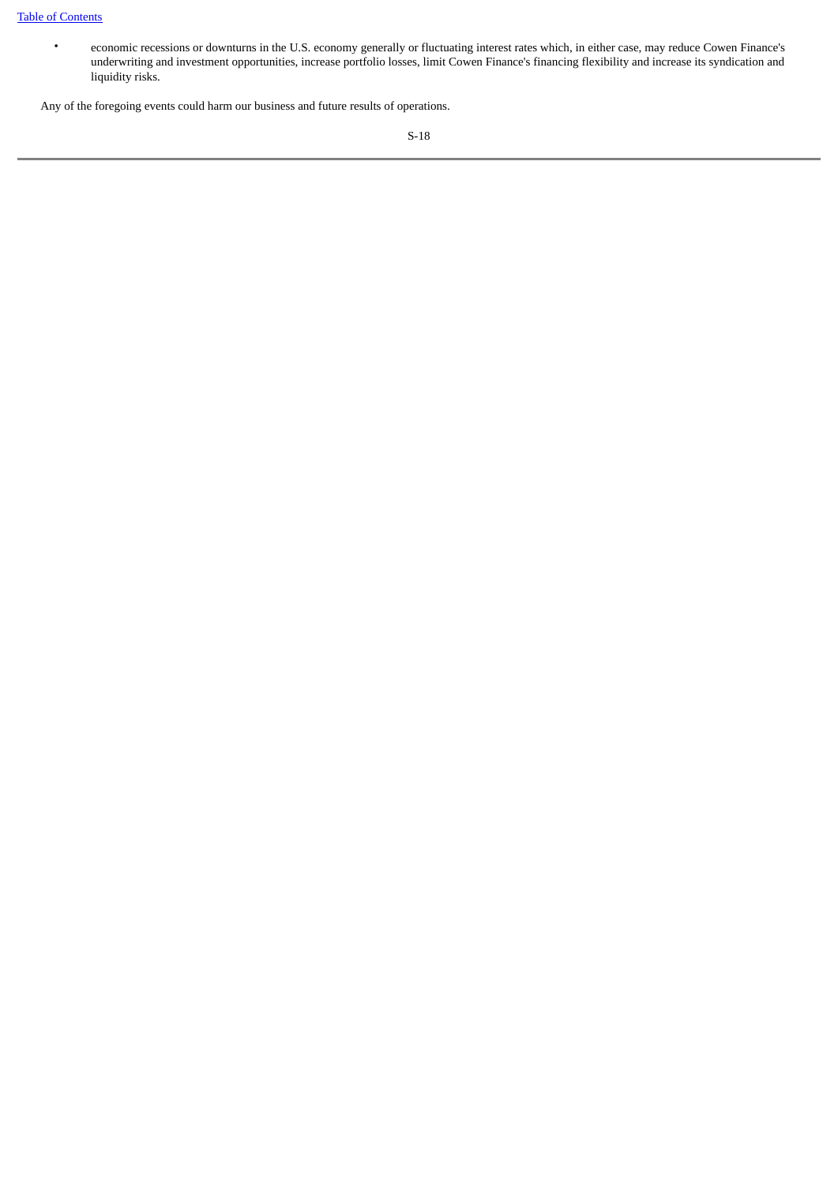- economic recessions or downturns in the U.S. economy generally or fluctuating interest rates which, in either case, may reduce Cowen Finance's underwriting and investment opportunities, increase portfolio losses, limit Cowen Finance's financing flexibility and increase its syndication and liquidity risks.

Any of the foregoing events could harm our business and future results of operations.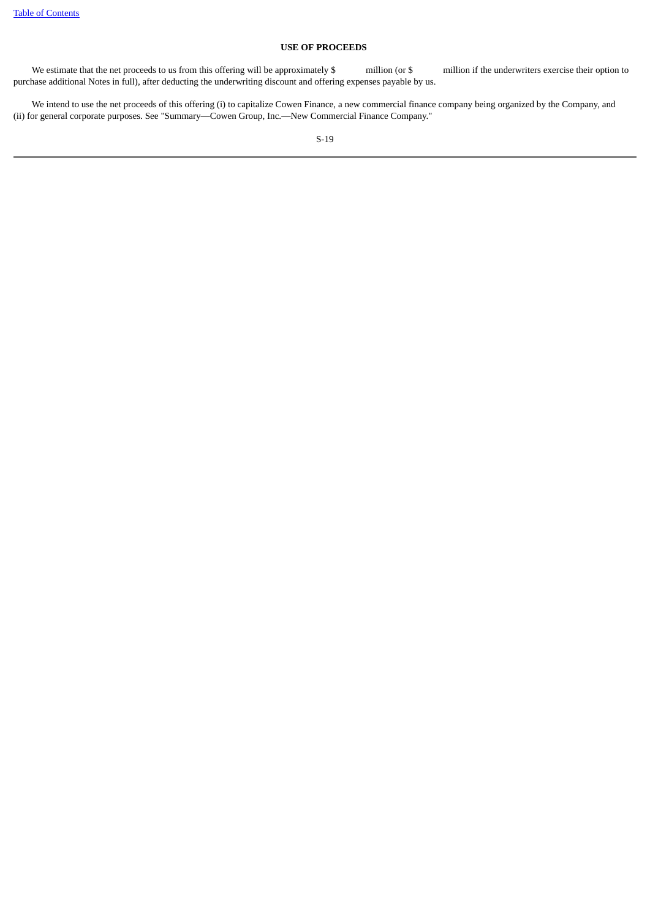## USE OF PROCEEDS

We estimate that the net proceeds to us from this offering will be approximately $ million (or $ million if the underwriters exercise their option to purchase additional Notes in full), after deducting the underwriting discount and offering expenses payable by us.

We intend to use the net proceeds of this offering (i) to capitalize Cowen Finance, a new commercial finance company being organized by the Company, and (ii) for general corporate purposes. See "Summary—Cowen Group, Inc.—New Commercial Finance Company."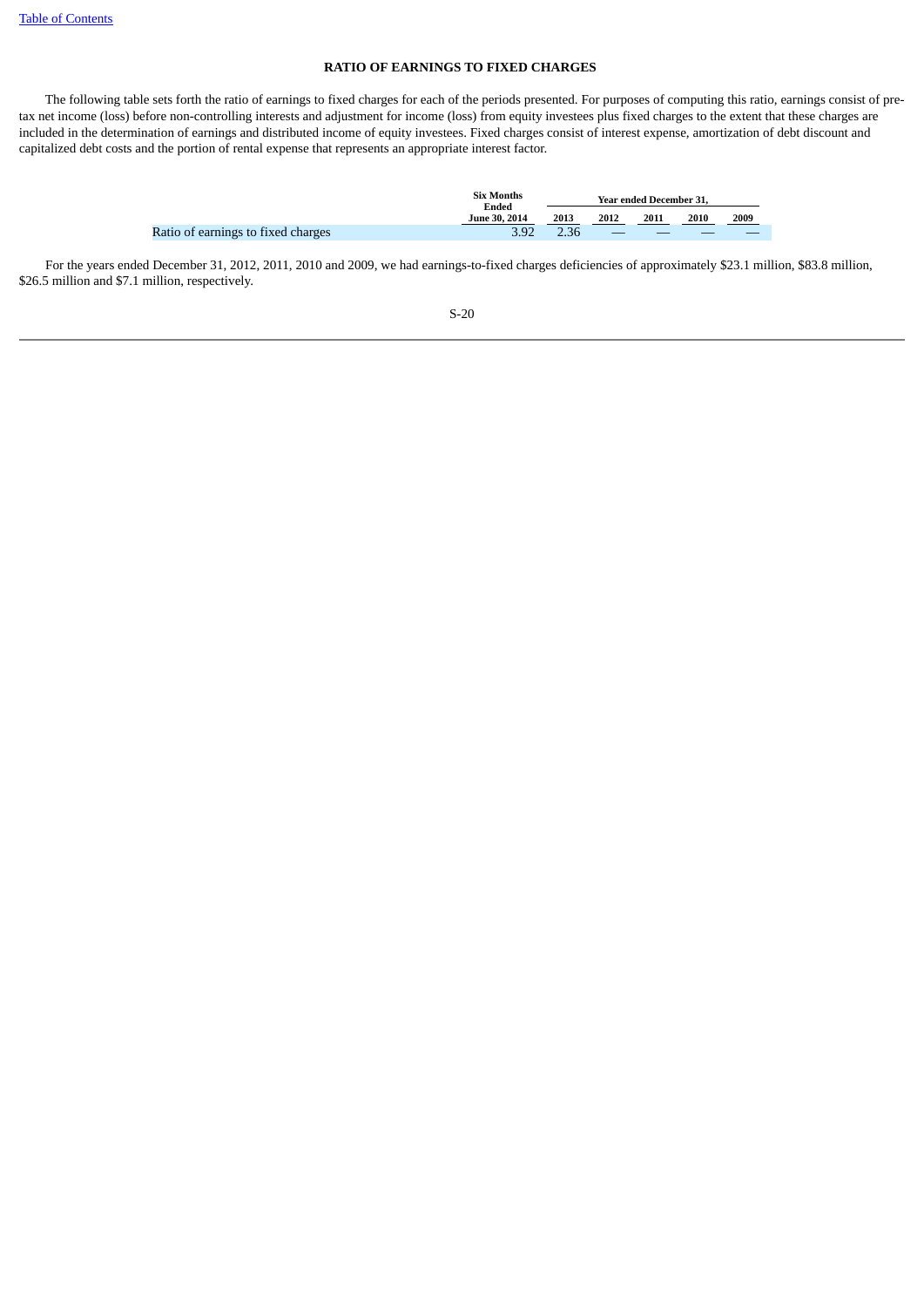## RATIO OF EARNINGS TO FIXED CHARGES

The following table sets forth the ratio of earnings to fixed charges for each of the periods presented. For purposes of computing this ratio, earnings consist of pre-tax net income (loss) before non-controlling interests and adjustment for income (loss) from equity investees plus fixed charges to the extent that these charges are included in the determination of earnings and distributed income of equity investees. Fixed charges consist of interest expense, amortization of debt discount and capitalized debt costs and the portion of rental expense that represents an appropriate interest factor.

| | Six Months Ended June 30, 2014 | Year ended December 31, | | | | |
|---|---|---|---|---|---|---|
| | | 2013 | 2012 | 2011 | 2010 | 2009 |
| Ratio of earnings to fixed charges | 3.92 | 2.36 | — | — | — | — |

For the years ended December 31, 2012, 2011, 2010 and 2009, we had earnings-to-fixed charges deficiencies of approximately $23.1 million, $83.8 million, $26.5 million and $7.1 million, respectively.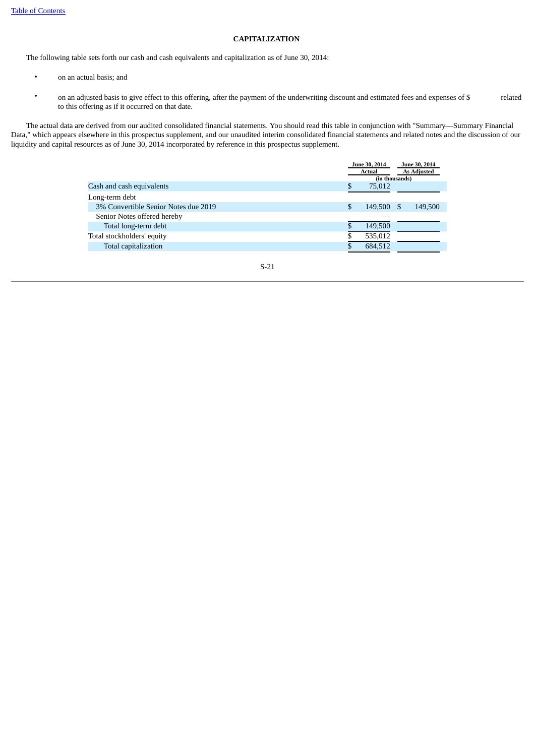## CAPITALIZATION

The following table sets forth our cash and cash equivalents and capitalization as of June 30, 2014:

- on an actual basis; and
- on an adjusted basis to give effect to this offering, after the payment of the underwriting discount and estimated fees and expenses of $ related to this offering as if it occurred on that date.

The actual data are derived from our audited consolidated financial statements. You should read this table in conjunction with "Summary—Summary Financial Data," which appears elsewhere in this prospectus supplement, and our unaudited interim consolidated financial statements and related notes and the discussion of our liquidity and capital resources as of June 30, 2014 incorporated by reference in this prospectus supplement.

| | June 30, 2014 Actual | June 30, 2014 As Adjusted |
|---|---|---|
| | (in thousands) | |
| Cash and cash equivalents | $ 75,012 | |
| Long-term debt | | |
| 3% Convertible Senior Notes due 2019 | $ 149,500 | $ 149,500 |
| Senior Notes offered hereby | — | |
| Total long-term debt | $ 149,500 | |
| Total stockholders' equity | $ 535,012 | |
| Total capitalization | $ 684,512 | |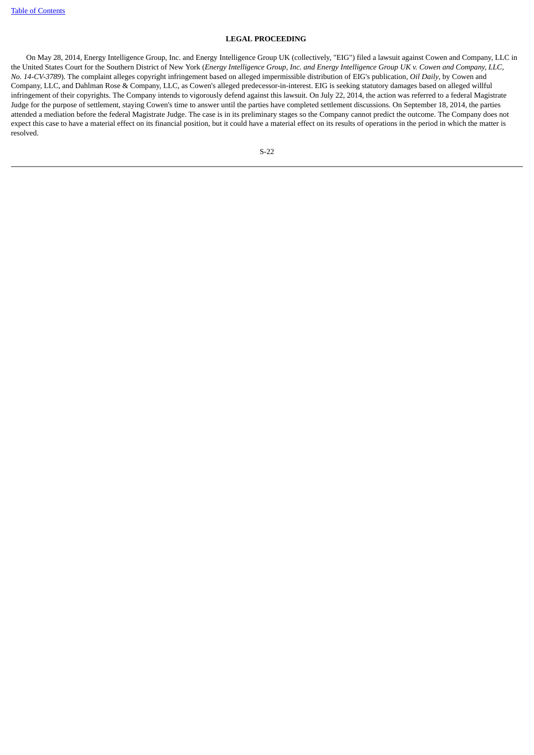## LEGAL PROCEEDING

On May 28, 2014, Energy Intelligence Group, Inc. and Energy Intelligence Group UK (collectively, "EIG") filed a lawsuit against Cowen and Company, LLC in the United States Court for the Southern District of New York (*Energy Intelligence Group, Inc. and Energy Intelligence Group UK v. Cowen and Company, LLC, No. 14-CV-3789*). The complaint alleges copyright infringement based on alleged impermissible distribution of EIG's publication, *Oil Daily*, by Cowen and Company, LLC, and Dahlman Rose & Company, LLC, as Cowen's alleged predecessor-in-interest. EIG is seeking statutory damages based on alleged willful infringement of their copyrights. The Company intends to vigorously defend against this lawsuit. On July 22, 2014, the action was referred to a federal Magistrate Judge for the purpose of settlement, staying Cowen's time to answer until the parties have completed settlement discussions. On September 18, 2014, the parties attended a mediation before the federal Magistrate Judge. The case is in its preliminary stages so the Company cannot predict the outcome. The Company does not expect this case to have a material effect on its financial position, but it could have a material effect on its results of operations in the period in which the matter is resolved.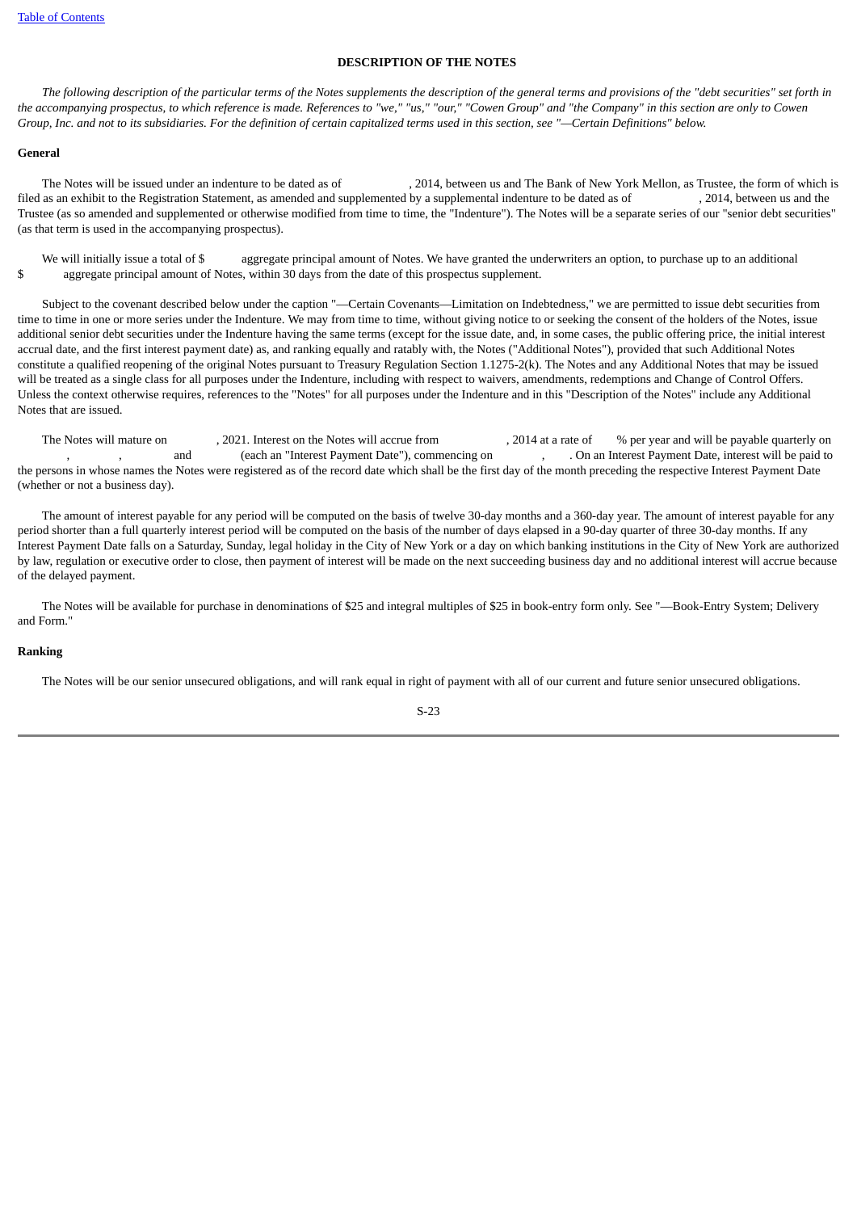## DESCRIPTION OF THE NOTES

*The following description of the particular terms of the Notes supplements the description of the general terms and provisions of the "debt securities" set forth in the accompanying prospectus, to which reference is made. References to "we," "us," "our," "Cowen Group" and "the Company" in this section are only to Cowen Group, Inc. and not to its subsidiaries. For the definition of certain capitalized terms used in this section, see "—Certain Definitions" below.*

### General

The Notes will be issued under an indenture to be dated as of , 2014, between us and The Bank of New York Mellon, as Trustee, the form of which is filed as an exhibit to the Registration Statement, as amended and supplemented by a supplemental indenture to be dated as of , 2014, between us and the Trustee (as so amended and supplemented or otherwise modified from time to time, the "Indenture"). The Notes will be a separate series of our "senior debt securities" (as that term is used in the accompanying prospectus).

We will initially issue a total of $ aggregate principal amount of Notes. We have granted the underwriters an option, to purchase up to an additional $ aggregate principal amount of Notes, within 30 days from the date of this prospectus supplement.

Subject to the covenant described below under the caption "—Certain Covenants—Limitation on Indebtedness," we are permitted to issue debt securities from time to time in one or more series under the Indenture. We may from time to time, without giving notice to or seeking the consent of the holders of the Notes, issue additional senior debt securities under the Indenture having the same terms (except for the issue date, and, in some cases, the public offering price, the initial interest accrual date, and the first interest payment date) as, and ranking equally and ratably with, the Notes ("Additional Notes"), provided that such Additional Notes constitute a qualified reopening of the original Notes pursuant to Treasury Regulation Section 1.1275-2(k). The Notes and any Additional Notes that may be issued will be treated as a single class for all purposes under the Indenture, including with respect to waivers, amendments, redemptions and Change of Control Offers. Unless the context otherwise requires, references to the "Notes" for all purposes under the Indenture and in this "Description of the Notes" include any Additional Notes that are issued.

The Notes will mature on , 2021. Interest on the Notes will accrue from , 2014 at a rate of % per year and will be payable quarterly on , , and (each an "Interest Payment Date"), commencing on , . On an Interest Payment Date, interest will be paid to the persons in whose names the Notes were registered as of the record date which shall be the first day of the month preceding the respective Interest Payment Date (whether or not a business day).

The amount of interest payable for any period will be computed on the basis of twelve 30-day months and a 360-day year. The amount of interest payable for any period shorter than a full quarterly interest period will be computed on the basis of the number of days elapsed in a 90-day quarter of three 30-day months. If any Interest Payment Date falls on a Saturday, Sunday, legal holiday in the City of New York or a day on which banking institutions in the City of New York are authorized by law, regulation or executive order to close, then payment of interest will be made on the next succeeding business day and no additional interest will accrue because of the delayed payment.

The Notes will be available for purchase in denominations of $25 and integral multiples of $25 in book-entry form only. See "—Book-Entry System; Delivery and Form."

### Ranking

The Notes will be our senior unsecured obligations, and will rank equal in right of payment with all of our current and future senior unsecured obligations.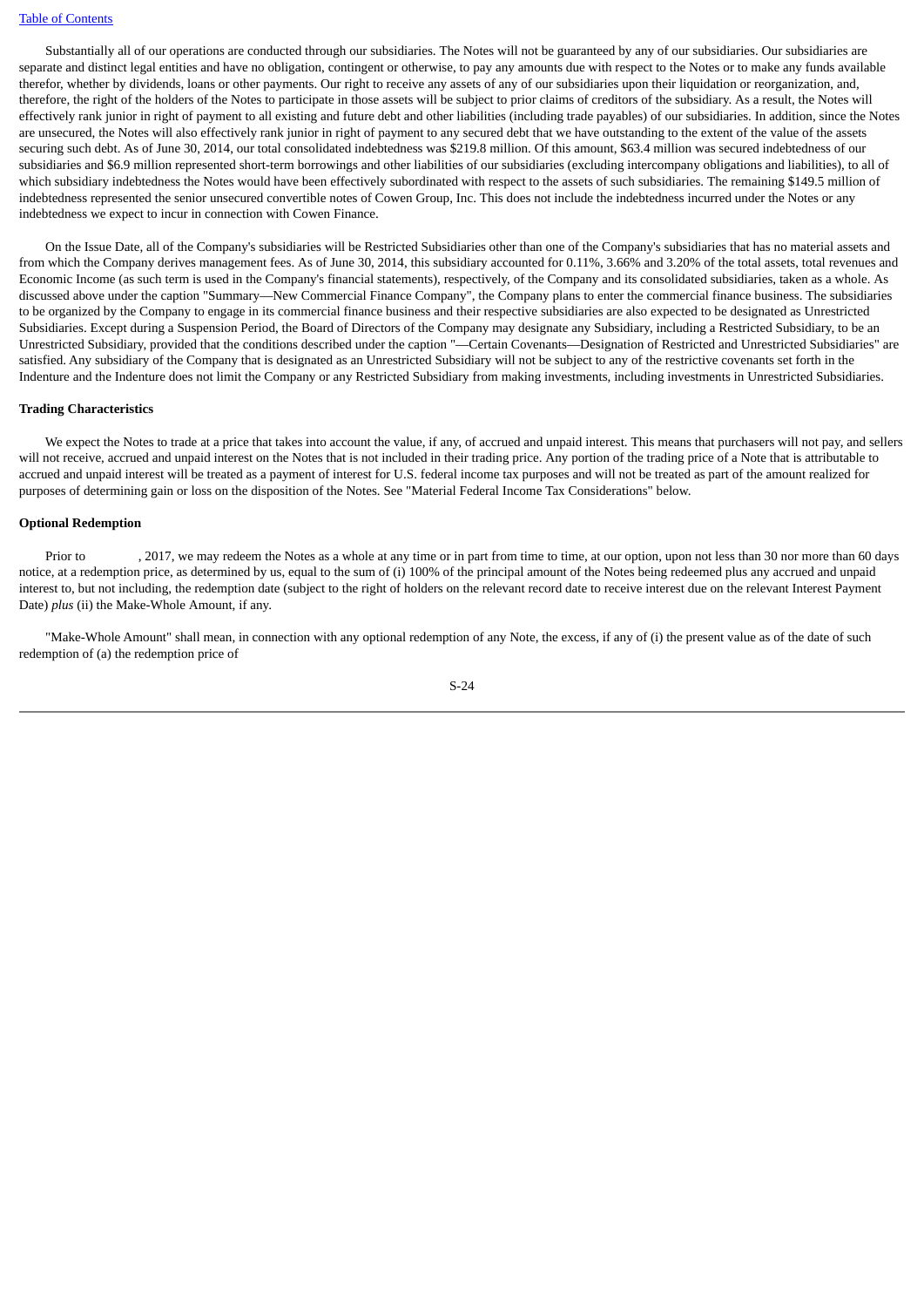Substantially all of our operations are conducted through our subsidiaries. The Notes will not be guaranteed by any of our subsidiaries. Our subsidiaries are separate and distinct legal entities and have no obligation, contingent or otherwise, to pay any amounts due with respect to the Notes or to make any funds available therefor, whether by dividends, loans or other payments. Our right to receive any assets of any of our subsidiaries upon their liquidation or reorganization, and, therefore, the right of the holders of the Notes to participate in those assets will be subject to prior claims of creditors of the subsidiary. As a result, the Notes will effectively rank junior in right of payment to all existing and future debt and other liabilities (including trade payables) of our subsidiaries. In addition, since the Notes are unsecured, the Notes will also effectively rank junior in right of payment to any secured debt that we have outstanding to the extent of the value of the assets securing such debt. As of June 30, 2014, our total consolidated indebtedness was $219.8 million. Of this amount, $63.4 million was secured indebtedness of our subsidiaries and $6.9 million represented short-term borrowings and other liabilities of our subsidiaries (excluding intercompany obligations and liabilities), to all of which subsidiary indebtedness the Notes would have been effectively subordinated with respect to the assets of such subsidiaries. The remaining $149.5 million of indebtedness represented the senior unsecured convertible notes of Cowen Group, Inc. This does not include the indebtedness incurred under the Notes or any indebtedness we expect to incur in connection with Cowen Finance.

On the Issue Date, all of the Company's subsidiaries will be Restricted Subsidiaries other than one of the Company's subsidiaries that has no material assets and from which the Company derives management fees. As of June 30, 2014, this subsidiary accounted for 0.11%, 3.66% and 3.20% of the total assets, total revenues and Economic Income (as such term is used in the Company's financial statements), respectively, of the Company and its consolidated subsidiaries, taken as a whole. As discussed above under the caption "Summary—New Commercial Finance Company", the Company plans to enter the commercial finance business. The subsidiaries to be organized by the Company to engage in its commercial finance business and their respective subsidiaries are also expected to be designated as Unrestricted Subsidiaries. Except during a Suspension Period, the Board of Directors of the Company may designate any Subsidiary, including a Restricted Subsidiary, to be an Unrestricted Subsidiary, provided that the conditions described under the caption "—Certain Covenants—Designation of Restricted and Unrestricted Subsidiaries" are satisfied. Any subsidiary of the Company that is designated as an Unrestricted Subsidiary will not be subject to any of the restrictive covenants set forth in the Indenture and the Indenture does not limit the Company or any Restricted Subsidiary from making investments, including investments in Unrestricted Subsidiaries.

**Trading Characteristics**

We expect the Notes to trade at a price that takes into account the value, if any, of accrued and unpaid interest. This means that purchasers will not pay, and sellers will not receive, accrued and unpaid interest on the Notes that is not included in their trading price. Any portion of the trading price of a Note that is attributable to accrued and unpaid interest will be treated as a payment of interest for U.S. federal income tax purposes and will not be treated as part of the amount realized for purposes of determining gain or loss on the disposition of the Notes. See "Material Federal Income Tax Considerations" below.

**Optional Redemption**

Prior to , 2017, we may redeem the Notes as a whole at any time or in part from time to time, at our option, upon not less than 30 nor more than 60 days notice, at a redemption price, as determined by us, equal to the sum of (i) 100% of the principal amount of the Notes being redeemed plus any accrued and unpaid interest to, but not including, the redemption date (subject to the right of holders on the relevant record date to receive interest due on the relevant Interest Payment Date) *plus* (ii) the Make-Whole Amount, if any.

"Make-Whole Amount" shall mean, in connection with any optional redemption of any Note, the excess, if any of (i) the present value as of the date of such redemption of (a) the redemption price of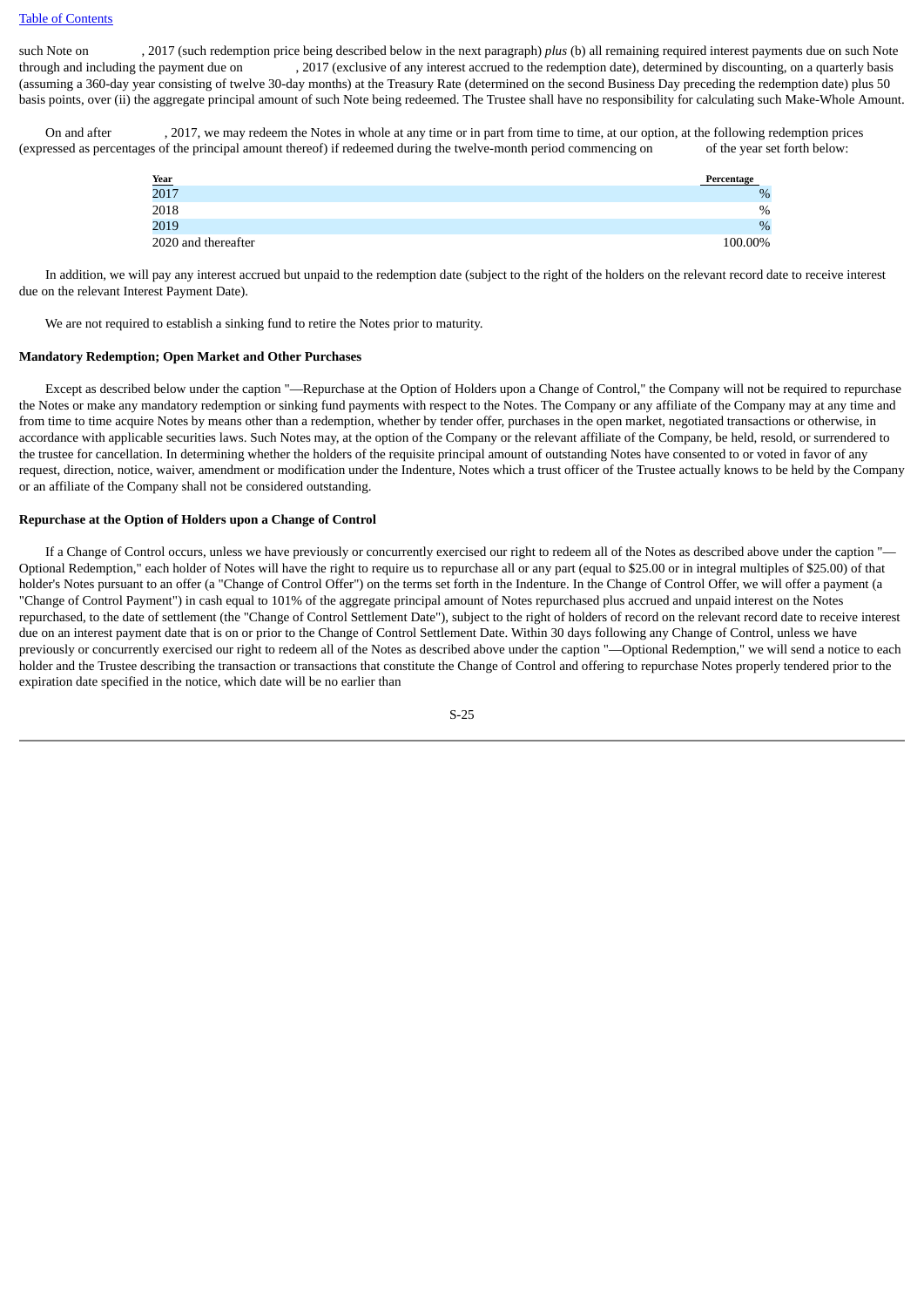such Note on            , 2017 (such redemption price being described below in the next paragraph) *plus* (b) all remaining required interest payments due on such Note through and including the payment due on            , 2017 (exclusive of any interest accrued to the redemption date), determined by discounting, on a quarterly basis (assuming a 360-day year consisting of twelve 30-day months) at the Treasury Rate (determined on the second Business Day preceding the redemption date) plus 50 basis points, over (ii) the aggregate principal amount of such Note being redeemed. The Trustee shall have no responsibility for calculating such Make-Whole Amount.

On and after            , 2017, we may redeem the Notes in whole at any time or in part from time to time, at our option, at the following redemption prices (expressed as percentages of the principal amount thereof) if redeemed during the twelve-month period commencing on            of the year set forth below:

| Year | Percentage |
|---|---|
| 2017 | % |
| 2018 | % |
| 2019 | % |
| 2020 and thereafter | 100.00% |

In addition, we will pay any interest accrued but unpaid to the redemption date (subject to the right of the holders on the relevant record date to receive interest due on the relevant Interest Payment Date).

We are not required to establish a sinking fund to retire the Notes prior to maturity.

**Mandatory Redemption; Open Market and Other Purchases**

Except as described below under the caption "—Repurchase at the Option of Holders upon a Change of Control," the Company will not be required to repurchase the Notes or make any mandatory redemption or sinking fund payments with respect to the Notes. The Company or any affiliate of the Company may at any time and from time to time acquire Notes by means other than a redemption, whether by tender offer, purchases in the open market, negotiated transactions or otherwise, in accordance with applicable securities laws. Such Notes may, at the option of the Company or the relevant affiliate of the Company, be held, resold, or surrendered to the trustee for cancellation. In determining whether the holders of the requisite principal amount of outstanding Notes have consented to or voted in favor of any request, direction, notice, waiver, amendment or modification under the Indenture, Notes which a trust officer of the Trustee actually knows to be held by the Company or an affiliate of the Company shall not be considered outstanding.

**Repurchase at the Option of Holders upon a Change of Control**

If a Change of Control occurs, unless we have previously or concurrently exercised our right to redeem all of the Notes as described above under the caption "—Optional Redemption," each holder of Notes will have the right to require us to repurchase all or any part (equal to $25.00 or in integral multiples of $25.00) of that holder's Notes pursuant to an offer (a "Change of Control Offer") on the terms set forth in the Indenture. In the Change of Control Offer, we will offer a payment (a "Change of Control Payment") in cash equal to 101% of the aggregate principal amount of Notes repurchased plus accrued and unpaid interest on the Notes repurchased, to the date of settlement (the "Change of Control Settlement Date"), subject to the right of holders of record on the relevant record date to receive interest due on an interest payment date that is on or prior to the Change of Control Settlement Date. Within 30 days following any Change of Control, unless we have previously or concurrently exercised our right to redeem all of the Notes as described above under the caption "—Optional Redemption," we will send a notice to each holder and the Trustee describing the transaction or transactions that constitute the Change of Control and offering to repurchase Notes properly tendered prior to the expiration date specified in the notice, which date will be no earlier than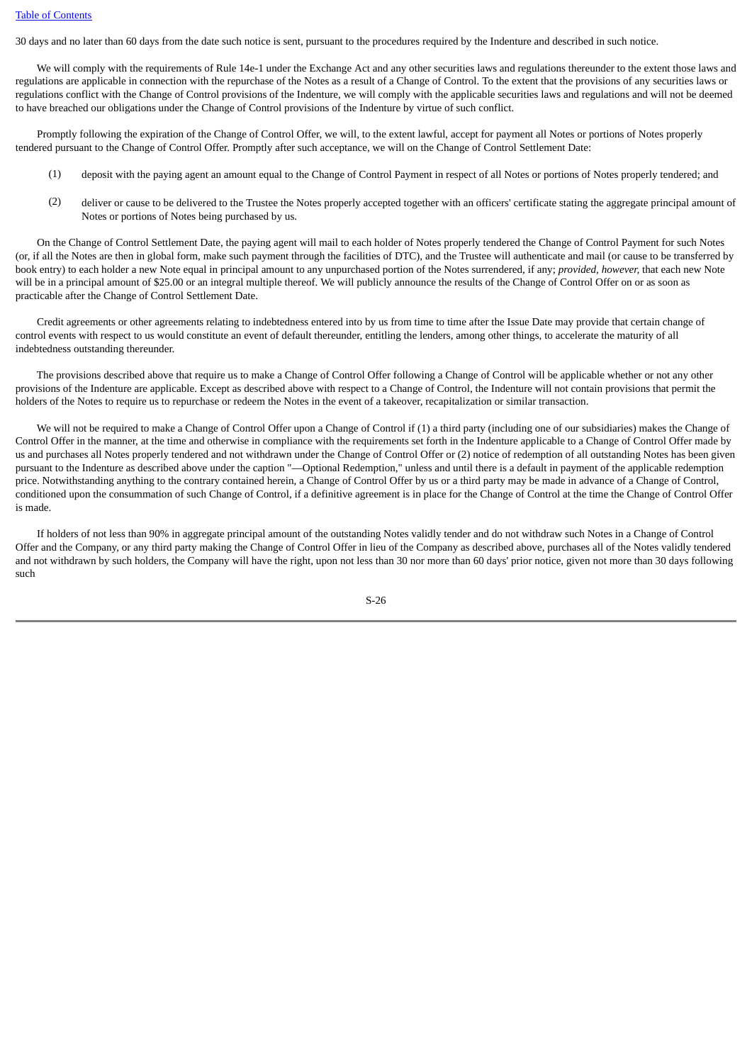30 days and no later than 60 days from the date such notice is sent, pursuant to the procedures required by the Indenture and described in such notice.

We will comply with the requirements of Rule 14e-1 under the Exchange Act and any other securities laws and regulations thereunder to the extent those laws and regulations are applicable in connection with the repurchase of the Notes as a result of a Change of Control. To the extent that the provisions of any securities laws or regulations conflict with the Change of Control provisions of the Indenture, we will comply with the applicable securities laws and regulations and will not be deemed to have breached our obligations under the Change of Control provisions of the Indenture by virtue of such conflict.

Promptly following the expiration of the Change of Control Offer, we will, to the extent lawful, accept for payment all Notes or portions of Notes properly tendered pursuant to the Change of Control Offer. Promptly after such acceptance, we will on the Change of Control Settlement Date:

(1) deposit with the paying agent an amount equal to the Change of Control Payment in respect of all Notes or portions of Notes properly tendered; and

(2) deliver or cause to be delivered to the Trustee the Notes properly accepted together with an officers' certificate stating the aggregate principal amount of Notes or portions of Notes being purchased by us.

On the Change of Control Settlement Date, the paying agent will mail to each holder of Notes properly tendered the Change of Control Payment for such Notes (or, if all the Notes are then in global form, make such payment through the facilities of DTC), and the Trustee will authenticate and mail (or cause to be transferred by book entry) to each holder a new Note equal in principal amount to any unpurchased portion of the Notes surrendered, if any; *provided, however,* that each new Note will be in a principal amount of $25.00 or an integral multiple thereof. We will publicly announce the results of the Change of Control Offer on or as soon as practicable after the Change of Control Settlement Date.

Credit agreements or other agreements relating to indebtedness entered into by us from time to time after the Issue Date may provide that certain change of control events with respect to us would constitute an event of default thereunder, entitling the lenders, among other things, to accelerate the maturity of all indebtedness outstanding thereunder.

The provisions described above that require us to make a Change of Control Offer following a Change of Control will be applicable whether or not any other provisions of the Indenture are applicable. Except as described above with respect to a Change of Control, the Indenture will not contain provisions that permit the holders of the Notes to require us to repurchase or redeem the Notes in the event of a takeover, recapitalization or similar transaction.

We will not be required to make a Change of Control Offer upon a Change of Control if (1) a third party (including one of our subsidiaries) makes the Change of Control Offer in the manner, at the time and otherwise in compliance with the requirements set forth in the Indenture applicable to a Change of Control Offer made by us and purchases all Notes properly tendered and not withdrawn under the Change of Control Offer or (2) notice of redemption of all outstanding Notes has been given pursuant to the Indenture as described above under the caption "—Optional Redemption," unless and until there is a default in payment of the applicable redemption price. Notwithstanding anything to the contrary contained herein, a Change of Control Offer by us or a third party may be made in advance of a Change of Control, conditioned upon the consummation of such Change of Control, if a definitive agreement is in place for the Change of Control at the time the Change of Control Offer is made.

If holders of not less than 90% in aggregate principal amount of the outstanding Notes validly tender and do not withdraw such Notes in a Change of Control Offer and the Company, or any third party making the Change of Control Offer in lieu of the Company as described above, purchases all of the Notes validly tendered and not withdrawn by such holders, the Company will have the right, upon not less than 30 nor more than 60 days' prior notice, given not more than 30 days following such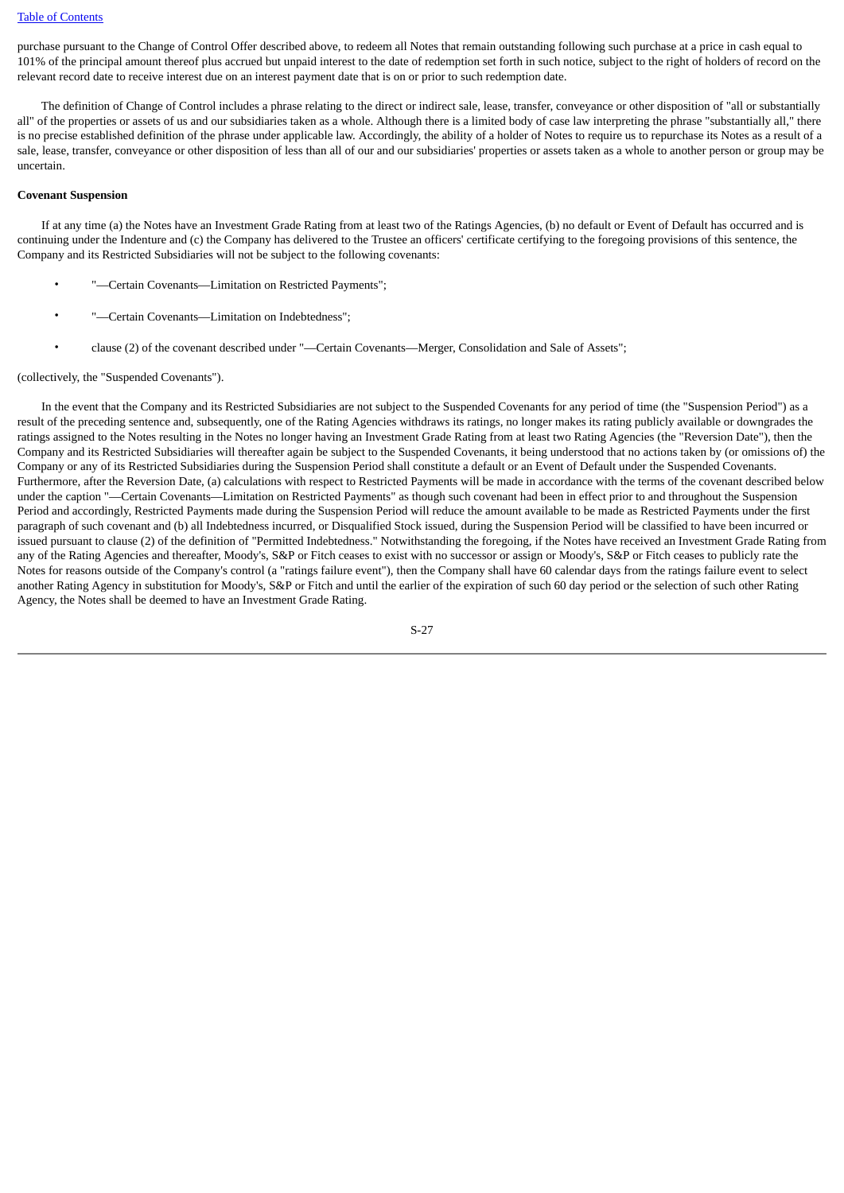purchase pursuant to the Change of Control Offer described above, to redeem all Notes that remain outstanding following such purchase at a price in cash equal to 101% of the principal amount thereof plus accrued but unpaid interest to the date of redemption set forth in such notice, subject to the right of holders of record on the relevant record date to receive interest due on an interest payment date that is on or prior to such redemption date.

The definition of Change of Control includes a phrase relating to the direct or indirect sale, lease, transfer, conveyance or other disposition of "all or substantially all" of the properties or assets of us and our subsidiaries taken as a whole. Although there is a limited body of case law interpreting the phrase "substantially all," there is no precise established definition of the phrase under applicable law. Accordingly, the ability of a holder of Notes to require us to repurchase its Notes as a result of a sale, lease, transfer, conveyance or other disposition of less than all of our and our subsidiaries' properties or assets taken as a whole to another person or group may be uncertain.

**Covenant Suspension**

If at any time (a) the Notes have an Investment Grade Rating from at least two of the Ratings Agencies, (b) no default or Event of Default has occurred and is continuing under the Indenture and (c) the Company has delivered to the Trustee an officers' certificate certifying to the foregoing provisions of this sentence, the Company and its Restricted Subsidiaries will not be subject to the following covenants:

- "—Certain Covenants—Limitation on Restricted Payments";
- "—Certain Covenants—Limitation on Indebtedness";
- clause (2) of the covenant described under "—Certain Covenants—Merger, Consolidation and Sale of Assets";

(collectively, the "Suspended Covenants").

In the event that the Company and its Restricted Subsidiaries are not subject to the Suspended Covenants for any period of time (the "Suspension Period") as a result of the preceding sentence and, subsequently, one of the Rating Agencies withdraws its ratings, no longer makes its rating publicly available or downgrades the ratings assigned to the Notes resulting in the Notes no longer having an Investment Grade Rating from at least two Rating Agencies (the "Reversion Date"), then the Company and its Restricted Subsidiaries will thereafter again be subject to the Suspended Covenants, it being understood that no actions taken by (or omissions of) the Company or any of its Restricted Subsidiaries during the Suspension Period shall constitute a default or an Event of Default under the Suspended Covenants. Furthermore, after the Reversion Date, (a) calculations with respect to Restricted Payments will be made in accordance with the terms of the covenant described below under the caption "—Certain Covenants—Limitation on Restricted Payments" as though such covenant had been in effect prior to and throughout the Suspension Period and accordingly, Restricted Payments made during the Suspension Period will reduce the amount available to be made as Restricted Payments under the first paragraph of such covenant and (b) all Indebtedness incurred, or Disqualified Stock issued, during the Suspension Period will be classified to have been incurred or issued pursuant to clause (2) of the definition of "Permitted Indebtedness." Notwithstanding the foregoing, if the Notes have received an Investment Grade Rating from any of the Rating Agencies and thereafter, Moody's, S&P or Fitch ceases to exist with no successor or assign or Moody's, S&P or Fitch ceases to publicly rate the Notes for reasons outside of the Company's control (a "ratings failure event"), then the Company shall have 60 calendar days from the ratings failure event to select another Rating Agency in substitution for Moody's, S&P or Fitch and until the earlier of the expiration of such 60 day period or the selection of such other Rating Agency, the Notes shall be deemed to have an Investment Grade Rating.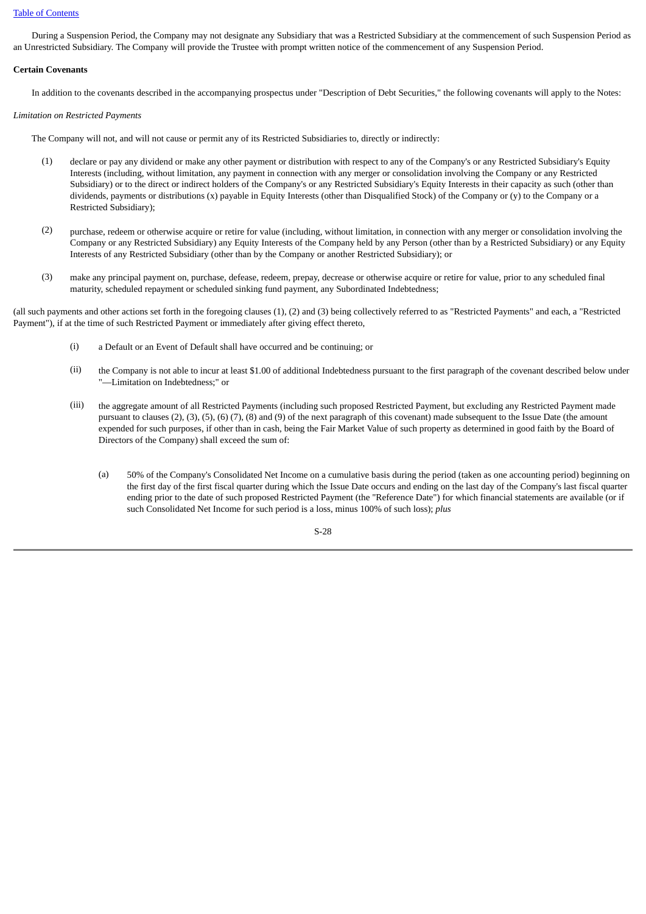During a Suspension Period, the Company may not designate any Subsidiary that was a Restricted Subsidiary at the commencement of such Suspension Period as an Unrestricted Subsidiary. The Company will provide the Trustee with prompt written notice of the commencement of any Suspension Period.

**Certain Covenants**

In addition to the covenants described in the accompanying prospectus under "Description of Debt Securities," the following covenants will apply to the Notes:

*Limitation on Restricted Payments*

The Company will not, and will not cause or permit any of its Restricted Subsidiaries to, directly or indirectly:

(1) declare or pay any dividend or make any other payment or distribution with respect to any of the Company's or any Restricted Subsidiary's Equity Interests (including, without limitation, any payment in connection with any merger or consolidation involving the Company or any Restricted Subsidiary) or to the direct or indirect holders of the Company's or any Restricted Subsidiary's Equity Interests in their capacity as such (other than dividends, payments or distributions (x) payable in Equity Interests (other than Disqualified Stock) of the Company or (y) to the Company or a Restricted Subsidiary);

(2) purchase, redeem or otherwise acquire or retire for value (including, without limitation, in connection with any merger or consolidation involving the Company or any Restricted Subsidiary) any Equity Interests of the Company held by any Person (other than by a Restricted Subsidiary) or any Equity Interests of any Restricted Subsidiary (other than by the Company or another Restricted Subsidiary); or

(3) make any principal payment on, purchase, defease, redeem, prepay, decrease or otherwise acquire or retire for value, prior to any scheduled final maturity, scheduled repayment or scheduled sinking fund payment, any Subordinated Indebtedness;

(all such payments and other actions set forth in the foregoing clauses (1), (2) and (3) being collectively referred to as "Restricted Payments" and each, a "Restricted Payment"), if at the time of such Restricted Payment or immediately after giving effect thereto,

(i) a Default or an Event of Default shall have occurred and be continuing; or

(ii) the Company is not able to incur at least $1.00 of additional Indebtedness pursuant to the first paragraph of the covenant described below under "—Limitation on Indebtedness;" or

(iii) the aggregate amount of all Restricted Payments (including such proposed Restricted Payment, but excluding any Restricted Payment made pursuant to clauses (2), (3), (5), (6) (7), (8) and (9) of the next paragraph of this covenant) made subsequent to the Issue Date (the amount expended for such purposes, if other than in cash, being the Fair Market Value of such property as determined in good faith by the Board of Directors of the Company) shall exceed the sum of:

(a) 50% of the Company's Consolidated Net Income on a cumulative basis during the period (taken as one accounting period) beginning on the first day of the first fiscal quarter during which the Issue Date occurs and ending on the last day of the Company's last fiscal quarter ending prior to the date of such proposed Restricted Payment (the "Reference Date") for which financial statements are available (or if such Consolidated Net Income for such period is a loss, minus 100% of such loss); *plus*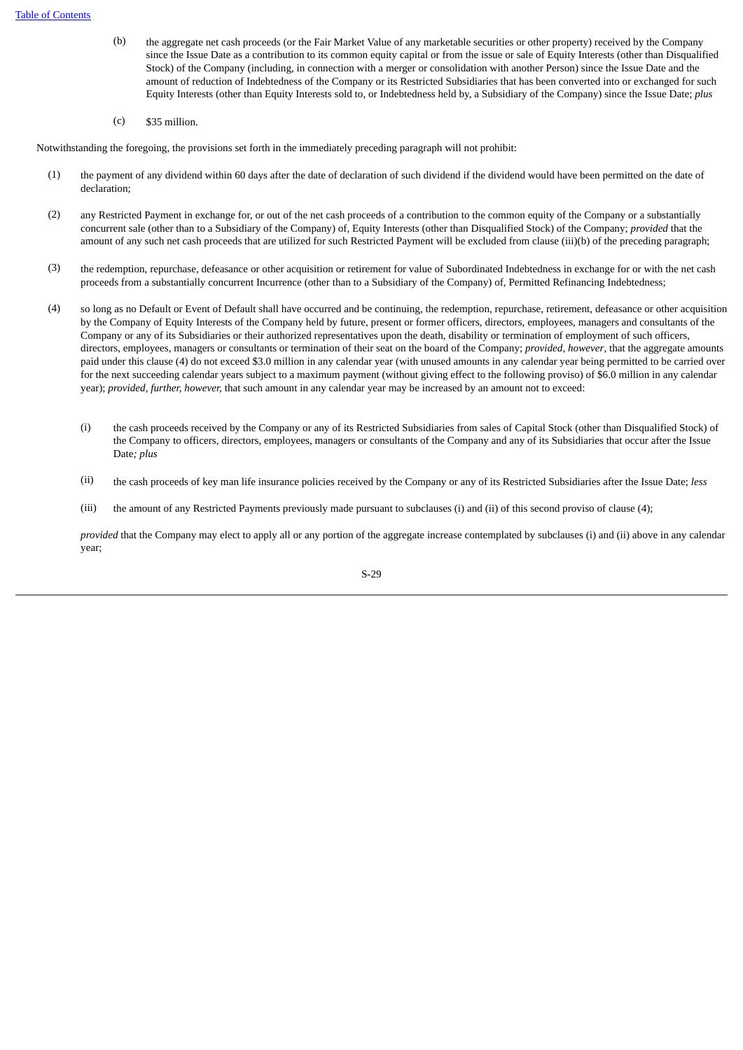(b) the aggregate net cash proceeds (or the Fair Market Value of any marketable securities or other property) received by the Company since the Issue Date as a contribution to its common equity capital or from the issue or sale of Equity Interests (other than Disqualified Stock) of the Company (including, in connection with a merger or consolidation with another Person) since the Issue Date and the amount of reduction of Indebtedness of the Company or its Restricted Subsidiaries that has been converted into or exchanged for such Equity Interests (other than Equity Interests sold to, or Indebtedness held by, a Subsidiary of the Company) since the Issue Date; *plus*

(c) $35 million.

Notwithstanding the foregoing, the provisions set forth in the immediately preceding paragraph will not prohibit:

(1) the payment of any dividend within 60 days after the date of declaration of such dividend if the dividend would have been permitted on the date of declaration;

(2) any Restricted Payment in exchange for, or out of the net cash proceeds of a contribution to the common equity of the Company or a substantially concurrent sale (other than to a Subsidiary of the Company) of, Equity Interests (other than Disqualified Stock) of the Company; *provided* that the amount of any such net cash proceeds that are utilized for such Restricted Payment will be excluded from clause (iii)(b) of the preceding paragraph;

(3) the redemption, repurchase, defeasance or other acquisition or retirement for value of Subordinated Indebtedness in exchange for or with the net cash proceeds from a substantially concurrent Incurrence (other than to a Subsidiary of the Company) of, Permitted Refinancing Indebtedness;

(4) so long as no Default or Event of Default shall have occurred and be continuing, the redemption, repurchase, retirement, defeasance or other acquisition by the Company of Equity Interests of the Company held by future, present or former officers, directors, employees, managers and consultants of the Company or any of its Subsidiaries or their authorized representatives upon the death, disability or termination of employment of such officers, directors, employees, managers or consultants or termination of their seat on the board of the Company; *provided, however,* that the aggregate amounts paid under this clause (4) do not exceed $3.0 million in any calendar year (with unused amounts in any calendar year being permitted to be carried over for the next succeeding calendar years subject to a maximum payment (without giving effect to the following proviso) of $6.0 million in any calendar year); *provided, further, however,* that such amount in any calendar year may be increased by an amount not to exceed:

   (i) the cash proceeds received by the Company or any of its Restricted Subsidiaries from sales of Capital Stock (other than Disqualified Stock) of the Company to officers, directors, employees, managers or consultants of the Company and any of its Subsidiaries that occur after the Issue Date*; plus*

   (ii) the cash proceeds of key man life insurance policies received by the Company or any of its Restricted Subsidiaries after the Issue Date; *less*

   (iii) the amount of any Restricted Payments previously made pursuant to subclauses (i) and (ii) of this second proviso of clause (4);

   *provided* that the Company may elect to apply all or any portion of the aggregate increase contemplated by subclauses (i) and (ii) above in any calendar year;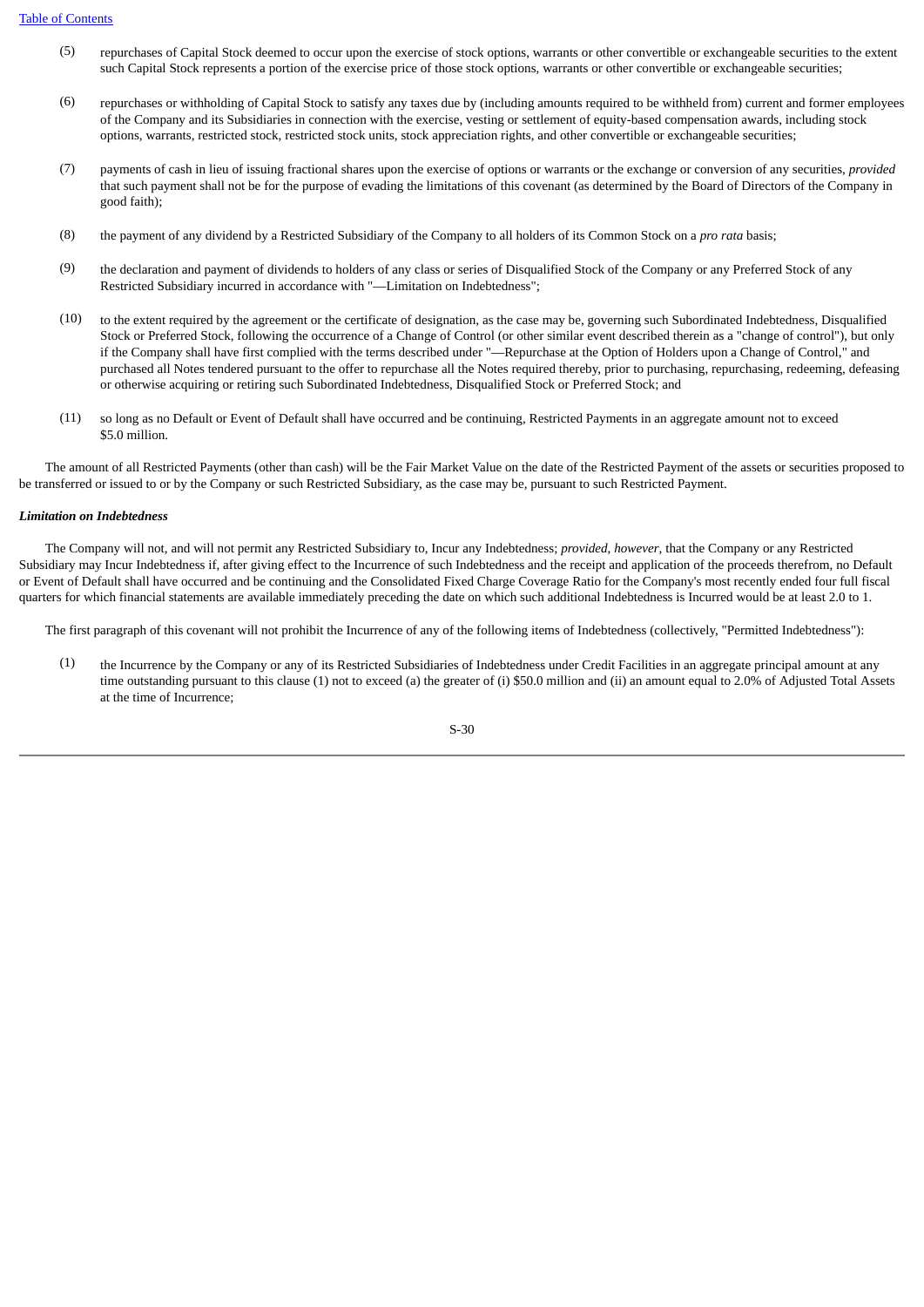(5) repurchases of Capital Stock deemed to occur upon the exercise of stock options, warrants or other convertible or exchangeable securities to the extent such Capital Stock represents a portion of the exercise price of those stock options, warrants or other convertible or exchangeable securities;

(6) repurchases or withholding of Capital Stock to satisfy any taxes due by (including amounts required to be withheld from) current and former employees of the Company and its Subsidiaries in connection with the exercise, vesting or settlement of equity-based compensation awards, including stock options, warrants, restricted stock, restricted stock units, stock appreciation rights, and other convertible or exchangeable securities;

(7) payments of cash in lieu of issuing fractional shares upon the exercise of options or warrants or the exchange or conversion of any securities, *provided* that such payment shall not be for the purpose of evading the limitations of this covenant (as determined by the Board of Directors of the Company in good faith);

(8) the payment of any dividend by a Restricted Subsidiary of the Company to all holders of its Common Stock on a *pro rata* basis;

(9) the declaration and payment of dividends to holders of any class or series of Disqualified Stock of the Company or any Preferred Stock of any Restricted Subsidiary incurred in accordance with "—Limitation on Indebtedness";

(10) to the extent required by the agreement or the certificate of designation, as the case may be, governing such Subordinated Indebtedness, Disqualified Stock or Preferred Stock, following the occurrence of a Change of Control (or other similar event described therein as a "change of control"), but only if the Company shall have first complied with the terms described under "—Repurchase at the Option of Holders upon a Change of Control," and purchased all Notes tendered pursuant to the offer to repurchase all the Notes required thereby, prior to purchasing, repurchasing, redeeming, defeasing or otherwise acquiring or retiring such Subordinated Indebtedness, Disqualified Stock or Preferred Stock; and

(11) so long as no Default or Event of Default shall have occurred and be continuing, Restricted Payments in an aggregate amount not to exceed $5.0 million.

The amount of all Restricted Payments (other than cash) will be the Fair Market Value on the date of the Restricted Payment of the assets or securities proposed to be transferred or issued to or by the Company or such Restricted Subsidiary, as the case may be, pursuant to such Restricted Payment.

***Limitation on Indebtedness***

The Company will not, and will not permit any Restricted Subsidiary to, Incur any Indebtedness; *provided, however,* that the Company or any Restricted Subsidiary may Incur Indebtedness if, after giving effect to the Incurrence of such Indebtedness and the receipt and application of the proceeds therefrom, no Default or Event of Default shall have occurred and be continuing and the Consolidated Fixed Charge Coverage Ratio for the Company's most recently ended four full fiscal quarters for which financial statements are available immediately preceding the date on which such additional Indebtedness is Incurred would be at least 2.0 to 1.

The first paragraph of this covenant will not prohibit the Incurrence of any of the following items of Indebtedness (collectively, "Permitted Indebtedness"):

(1) the Incurrence by the Company or any of its Restricted Subsidiaries of Indebtedness under Credit Facilities in an aggregate principal amount at any time outstanding pursuant to this clause (1) not to exceed (a) the greater of (i) $50.0 million and (ii) an amount equal to 2.0% of Adjusted Total Assets at the time of Incurrence;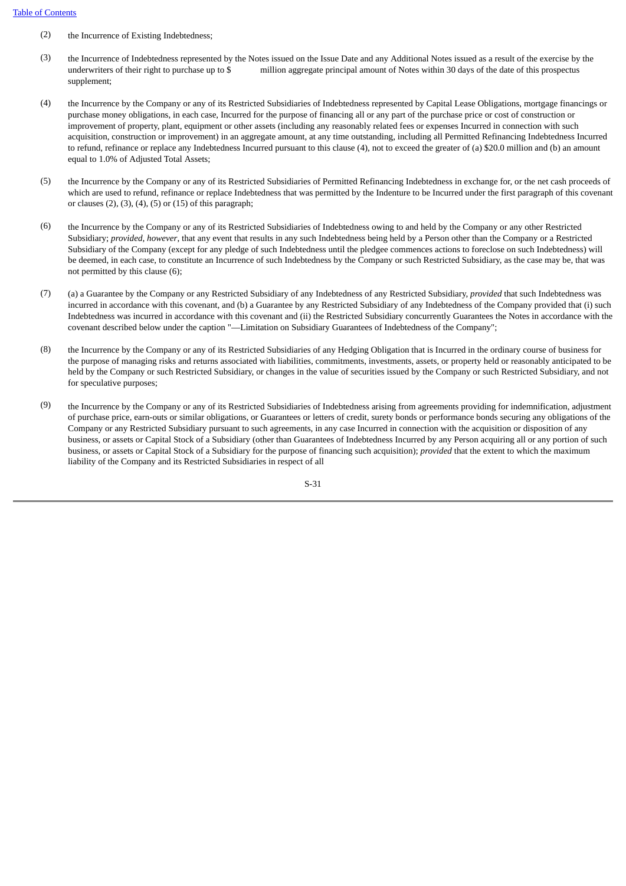(2) the Incurrence of Existing Indebtedness;

(3) the Incurrence of Indebtedness represented by the Notes issued on the Issue Date and any Additional Notes issued as a result of the exercise by the underwriters of their right to purchase up to $ million aggregate principal amount of Notes within 30 days of the date of this prospectus supplement;

(4) the Incurrence by the Company or any of its Restricted Subsidiaries of Indebtedness represented by Capital Lease Obligations, mortgage financings or purchase money obligations, in each case, Incurred for the purpose of financing all or any part of the purchase price or cost of construction or improvement of property, plant, equipment or other assets (including any reasonably related fees or expenses Incurred in connection with such acquisition, construction or improvement) in an aggregate amount, at any time outstanding, including all Permitted Refinancing Indebtedness Incurred to refund, refinance or replace any Indebtedness Incurred pursuant to this clause (4), not to exceed the greater of (a) $20.0 million and (b) an amount equal to 1.0% of Adjusted Total Assets;

(5) the Incurrence by the Company or any of its Restricted Subsidiaries of Permitted Refinancing Indebtedness in exchange for, or the net cash proceeds of which are used to refund, refinance or replace Indebtedness that was permitted by the Indenture to be Incurred under the first paragraph of this covenant or clauses (2), (3), (4), (5) or (15) of this paragraph;

(6) the Incurrence by the Company or any of its Restricted Subsidiaries of Indebtedness owing to and held by the Company or any other Restricted Subsidiary; *provided*, *however*, that any event that results in any such Indebtedness being held by a Person other than the Company or a Restricted Subsidiary of the Company (except for any pledge of such Indebtedness until the pledgee commences actions to foreclose on such Indebtedness) will be deemed, in each case, to constitute an Incurrence of such Indebtedness by the Company or such Restricted Subsidiary, as the case may be, that was not permitted by this clause (6);

(7) (a) a Guarantee by the Company or any Restricted Subsidiary of any Indebtedness of any Restricted Subsidiary, *provided* that such Indebtedness was incurred in accordance with this covenant, and (b) a Guarantee by any Restricted Subsidiary of any Indebtedness of the Company provided that (i) such Indebtedness was incurred in accordance with this covenant and (ii) the Restricted Subsidiary concurrently Guarantees the Notes in accordance with the covenant described below under the caption "—Limitation on Subsidiary Guarantees of Indebtedness of the Company";

(8) the Incurrence by the Company or any of its Restricted Subsidiaries of any Hedging Obligation that is Incurred in the ordinary course of business for the purpose of managing risks and returns associated with liabilities, commitments, investments, assets, or property held or reasonably anticipated to be held by the Company or such Restricted Subsidiary, or changes in the value of securities issued by the Company or such Restricted Subsidiary, and not for speculative purposes;

(9) the Incurrence by the Company or any of its Restricted Subsidiaries of Indebtedness arising from agreements providing for indemnification, adjustment of purchase price, earn-outs or similar obligations, or Guarantees or letters of credit, surety bonds or performance bonds securing any obligations of the Company or any Restricted Subsidiary pursuant to such agreements, in any case Incurred in connection with the acquisition or disposition of any business, or assets or Capital Stock of a Subsidiary (other than Guarantees of Indebtedness Incurred by any Person acquiring all or any portion of such business, or assets or Capital Stock of a Subsidiary for the purpose of financing such acquisition); *provided* that the extent to which the maximum liability of the Company and its Restricted Subsidiaries in respect of all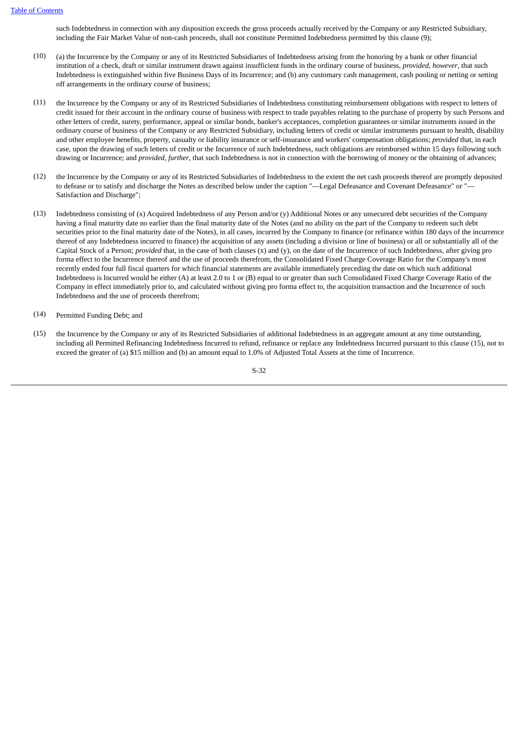such Indebtedness in connection with any disposition exceeds the gross proceeds actually received by the Company or any Restricted Subsidiary, including the Fair Market Value of non-cash proceeds, shall not constitute Permitted Indebtedness permitted by this clause (9);

(10) (a) the Incurrence by the Company or any of its Restricted Subsidiaries of Indebtedness arising from the honoring by a bank or other financial institution of a check, draft or similar instrument drawn against insufficient funds in the ordinary course of business, *provided*, *however*, that such Indebtedness is extinguished within five Business Days of its Incurrence; and (b) any customary cash management, cash pooling or netting or setting off arrangements in the ordinary course of business;

(11) the Incurrence by the Company or any of its Restricted Subsidiaries of Indebtedness constituting reimbursement obligations with respect to letters of credit issued for their account in the ordinary course of business with respect to trade payables relating to the purchase of property by such Persons and other letters of credit, surety, performance, appeal or similar bonds, banker's acceptances, completion guarantees or similar instruments issued in the ordinary course of business of the Company or any Restricted Subsidiary, including letters of credit or similar instruments pursuant to health, disability and other employee benefits, property, casualty or liability insurance or self-insurance and workers' compensation obligations; *provided* that, in each case, upon the drawing of such letters of credit or the Incurrence of such Indebtedness, such obligations are reimbursed within 15 days following such drawing or Incurrence; and *provided*, *further*, that such Indebtedness is not in connection with the borrowing of money or the obtaining of advances;

(12) the Incurrence by the Company or any of its Restricted Subsidiaries of Indebtedness to the extent the net cash proceeds thereof are promptly deposited to defease or to satisfy and discharge the Notes as described below under the caption "—Legal Defeasance and Covenant Defeasance" or "—Satisfaction and Discharge";

(13) Indebtedness consisting of (x) Acquired Indebtedness of any Person and/or (y) Additional Notes or any unsecured debt securities of the Company having a final maturity date no earlier than the final maturity date of the Notes (and no ability on the part of the Company to redeem such debt securities prior to the final maturity date of the Notes), in all cases, incurred by the Company to finance (or refinance within 180 days of the incurrence thereof of any Indebtedness incurred to finance) the acquisition of any assets (including a division or line of business) or all or substantially all of the Capital Stock of a Person; *provided* that, in the case of both clauses (x) and (y), on the date of the Incurrence of such Indebtedness, after giving pro forma effect to the Incurrence thereof and the use of proceeds therefrom, the Consolidated Fixed Charge Coverage Ratio for the Company's most recently ended four full fiscal quarters for which financial statements are available immediately preceding the date on which such additional Indebtedness is Incurred would be either (A) at least 2.0 to 1 or (B) equal to or greater than such Consolidated Fixed Charge Coverage Ratio of the Company in effect immediately prior to, and calculated without giving pro forma effect to, the acquisition transaction and the Incurrence of such Indebtedness and the use of proceeds therefrom;

(14) Permitted Funding Debt; and

(15) the Incurrence by the Company or any of its Restricted Subsidiaries of additional Indebtedness in an aggregate amount at any time outstanding, including all Permitted Refinancing Indebtedness Incurred to refund, refinance or replace any Indebtedness Incurred pursuant to this clause (15), not to exceed the greater of (a) $15 million and (b) an amount equal to 1.0% of Adjusted Total Assets at the time of Incurrence.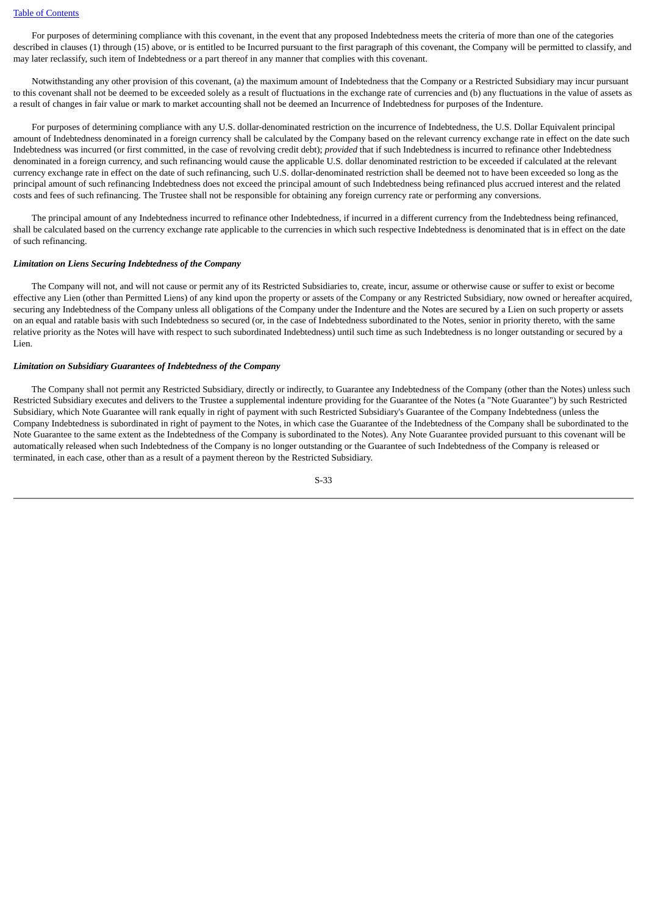For purposes of determining compliance with this covenant, in the event that any proposed Indebtedness meets the criteria of more than one of the categories described in clauses (1) through (15) above, or is entitled to be Incurred pursuant to the first paragraph of this covenant, the Company will be permitted to classify, and may later reclassify, such item of Indebtedness or a part thereof in any manner that complies with this covenant.

Notwithstanding any other provision of this covenant, (a) the maximum amount of Indebtedness that the Company or a Restricted Subsidiary may incur pursuant to this covenant shall not be deemed to be exceeded solely as a result of fluctuations in the exchange rate of currencies and (b) any fluctuations in the value of assets as a result of changes in fair value or mark to market accounting shall not be deemed an Incurrence of Indebtedness for purposes of the Indenture.

For purposes of determining compliance with any U.S. dollar-denominated restriction on the incurrence of Indebtedness, the U.S. Dollar Equivalent principal amount of Indebtedness denominated in a foreign currency shall be calculated by the Company based on the relevant currency exchange rate in effect on the date such Indebtedness was incurred (or first committed, in the case of revolving credit debt); *provided* that if such Indebtedness is incurred to refinance other Indebtedness denominated in a foreign currency, and such refinancing would cause the applicable U.S. dollar denominated restriction to be exceeded if calculated at the relevant currency exchange rate in effect on the date of such refinancing, such U.S. dollar-denominated restriction shall be deemed not to have been exceeded so long as the principal amount of such refinancing Indebtedness does not exceed the principal amount of such Indebtedness being refinanced plus accrued interest and the related costs and fees of such refinancing. The Trustee shall not be responsible for obtaining any foreign currency rate or performing any conversions.

The principal amount of any Indebtedness incurred to refinance other Indebtedness, if incurred in a different currency from the Indebtedness being refinanced, shall be calculated based on the currency exchange rate applicable to the currencies in which such respective Indebtedness is denominated that is in effect on the date of such refinancing.

***Limitation on Liens Securing Indebtedness of the Company***

The Company will not, and will not cause or permit any of its Restricted Subsidiaries to, create, incur, assume or otherwise cause or suffer to exist or become effective any Lien (other than Permitted Liens) of any kind upon the property or assets of the Company or any Restricted Subsidiary, now owned or hereafter acquired, securing any Indebtedness of the Company unless all obligations of the Company under the Indenture and the Notes are secured by a Lien on such property or assets on an equal and ratable basis with such Indebtedness so secured (or, in the case of Indebtedness subordinated to the Notes, senior in priority thereto, with the same relative priority as the Notes will have with respect to such subordinated Indebtedness) until such time as such Indebtedness is no longer outstanding or secured by a Lien.

***Limitation on Subsidiary Guarantees of Indebtedness of the Company***

The Company shall not permit any Restricted Subsidiary, directly or indirectly, to Guarantee any Indebtedness of the Company (other than the Notes) unless such Restricted Subsidiary executes and delivers to the Trustee a supplemental indenture providing for the Guarantee of the Notes (a "Note Guarantee") by such Restricted Subsidiary, which Note Guarantee will rank equally in right of payment with such Restricted Subsidiary's Guarantee of the Company Indebtedness (unless the Company Indebtedness is subordinated in right of payment to the Notes, in which case the Guarantee of the Indebtedness of the Company shall be subordinated to the Note Guarantee to the same extent as the Indebtedness of the Company is subordinated to the Notes). Any Note Guarantee provided pursuant to this covenant will be automatically released when such Indebtedness of the Company is no longer outstanding or the Guarantee of such Indebtedness of the Company is released or terminated, in each case, other than as a result of a payment thereon by the Restricted Subsidiary.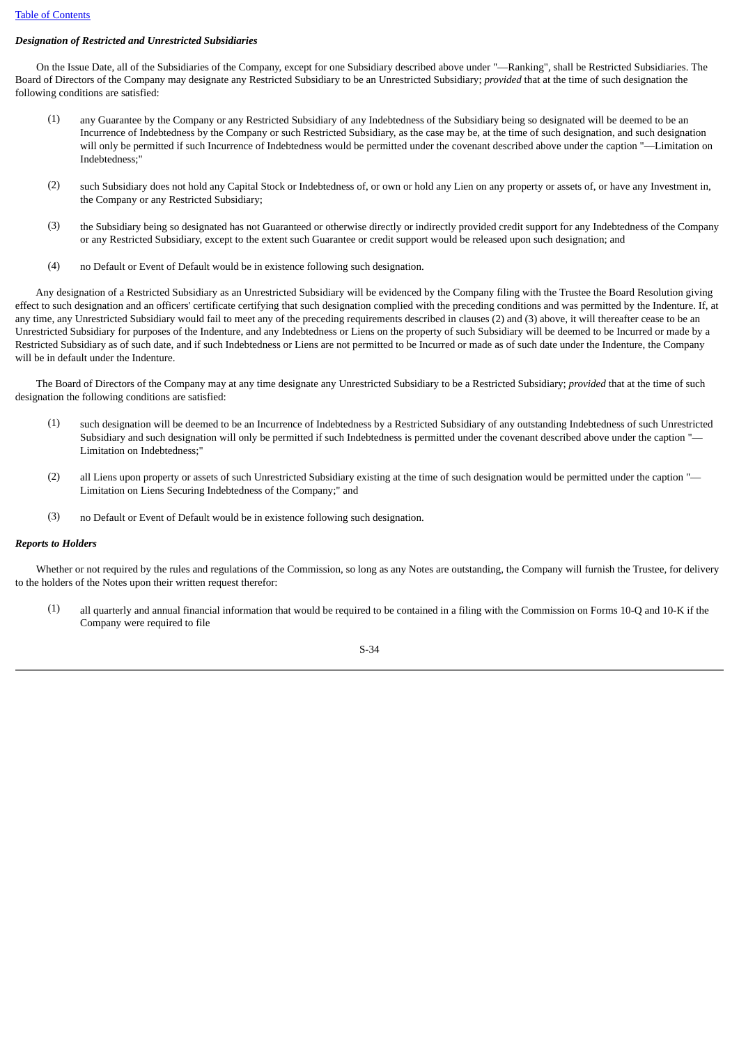***Designation of Restricted and Unrestricted Subsidiaries***

On the Issue Date, all of the Subsidiaries of the Company, except for one Subsidiary described above under "—Ranking", shall be Restricted Subsidiaries. The Board of Directors of the Company may designate any Restricted Subsidiary to be an Unrestricted Subsidiary; *provided* that at the time of such designation the following conditions are satisfied:

(1) any Guarantee by the Company or any Restricted Subsidiary of any Indebtedness of the Subsidiary being so designated will be deemed to be an Incurrence of Indebtedness by the Company or such Restricted Subsidiary, as the case may be, at the time of such designation, and such designation will only be permitted if such Incurrence of Indebtedness would be permitted under the covenant described above under the caption "—Limitation on Indebtedness;"

(2) such Subsidiary does not hold any Capital Stock or Indebtedness of, or own or hold any Lien on any property or assets of, or have any Investment in, the Company or any Restricted Subsidiary;

(3) the Subsidiary being so designated has not Guaranteed or otherwise directly or indirectly provided credit support for any Indebtedness of the Company or any Restricted Subsidiary, except to the extent such Guarantee or credit support would be released upon such designation; and

(4) no Default or Event of Default would be in existence following such designation.

Any designation of a Restricted Subsidiary as an Unrestricted Subsidiary will be evidenced by the Company filing with the Trustee the Board Resolution giving effect to such designation and an officers' certificate certifying that such designation complied with the preceding conditions and was permitted by the Indenture. If, at any time, any Unrestricted Subsidiary would fail to meet any of the preceding requirements described in clauses (2) and (3) above, it will thereafter cease to be an Unrestricted Subsidiary for purposes of the Indenture, and any Indebtedness or Liens on the property of such Subsidiary will be deemed to be Incurred or made by a Restricted Subsidiary as of such date, and if such Indebtedness or Liens are not permitted to be Incurred or made as of such date under the Indenture, the Company will be in default under the Indenture.

The Board of Directors of the Company may at any time designate any Unrestricted Subsidiary to be a Restricted Subsidiary; *provided* that at the time of such designation the following conditions are satisfied:

(1) such designation will be deemed to be an Incurrence of Indebtedness by a Restricted Subsidiary of any outstanding Indebtedness of such Unrestricted Subsidiary and such designation will only be permitted if such Indebtedness is permitted under the covenant described above under the caption "—Limitation on Indebtedness;"

(2) all Liens upon property or assets of such Unrestricted Subsidiary existing at the time of such designation would be permitted under the caption "—Limitation on Liens Securing Indebtedness of the Company;" and

(3) no Default or Event of Default would be in existence following such designation.

***Reports to Holders***

Whether or not required by the rules and regulations of the Commission, so long as any Notes are outstanding, the Company will furnish the Trustee, for delivery to the holders of the Notes upon their written request therefor:

(1) all quarterly and annual financial information that would be required to be contained in a filing with the Commission on Forms 10-Q and 10-K if the Company were required to file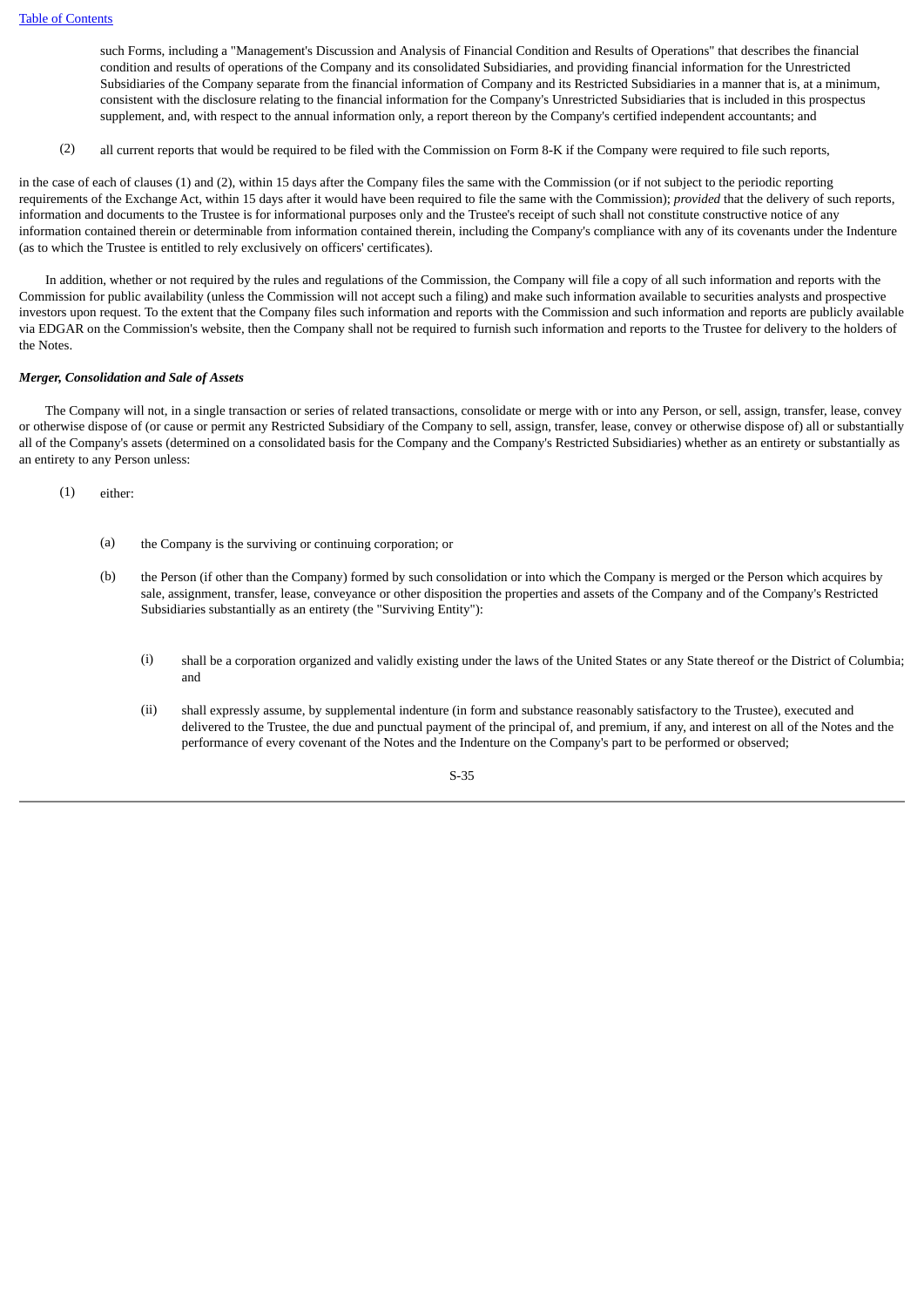such Forms, including a "Management's Discussion and Analysis of Financial Condition and Results of Operations" that describes the financial condition and results of operations of the Company and its consolidated Subsidiaries, and providing financial information for the Unrestricted Subsidiaries of the Company separate from the financial information of Company and its Restricted Subsidiaries in a manner that is, at a minimum, consistent with the disclosure relating to the financial information for the Company's Unrestricted Subsidiaries that is included in this prospectus supplement, and, with respect to the annual information only, a report thereon by the Company's certified independent accountants; and

(2) all current reports that would be required to be filed with the Commission on Form 8-K if the Company were required to file such reports,

in the case of each of clauses (1) and (2), within 15 days after the Company files the same with the Commission (or if not subject to the periodic reporting requirements of the Exchange Act, within 15 days after it would have been required to file the same with the Commission); *provided* that the delivery of such reports, information and documents to the Trustee is for informational purposes only and the Trustee's receipt of such shall not constitute constructive notice of any information contained therein or determinable from information contained therein, including the Company's compliance with any of its covenants under the Indenture (as to which the Trustee is entitled to rely exclusively on officers' certificates).

In addition, whether or not required by the rules and regulations of the Commission, the Company will file a copy of all such information and reports with the Commission for public availability (unless the Commission will not accept such a filing) and make such information available to securities analysts and prospective investors upon request. To the extent that the Company files such information and reports with the Commission and such information and reports are publicly available via EDGAR on the Commission's website, then the Company shall not be required to furnish such information and reports to the Trustee for delivery to the holders of the Notes.

***Merger, Consolidation and Sale of Assets***

The Company will not, in a single transaction or series of related transactions, consolidate or merge with or into any Person, or sell, assign, transfer, lease, convey or otherwise dispose of (or cause or permit any Restricted Subsidiary of the Company to sell, assign, transfer, lease, convey or otherwise dispose of) all or substantially all of the Company's assets (determined on a consolidated basis for the Company and the Company's Restricted Subsidiaries) whether as an entirety or substantially as an entirety to any Person unless:

(1) either:

(a) the Company is the surviving or continuing corporation; or

(b) the Person (if other than the Company) formed by such consolidation or into which the Company is merged or the Person which acquires by sale, assignment, transfer, lease, conveyance or other disposition the properties and assets of the Company and of the Company's Restricted Subsidiaries substantially as an entirety (the "Surviving Entity"):

(i) shall be a corporation organized and validly existing under the laws of the United States or any State thereof or the District of Columbia; and

(ii) shall expressly assume, by supplemental indenture (in form and substance reasonably satisfactory to the Trustee), executed and delivered to the Trustee, the due and punctual payment of the principal of, and premium, if any, and interest on all of the Notes and the performance of every covenant of the Notes and the Indenture on the Company's part to be performed or observed;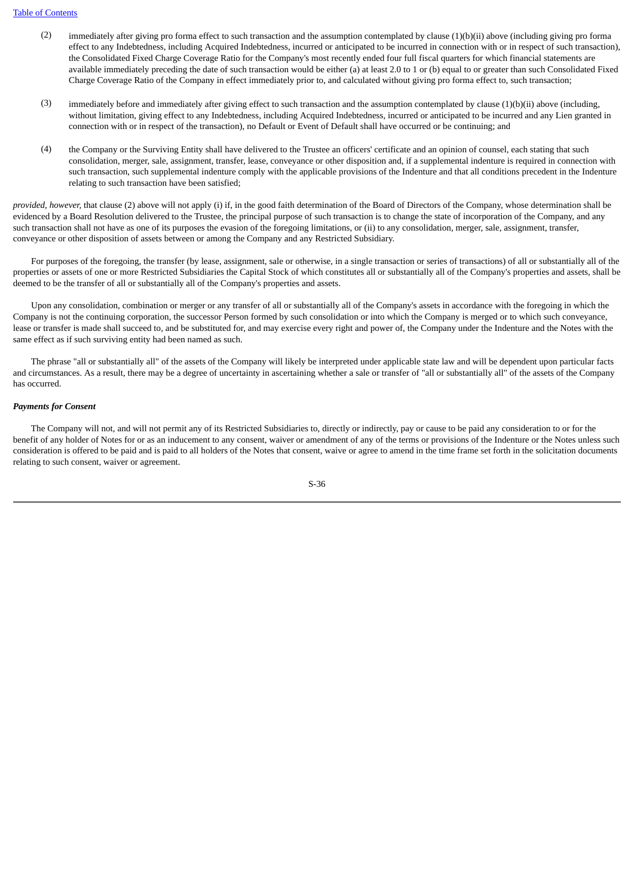(2) immediately after giving pro forma effect to such transaction and the assumption contemplated by clause (1)(b)(ii) above (including giving pro forma effect to any Indebtedness, including Acquired Indebtedness, incurred or anticipated to be incurred in connection with or in respect of such transaction), the Consolidated Fixed Charge Coverage Ratio for the Company's most recently ended four full fiscal quarters for which financial statements are available immediately preceding the date of such transaction would be either (a) at least 2.0 to 1 or (b) equal to or greater than such Consolidated Fixed Charge Coverage Ratio of the Company in effect immediately prior to, and calculated without giving pro forma effect to, such transaction;

(3) immediately before and immediately after giving effect to such transaction and the assumption contemplated by clause (1)(b)(ii) above (including, without limitation, giving effect to any Indebtedness, including Acquired Indebtedness, incurred or anticipated to be incurred and any Lien granted in connection with or in respect of the transaction), no Default or Event of Default shall have occurred or be continuing; and

(4) the Company or the Surviving Entity shall have delivered to the Trustee an officers' certificate and an opinion of counsel, each stating that such consolidation, merger, sale, assignment, transfer, lease, conveyance or other disposition and, if a supplemental indenture is required in connection with such transaction, such supplemental indenture comply with the applicable provisions of the Indenture and that all conditions precedent in the Indenture relating to such transaction have been satisfied;

*provided, however,* that clause (2) above will not apply (i) if, in the good faith determination of the Board of Directors of the Company, whose determination shall be evidenced by a Board Resolution delivered to the Trustee, the principal purpose of such transaction is to change the state of incorporation of the Company, and any such transaction shall not have as one of its purposes the evasion of the foregoing limitations, or (ii) to any consolidation, merger, sale, assignment, transfer, conveyance or other disposition of assets between or among the Company and any Restricted Subsidiary.

For purposes of the foregoing, the transfer (by lease, assignment, sale or otherwise, in a single transaction or series of transactions) of all or substantially all of the properties or assets of one or more Restricted Subsidiaries the Capital Stock of which constitutes all or substantially all of the Company's properties and assets, shall be deemed to be the transfer of all or substantially all of the Company's properties and assets.

Upon any consolidation, combination or merger or any transfer of all or substantially all of the Company's assets in accordance with the foregoing in which the Company is not the continuing corporation, the successor Person formed by such consolidation or into which the Company is merged or to which such conveyance, lease or transfer is made shall succeed to, and be substituted for, and may exercise every right and power of, the Company under the Indenture and the Notes with the same effect as if such surviving entity had been named as such.

The phrase "all or substantially all" of the assets of the Company will likely be interpreted under applicable state law and will be dependent upon particular facts and circumstances. As a result, there may be a degree of uncertainty in ascertaining whether a sale or transfer of "all or substantially all" of the assets of the Company has occurred.

***Payments for Consent***

The Company will not, and will not permit any of its Restricted Subsidiaries to, directly or indirectly, pay or cause to be paid any consideration to or for the benefit of any holder of Notes for or as an inducement to any consent, waiver or amendment of any of the terms or provisions of the Indenture or the Notes unless such consideration is offered to be paid and is paid to all holders of the Notes that consent, waive or agree to amend in the time frame set forth in the solicitation documents relating to such consent, waiver or agreement.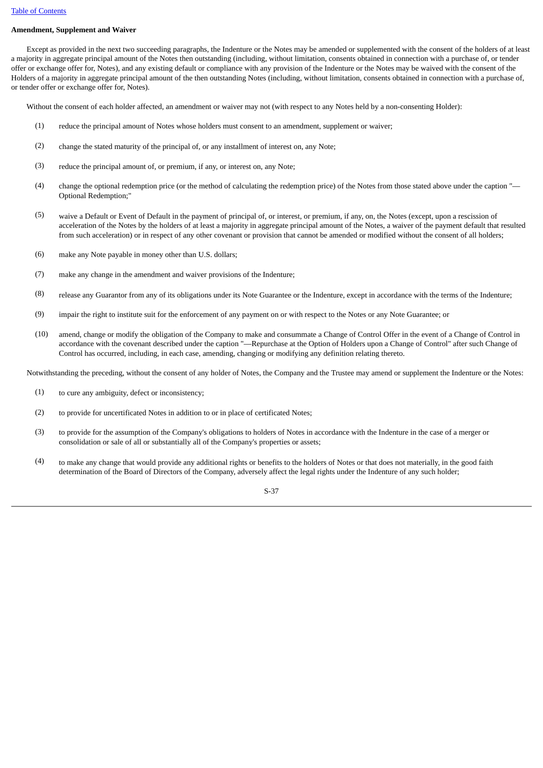**Amendment, Supplement and Waiver**

Except as provided in the next two succeeding paragraphs, the Indenture or the Notes may be amended or supplemented with the consent of the holders of at least a majority in aggregate principal amount of the Notes then outstanding (including, without limitation, consents obtained in connection with a purchase of, or tender offer or exchange offer for, Notes), and any existing default or compliance with any provision of the Indenture or the Notes may be waived with the consent of the Holders of a majority in aggregate principal amount of the then outstanding Notes (including, without limitation, consents obtained in connection with a purchase of, or tender offer or exchange offer for, Notes).

Without the consent of each holder affected, an amendment or waiver may not (with respect to any Notes held by a non-consenting Holder):

(1) reduce the principal amount of Notes whose holders must consent to an amendment, supplement or waiver;

(2) change the stated maturity of the principal of, or any installment of interest on, any Note;

(3) reduce the principal amount of, or premium, if any, or interest on, any Note;

(4) change the optional redemption price (or the method of calculating the redemption price) of the Notes from those stated above under the caption "—Optional Redemption;"

(5) waive a Default or Event of Default in the payment of principal of, or interest, or premium, if any, on, the Notes (except, upon a rescission of acceleration of the Notes by the holders of at least a majority in aggregate principal amount of the Notes, a waiver of the payment default that resulted from such acceleration) or in respect of any other covenant or provision that cannot be amended or modified without the consent of all holders;

(6) make any Note payable in money other than U.S. dollars;

(7) make any change in the amendment and waiver provisions of the Indenture;

(8) release any Guarantor from any of its obligations under its Note Guarantee or the Indenture, except in accordance with the terms of the Indenture;

(9) impair the right to institute suit for the enforcement of any payment on or with respect to the Notes or any Note Guarantee; or

(10) amend, change or modify the obligation of the Company to make and consummate a Change of Control Offer in the event of a Change of Control in accordance with the covenant described under the caption "—Repurchase at the Option of Holders upon a Change of Control" after such Change of Control has occurred, including, in each case, amending, changing or modifying any definition relating thereto.

Notwithstanding the preceding, without the consent of any holder of Notes, the Company and the Trustee may amend or supplement the Indenture or the Notes:

(1) to cure any ambiguity, defect or inconsistency;

(2) to provide for uncertificated Notes in addition to or in place of certificated Notes;

(3) to provide for the assumption of the Company's obligations to holders of Notes in accordance with the Indenture in the case of a merger or consolidation or sale of all or substantially all of the Company's properties or assets;

(4) to make any change that would provide any additional rights or benefits to the holders of Notes or that does not materially, in the good faith determination of the Board of Directors of the Company, adversely affect the legal rights under the Indenture of any such holder;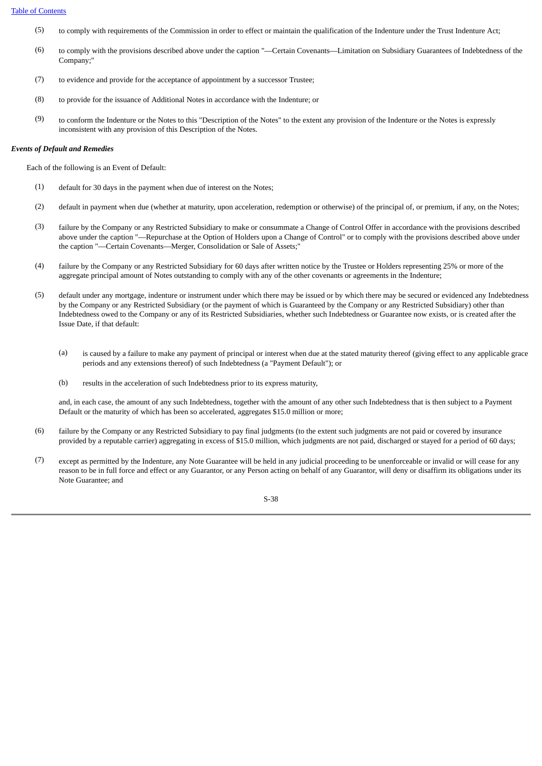(5) to comply with requirements of the Commission in order to effect or maintain the qualification of the Indenture under the Trust Indenture Act;

(6) to comply with the provisions described above under the caption "—Certain Covenants—Limitation on Subsidiary Guarantees of Indebtedness of the Company;"

(7) to evidence and provide for the acceptance of appointment by a successor Trustee;

(8) to provide for the issuance of Additional Notes in accordance with the Indenture; or

(9) to conform the Indenture or the Notes to this "Description of the Notes" to the extent any provision of the Indenture or the Notes is expressly inconsistent with any provision of this Description of the Notes.

***Events of Default and Remedies***

Each of the following is an Event of Default:

(1) default for 30 days in the payment when due of interest on the Notes;

(2) default in payment when due (whether at maturity, upon acceleration, redemption or otherwise) of the principal of, or premium, if any, on the Notes;

(3) failure by the Company or any Restricted Subsidiary to make or consummate a Change of Control Offer in accordance with the provisions described above under the caption "—Repurchase at the Option of Holders upon a Change of Control" or to comply with the provisions described above under the caption "—Certain Covenants—Merger, Consolidation or Sale of Assets;"

(4) failure by the Company or any Restricted Subsidiary for 60 days after written notice by the Trustee or Holders representing 25% or more of the aggregate principal amount of Notes outstanding to comply with any of the other covenants or agreements in the Indenture;

(5) default under any mortgage, indenture or instrument under which there may be issued or by which there may be secured or evidenced any Indebtedness by the Company or any Restricted Subsidiary (or the payment of which is Guaranteed by the Company or any Restricted Subsidiary) other than Indebtedness owed to the Company or any of its Restricted Subsidiaries, whether such Indebtedness or Guarantee now exists, or is created after the Issue Date, if that default:

   (a) is caused by a failure to make any payment of principal or interest when due at the stated maturity thereof (giving effect to any applicable grace periods and any extensions thereof) of such Indebtedness (a "Payment Default"); or

   (b) results in the acceleration of such Indebtedness prior to its express maturity,

   and, in each case, the amount of any such Indebtedness, together with the amount of any other such Indebtedness that is then subject to a Payment Default or the maturity of which has been so accelerated, aggregates $15.0 million or more;

(6) failure by the Company or any Restricted Subsidiary to pay final judgments (to the extent such judgments are not paid or covered by insurance provided by a reputable carrier) aggregating in excess of $15.0 million, which judgments are not paid, discharged or stayed for a period of 60 days;

(7) except as permitted by the Indenture, any Note Guarantee will be held in any judicial proceeding to be unenforceable or invalid or will cease for any reason to be in full force and effect or any Guarantor, or any Person acting on behalf of any Guarantor, will deny or disaffirm its obligations under its Note Guarantee; and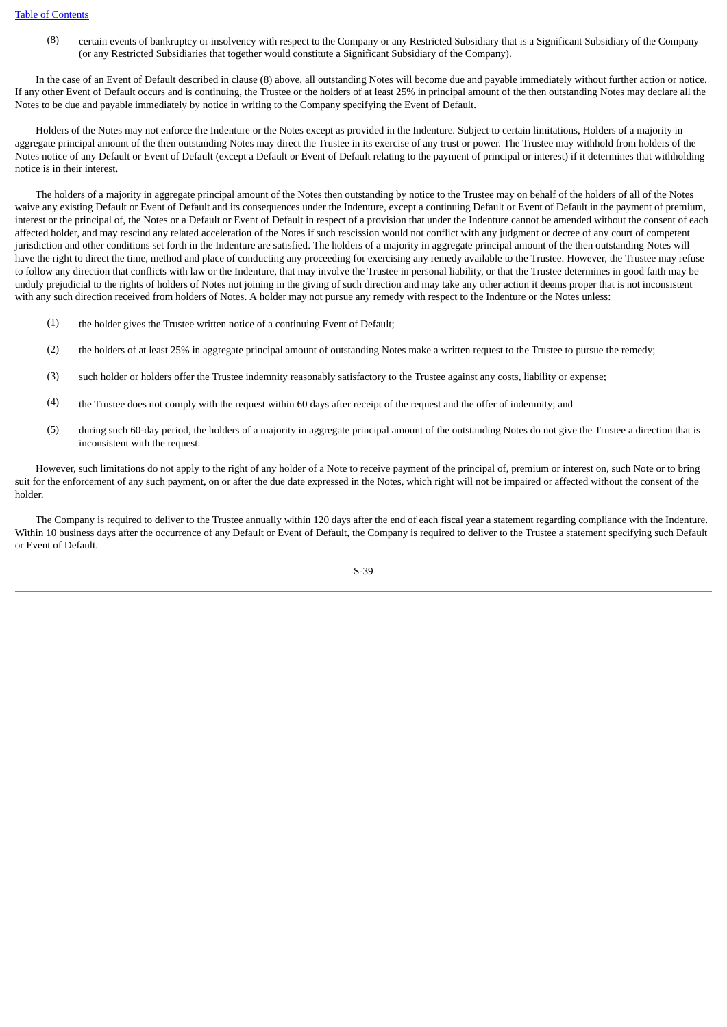(8) certain events of bankruptcy or insolvency with respect to the Company or any Restricted Subsidiary that is a Significant Subsidiary of the Company (or any Restricted Subsidiaries that together would constitute a Significant Subsidiary of the Company).

In the case of an Event of Default described in clause (8) above, all outstanding Notes will become due and payable immediately without further action or notice. If any other Event of Default occurs and is continuing, the Trustee or the holders of at least 25% in principal amount of the then outstanding Notes may declare all the Notes to be due and payable immediately by notice in writing to the Company specifying the Event of Default.

Holders of the Notes may not enforce the Indenture or the Notes except as provided in the Indenture. Subject to certain limitations, Holders of a majority in aggregate principal amount of the then outstanding Notes may direct the Trustee in its exercise of any trust or power. The Trustee may withhold from holders of the Notes notice of any Default or Event of Default (except a Default or Event of Default relating to the payment of principal or interest) if it determines that withholding notice is in their interest.

The holders of a majority in aggregate principal amount of the Notes then outstanding by notice to the Trustee may on behalf of the holders of all of the Notes waive any existing Default or Event of Default and its consequences under the Indenture, except a continuing Default or Event of Default in the payment of premium, interest or the principal of, the Notes or a Default or Event of Default in respect of a provision that under the Indenture cannot be amended without the consent of each affected holder, and may rescind any related acceleration of the Notes if such rescission would not conflict with any judgment or decree of any court of competent jurisdiction and other conditions set forth in the Indenture are satisfied. The holders of a majority in aggregate principal amount of the then outstanding Notes will have the right to direct the time, method and place of conducting any proceeding for exercising any remedy available to the Trustee. However, the Trustee may refuse to follow any direction that conflicts with law or the Indenture, that may involve the Trustee in personal liability, or that the Trustee determines in good faith may be unduly prejudicial to the rights of holders of Notes not joining in the giving of such direction and may take any other action it deems proper that is not inconsistent with any such direction received from holders of Notes. A holder may not pursue any remedy with respect to the Indenture or the Notes unless:

(1) the holder gives the Trustee written notice of a continuing Event of Default;

(2) the holders of at least 25% in aggregate principal amount of outstanding Notes make a written request to the Trustee to pursue the remedy;

(3) such holder or holders offer the Trustee indemnity reasonably satisfactory to the Trustee against any costs, liability or expense;

(4) the Trustee does not comply with the request within 60 days after receipt of the request and the offer of indemnity; and

(5) during such 60-day period, the holders of a majority in aggregate principal amount of the outstanding Notes do not give the Trustee a direction that is inconsistent with the request.

However, such limitations do not apply to the right of any holder of a Note to receive payment of the principal of, premium or interest on, such Note or to bring suit for the enforcement of any such payment, on or after the due date expressed in the Notes, which right will not be impaired or affected without the consent of the holder.

The Company is required to deliver to the Trustee annually within 120 days after the end of each fiscal year a statement regarding compliance with the Indenture. Within 10 business days after the occurrence of any Default or Event of Default, the Company is required to deliver to the Trustee a statement specifying such Default or Event of Default.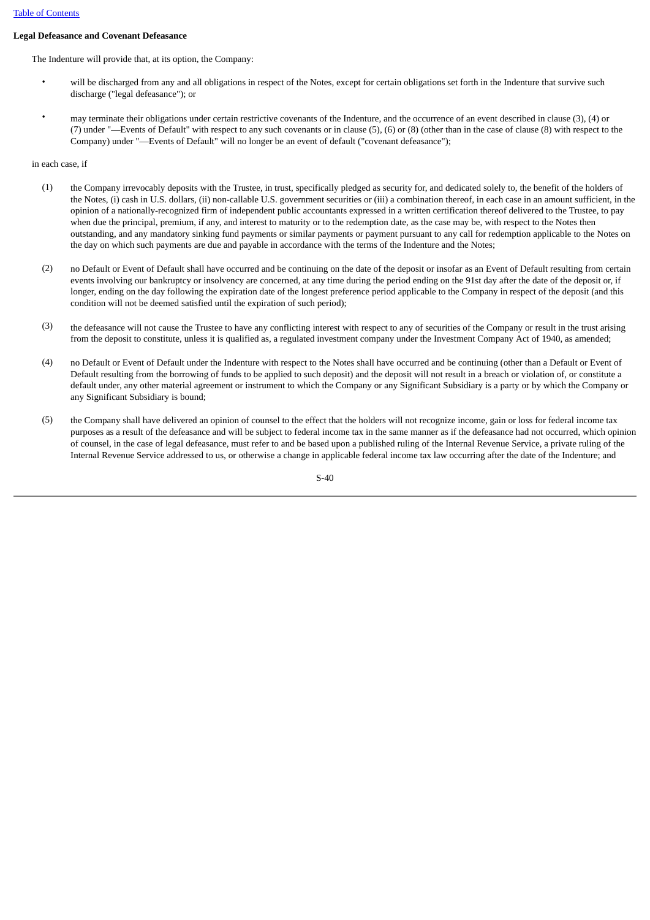**Legal Defeasance and Covenant Defeasance**

The Indenture will provide that, at its option, the Company:

- will be discharged from any and all obligations in respect of the Notes, except for certain obligations set forth in the Indenture that survive such discharge ("legal defeasance"); or
- may terminate their obligations under certain restrictive covenants of the Indenture, and the occurrence of an event described in clause (3), (4) or (7) under "—Events of Default" with respect to any such covenants or in clause (5), (6) or (8) (other than in the case of clause (8) with respect to the Company) under "—Events of Default" will no longer be an event of default ("covenant defeasance");

in each case, if

(1) the Company irrevocably deposits with the Trustee, in trust, specifically pledged as security for, and dedicated solely to, the benefit of the holders of the Notes, (i) cash in U.S. dollars, (ii) non-callable U.S. government securities or (iii) a combination thereof, in each case in an amount sufficient, in the opinion of a nationally-recognized firm of independent public accountants expressed in a written certification thereof delivered to the Trustee, to pay when due the principal, premium, if any, and interest to maturity or to the redemption date, as the case may be, with respect to the Notes then outstanding, and any mandatory sinking fund payments or similar payments or payment pursuant to any call for redemption applicable to the Notes on the day on which such payments are due and payable in accordance with the terms of the Indenture and the Notes;

(2) no Default or Event of Default shall have occurred and be continuing on the date of the deposit or insofar as an Event of Default resulting from certain events involving our bankruptcy or insolvency are concerned, at any time during the period ending on the 91st day after the date of the deposit or, if longer, ending on the day following the expiration date of the longest preference period applicable to the Company in respect of the deposit (and this condition will not be deemed satisfied until the expiration of such period);

(3) the defeasance will not cause the Trustee to have any conflicting interest with respect to any of securities of the Company or result in the trust arising from the deposit to constitute, unless it is qualified as, a regulated investment company under the Investment Company Act of 1940, as amended;

(4) no Default or Event of Default under the Indenture with respect to the Notes shall have occurred and be continuing (other than a Default or Event of Default resulting from the borrowing of funds to be applied to such deposit) and the deposit will not result in a breach or violation of, or constitute a default under, any other material agreement or instrument to which the Company or any Significant Subsidiary is a party or by which the Company or any Significant Subsidiary is bound;

(5) the Company shall have delivered an opinion of counsel to the effect that the holders will not recognize income, gain or loss for federal income tax purposes as a result of the defeasance and will be subject to federal income tax in the same manner as if the defeasance had not occurred, which opinion of counsel, in the case of legal defeasance, must refer to and be based upon a published ruling of the Internal Revenue Service, a private ruling of the Internal Revenue Service addressed to us, or otherwise a change in applicable federal income tax law occurring after the date of the Indenture; and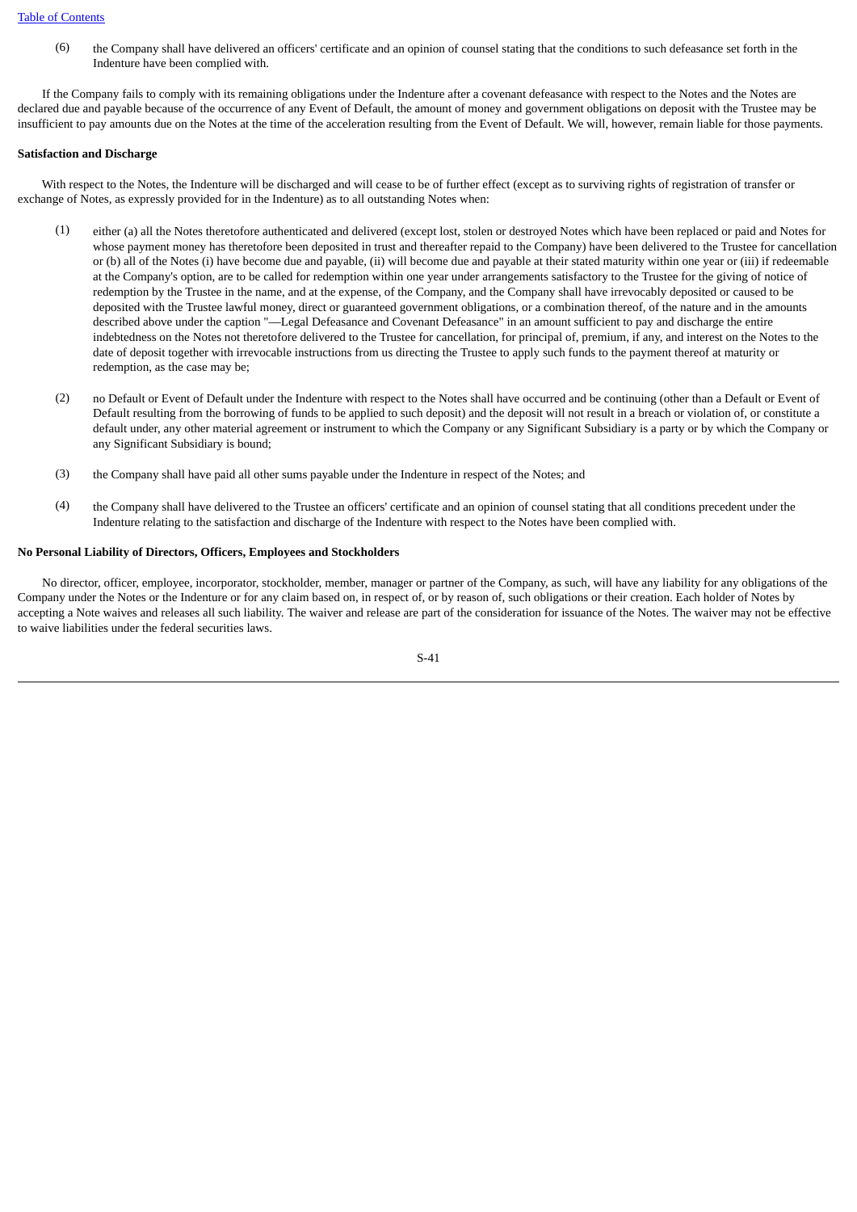(6) the Company shall have delivered an officers' certificate and an opinion of counsel stating that the conditions to such defeasance set forth in the Indenture have been complied with.

If the Company fails to comply with its remaining obligations under the Indenture after a covenant defeasance with respect to the Notes and the Notes are declared due and payable because of the occurrence of any Event of Default, the amount of money and government obligations on deposit with the Trustee may be insufficient to pay amounts due on the Notes at the time of the acceleration resulting from the Event of Default. We will, however, remain liable for those payments.

**Satisfaction and Discharge**

With respect to the Notes, the Indenture will be discharged and will cease to be of further effect (except as to surviving rights of registration of transfer or exchange of Notes, as expressly provided for in the Indenture) as to all outstanding Notes when:

(1) either (a) all the Notes theretofore authenticated and delivered (except lost, stolen or destroyed Notes which have been replaced or paid and Notes for whose payment money has theretofore been deposited in trust and thereafter repaid to the Company) have been delivered to the Trustee for cancellation or (b) all of the Notes (i) have become due and payable, (ii) will become due and payable at their stated maturity within one year or (iii) if redeemable at the Company's option, are to be called for redemption within one year under arrangements satisfactory to the Trustee for the giving of notice of redemption by the Trustee in the name, and at the expense, of the Company, and the Company shall have irrevocably deposited or caused to be deposited with the Trustee lawful money, direct or guaranteed government obligations, or a combination thereof, of the nature and in the amounts described above under the caption "—Legal Defeasance and Covenant Defeasance" in an amount sufficient to pay and discharge the entire indebtedness on the Notes not theretofore delivered to the Trustee for cancellation, for principal of, premium, if any, and interest on the Notes to the date of deposit together with irrevocable instructions from us directing the Trustee to apply such funds to the payment thereof at maturity or redemption, as the case may be;

(2) no Default or Event of Default under the Indenture with respect to the Notes shall have occurred and be continuing (other than a Default or Event of Default resulting from the borrowing of funds to be applied to such deposit) and the deposit will not result in a breach or violation of, or constitute a default under, any other material agreement or instrument to which the Company or any Significant Subsidiary is a party or by which the Company or any Significant Subsidiary is bound;

(3) the Company shall have paid all other sums payable under the Indenture in respect of the Notes; and

(4) the Company shall have delivered to the Trustee an officers' certificate and an opinion of counsel stating that all conditions precedent under the Indenture relating to the satisfaction and discharge of the Indenture with respect to the Notes have been complied with.

**No Personal Liability of Directors, Officers, Employees and Stockholders**

No director, officer, employee, incorporator, stockholder, member, manager or partner of the Company, as such, will have any liability for any obligations of the Company under the Notes or the Indenture or for any claim based on, in respect of, or by reason of, such obligations or their creation. Each holder of Notes by accepting a Note waives and releases all such liability. The waiver and release are part of the consideration for issuance of the Notes. The waiver may not be effective to waive liabilities under the federal securities laws.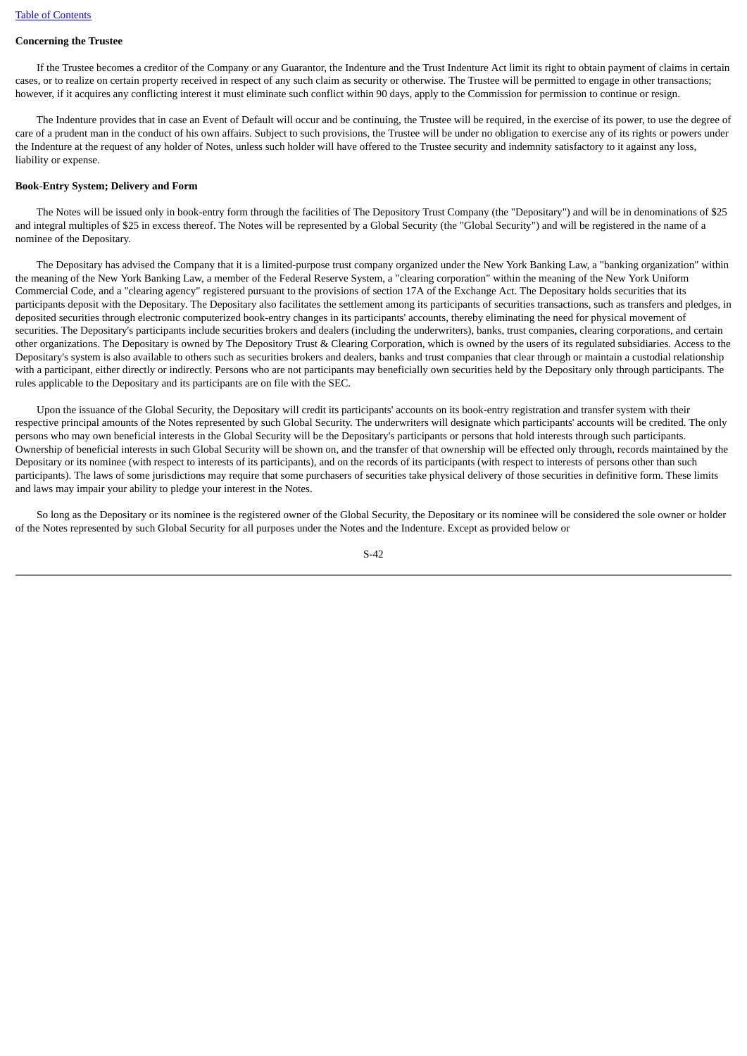**Concerning the Trustee**

If the Trustee becomes a creditor of the Company or any Guarantor, the Indenture and the Trust Indenture Act limit its right to obtain payment of claims in certain cases, or to realize on certain property received in respect of any such claim as security or otherwise. The Trustee will be permitted to engage in other transactions; however, if it acquires any conflicting interest it must eliminate such conflict within 90 days, apply to the Commission for permission to continue or resign.

The Indenture provides that in case an Event of Default will occur and be continuing, the Trustee will be required, in the exercise of its power, to use the degree of care of a prudent man in the conduct of his own affairs. Subject to such provisions, the Trustee will be under no obligation to exercise any of its rights or powers under the Indenture at the request of any holder of Notes, unless such holder will have offered to the Trustee security and indemnity satisfactory to it against any loss, liability or expense.

**Book-Entry System; Delivery and Form**

The Notes will be issued only in book-entry form through the facilities of The Depository Trust Company (the "Depositary") and will be in denominations of $25 and integral multiples of $25 in excess thereof. The Notes will be represented by a Global Security (the "Global Security") and will be registered in the name of a nominee of the Depositary.

The Depositary has advised the Company that it is a limited-purpose trust company organized under the New York Banking Law, a "banking organization" within the meaning of the New York Banking Law, a member of the Federal Reserve System, a "clearing corporation" within the meaning of the New York Uniform Commercial Code, and a "clearing agency" registered pursuant to the provisions of section 17A of the Exchange Act. The Depositary holds securities that its participants deposit with the Depositary. The Depositary also facilitates the settlement among its participants of securities transactions, such as transfers and pledges, in deposited securities through electronic computerized book-entry changes in its participants' accounts, thereby eliminating the need for physical movement of securities. The Depositary's participants include securities brokers and dealers (including the underwriters), banks, trust companies, clearing corporations, and certain other organizations. The Depositary is owned by The Depository Trust & Clearing Corporation, which is owned by the users of its regulated subsidiaries. Access to the Depositary's system is also available to others such as securities brokers and dealers, banks and trust companies that clear through or maintain a custodial relationship with a participant, either directly or indirectly. Persons who are not participants may beneficially own securities held by the Depositary only through participants. The rules applicable to the Depositary and its participants are on file with the SEC.

Upon the issuance of the Global Security, the Depositary will credit its participants' accounts on its book-entry registration and transfer system with their respective principal amounts of the Notes represented by such Global Security. The underwriters will designate which participants' accounts will be credited. The only persons who may own beneficial interests in the Global Security will be the Depositary's participants or persons that hold interests through such participants. Ownership of beneficial interests in such Global Security will be shown on, and the transfer of that ownership will be effected only through, records maintained by the Depositary or its nominee (with respect to interests of its participants), and on the records of its participants (with respect to interests of persons other than such participants). The laws of some jurisdictions may require that some purchasers of securities take physical delivery of those securities in definitive form. These limits and laws may impair your ability to pledge your interest in the Notes.

So long as the Depositary or its nominee is the registered owner of the Global Security, the Depositary or its nominee will be considered the sole owner or holder of the Notes represented by such Global Security for all purposes under the Notes and the Indenture. Except as provided below or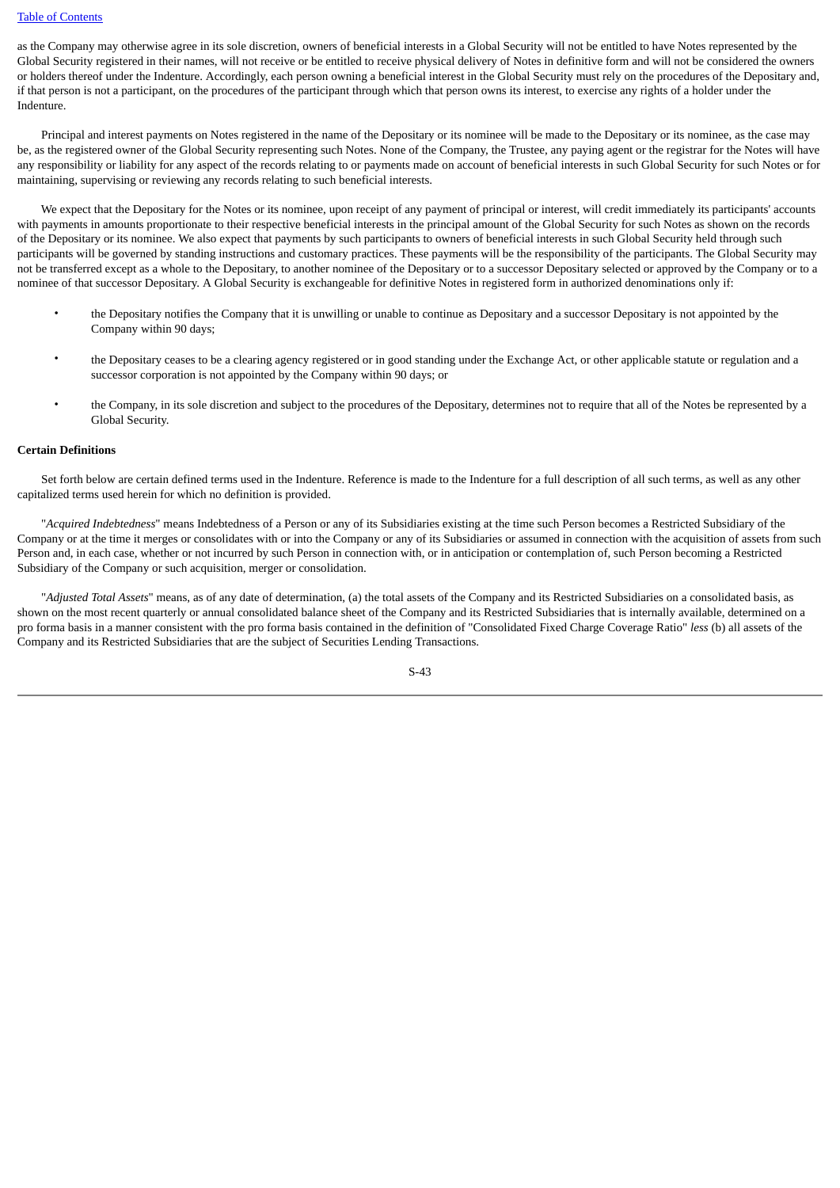as the Company may otherwise agree in its sole discretion, owners of beneficial interests in a Global Security will not be entitled to have Notes represented by the Global Security registered in their names, will not receive or be entitled to receive physical delivery of Notes in definitive form and will not be considered the owners or holders thereof under the Indenture. Accordingly, each person owning a beneficial interest in the Global Security must rely on the procedures of the Depositary and, if that person is not a participant, on the procedures of the participant through which that person owns its interest, to exercise any rights of a holder under the Indenture.

Principal and interest payments on Notes registered in the name of the Depositary or its nominee will be made to the Depositary or its nominee, as the case may be, as the registered owner of the Global Security representing such Notes. None of the Company, the Trustee, any paying agent or the registrar for the Notes will have any responsibility or liability for any aspect of the records relating to or payments made on account of beneficial interests in such Global Security for such Notes or for maintaining, supervising or reviewing any records relating to such beneficial interests.

We expect that the Depositary for the Notes or its nominee, upon receipt of any payment of principal or interest, will credit immediately its participants' accounts with payments in amounts proportionate to their respective beneficial interests in the principal amount of the Global Security for such Notes as shown on the records of the Depositary or its nominee. We also expect that payments by such participants to owners of beneficial interests in such Global Security held through such participants will be governed by standing instructions and customary practices. These payments will be the responsibility of the participants. The Global Security may not be transferred except as a whole to the Depositary, to another nominee of the Depositary or to a successor Depositary selected or approved by the Company or to a nominee of that successor Depositary. A Global Security is exchangeable for definitive Notes in registered form in authorized denominations only if:

- the Depositary notifies the Company that it is unwilling or unable to continue as Depositary and a successor Depositary is not appointed by the Company within 90 days;
- the Depositary ceases to be a clearing agency registered or in good standing under the Exchange Act, or other applicable statute or regulation and a successor corporation is not appointed by the Company within 90 days; or
- the Company, in its sole discretion and subject to the procedures of the Depositary, determines not to require that all of the Notes be represented by a Global Security.

**Certain Definitions**

Set forth below are certain defined terms used in the Indenture. Reference is made to the Indenture for a full description of all such terms, as well as any other capitalized terms used herein for which no definition is provided.

"*Acquired Indebtedness*" means Indebtedness of a Person or any of its Subsidiaries existing at the time such Person becomes a Restricted Subsidiary of the Company or at the time it merges or consolidates with or into the Company or any of its Subsidiaries or assumed in connection with the acquisition of assets from such Person and, in each case, whether or not incurred by such Person in connection with, or in anticipation or contemplation of, such Person becoming a Restricted Subsidiary of the Company or such acquisition, merger or consolidation.

"*Adjusted Total Assets*" means, as of any date of determination, (a) the total assets of the Company and its Restricted Subsidiaries on a consolidated basis, as shown on the most recent quarterly or annual consolidated balance sheet of the Company and its Restricted Subsidiaries that is internally available, determined on a pro forma basis in a manner consistent with the pro forma basis contained in the definition of "Consolidated Fixed Charge Coverage Ratio" *less* (b) all assets of the Company and its Restricted Subsidiaries that are the subject of Securities Lending Transactions.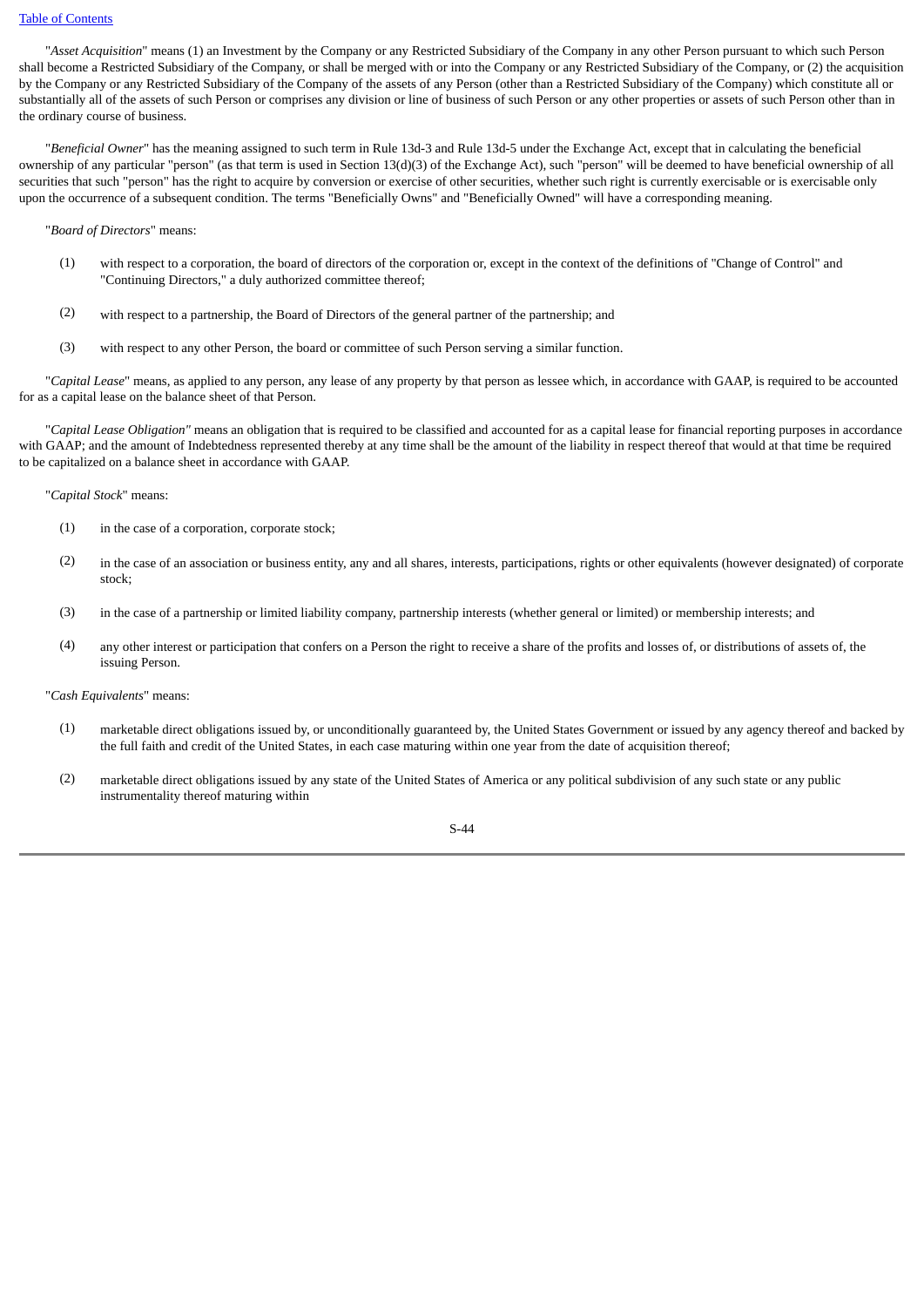"*Asset Acquisition*" means (1) an Investment by the Company or any Restricted Subsidiary of the Company in any other Person pursuant to which such Person shall become a Restricted Subsidiary of the Company, or shall be merged with or into the Company or any Restricted Subsidiary of the Company, or (2) the acquisition by the Company or any Restricted Subsidiary of the Company of the assets of any Person (other than a Restricted Subsidiary of the Company) which constitute all or substantially all of the assets of such Person or comprises any division or line of business of such Person or any other properties or assets of such Person other than in the ordinary course of business.

"*Beneficial Owner*" has the meaning assigned to such term in Rule 13d-3 and Rule 13d-5 under the Exchange Act, except that in calculating the beneficial ownership of any particular "person" (as that term is used in Section 13(d)(3) of the Exchange Act), such "person" will be deemed to have beneficial ownership of all securities that such "person" has the right to acquire by conversion or exercise of other securities, whether such right is currently exercisable or is exercisable only upon the occurrence of a subsequent condition. The terms "Beneficially Owns" and "Beneficially Owned" will have a corresponding meaning.

"*Board of Directors*" means:

(1) with respect to a corporation, the board of directors of the corporation or, except in the context of the definitions of "Change of Control" and "Continuing Directors," a duly authorized committee thereof;

(2) with respect to a partnership, the Board of Directors of the general partner of the partnership; and

(3) with respect to any other Person, the board or committee of such Person serving a similar function.

"*Capital Lease*" means, as applied to any person, any lease of any property by that person as lessee which, in accordance with GAAP, is required to be accounted for as a capital lease on the balance sheet of that Person.

"*Capital Lease Obligation"* means an obligation that is required to be classified and accounted for as a capital lease for financial reporting purposes in accordance with GAAP; and the amount of Indebtedness represented thereby at any time shall be the amount of the liability in respect thereof that would at that time be required to be capitalized on a balance sheet in accordance with GAAP.

"*Capital Stock*" means:

(1) in the case of a corporation, corporate stock;

(2) in the case of an association or business entity, any and all shares, interests, participations, rights or other equivalents (however designated) of corporate stock;

(3) in the case of a partnership or limited liability company, partnership interests (whether general or limited) or membership interests; and

(4) any other interest or participation that confers on a Person the right to receive a share of the profits and losses of, or distributions of assets of, the issuing Person.

"*Cash Equivalents*" means:

(1) marketable direct obligations issued by, or unconditionally guaranteed by, the United States Government or issued by any agency thereof and backed by the full faith and credit of the United States, in each case maturing within one year from the date of acquisition thereof;

(2) marketable direct obligations issued by any state of the United States of America or any political subdivision of any such state or any public instrumentality thereof maturing within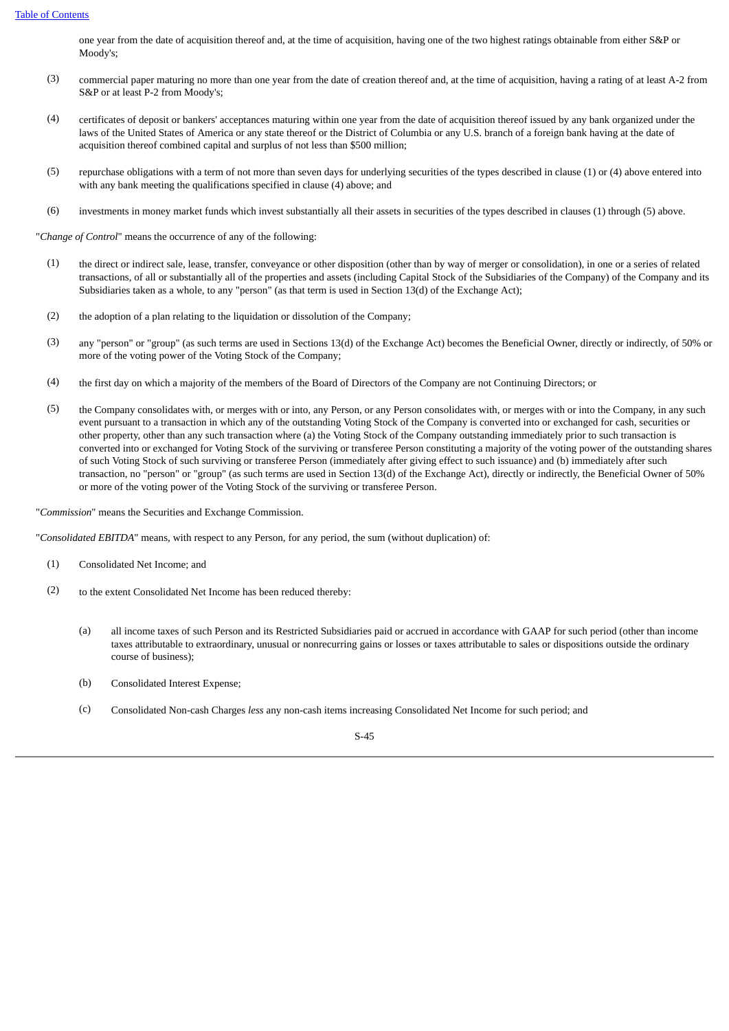one year from the date of acquisition thereof and, at the time of acquisition, having one of the two highest ratings obtainable from either S&P or Moody's;

(3) commercial paper maturing no more than one year from the date of creation thereof and, at the time of acquisition, having a rating of at least A-2 from S&P or at least P-2 from Moody's;

(4) certificates of deposit or bankers' acceptances maturing within one year from the date of acquisition thereof issued by any bank organized under the laws of the United States of America or any state thereof or the District of Columbia or any U.S. branch of a foreign bank having at the date of acquisition thereof combined capital and surplus of not less than $500 million;

(5) repurchase obligations with a term of not more than seven days for underlying securities of the types described in clause (1) or (4) above entered into with any bank meeting the qualifications specified in clause (4) above; and

(6) investments in money market funds which invest substantially all their assets in securities of the types described in clauses (1) through (5) above.

"*Change of Control*" means the occurrence of any of the following:

(1) the direct or indirect sale, lease, transfer, conveyance or other disposition (other than by way of merger or consolidation), in one or a series of related transactions, of all or substantially all of the properties and assets (including Capital Stock of the Subsidiaries of the Company) of the Company and its Subsidiaries taken as a whole, to any "person" (as that term is used in Section 13(d) of the Exchange Act);

(2) the adoption of a plan relating to the liquidation or dissolution of the Company;

(3) any "person" or "group" (as such terms are used in Sections 13(d) of the Exchange Act) becomes the Beneficial Owner, directly or indirectly, of 50% or more of the voting power of the Voting Stock of the Company;

(4) the first day on which a majority of the members of the Board of Directors of the Company are not Continuing Directors; or

(5) the Company consolidates with, or merges with or into, any Person, or any Person consolidates with, or merges with or into the Company, in any such event pursuant to a transaction in which any of the outstanding Voting Stock of the Company is converted into or exchanged for cash, securities or other property, other than any such transaction where (a) the Voting Stock of the Company outstanding immediately prior to such transaction is converted into or exchanged for Voting Stock of the surviving or transferee Person constituting a majority of the voting power of the outstanding shares of such Voting Stock of such surviving or transferee Person (immediately after giving effect to such issuance) and (b) immediately after such transaction, no "person" or "group" (as such terms are used in Section 13(d) of the Exchange Act), directly or indirectly, the Beneficial Owner of 50% or more of the voting power of the Voting Stock of the surviving or transferee Person.

"*Commission*" means the Securities and Exchange Commission.

"*Consolidated EBITDA*" means, with respect to any Person, for any period, the sum (without duplication) of:

(1) Consolidated Net Income; and

(2) to the extent Consolidated Net Income has been reduced thereby:

   (a) all income taxes of such Person and its Restricted Subsidiaries paid or accrued in accordance with GAAP for such period (other than income taxes attributable to extraordinary, unusual or nonrecurring gains or losses or taxes attributable to sales or dispositions outside the ordinary course of business);

   (b) Consolidated Interest Expense;

   (c) Consolidated Non-cash Charges *less* any non-cash items increasing Consolidated Net Income for such period; and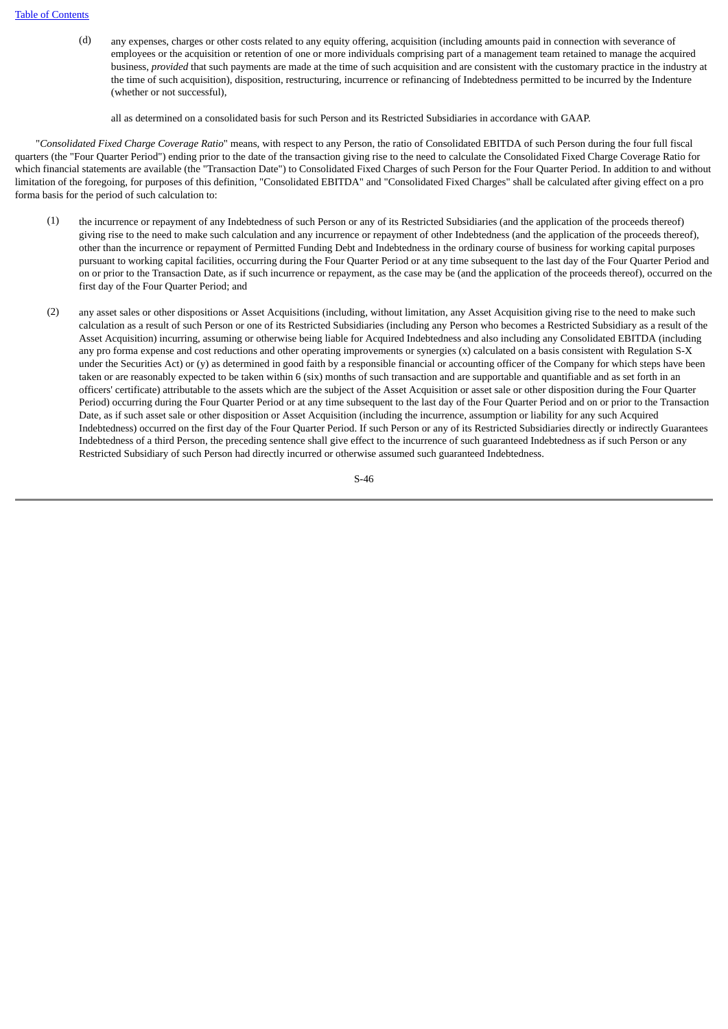(d) any expenses, charges or other costs related to any equity offering, acquisition (including amounts paid in connection with severance of employees or the acquisition or retention of one or more individuals comprising part of a management team retained to manage the acquired business, *provided* that such payments are made at the time of such acquisition and are consistent with the customary practice in the industry at the time of such acquisition), disposition, restructuring, incurrence or refinancing of Indebtedness permitted to be incurred by the Indenture (whether or not successful),

all as determined on a consolidated basis for such Person and its Restricted Subsidiaries in accordance with GAAP.

"*Consolidated Fixed Charge Coverage Ratio*" means, with respect to any Person, the ratio of Consolidated EBITDA of such Person during the four full fiscal quarters (the "Four Quarter Period") ending prior to the date of the transaction giving rise to the need to calculate the Consolidated Fixed Charge Coverage Ratio for which financial statements are available (the "Transaction Date") to Consolidated Fixed Charges of such Person for the Four Quarter Period. In addition to and without limitation of the foregoing, for purposes of this definition, "Consolidated EBITDA" and "Consolidated Fixed Charges" shall be calculated after giving effect on a pro forma basis for the period of such calculation to:

(1) the incurrence or repayment of any Indebtedness of such Person or any of its Restricted Subsidiaries (and the application of the proceeds thereof) giving rise to the need to make such calculation and any incurrence or repayment of other Indebtedness (and the application of the proceeds thereof), other than the incurrence or repayment of Permitted Funding Debt and Indebtedness in the ordinary course of business for working capital purposes pursuant to working capital facilities, occurring during the Four Quarter Period or at any time subsequent to the last day of the Four Quarter Period and on or prior to the Transaction Date, as if such incurrence or repayment, as the case may be (and the application of the proceeds thereof), occurred on the first day of the Four Quarter Period; and

(2) any asset sales or other dispositions or Asset Acquisitions (including, without limitation, any Asset Acquisition giving rise to the need to make such calculation as a result of such Person or one of its Restricted Subsidiaries (including any Person who becomes a Restricted Subsidiary as a result of the Asset Acquisition) incurring, assuming or otherwise being liable for Acquired Indebtedness and also including any Consolidated EBITDA (including any pro forma expense and cost reductions and other operating improvements or synergies (x) calculated on a basis consistent with Regulation S-X under the Securities Act) or (y) as determined in good faith by a responsible financial or accounting officer of the Company for which steps have been taken or are reasonably expected to be taken within 6 (six) months of such transaction and are supportable and quantifiable and as set forth in an officers' certificate) attributable to the assets which are the subject of the Asset Acquisition or asset sale or other disposition during the Four Quarter Period) occurring during the Four Quarter Period or at any time subsequent to the last day of the Four Quarter Period and on or prior to the Transaction Date, as if such asset sale or other disposition or Asset Acquisition (including the incurrence, assumption or liability for any such Acquired Indebtedness) occurred on the first day of the Four Quarter Period. If such Person or any of its Restricted Subsidiaries directly or indirectly Guarantees Indebtedness of a third Person, the preceding sentence shall give effect to the incurrence of such guaranteed Indebtedness as if such Person or any Restricted Subsidiary of such Person had directly incurred or otherwise assumed such guaranteed Indebtedness.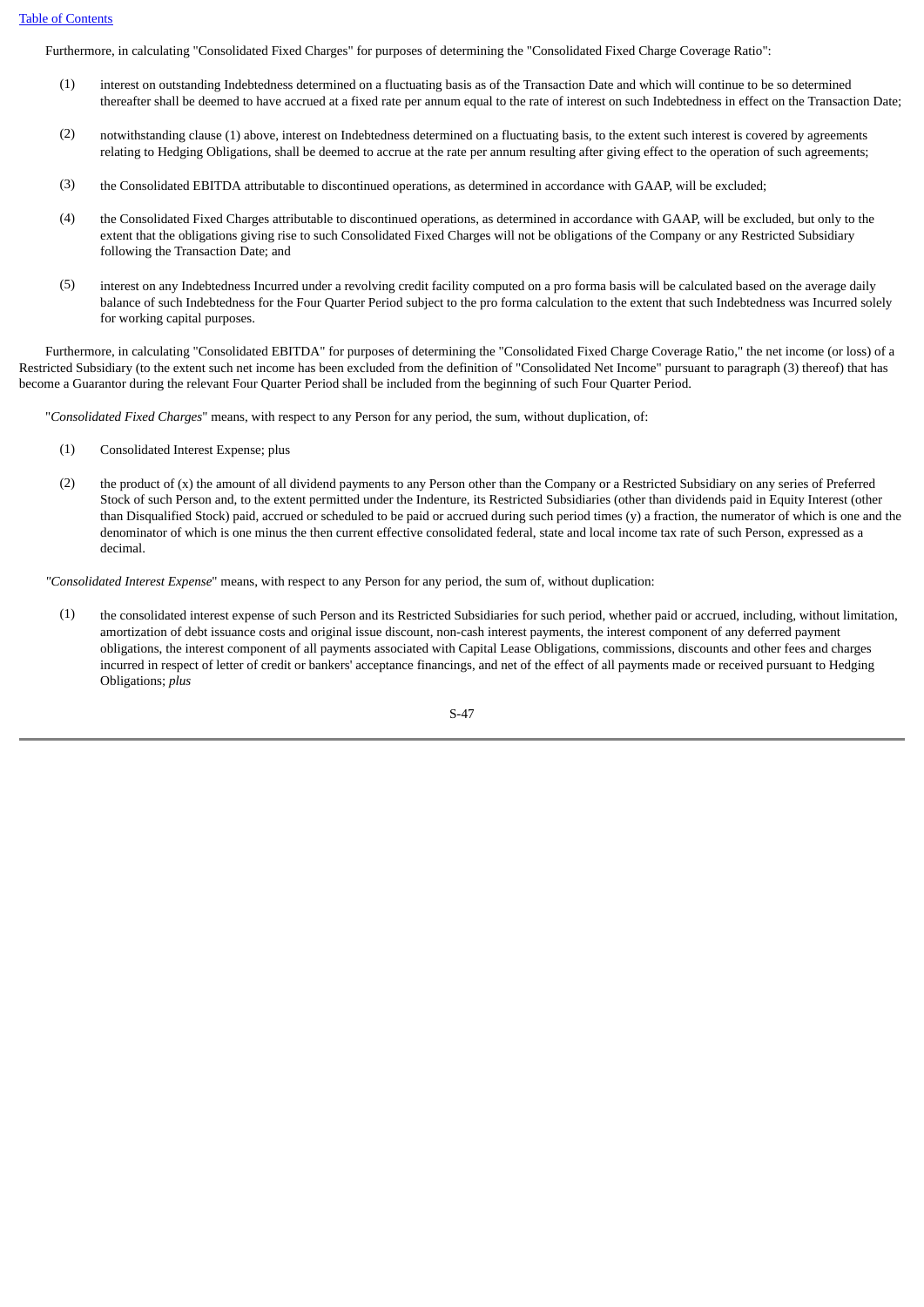Furthermore, in calculating "Consolidated Fixed Charges" for purposes of determining the "Consolidated Fixed Charge Coverage Ratio":

(1) interest on outstanding Indebtedness determined on a fluctuating basis as of the Transaction Date and which will continue to be so determined thereafter shall be deemed to have accrued at a fixed rate per annum equal to the rate of interest on such Indebtedness in effect on the Transaction Date;

(2) notwithstanding clause (1) above, interest on Indebtedness determined on a fluctuating basis, to the extent such interest is covered by agreements relating to Hedging Obligations, shall be deemed to accrue at the rate per annum resulting after giving effect to the operation of such agreements;

(3) the Consolidated EBITDA attributable to discontinued operations, as determined in accordance with GAAP, will be excluded;

(4) the Consolidated Fixed Charges attributable to discontinued operations, as determined in accordance with GAAP, will be excluded, but only to the extent that the obligations giving rise to such Consolidated Fixed Charges will not be obligations of the Company or any Restricted Subsidiary following the Transaction Date; and

(5) interest on any Indebtedness Incurred under a revolving credit facility computed on a pro forma basis will be calculated based on the average daily balance of such Indebtedness for the Four Quarter Period subject to the pro forma calculation to the extent that such Indebtedness was Incurred solely for working capital purposes.

Furthermore, in calculating "Consolidated EBITDA" for purposes of determining the "Consolidated Fixed Charge Coverage Ratio," the net income (or loss) of a Restricted Subsidiary (to the extent such net income has been excluded from the definition of "Consolidated Net Income" pursuant to paragraph (3) thereof) that has become a Guarantor during the relevant Four Quarter Period shall be included from the beginning of such Four Quarter Period.

"*Consolidated Fixed Charges*" means, with respect to any Person for any period, the sum, without duplication, of:

(1) Consolidated Interest Expense; plus

(2) the product of (x) the amount of all dividend payments to any Person other than the Company or a Restricted Subsidiary on any series of Preferred Stock of such Person and, to the extent permitted under the Indenture, its Restricted Subsidiaries (other than dividends paid in Equity Interest (other than Disqualified Stock) paid, accrued or scheduled to be paid or accrued during such period times (y) a fraction, the numerator of which is one and the denominator of which is one minus the then current effective consolidated federal, state and local income tax rate of such Person, expressed as a decimal.

"*Consolidated Interest Expense*" means, with respect to any Person for any period, the sum of, without duplication:

(1) the consolidated interest expense of such Person and its Restricted Subsidiaries for such period, whether paid or accrued, including, without limitation, amortization of debt issuance costs and original issue discount, non-cash interest payments, the interest component of any deferred payment obligations, the interest component of all payments associated with Capital Lease Obligations, commissions, discounts and other fees and charges incurred in respect of letter of credit or bankers' acceptance financings, and net of the effect of all payments made or received pursuant to Hedging Obligations; *plus*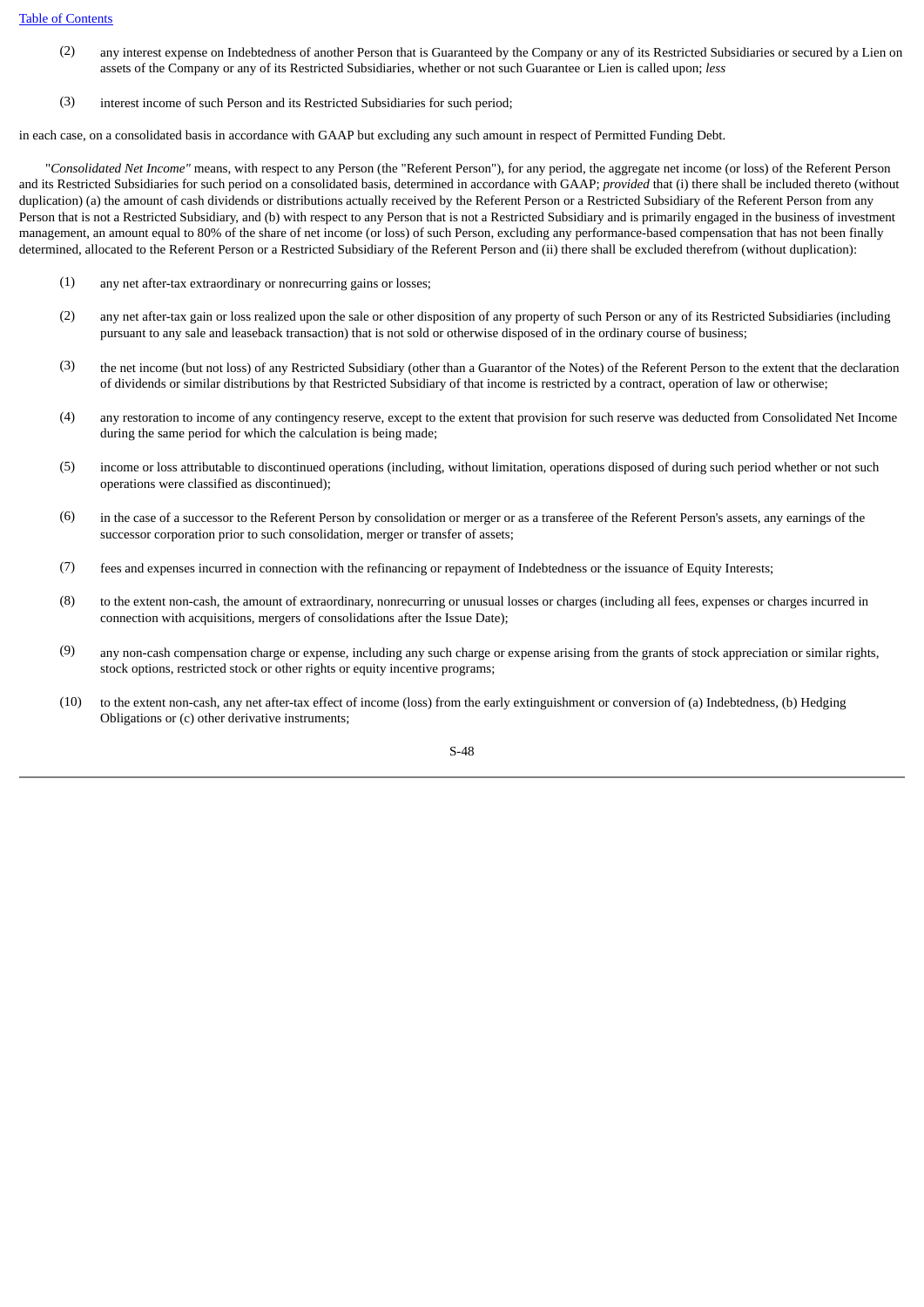(2) any interest expense on Indebtedness of another Person that is Guaranteed by the Company or any of its Restricted Subsidiaries or secured by a Lien on assets of the Company or any of its Restricted Subsidiaries, whether or not such Guarantee or Lien is called upon; *less*

(3) interest income of such Person and its Restricted Subsidiaries for such period;

in each case, on a consolidated basis in accordance with GAAP but excluding any such amount in respect of Permitted Funding Debt.

"*Consolidated Net Income*" means, with respect to any Person (the "Referent Person"), for any period, the aggregate net income (or loss) of the Referent Person and its Restricted Subsidiaries for such period on a consolidated basis, determined in accordance with GAAP; *provided* that (i) there shall be included thereto (without duplication) (a) the amount of cash dividends or distributions actually received by the Referent Person or a Restricted Subsidiary of the Referent Person from any Person that is not a Restricted Subsidiary, and (b) with respect to any Person that is not a Restricted Subsidiary and is primarily engaged in the business of investment management, an amount equal to 80% of the share of net income (or loss) of such Person, excluding any performance-based compensation that has not been finally determined, allocated to the Referent Person or a Restricted Subsidiary of the Referent Person and (ii) there shall be excluded therefrom (without duplication):

(1) any net after-tax extraordinary or nonrecurring gains or losses;

(2) any net after-tax gain or loss realized upon the sale or other disposition of any property of such Person or any of its Restricted Subsidiaries (including pursuant to any sale and leaseback transaction) that is not sold or otherwise disposed of in the ordinary course of business;

(3) the net income (but not loss) of any Restricted Subsidiary (other than a Guarantor of the Notes) of the Referent Person to the extent that the declaration of dividends or similar distributions by that Restricted Subsidiary of that income is restricted by a contract, operation of law or otherwise;

(4) any restoration to income of any contingency reserve, except to the extent that provision for such reserve was deducted from Consolidated Net Income during the same period for which the calculation is being made;

(5) income or loss attributable to discontinued operations (including, without limitation, operations disposed of during such period whether or not such operations were classified as discontinued);

(6) in the case of a successor to the Referent Person by consolidation or merger or as a transferee of the Referent Person's assets, any earnings of the successor corporation prior to such consolidation, merger or transfer of assets;

(7) fees and expenses incurred in connection with the refinancing or repayment of Indebtedness or the issuance of Equity Interests;

(8) to the extent non-cash, the amount of extraordinary, nonrecurring or unusual losses or charges (including all fees, expenses or charges incurred in connection with acquisitions, mergers of consolidations after the Issue Date);

(9) any non-cash compensation charge or expense, including any such charge or expense arising from the grants of stock appreciation or similar rights, stock options, restricted stock or other rights or equity incentive programs;

(10) to the extent non-cash, any net after-tax effect of income (loss) from the early extinguishment or conversion of (a) Indebtedness, (b) Hedging Obligations or (c) other derivative instruments;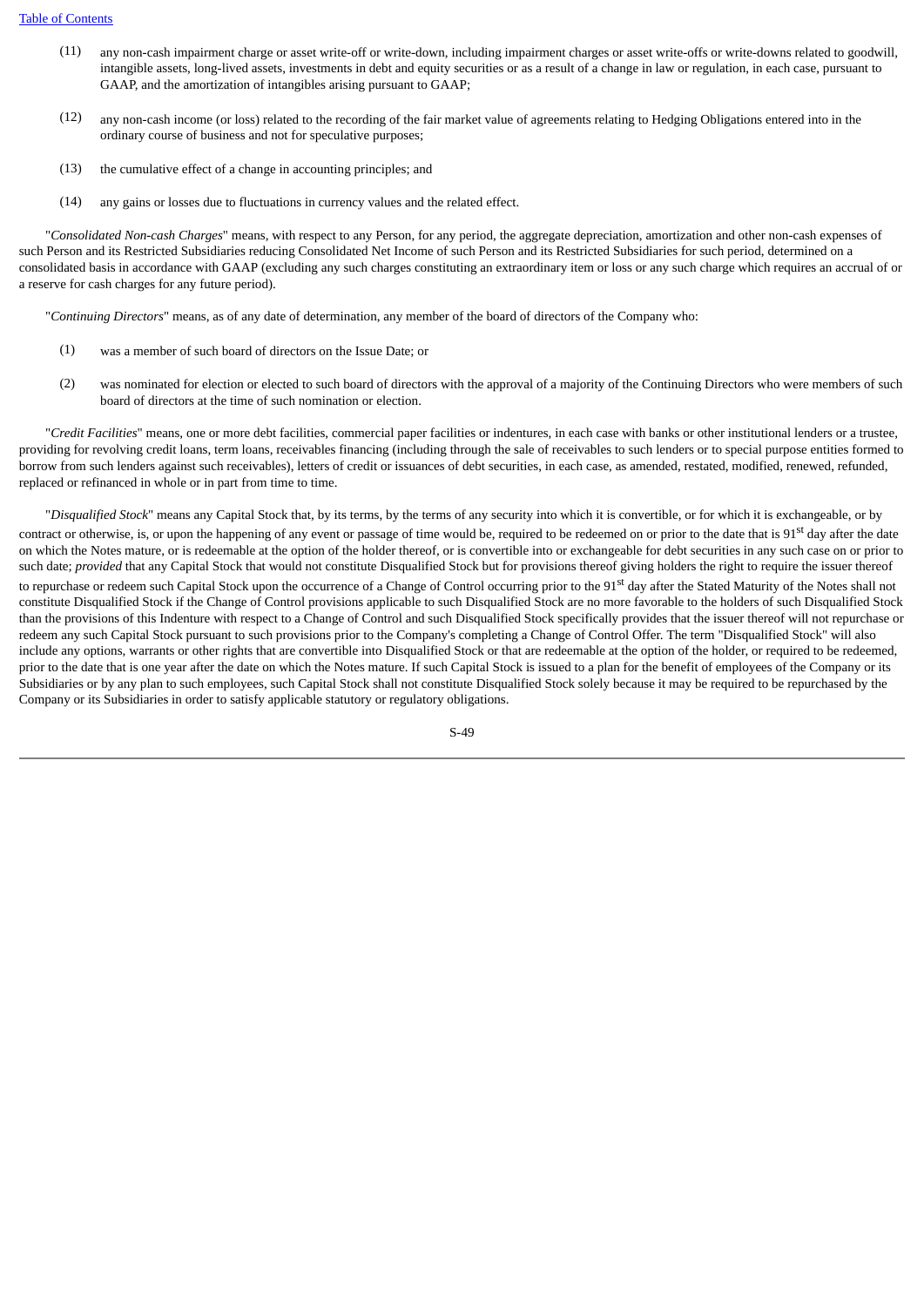(11) any non-cash impairment charge or asset write-off or write-down, including impairment charges or asset write-offs or write-downs related to goodwill, intangible assets, long-lived assets, investments in debt and equity securities or as a result of a change in law or regulation, in each case, pursuant to GAAP, and the amortization of intangibles arising pursuant to GAAP;

(12) any non-cash income (or loss) related to the recording of the fair market value of agreements relating to Hedging Obligations entered into in the ordinary course of business and not for speculative purposes;

(13) the cumulative effect of a change in accounting principles; and

(14) any gains or losses due to fluctuations in currency values and the related effect.

"*Consolidated Non-cash Charges*" means, with respect to any Person, for any period, the aggregate depreciation, amortization and other non-cash expenses of such Person and its Restricted Subsidiaries reducing Consolidated Net Income of such Person and its Restricted Subsidiaries for such period, determined on a consolidated basis in accordance with GAAP (excluding any such charges constituting an extraordinary item or loss or any such charge which requires an accrual of or a reserve for cash charges for any future period).

"*Continuing Directors*" means, as of any date of determination, any member of the board of directors of the Company who:

(1) was a member of such board of directors on the Issue Date; or

(2) was nominated for election or elected to such board of directors with the approval of a majority of the Continuing Directors who were members of such board of directors at the time of such nomination or election.

"*Credit Facilities*" means, one or more debt facilities, commercial paper facilities or indentures, in each case with banks or other institutional lenders or a trustee, providing for revolving credit loans, term loans, receivables financing (including through the sale of receivables to such lenders or to special purpose entities formed to borrow from such lenders against such receivables), letters of credit or issuances of debt securities, in each case, as amended, restated, modified, renewed, refunded, replaced or refinanced in whole or in part from time to time.

"*Disqualified Stock*" means any Capital Stock that, by its terms, by the terms of any security into which it is convertible, or for which it is exchangeable, or by contract or otherwise, is, or upon the happening of any event or passage of time would be, required to be redeemed on or prior to the date that is 91st day after the date on which the Notes mature, or is redeemable at the option of the holder thereof, or is convertible into or exchangeable for debt securities in any such case on or prior to such date; *provided* that any Capital Stock that would not constitute Disqualified Stock but for provisions thereof giving holders the right to require the issuer thereof to repurchase or redeem such Capital Stock upon the occurrence of a Change of Control occurring prior to the 91st day after the Stated Maturity of the Notes shall not constitute Disqualified Stock if the Change of Control provisions applicable to such Disqualified Stock are no more favorable to the holders of such Disqualified Stock than the provisions of this Indenture with respect to a Change of Control and such Disqualified Stock specifically provides that the issuer thereof will not repurchase or redeem any such Capital Stock pursuant to such provisions prior to the Company's completing a Change of Control Offer. The term "Disqualified Stock" will also include any options, warrants or other rights that are convertible into Disqualified Stock or that are redeemable at the option of the holder, or required to be redeemed, prior to the date that is one year after the date on which the Notes mature. If such Capital Stock is issued to a plan for the benefit of employees of the Company or its Subsidiaries or by any plan to such employees, such Capital Stock shall not constitute Disqualified Stock solely because it may be required to be repurchased by the Company or its Subsidiaries in order to satisfy applicable statutory or regulatory obligations.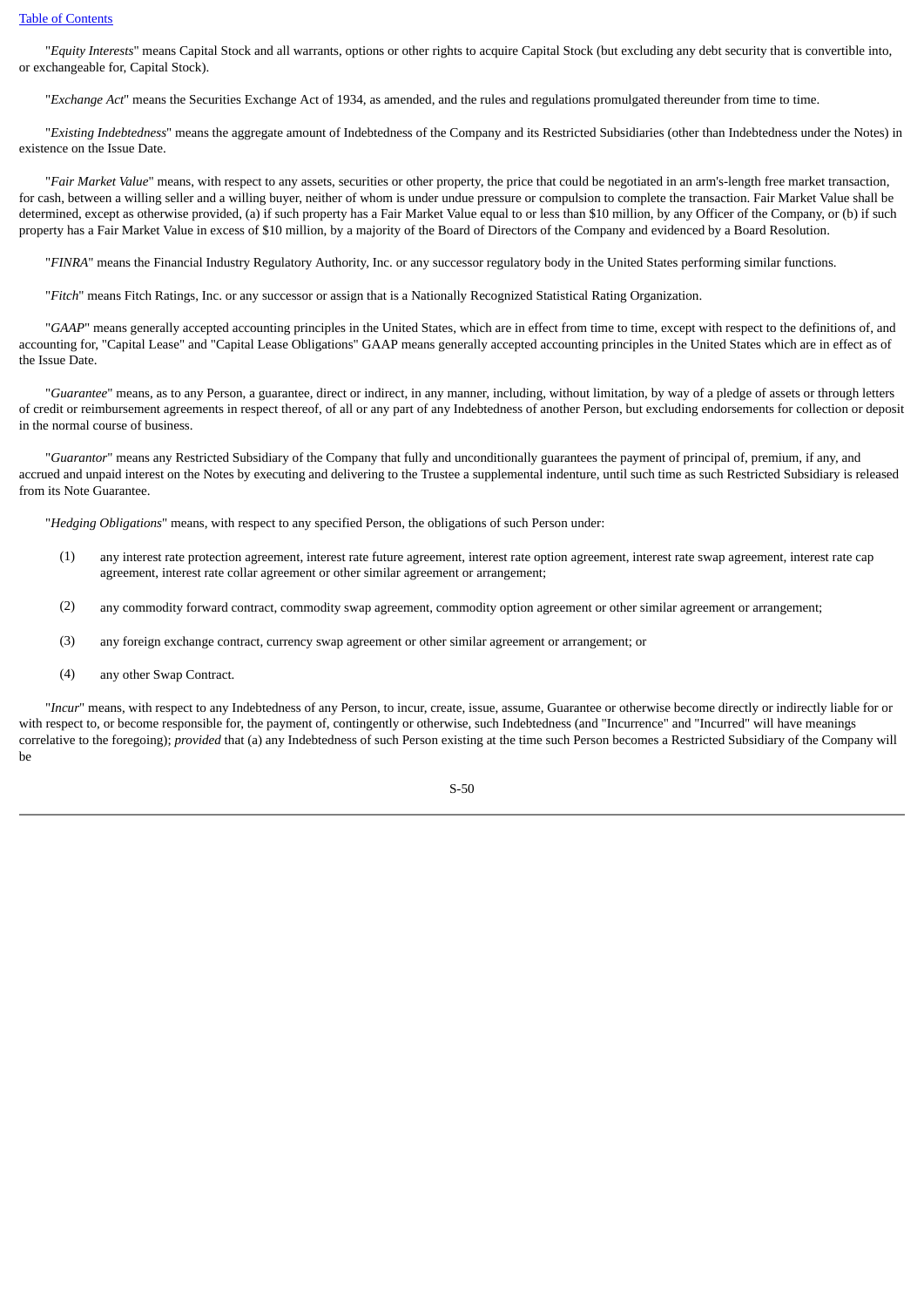"*Equity Interests*" means Capital Stock and all warrants, options or other rights to acquire Capital Stock (but excluding any debt security that is convertible into, or exchangeable for, Capital Stock).

"*Exchange Act*" means the Securities Exchange Act of 1934, as amended, and the rules and regulations promulgated thereunder from time to time.

"*Existing Indebtedness*" means the aggregate amount of Indebtedness of the Company and its Restricted Subsidiaries (other than Indebtedness under the Notes) in existence on the Issue Date.

"*Fair Market Value*" means, with respect to any assets, securities or other property, the price that could be negotiated in an arm's-length free market transaction, for cash, between a willing seller and a willing buyer, neither of whom is under undue pressure or compulsion to complete the transaction. Fair Market Value shall be determined, except as otherwise provided, (a) if such property has a Fair Market Value equal to or less than $10 million, by any Officer of the Company, or (b) if such property has a Fair Market Value in excess of $10 million, by a majority of the Board of Directors of the Company and evidenced by a Board Resolution.

"*FINRA*" means the Financial Industry Regulatory Authority, Inc. or any successor regulatory body in the United States performing similar functions.

"*Fitch*" means Fitch Ratings, Inc. or any successor or assign that is a Nationally Recognized Statistical Rating Organization.

"*GAAP*" means generally accepted accounting principles in the United States, which are in effect from time to time, except with respect to the definitions of, and accounting for, "Capital Lease" and "Capital Lease Obligations" GAAP means generally accepted accounting principles in the United States which are in effect as of the Issue Date.

"*Guarantee*" means, as to any Person, a guarantee, direct or indirect, in any manner, including, without limitation, by way of a pledge of assets or through letters of credit or reimbursement agreements in respect thereof, of all or any part of any Indebtedness of another Person, but excluding endorsements for collection or deposit in the normal course of business.

"*Guarantor*" means any Restricted Subsidiary of the Company that fully and unconditionally guarantees the payment of principal of, premium, if any, and accrued and unpaid interest on the Notes by executing and delivering to the Trustee a supplemental indenture, until such time as such Restricted Subsidiary is released from its Note Guarantee.

"*Hedging Obligations*" means, with respect to any specified Person, the obligations of such Person under:

(1) any interest rate protection agreement, interest rate future agreement, interest rate option agreement, interest rate swap agreement, interest rate cap agreement, interest rate collar agreement or other similar agreement or arrangement;

(2) any commodity forward contract, commodity swap agreement, commodity option agreement or other similar agreement or arrangement;

(3) any foreign exchange contract, currency swap agreement or other similar agreement or arrangement; or

(4) any other Swap Contract.

"*Incur*" means, with respect to any Indebtedness of any Person, to incur, create, issue, assume, Guarantee or otherwise become directly or indirectly liable for or with respect to, or become responsible for, the payment of, contingently or otherwise, such Indebtedness (and "Incurrence" and "Incurred" will have meanings correlative to the foregoing); *provided* that (a) any Indebtedness of such Person existing at the time such Person becomes a Restricted Subsidiary of the Company will be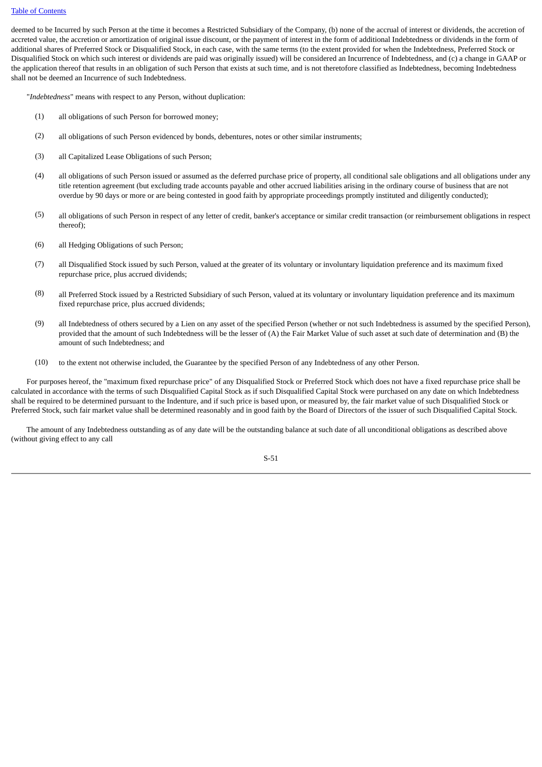deemed to be Incurred by such Person at the time it becomes a Restricted Subsidiary of the Company, (b) none of the accrual of interest or dividends, the accretion of accreted value, the accretion or amortization of original issue discount, or the payment of interest in the form of additional Indebtedness or dividends in the form of additional shares of Preferred Stock or Disqualified Stock, in each case, with the same terms (to the extent provided for when the Indebtedness, Preferred Stock or Disqualified Stock on which such interest or dividends are paid was originally issued) will be considered an Incurrence of Indebtedness, and (c) a change in GAAP or the application thereof that results in an obligation of such Person that exists at such time, and is not theretofore classified as Indebtedness, becoming Indebtedness shall not be deemed an Incurrence of such Indebtedness.

"*Indebtedness*" means with respect to any Person, without duplication:

(1) all obligations of such Person for borrowed money;

(2) all obligations of such Person evidenced by bonds, debentures, notes or other similar instruments;

(3) all Capitalized Lease Obligations of such Person;

(4) all obligations of such Person issued or assumed as the deferred purchase price of property, all conditional sale obligations and all obligations under any title retention agreement (but excluding trade accounts payable and other accrued liabilities arising in the ordinary course of business that are not overdue by 90 days or more or are being contested in good faith by appropriate proceedings promptly instituted and diligently conducted);

(5) all obligations of such Person in respect of any letter of credit, banker's acceptance or similar credit transaction (or reimbursement obligations in respect thereof);

(6) all Hedging Obligations of such Person;

(7) all Disqualified Stock issued by such Person, valued at the greater of its voluntary or involuntary liquidation preference and its maximum fixed repurchase price, plus accrued dividends;

(8) all Preferred Stock issued by a Restricted Subsidiary of such Person, valued at its voluntary or involuntary liquidation preference and its maximum fixed repurchase price, plus accrued dividends;

(9) all Indebtedness of others secured by a Lien on any asset of the specified Person (whether or not such Indebtedness is assumed by the specified Person), provided that the amount of such Indebtedness will be the lesser of (A) the Fair Market Value of such asset at such date of determination and (B) the amount of such Indebtedness; and

(10) to the extent not otherwise included, the Guarantee by the specified Person of any Indebtedness of any other Person.

For purposes hereof, the "maximum fixed repurchase price" of any Disqualified Stock or Preferred Stock which does not have a fixed repurchase price shall be calculated in accordance with the terms of such Disqualified Capital Stock as if such Disqualified Capital Stock were purchased on any date on which Indebtedness shall be required to be determined pursuant to the Indenture, and if such price is based upon, or measured by, the fair market value of such Disqualified Stock or Preferred Stock, such fair market value shall be determined reasonably and in good faith by the Board of Directors of the issuer of such Disqualified Capital Stock.

The amount of any Indebtedness outstanding as of any date will be the outstanding balance at such date of all unconditional obligations as described above (without giving effect to any call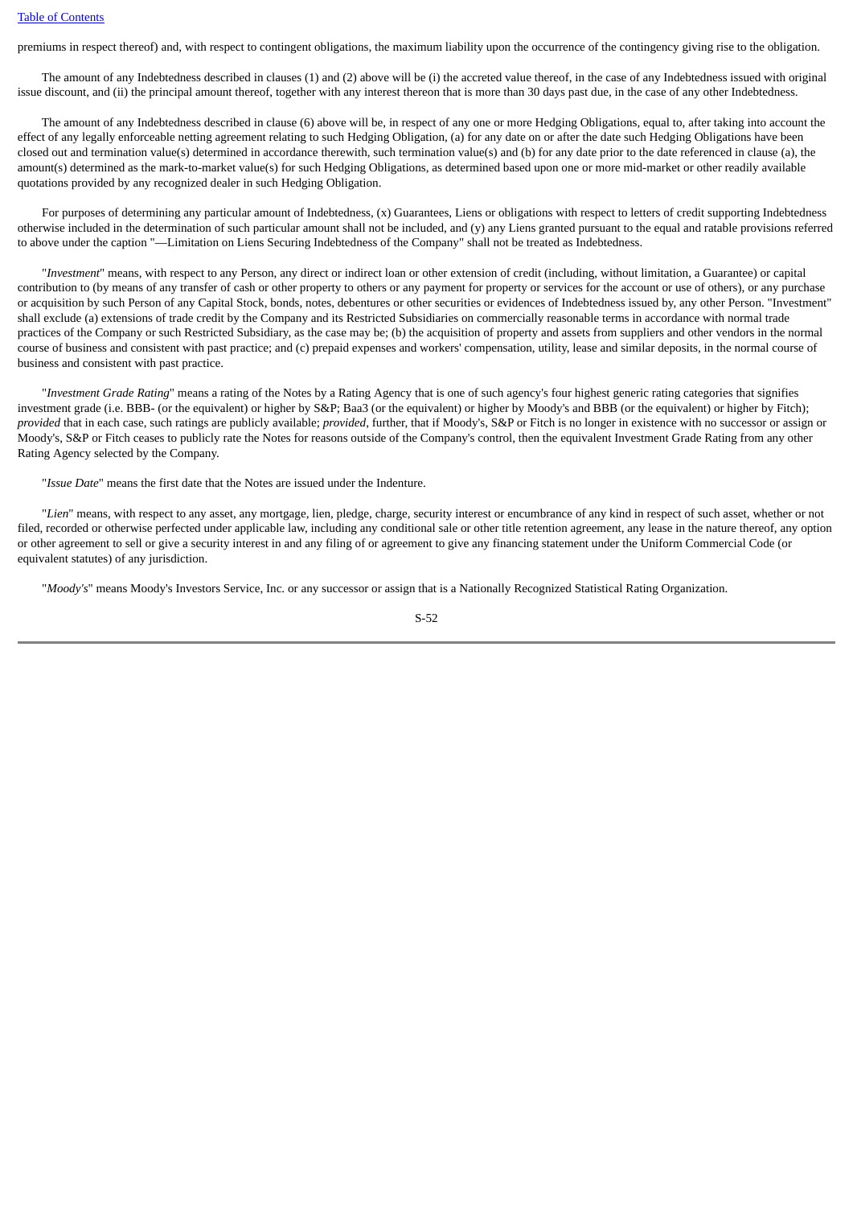premiums in respect thereof) and, with respect to contingent obligations, the maximum liability upon the occurrence of the contingency giving rise to the obligation.

The amount of any Indebtedness described in clauses (1) and (2) above will be (i) the accreted value thereof, in the case of any Indebtedness issued with original issue discount, and (ii) the principal amount thereof, together with any interest thereon that is more than 30 days past due, in the case of any other Indebtedness.

The amount of any Indebtedness described in clause (6) above will be, in respect of any one or more Hedging Obligations, equal to, after taking into account the effect of any legally enforceable netting agreement relating to such Hedging Obligation, (a) for any date on or after the date such Hedging Obligations have been closed out and termination value(s) determined in accordance therewith, such termination value(s) and (b) for any date prior to the date referenced in clause (a), the amount(s) determined as the mark-to-market value(s) for such Hedging Obligations, as determined based upon one or more mid-market or other readily available quotations provided by any recognized dealer in such Hedging Obligation.

For purposes of determining any particular amount of Indebtedness, (x) Guarantees, Liens or obligations with respect to letters of credit supporting Indebtedness otherwise included in the determination of such particular amount shall not be included, and (y) any Liens granted pursuant to the equal and ratable provisions referred to above under the caption "—Limitation on Liens Securing Indebtedness of the Company" shall not be treated as Indebtedness.

"*Investment*" means, with respect to any Person, any direct or indirect loan or other extension of credit (including, without limitation, a Guarantee) or capital contribution to (by means of any transfer of cash or other property to others or any payment for property or services for the account or use of others), or any purchase or acquisition by such Person of any Capital Stock, bonds, notes, debentures or other securities or evidences of Indebtedness issued by, any other Person. "Investment" shall exclude (a) extensions of trade credit by the Company and its Restricted Subsidiaries on commercially reasonable terms in accordance with normal trade practices of the Company or such Restricted Subsidiary, as the case may be; (b) the acquisition of property and assets from suppliers and other vendors in the normal course of business and consistent with past practice; and (c) prepaid expenses and workers' compensation, utility, lease and similar deposits, in the normal course of business and consistent with past practice.

"*Investment Grade Rating*" means a rating of the Notes by a Rating Agency that is one of such agency's four highest generic rating categories that signifies investment grade (i.e. BBB- (or the equivalent) or higher by S&P; Baa3 (or the equivalent) or higher by Moody's and BBB (or the equivalent) or higher by Fitch); *provided* that in each case, such ratings are publicly available; *provided*, further, that if Moody's, S&P or Fitch is no longer in existence with no successor or assign or Moody's, S&P or Fitch ceases to publicly rate the Notes for reasons outside of the Company's control, then the equivalent Investment Grade Rating from any other Rating Agency selected by the Company.

"*Issue Date*" means the first date that the Notes are issued under the Indenture.

"*Lien*" means, with respect to any asset, any mortgage, lien, pledge, charge, security interest or encumbrance of any kind in respect of such asset, whether or not filed, recorded or otherwise perfected under applicable law, including any conditional sale or other title retention agreement, any lease in the nature thereof, any option or other agreement to sell or give a security interest in and any filing of or agreement to give any financing statement under the Uniform Commercial Code (or equivalent statutes) of any jurisdiction.

"*Moody's*" means Moody's Investors Service, Inc. or any successor or assign that is a Nationally Recognized Statistical Rating Organization.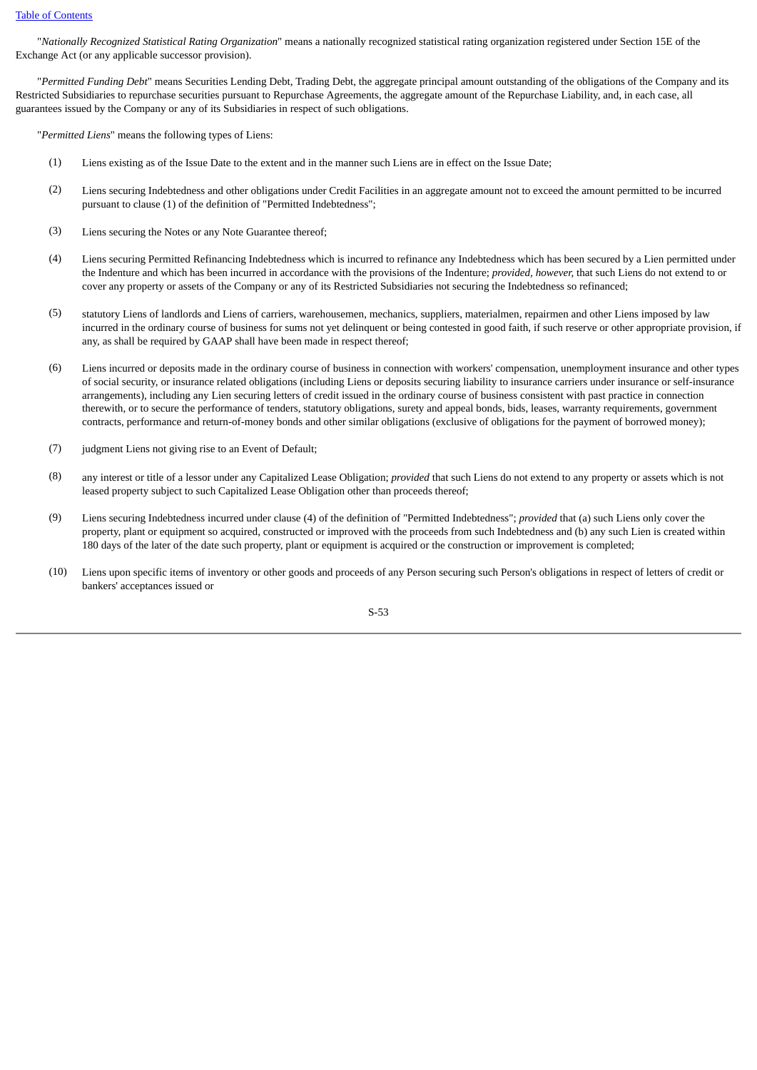"*Nationally Recognized Statistical Rating Organization*" means a nationally recognized statistical rating organization registered under Section 15E of the Exchange Act (or any applicable successor provision).

"*Permitted Funding Debt*" means Securities Lending Debt, Trading Debt, the aggregate principal amount outstanding of the obligations of the Company and its Restricted Subsidiaries to repurchase securities pursuant to Repurchase Agreements, the aggregate amount of the Repurchase Liability, and, in each case, all guarantees issued by the Company or any of its Subsidiaries in respect of such obligations.

"*Permitted Liens*" means the following types of Liens:

(1) Liens existing as of the Issue Date to the extent and in the manner such Liens are in effect on the Issue Date;

(2) Liens securing Indebtedness and other obligations under Credit Facilities in an aggregate amount not to exceed the amount permitted to be incurred pursuant to clause (1) of the definition of "Permitted Indebtedness";

(3) Liens securing the Notes or any Note Guarantee thereof;

(4) Liens securing Permitted Refinancing Indebtedness which is incurred to refinance any Indebtedness which has been secured by a Lien permitted under the Indenture and which has been incurred in accordance with the provisions of the Indenture; *provided, however,* that such Liens do not extend to or cover any property or assets of the Company or any of its Restricted Subsidiaries not securing the Indebtedness so refinanced;

(5) statutory Liens of landlords and Liens of carriers, warehousemen, mechanics, suppliers, materialmen, repairmen and other Liens imposed by law incurred in the ordinary course of business for sums not yet delinquent or being contested in good faith, if such reserve or other appropriate provision, if any, as shall be required by GAAP shall have been made in respect thereof;

(6) Liens incurred or deposits made in the ordinary course of business in connection with workers' compensation, unemployment insurance and other types of social security, or insurance related obligations (including Liens or deposits securing liability to insurance carriers under insurance or self-insurance arrangements), including any Lien securing letters of credit issued in the ordinary course of business consistent with past practice in connection therewith, or to secure the performance of tenders, statutory obligations, surety and appeal bonds, bids, leases, warranty requirements, government contracts, performance and return-of-money bonds and other similar obligations (exclusive of obligations for the payment of borrowed money);

(7) judgment Liens not giving rise to an Event of Default;

(8) any interest or title of a lessor under any Capitalized Lease Obligation; *provided* that such Liens do not extend to any property or assets which is not leased property subject to such Capitalized Lease Obligation other than proceeds thereof;

(9) Liens securing Indebtedness incurred under clause (4) of the definition of "Permitted Indebtedness"; *provided* that (a) such Liens only cover the property, plant or equipment so acquired, constructed or improved with the proceeds from such Indebtedness and (b) any such Lien is created within 180 days of the later of the date such property, plant or equipment is acquired or the construction or improvement is completed;

(10) Liens upon specific items of inventory or other goods and proceeds of any Person securing such Person's obligations in respect of letters of credit or bankers' acceptances issued or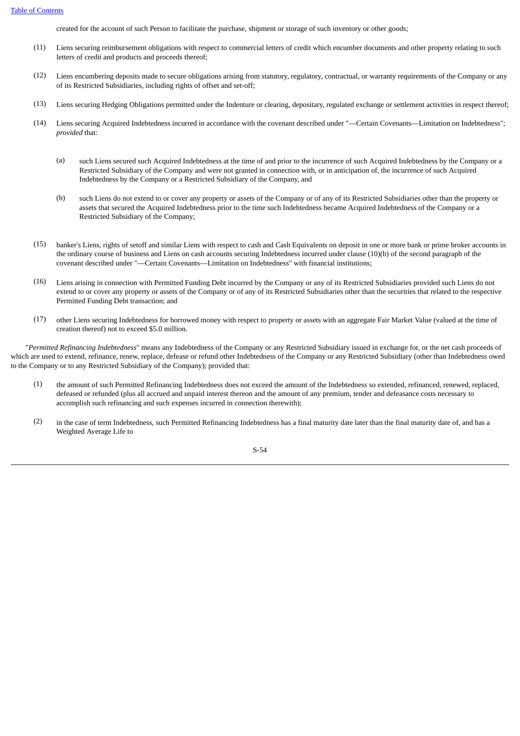created for the account of such Person to facilitate the purchase, shipment or storage of such inventory or other goods;

(11) Liens securing reimbursement obligations with respect to commercial letters of credit which encumber documents and other property relating to such letters of credit and products and proceeds thereof;

(12) Liens encumbering deposits made to secure obligations arising from statutory, regulatory, contractual, or warranty requirements of the Company or any of its Restricted Subsidiaries, including rights of offset and set-off;

(13) Liens securing Hedging Obligations permitted under the Indenture or clearing, depositary, regulated exchange or settlement activities in respect thereof;

(14) Liens securing Acquired Indebtedness incurred in accordance with the covenant described under "—Certain Covenants—Limitation on Indebtedness"; *provided* that:

  (a) such Liens secured such Acquired Indebtedness at the time of and prior to the incurrence of such Acquired Indebtedness by the Company or a Restricted Subsidiary of the Company and were not granted in connection with, or in anticipation of, the incurrence of such Acquired Indebtedness by the Company or a Restricted Subsidiary of the Company, and

  (b) such Liens do not extend to or cover any property or assets of the Company or of any of its Restricted Subsidiaries other than the property or assets that secured the Acquired Indebtedness prior to the time such Indebtedness became Acquired Indebtedness of the Company or a Restricted Subsidiary of the Company;

(15) banker's Liens, rights of setoff and similar Liens with respect to cash and Cash Equivalents on deposit in one or more bank or prime broker accounts in the ordinary course of business and Liens on cash accounts securing Indebtedness incurred under clause (10)(b) of the second paragraph of the covenant described under "—Certain Covenants—Limitation on Indebtedness" with financial institutions;

(16) Liens arising in connection with Permitted Funding Debt incurred by the Company or any of its Restricted Subsidiaries provided such Liens do not extend to or cover any property or assets of the Company or of any of its Restricted Subsidiaries other than the securities that related to the respective Permitted Funding Debt transaction; and

(17) other Liens securing Indebtedness for borrowed money with respect to property or assets with an aggregate Fair Market Value (valued at the time of creation thereof) not to exceed $5.0 million.

"*Permitted Refinancing Indebtedness*" means any Indebtedness of the Company or any Restricted Subsidiary issued in exchange for, or the net cash proceeds of which are used to extend, refinance, renew, replace, defease or refund other Indebtedness of the Company or any Restricted Subsidiary (other than Indebtedness owed to the Company or to any Restricted Subsidiary of the Company); provided that:

(1) the amount of such Permitted Refinancing Indebtedness does not exceed the amount of the Indebtedness so extended, refinanced, renewed, replaced, defeased or refunded (plus all accrued and unpaid interest thereon and the amount of any premium, tender and defeasance costs necessary to accomplish such refinancing and such expenses incurred in connection therewith);

(2) in the case of term Indebtedness, such Permitted Refinancing Indebtedness has a final maturity date later than the final maturity date of, and has a Weighted Average Life to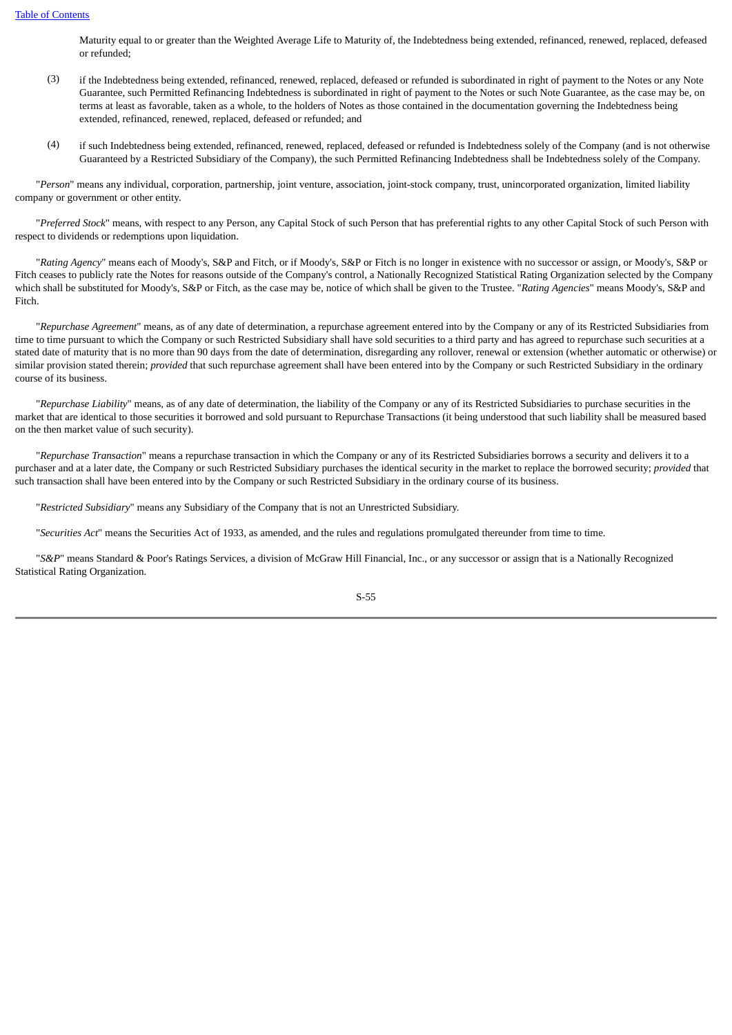Maturity equal to or greater than the Weighted Average Life to Maturity of, the Indebtedness being extended, refinanced, renewed, replaced, defeased or refunded;

(3) if the Indebtedness being extended, refinanced, renewed, replaced, defeased or refunded is subordinated in right of payment to the Notes or any Note Guarantee, such Permitted Refinancing Indebtedness is subordinated in right of payment to the Notes or such Note Guarantee, as the case may be, on terms at least as favorable, taken as a whole, to the holders of Notes as those contained in the documentation governing the Indebtedness being extended, refinanced, renewed, replaced, defeased or refunded; and

(4) if such Indebtedness being extended, refinanced, renewed, replaced, defeased or refunded is Indebtedness solely of the Company (and is not otherwise Guaranteed by a Restricted Subsidiary of the Company), the such Permitted Refinancing Indebtedness shall be Indebtedness solely of the Company.

"*Person*" means any individual, corporation, partnership, joint venture, association, joint-stock company, trust, unincorporated organization, limited liability company or government or other entity.

"*Preferred Stock*" means, with respect to any Person, any Capital Stock of such Person that has preferential rights to any other Capital Stock of such Person with respect to dividends or redemptions upon liquidation.

"*Rating Agency*" means each of Moody's, S&P and Fitch, or if Moody's, S&P or Fitch is no longer in existence with no successor or assign, or Moody's, S&P or Fitch ceases to publicly rate the Notes for reasons outside of the Company's control, a Nationally Recognized Statistical Rating Organization selected by the Company which shall be substituted for Moody's, S&P or Fitch, as the case may be, notice of which shall be given to the Trustee. "*Rating Agencies*" means Moody's, S&P and Fitch.

"*Repurchase Agreement*" means, as of any date of determination, a repurchase agreement entered into by the Company or any of its Restricted Subsidiaries from time to time pursuant to which the Company or such Restricted Subsidiary shall have sold securities to a third party and has agreed to repurchase such securities at a stated date of maturity that is no more than 90 days from the date of determination, disregarding any rollover, renewal or extension (whether automatic or otherwise) or similar provision stated therein; *provided* that such repurchase agreement shall have been entered into by the Company or such Restricted Subsidiary in the ordinary course of its business.

"*Repurchase Liability*" means, as of any date of determination, the liability of the Company or any of its Restricted Subsidiaries to purchase securities in the market that are identical to those securities it borrowed and sold pursuant to Repurchase Transactions (it being understood that such liability shall be measured based on the then market value of such security).

"*Repurchase Transaction*" means a repurchase transaction in which the Company or any of its Restricted Subsidiaries borrows a security and delivers it to a purchaser and at a later date, the Company or such Restricted Subsidiary purchases the identical security in the market to replace the borrowed security; *provided* that such transaction shall have been entered into by the Company or such Restricted Subsidiary in the ordinary course of its business.

"*Restricted Subsidiary*" means any Subsidiary of the Company that is not an Unrestricted Subsidiary.

"*Securities Act*" means the Securities Act of 1933, as amended, and the rules and regulations promulgated thereunder from time to time.

"*S&P*" means Standard & Poor's Ratings Services, a division of McGraw Hill Financial, Inc., or any successor or assign that is a Nationally Recognized Statistical Rating Organization.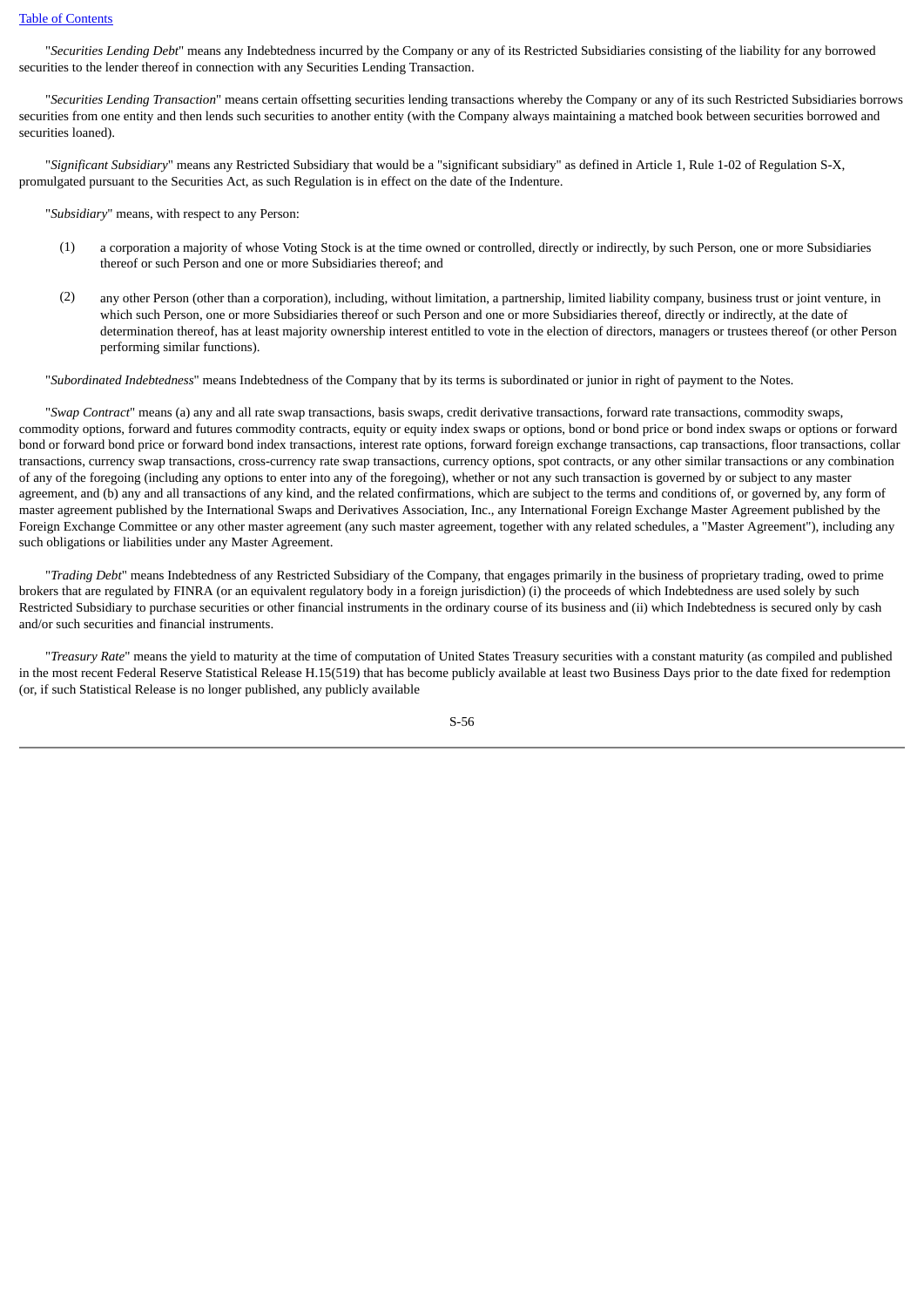"*Securities Lending Debt*" means any Indebtedness incurred by the Company or any of its Restricted Subsidiaries consisting of the liability for any borrowed securities to the lender thereof in connection with any Securities Lending Transaction.

"*Securities Lending Transaction*" means certain offsetting securities lending transactions whereby the Company or any of its such Restricted Subsidiaries borrows securities from one entity and then lends such securities to another entity (with the Company always maintaining a matched book between securities borrowed and securities loaned).

"*Significant Subsidiary*" means any Restricted Subsidiary that would be a "significant subsidiary" as defined in Article 1, Rule 1-02 of Regulation S-X, promulgated pursuant to the Securities Act, as such Regulation is in effect on the date of the Indenture.

"*Subsidiary*" means, with respect to any Person:

(1) a corporation a majority of whose Voting Stock is at the time owned or controlled, directly or indirectly, by such Person, one or more Subsidiaries thereof or such Person and one or more Subsidiaries thereof; and

(2) any other Person (other than a corporation), including, without limitation, a partnership, limited liability company, business trust or joint venture, in which such Person, one or more Subsidiaries thereof or such Person and one or more Subsidiaries thereof, directly or indirectly, at the date of determination thereof, has at least majority ownership interest entitled to vote in the election of directors, managers or trustees thereof (or other Person performing similar functions).

"*Subordinated Indebtedness*" means Indebtedness of the Company that by its terms is subordinated or junior in right of payment to the Notes.

"*Swap Contract*" means (a) any and all rate swap transactions, basis swaps, credit derivative transactions, forward rate transactions, commodity swaps, commodity options, forward and futures commodity contracts, equity or equity index swaps or options, bond or bond price or bond index swaps or options or forward bond or forward bond price or forward bond index transactions, interest rate options, forward foreign exchange transactions, cap transactions, floor transactions, collar transactions, currency swap transactions, cross-currency rate swap transactions, currency options, spot contracts, or any other similar transactions or any combination of any of the foregoing (including any options to enter into any of the foregoing), whether or not any such transaction is governed by or subject to any master agreement, and (b) any and all transactions of any kind, and the related confirmations, which are subject to the terms and conditions of, or governed by, any form of master agreement published by the International Swaps and Derivatives Association, Inc., any International Foreign Exchange Master Agreement published by the Foreign Exchange Committee or any other master agreement (any such master agreement, together with any related schedules, a "Master Agreement"), including any such obligations or liabilities under any Master Agreement.

"*Trading Debt*" means Indebtedness of any Restricted Subsidiary of the Company, that engages primarily in the business of proprietary trading, owed to prime brokers that are regulated by FINRA (or an equivalent regulatory body in a foreign jurisdiction) (i) the proceeds of which Indebtedness are used solely by such Restricted Subsidiary to purchase securities or other financial instruments in the ordinary course of its business and (ii) which Indebtedness is secured only by cash and/or such securities and financial instruments.

"*Treasury Rate*" means the yield to maturity at the time of computation of United States Treasury securities with a constant maturity (as compiled and published in the most recent Federal Reserve Statistical Release H.15(519) that has become publicly available at least two Business Days prior to the date fixed for redemption (or, if such Statistical Release is no longer published, any publicly available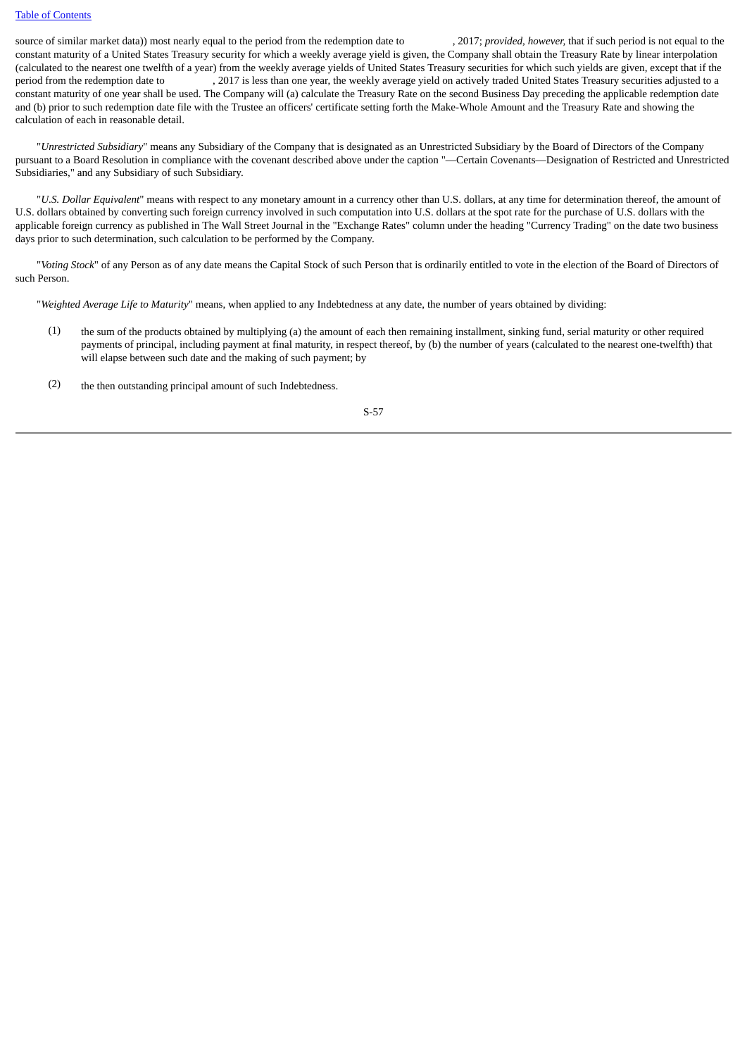source of similar market data)) most nearly equal to the period from the redemption date to , 2017; *provided, however,* that if such period is not equal to the constant maturity of a United States Treasury security for which a weekly average yield is given, the Company shall obtain the Treasury Rate by linear interpolation (calculated to the nearest one twelfth of a year) from the weekly average yields of United States Treasury securities for which such yields are given, except that if the period from the redemption date to , 2017 is less than one year, the weekly average yield on actively traded United States Treasury securities adjusted to a constant maturity of one year shall be used. The Company will (a) calculate the Treasury Rate on the second Business Day preceding the applicable redemption date and (b) prior to such redemption date file with the Trustee an officers' certificate setting forth the Make-Whole Amount and the Treasury Rate and showing the calculation of each in reasonable detail.

"*Unrestricted Subsidiary*" means any Subsidiary of the Company that is designated as an Unrestricted Subsidiary by the Board of Directors of the Company pursuant to a Board Resolution in compliance with the covenant described above under the caption "—Certain Covenants—Designation of Restricted and Unrestricted Subsidiaries," and any Subsidiary of such Subsidiary.

"*U.S. Dollar Equivalent*" means with respect to any monetary amount in a currency other than U.S. dollars, at any time for determination thereof, the amount of U.S. dollars obtained by converting such foreign currency involved in such computation into U.S. dollars at the spot rate for the purchase of U.S. dollars with the applicable foreign currency as published in The Wall Street Journal in the "Exchange Rates" column under the heading "Currency Trading" on the date two business days prior to such determination, such calculation to be performed by the Company.

"*Voting Stock*" of any Person as of any date means the Capital Stock of such Person that is ordinarily entitled to vote in the election of the Board of Directors of such Person.

"*Weighted Average Life to Maturity*" means, when applied to any Indebtedness at any date, the number of years obtained by dividing:

(1) the sum of the products obtained by multiplying (a) the amount of each then remaining installment, sinking fund, serial maturity or other required payments of principal, including payment at final maturity, in respect thereof, by (b) the number of years (calculated to the nearest one-twelfth) that will elapse between such date and the making of such payment; by

(2) the then outstanding principal amount of such Indebtedness.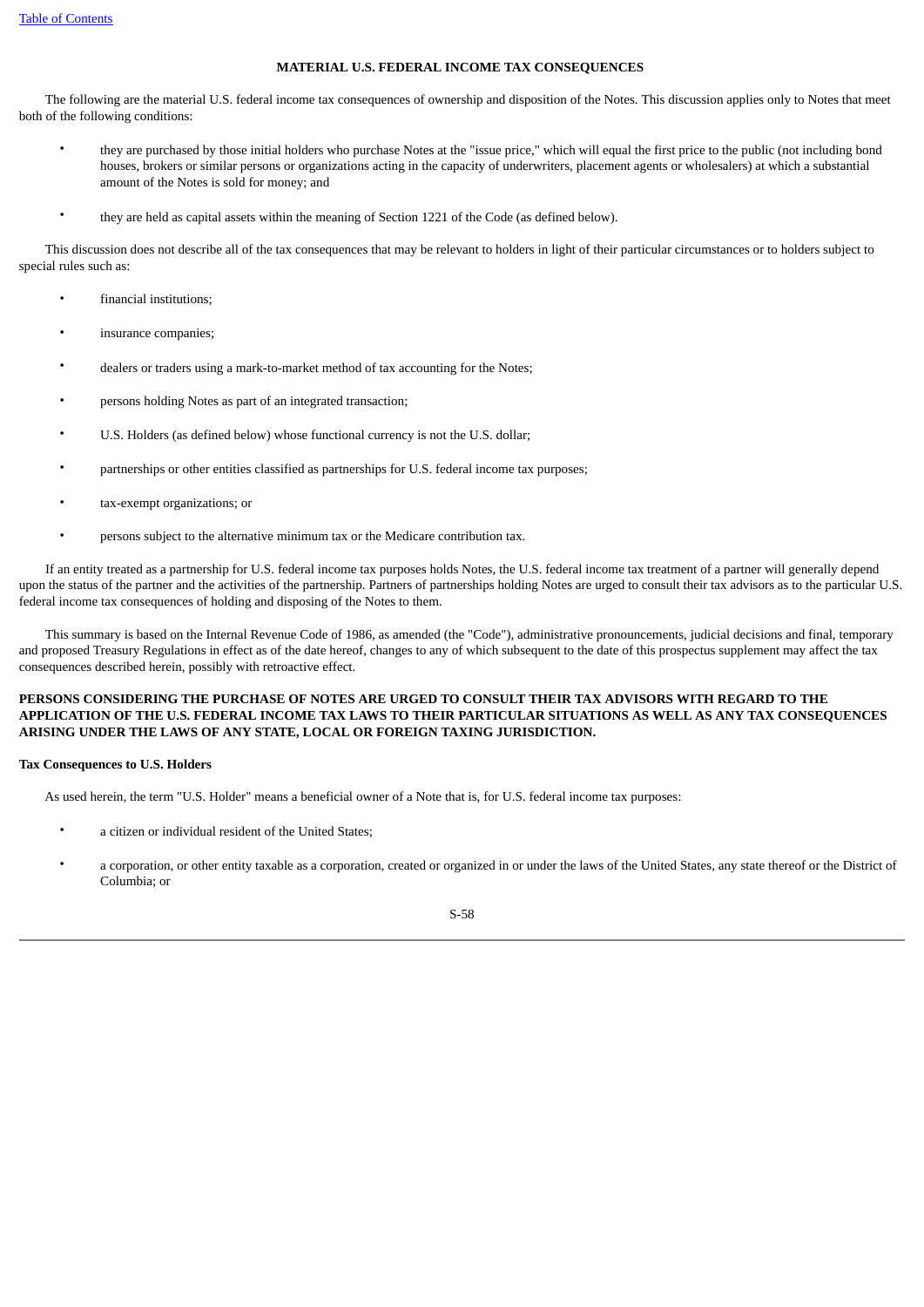## MATERIAL U.S. FEDERAL INCOME TAX CONSEQUENCES

The following are the material U.S. federal income tax consequences of ownership and disposition of the Notes. This discussion applies only to Notes that meet both of the following conditions:

- they are purchased by those initial holders who purchase Notes at the "issue price," which will equal the first price to the public (not including bond houses, brokers or similar persons or organizations acting in the capacity of underwriters, placement agents or wholesalers) at which a substantial amount of the Notes is sold for money; and
- they are held as capital assets within the meaning of Section 1221 of the Code (as defined below).

This discussion does not describe all of the tax consequences that may be relevant to holders in light of their particular circumstances or to holders subject to special rules such as:

- financial institutions;
- insurance companies;
- dealers or traders using a mark-to-market method of tax accounting for the Notes;
- persons holding Notes as part of an integrated transaction;
- U.S. Holders (as defined below) whose functional currency is not the U.S. dollar;
- partnerships or other entities classified as partnerships for U.S. federal income tax purposes;
- tax-exempt organizations; or
- persons subject to the alternative minimum tax or the Medicare contribution tax.

If an entity treated as a partnership for U.S. federal income tax purposes holds Notes, the U.S. federal income tax treatment of a partner will generally depend upon the status of the partner and the activities of the partnership. Partners of partnerships holding Notes are urged to consult their tax advisors as to the particular U.S. federal income tax consequences of holding and disposing of the Notes to them.

This summary is based on the Internal Revenue Code of 1986, as amended (the "Code"), administrative pronouncements, judicial decisions and final, temporary and proposed Treasury Regulations in effect as of the date hereof, changes to any of which subsequent to the date of this prospectus supplement may affect the tax consequences described herein, possibly with retroactive effect.

**PERSONS CONSIDERING THE PURCHASE OF NOTES ARE URGED TO CONSULT THEIR TAX ADVISORS WITH REGARD TO THE APPLICATION OF THE U.S. FEDERAL INCOME TAX LAWS TO THEIR PARTICULAR SITUATIONS AS WELL AS ANY TAX CONSEQUENCES ARISING UNDER THE LAWS OF ANY STATE, LOCAL OR FOREIGN TAXING JURISDICTION.**

### Tax Consequences to U.S. Holders

As used herein, the term "U.S. Holder" means a beneficial owner of a Note that is, for U.S. federal income tax purposes:

- a citizen or individual resident of the United States;
- a corporation, or other entity taxable as a corporation, created or organized in or under the laws of the United States, any state thereof or the District of Columbia; or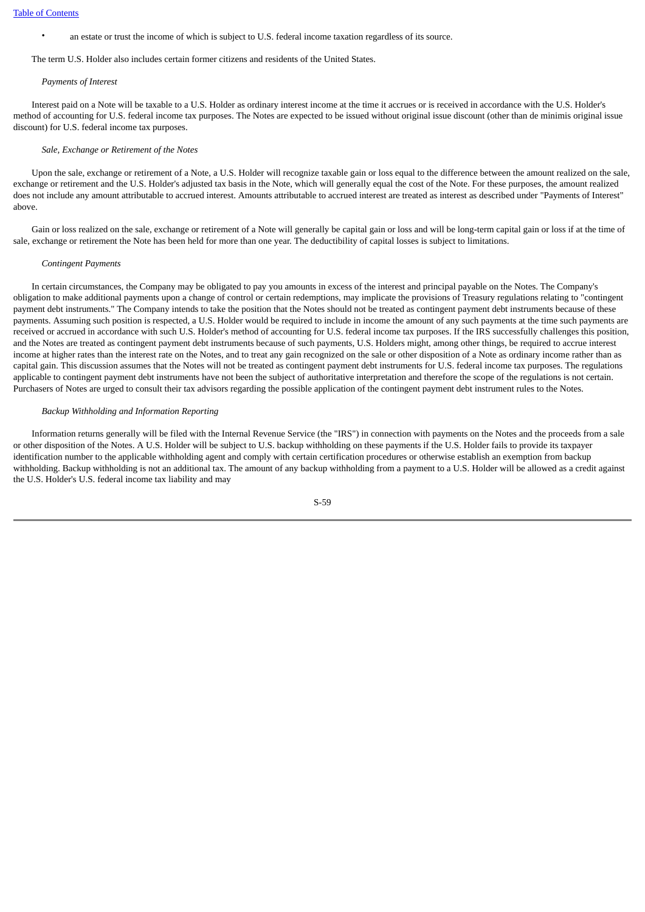- an estate or trust the income of which is subject to U.S. federal income taxation regardless of its source.

The term U.S. Holder also includes certain former citizens and residents of the United States.

*Payments of Interest*

Interest paid on a Note will be taxable to a U.S. Holder as ordinary interest income at the time it accrues or is received in accordance with the U.S. Holder's method of accounting for U.S. federal income tax purposes. The Notes are expected to be issued without original issue discount (other than de minimis original issue discount) for U.S. federal income tax purposes.

*Sale, Exchange or Retirement of the Notes*

Upon the sale, exchange or retirement of a Note, a U.S. Holder will recognize taxable gain or loss equal to the difference between the amount realized on the sale, exchange or retirement and the U.S. Holder's adjusted tax basis in the Note, which will generally equal the cost of the Note. For these purposes, the amount realized does not include any amount attributable to accrued interest. Amounts attributable to accrued interest are treated as interest as described under "Payments of Interest" above.

Gain or loss realized on the sale, exchange or retirement of a Note will generally be capital gain or loss and will be long-term capital gain or loss if at the time of sale, exchange or retirement the Note has been held for more than one year. The deductibility of capital losses is subject to limitations.

*Contingent Payments*

In certain circumstances, the Company may be obligated to pay you amounts in excess of the interest and principal payable on the Notes. The Company's obligation to make additional payments upon a change of control or certain redemptions, may implicate the provisions of Treasury regulations relating to "contingent payment debt instruments." The Company intends to take the position that the Notes should not be treated as contingent payment debt instruments because of these payments. Assuming such position is respected, a U.S. Holder would be required to include in income the amount of any such payments at the time such payments are received or accrued in accordance with such U.S. Holder's method of accounting for U.S. federal income tax purposes. If the IRS successfully challenges this position, and the Notes are treated as contingent payment debt instruments because of such payments, U.S. Holders might, among other things, be required to accrue interest income at higher rates than the interest rate on the Notes, and to treat any gain recognized on the sale or other disposition of a Note as ordinary income rather than as capital gain. This discussion assumes that the Notes will not be treated as contingent payment debt instruments for U.S. federal income tax purposes. The regulations applicable to contingent payment debt instruments have not been the subject of authoritative interpretation and therefore the scope of the regulations is not certain. Purchasers of Notes are urged to consult their tax advisors regarding the possible application of the contingent payment debt instrument rules to the Notes.

*Backup Withholding and Information Reporting*

Information returns generally will be filed with the Internal Revenue Service (the "IRS") in connection with payments on the Notes and the proceeds from a sale or other disposition of the Notes. A U.S. Holder will be subject to U.S. backup withholding on these payments if the U.S. Holder fails to provide its taxpayer identification number to the applicable withholding agent and comply with certain certification procedures or otherwise establish an exemption from backup withholding. Backup withholding is not an additional tax. The amount of any backup withholding from a payment to a U.S. Holder will be allowed as a credit against the U.S. Holder's U.S. federal income tax liability and may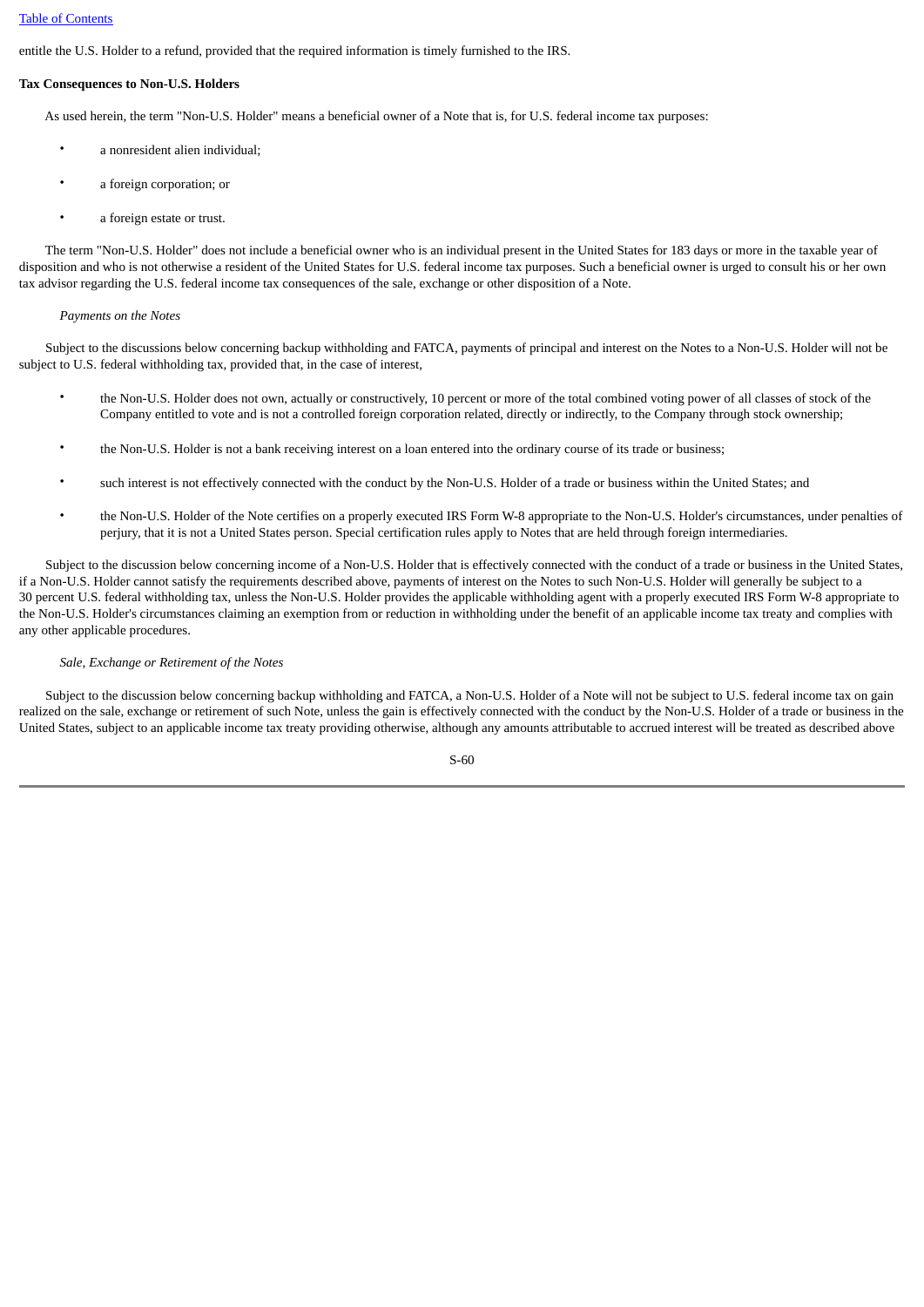entitle the U.S. Holder to a refund, provided that the required information is timely furnished to the IRS.

**Tax Consequences to Non-U.S. Holders**

As used herein, the term "Non-U.S. Holder" means a beneficial owner of a Note that is, for U.S. federal income tax purposes:

- a nonresident alien individual;
- a foreign corporation; or
- a foreign estate or trust.

The term "Non-U.S. Holder" does not include a beneficial owner who is an individual present in the United States for 183 days or more in the taxable year of disposition and who is not otherwise a resident of the United States for U.S. federal income tax purposes. Such a beneficial owner is urged to consult his or her own tax advisor regarding the U.S. federal income tax consequences of the sale, exchange or other disposition of a Note.

*Payments on the Notes*

Subject to the discussions below concerning backup withholding and FATCA, payments of principal and interest on the Notes to a Non-U.S. Holder will not be subject to U.S. federal withholding tax, provided that, in the case of interest,

- the Non-U.S. Holder does not own, actually or constructively, 10 percent or more of the total combined voting power of all classes of stock of the Company entitled to vote and is not a controlled foreign corporation related, directly or indirectly, to the Company through stock ownership;
- the Non-U.S. Holder is not a bank receiving interest on a loan entered into the ordinary course of its trade or business;
- such interest is not effectively connected with the conduct by the Non-U.S. Holder of a trade or business within the United States; and
- the Non-U.S. Holder of the Note certifies on a properly executed IRS Form W-8 appropriate to the Non-U.S. Holder's circumstances, under penalties of perjury, that it is not a United States person. Special certification rules apply to Notes that are held through foreign intermediaries.

Subject to the discussion below concerning income of a Non-U.S. Holder that is effectively connected with the conduct of a trade or business in the United States, if a Non-U.S. Holder cannot satisfy the requirements described above, payments of interest on the Notes to such Non-U.S. Holder will generally be subject to a 30 percent U.S. federal withholding tax, unless the Non-U.S. Holder provides the applicable withholding agent with a properly executed IRS Form W-8 appropriate to the Non-U.S. Holder's circumstances claiming an exemption from or reduction in withholding under the benefit of an applicable income tax treaty and complies with any other applicable procedures.

*Sale, Exchange or Retirement of the Notes*

Subject to the discussion below concerning backup withholding and FATCA, a Non-U.S. Holder of a Note will not be subject to U.S. federal income tax on gain realized on the sale, exchange or retirement of such Note, unless the gain is effectively connected with the conduct by the Non-U.S. Holder of a trade or business in the United States, subject to an applicable income tax treaty providing otherwise, although any amounts attributable to accrued interest will be treated as described above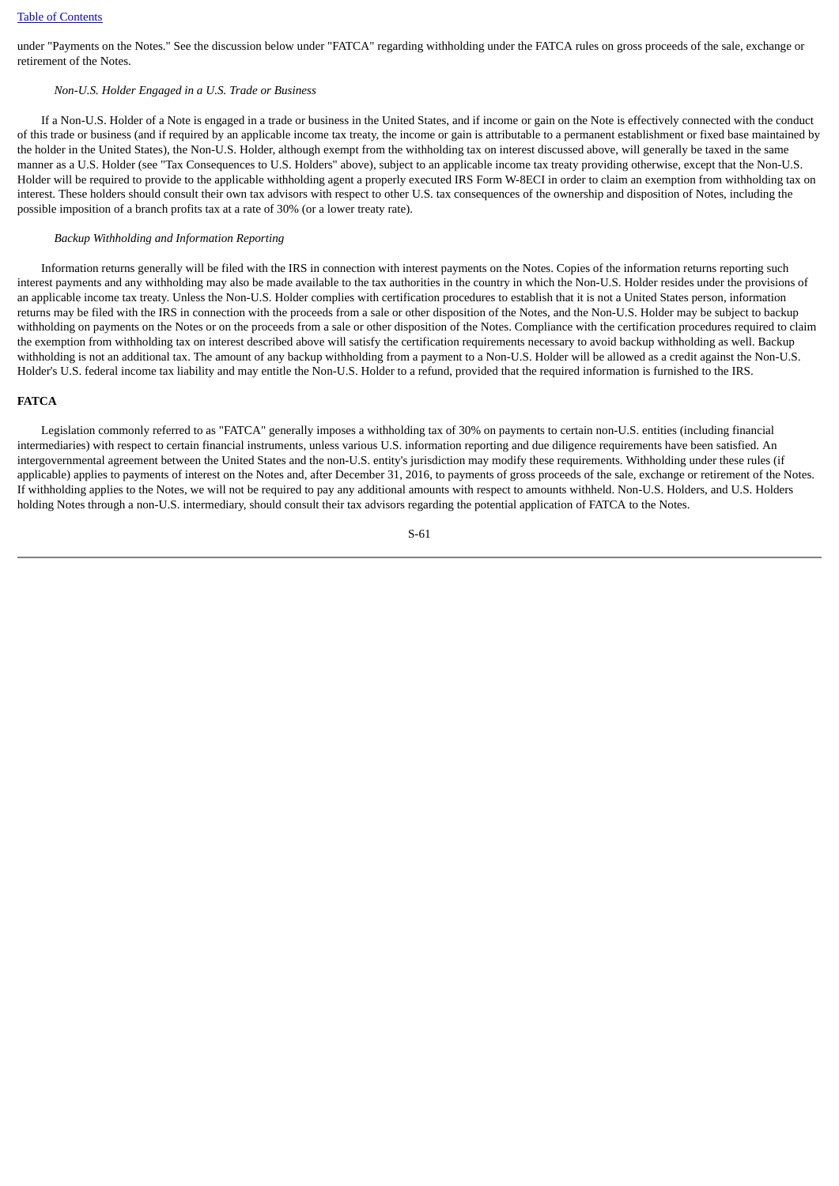under "Payments on the Notes." See the discussion below under "FATCA" regarding withholding under the FATCA rules on gross proceeds of the sale, exchange or retirement of the Notes.

*Non-U.S. Holder Engaged in a U.S. Trade or Business*

If a Non-U.S. Holder of a Note is engaged in a trade or business in the United States, and if income or gain on the Note is effectively connected with the conduct of this trade or business (and if required by an applicable income tax treaty, the income or gain is attributable to a permanent establishment or fixed base maintained by the holder in the United States), the Non-U.S. Holder, although exempt from the withholding tax on interest discussed above, will generally be taxed in the same manner as a U.S. Holder (see "Tax Consequences to U.S. Holders" above), subject to an applicable income tax treaty providing otherwise, except that the Non-U.S. Holder will be required to provide to the applicable withholding agent a properly executed IRS Form W-8ECI in order to claim an exemption from withholding tax on interest. These holders should consult their own tax advisors with respect to other U.S. tax consequences of the ownership and disposition of Notes, including the possible imposition of a branch profits tax at a rate of 30% (or a lower treaty rate).

*Backup Withholding and Information Reporting*

Information returns generally will be filed with the IRS in connection with interest payments on the Notes. Copies of the information returns reporting such interest payments and any withholding may also be made available to the tax authorities in the country in which the Non-U.S. Holder resides under the provisions of an applicable income tax treaty. Unless the Non-U.S. Holder complies with certification procedures to establish that it is not a United States person, information returns may be filed with the IRS in connection with the proceeds from a sale or other disposition of the Notes, and the Non-U.S. Holder may be subject to backup withholding on payments on the Notes or on the proceeds from a sale or other disposition of the Notes. Compliance with the certification procedures required to claim the exemption from withholding tax on interest described above will satisfy the certification requirements necessary to avoid backup withholding as well. Backup withholding is not an additional tax. The amount of any backup withholding from a payment to a Non-U.S. Holder will be allowed as a credit against the Non-U.S. Holder's U.S. federal income tax liability and may entitle the Non-U.S. Holder to a refund, provided that the required information is furnished to the IRS.

**FATCA**

Legislation commonly referred to as "FATCA" generally imposes a withholding tax of 30% on payments to certain non-U.S. entities (including financial intermediaries) with respect to certain financial instruments, unless various U.S. information reporting and due diligence requirements have been satisfied. An intergovernmental agreement between the United States and the non-U.S. entity's jurisdiction may modify these requirements. Withholding under these rules (if applicable) applies to payments of interest on the Notes and, after December 31, 2016, to payments of gross proceeds of the sale, exchange or retirement of the Notes. If withholding applies to the Notes, we will not be required to pay any additional amounts with respect to amounts withheld. Non-U.S. Holders, and U.S. Holders holding Notes through a non-U.S. intermediary, should consult their tax advisors regarding the potential application of FATCA to the Notes.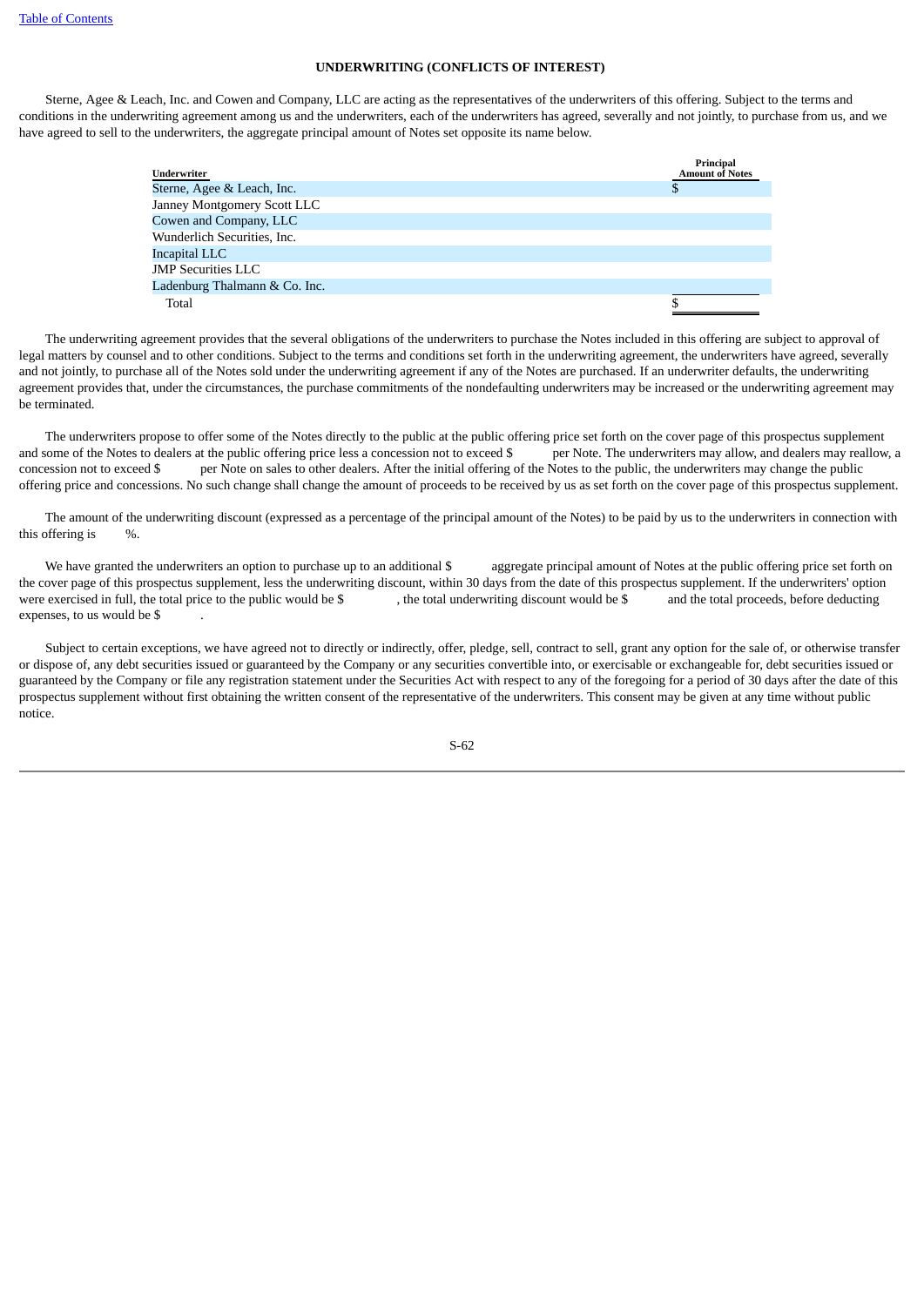## UNDERWRITING (CONFLICTS OF INTEREST)

Sterne, Agee & Leach, Inc. and Cowen and Company, LLC are acting as the representatives of the underwriters of this offering. Subject to the terms and conditions in the underwriting agreement among us and the underwriters, each of the underwriters has agreed, severally and not jointly, to purchase from us, and we have agreed to sell to the underwriters, the aggregate principal amount of Notes set opposite its name below.

| Underwriter | Principal Amount of Notes |
|---|---|
| Sterne, Agee & Leach, Inc. | $ |
| Janney Montgomery Scott LLC | |
| Cowen and Company, LLC | |
| Wunderlich Securities, Inc. | |
| Incapital LLC | |
| JMP Securities LLC | |
| Ladenburg Thalmann & Co. Inc. | |
| Total | $ |

The underwriting agreement provides that the several obligations of the underwriters to purchase the Notes included in this offering are subject to approval of legal matters by counsel and to other conditions. Subject to the terms and conditions set forth in the underwriting agreement, the underwriters have agreed, severally and not jointly, to purchase all of the Notes sold under the underwriting agreement if any of the Notes are purchased. If an underwriter defaults, the underwriting agreement provides that, under the circumstances, the purchase commitments of the nondefaulting underwriters may be increased or the underwriting agreement may be terminated.

The underwriters propose to offer some of the Notes directly to the public at the public offering price set forth on the cover page of this prospectus supplement and some of the Notes to dealers at the public offering price less a concession not to exceed $ per Note. The underwriters may allow, and dealers may reallow, a concession not to exceed $ per Note on sales to other dealers. After the initial offering of the Notes to the public, the underwriters may change the public offering price and concessions. No such change shall change the amount of proceeds to be received by us as set forth on the cover page of this prospectus supplement.

The amount of the underwriting discount (expressed as a percentage of the principal amount of the Notes) to be paid by us to the underwriters in connection with this offering is %.

We have granted the underwriters an option to purchase up to an additional $ aggregate principal amount of Notes at the public offering price set forth on the cover page of this prospectus supplement, less the underwriting discount, within 30 days from the date of this prospectus supplement. If the underwriters' option were exercised in full, the total price to the public would be $ , the total underwriting discount would be $ and the total proceeds, before deducting expenses, to us would be $ .

Subject to certain exceptions, we have agreed not to directly or indirectly, offer, pledge, sell, contract to sell, grant any option for the sale of, or otherwise transfer or dispose of, any debt securities issued or guaranteed by the Company or any securities convertible into, or exercisable or exchangeable for, debt securities issued or guaranteed by the Company or file any registration statement under the Securities Act with respect to any of the foregoing for a period of 30 days after the date of this prospectus supplement without first obtaining the written consent of the representative of the underwriters. This consent may be given at any time without public notice.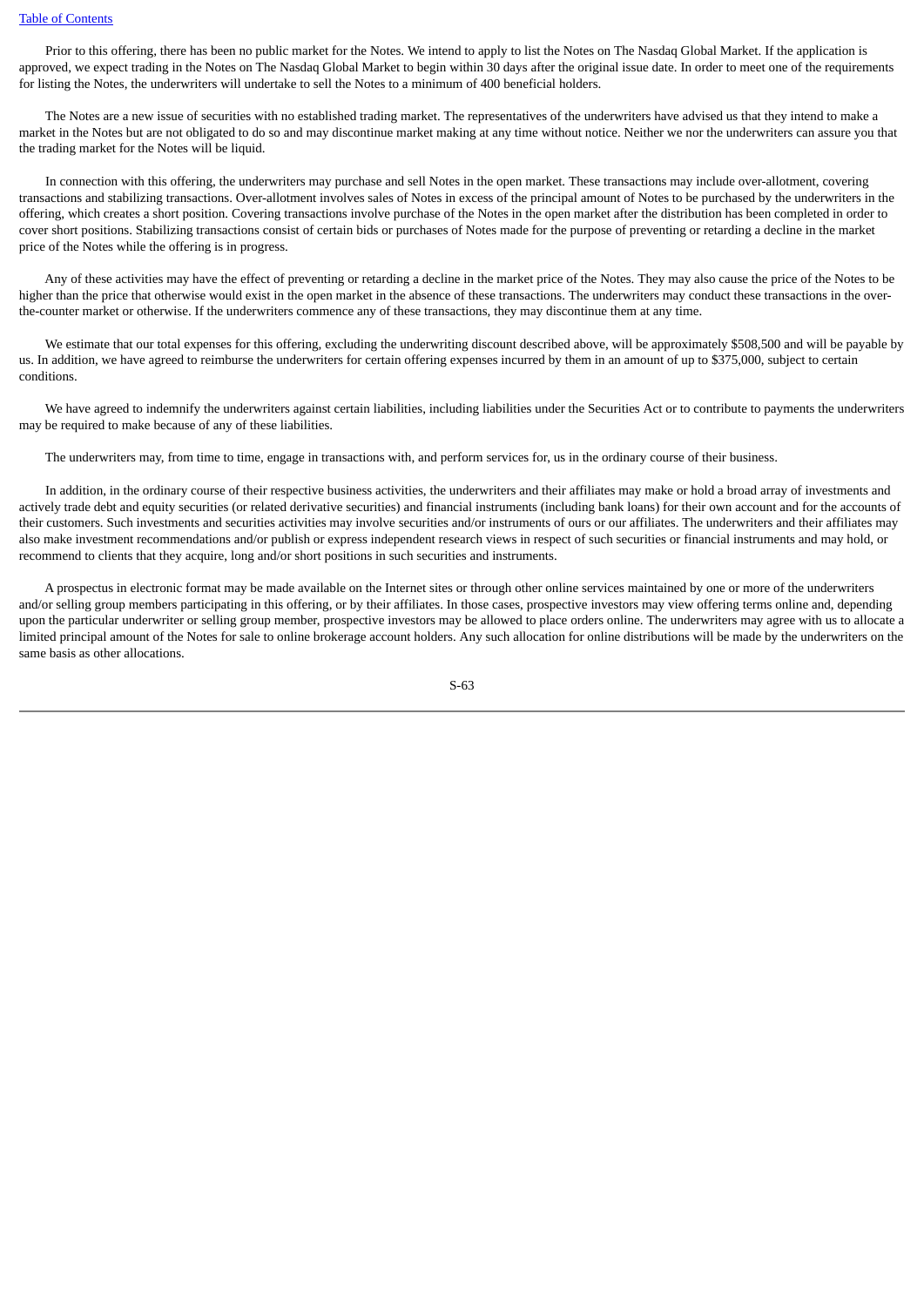Prior to this offering, there has been no public market for the Notes. We intend to apply to list the Notes on The Nasdaq Global Market. If the application is approved, we expect trading in the Notes on The Nasdaq Global Market to begin within 30 days after the original issue date. In order to meet one of the requirements for listing the Notes, the underwriters will undertake to sell the Notes to a minimum of 400 beneficial holders.

The Notes are a new issue of securities with no established trading market. The representatives of the underwriters have advised us that they intend to make a market in the Notes but are not obligated to do so and may discontinue market making at any time without notice. Neither we nor the underwriters can assure you that the trading market for the Notes will be liquid.

In connection with this offering, the underwriters may purchase and sell Notes in the open market. These transactions may include over-allotment, covering transactions and stabilizing transactions. Over-allotment involves sales of Notes in excess of the principal amount of Notes to be purchased by the underwriters in the offering, which creates a short position. Covering transactions involve purchase of the Notes in the open market after the distribution has been completed in order to cover short positions. Stabilizing transactions consist of certain bids or purchases of Notes made for the purpose of preventing or retarding a decline in the market price of the Notes while the offering is in progress.

Any of these activities may have the effect of preventing or retarding a decline in the market price of the Notes. They may also cause the price of the Notes to be higher than the price that otherwise would exist in the open market in the absence of these transactions. The underwriters may conduct these transactions in the over-the-counter market or otherwise. If the underwriters commence any of these transactions, they may discontinue them at any time.

We estimate that our total expenses for this offering, excluding the underwriting discount described above, will be approximately $508,500 and will be payable by us. In addition, we have agreed to reimburse the underwriters for certain offering expenses incurred by them in an amount of up to $375,000, subject to certain conditions.

We have agreed to indemnify the underwriters against certain liabilities, including liabilities under the Securities Act or to contribute to payments the underwriters may be required to make because of any of these liabilities.

The underwriters may, from time to time, engage in transactions with, and perform services for, us in the ordinary course of their business.

In addition, in the ordinary course of their respective business activities, the underwriters and their affiliates may make or hold a broad array of investments and actively trade debt and equity securities (or related derivative securities) and financial instruments (including bank loans) for their own account and for the accounts of their customers. Such investments and securities activities may involve securities and/or instruments of ours or our affiliates. The underwriters and their affiliates may also make investment recommendations and/or publish or express independent research views in respect of such securities or financial instruments and may hold, or recommend to clients that they acquire, long and/or short positions in such securities and instruments.

A prospectus in electronic format may be made available on the Internet sites or through other online services maintained by one or more of the underwriters and/or selling group members participating in this offering, or by their affiliates. In those cases, prospective investors may view offering terms online and, depending upon the particular underwriter or selling group member, prospective investors may be allowed to place orders online. The underwriters may agree with us to allocate a limited principal amount of the Notes for sale to online brokerage account holders. Any such allocation for online distributions will be made by the underwriters on the same basis as other allocations.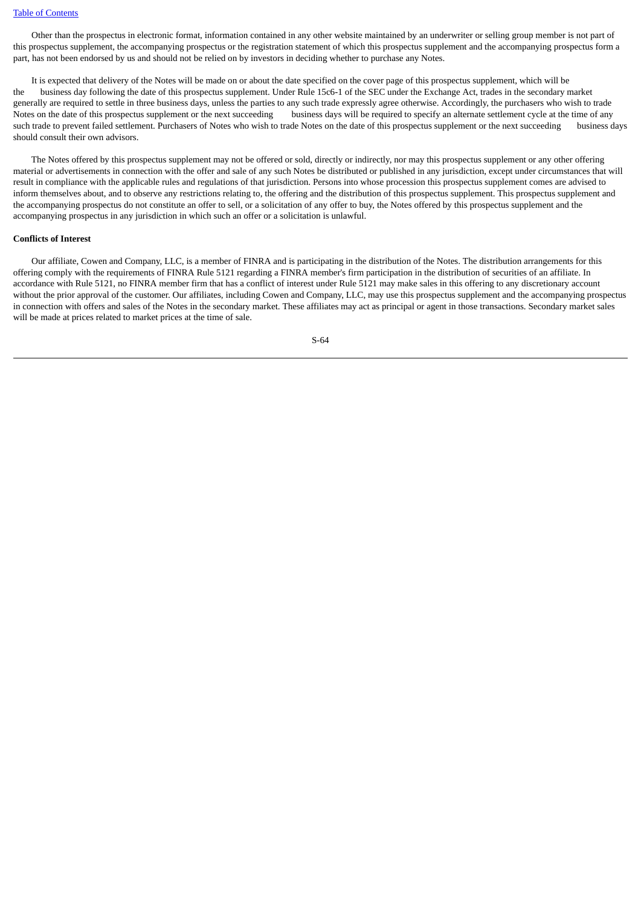Other than the prospectus in electronic format, information contained in any other website maintained by an underwriter or selling group member is not part of this prospectus supplement, the accompanying prospectus or the registration statement of which this prospectus supplement and the accompanying prospectus form a part, has not been endorsed by us and should not be relied on by investors in deciding whether to purchase any Notes.

It is expected that delivery of the Notes will be made on or about the date specified on the cover page of this prospectus supplement, which will be the business day following the date of this prospectus supplement. Under Rule 15c6-1 of the SEC under the Exchange Act, trades in the secondary market generally are required to settle in three business days, unless the parties to any such trade expressly agree otherwise. Accordingly, the purchasers who wish to trade Notes on the date of this prospectus supplement or the next succeeding business days will be required to specify an alternate settlement cycle at the time of any such trade to prevent failed settlement. Purchasers of Notes who wish to trade Notes on the date of this prospectus supplement or the next succeeding business days should consult their own advisors.

The Notes offered by this prospectus supplement may not be offered or sold, directly or indirectly, nor may this prospectus supplement or any other offering material or advertisements in connection with the offer and sale of any such Notes be distributed or published in any jurisdiction, except under circumstances that will result in compliance with the applicable rules and regulations of that jurisdiction. Persons into whose procession this prospectus supplement comes are advised to inform themselves about, and to observe any restrictions relating to, the offering and the distribution of this prospectus supplement. This prospectus supplement and the accompanying prospectus do not constitute an offer to sell, or a solicitation of any offer to buy, the Notes offered by this prospectus supplement and the accompanying prospectus in any jurisdiction in which such an offer or a solicitation is unlawful.

**Conflicts of Interest**

Our affiliate, Cowen and Company, LLC, is a member of FINRA and is participating in the distribution of the Notes. The distribution arrangements for this offering comply with the requirements of FINRA Rule 5121 regarding a FINRA member's firm participation in the distribution of securities of an affiliate. In accordance with Rule 5121, no FINRA member firm that has a conflict of interest under Rule 5121 may make sales in this offering to any discretionary account without the prior approval of the customer. Our affiliates, including Cowen and Company, LLC, may use this prospectus supplement and the accompanying prospectus in connection with offers and sales of the Notes in the secondary market. These affiliates may act as principal or agent in those transactions. Secondary market sales will be made at prices related to market prices at the time of sale.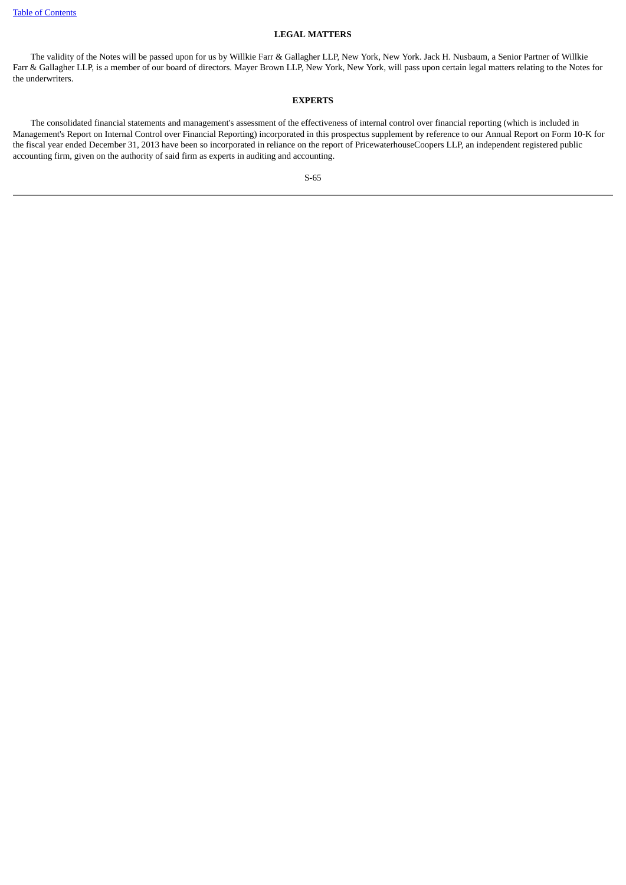## LEGAL MATTERS

The validity of the Notes will be passed upon for us by Willkie Farr & Gallagher LLP, New York, New York. Jack H. Nusbaum, a Senior Partner of Willkie Farr & Gallagher LLP, is a member of our board of directors. Mayer Brown LLP, New York, New York, will pass upon certain legal matters relating to the Notes for the underwriters.

## EXPERTS

The consolidated financial statements and management's assessment of the effectiveness of internal control over financial reporting (which is included in Management's Report on Internal Control over Financial Reporting) incorporated in this prospectus supplement by reference to our Annual Report on Form 10-K for the fiscal year ended December 31, 2013 have been so incorporated in reliance on the report of PricewaterhouseCoopers LLP, an independent registered public accounting firm, given on the authority of said firm as experts in auditing and accounting.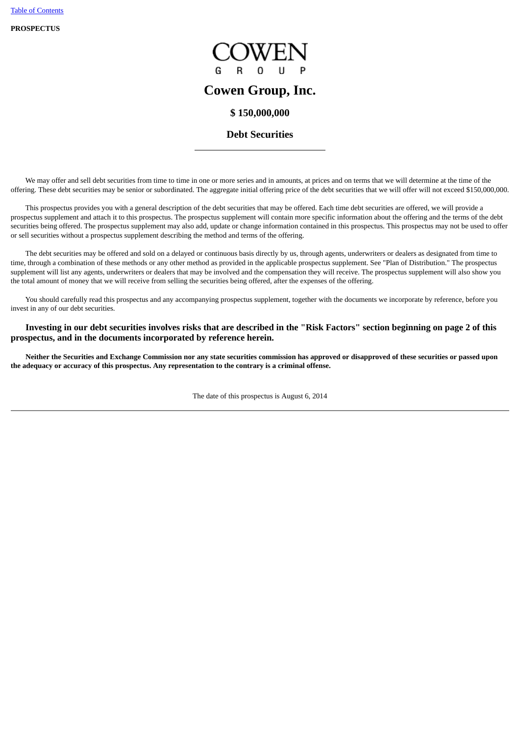**PROSPECTUS**

COWEN GROUP

# Cowen Group, Inc.

## $ 150,000,000

## Debt Securities

We may offer and sell debt securities from time to time in one or more series and in amounts, at prices and on terms that we will determine at the time of the offering. These debt securities may be senior or subordinated. The aggregate initial offering price of the debt securities that we will offer will not exceed $150,000,000.

This prospectus provides you with a general description of the debt securities that may be offered. Each time debt securities are offered, we will provide a prospectus supplement and attach it to this prospectus. The prospectus supplement will contain more specific information about the offering and the terms of the debt securities being offered. The prospectus supplement may also add, update or change information contained in this prospectus. This prospectus may not be used to offer or sell securities without a prospectus supplement describing the method and terms of the offering.

The debt securities may be offered and sold on a delayed or continuous basis directly by us, through agents, underwriters or dealers as designated from time to time, through a combination of these methods or any other method as provided in the applicable prospectus supplement. See "Plan of Distribution." The prospectus supplement will list any agents, underwriters or dealers that may be involved and the compensation they will receive. The prospectus supplement will also show you the total amount of money that we will receive from selling the securities being offered, after the expenses of the offering.

You should carefully read this prospectus and any accompanying prospectus supplement, together with the documents we incorporate by reference, before you invest in any of our debt securities.

**Investing in our debt securities involves risks that are described in the "Risk Factors" section beginning on page 2 of this prospectus, and in the documents incorporated by reference herein.**

**Neither the Securities and Exchange Commission nor any state securities commission has approved or disapproved of these securities or passed upon the adequacy or accuracy of this prospectus. Any representation to the contrary is a criminal offense.**

The date of this prospectus is August 6, 2014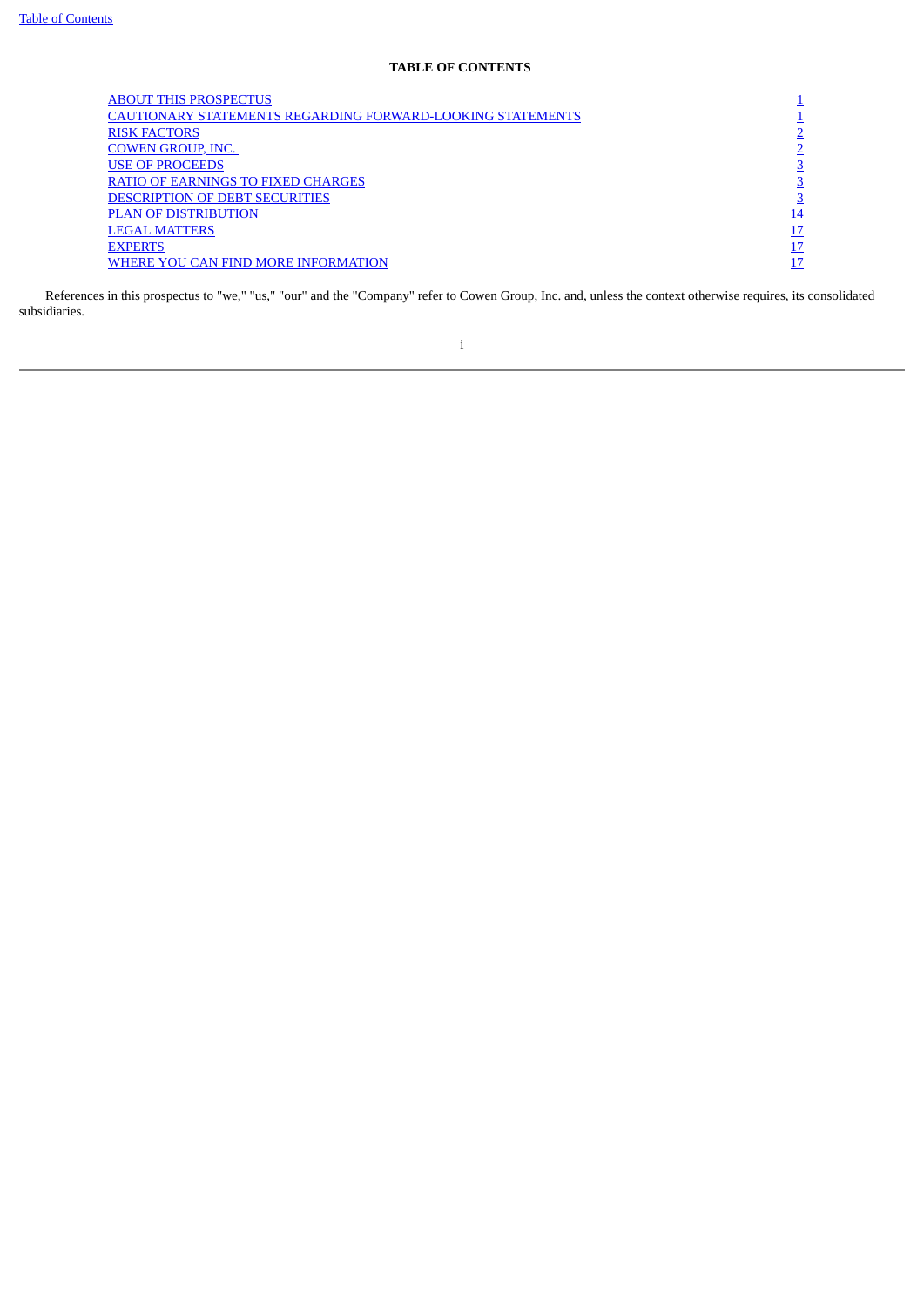**TABLE OF CONTENTS**

| | |
|---|---|
| ABOUT THIS PROSPECTUS | 1 |
| CAUTIONARY STATEMENTS REGARDING FORWARD-LOOKING STATEMENTS | 1 |
| RISK FACTORS | 2 |
| COWEN GROUP, INC. | 2 |
| USE OF PROCEEDS | 3 |
| RATIO OF EARNINGS TO FIXED CHARGES | 3 |
| DESCRIPTION OF DEBT SECURITIES | 3 |
| PLAN OF DISTRIBUTION | 14 |
| LEGAL MATTERS | 17 |
| EXPERTS | 17 |
| WHERE YOU CAN FIND MORE INFORMATION | 17 |

References in this prospectus to "we," "us," "our" and the "Company" refer to Cowen Group, Inc. and, unless the context otherwise requires, its consolidated subsidiaries.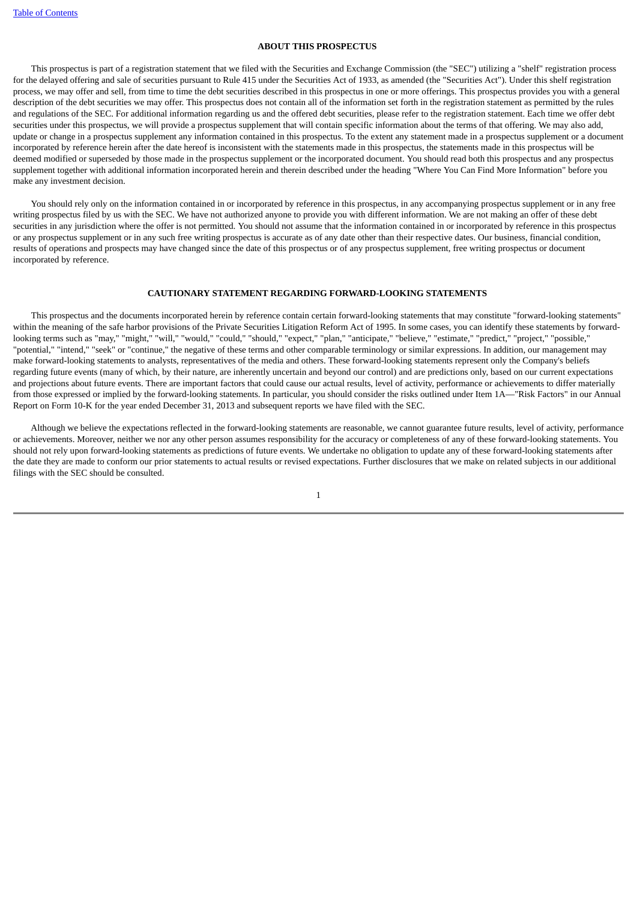## ABOUT THIS PROSPECTUS

This prospectus is part of a registration statement that we filed with the Securities and Exchange Commission (the "SEC") utilizing a "shelf" registration process for the delayed offering and sale of securities pursuant to Rule 415 under the Securities Act of 1933, as amended (the "Securities Act"). Under this shelf registration process, we may offer and sell, from time to time the debt securities described in this prospectus in one or more offerings. This prospectus provides you with a general description of the debt securities we may offer. This prospectus does not contain all of the information set forth in the registration statement as permitted by the rules and regulations of the SEC. For additional information regarding us and the offered debt securities, please refer to the registration statement. Each time we offer debt securities under this prospectus, we will provide a prospectus supplement that will contain specific information about the terms of that offering. We may also add, update or change in a prospectus supplement any information contained in this prospectus. To the extent any statement made in a prospectus supplement or a document incorporated by reference herein after the date hereof is inconsistent with the statements made in this prospectus, the statements made in this prospectus will be deemed modified or superseded by those made in the prospectus supplement or the incorporated document. You should read both this prospectus and any prospectus supplement together with additional information incorporated herein and therein described under the heading "Where You Can Find More Information" before you make any investment decision.

You should rely only on the information contained in or incorporated by reference in this prospectus, in any accompanying prospectus supplement or in any free writing prospectus filed by us with the SEC. We have not authorized anyone to provide you with different information. We are not making an offer of these debt securities in any jurisdiction where the offer is not permitted. You should not assume that the information contained in or incorporated by reference in this prospectus or any prospectus supplement or in any such free writing prospectus is accurate as of any date other than their respective dates. Our business, financial condition, results of operations and prospects may have changed since the date of this prospectus or of any prospectus supplement, free writing prospectus or document incorporated by reference.

## CAUTIONARY STATEMENT REGARDING FORWARD-LOOKING STATEMENTS

This prospectus and the documents incorporated herein by reference contain certain forward-looking statements that may constitute "forward-looking statements" within the meaning of the safe harbor provisions of the Private Securities Litigation Reform Act of 1995. In some cases, you can identify these statements by forward-looking terms such as "may," "might," "will," "would," "could," "should," "expect," "plan," "anticipate," "believe," "estimate," "predict," "project," "possible," "potential," "intend," "seek" or "continue," the negative of these terms and other comparable terminology or similar expressions. In addition, our management may make forward-looking statements to analysts, representatives of the media and others. These forward-looking statements represent only the Company's beliefs regarding future events (many of which, by their nature, are inherently uncertain and beyond our control) and are predictions only, based on our current expectations and projections about future events. There are important factors that could cause our actual results, level of activity, performance or achievements to differ materially from those expressed or implied by the forward-looking statements. In particular, you should consider the risks outlined under Item 1A—"Risk Factors" in our Annual Report on Form 10-K for the year ended December 31, 2013 and subsequent reports we have filed with the SEC.

Although we believe the expectations reflected in the forward-looking statements are reasonable, we cannot guarantee future results, level of activity, performance or achievements. Moreover, neither we nor any other person assumes responsibility for the accuracy or completeness of any of these forward-looking statements. You should not rely upon forward-looking statements as predictions of future events. We undertake no obligation to update any of these forward-looking statements after the date they are made to conform our prior statements to actual results or revised expectations. Further disclosures that we make on related subjects in our additional filings with the SEC should be consulted.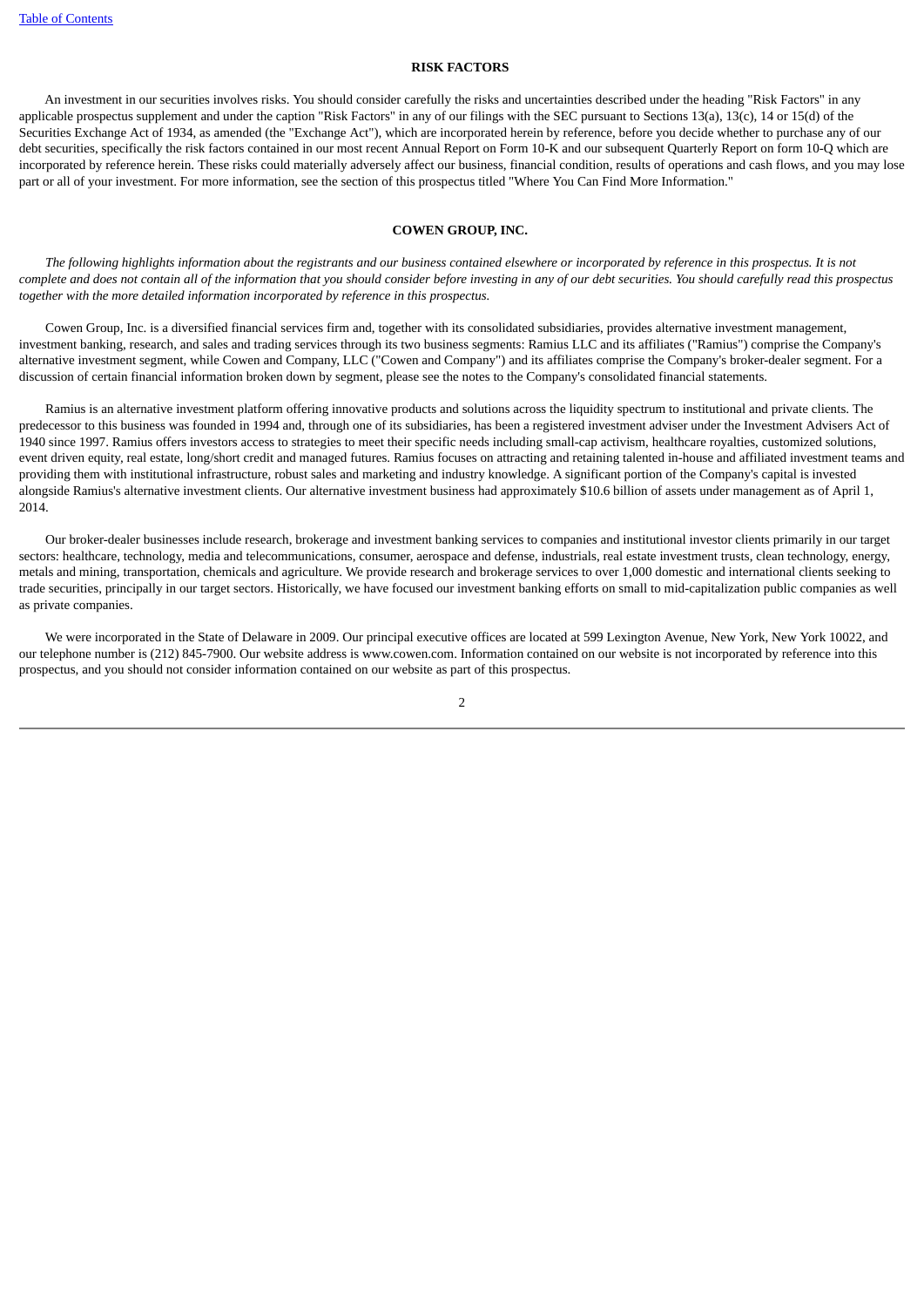## RISK FACTORS

An investment in our securities involves risks. You should consider carefully the risks and uncertainties described under the heading "Risk Factors" in any applicable prospectus supplement and under the caption "Risk Factors" in any of our filings with the SEC pursuant to Sections 13(a), 13(c), 14 or 15(d) of the Securities Exchange Act of 1934, as amended (the "Exchange Act"), which are incorporated herein by reference, before you decide whether to purchase any of our debt securities, specifically the risk factors contained in our most recent Annual Report on Form 10-K and our subsequent Quarterly Report on form 10-Q which are incorporated by reference herein. These risks could materially adversely affect our business, financial condition, results of operations and cash flows, and you may lose part or all of your investment. For more information, see the section of this prospectus titled "Where You Can Find More Information."

## COWEN GROUP, INC.

*The following highlights information about the registrants and our business contained elsewhere or incorporated by reference in this prospectus. It is not complete and does not contain all of the information that you should consider before investing in any of our debt securities. You should carefully read this prospectus together with the more detailed information incorporated by reference in this prospectus.*

Cowen Group, Inc. is a diversified financial services firm and, together with its consolidated subsidiaries, provides alternative investment management, investment banking, research, and sales and trading services through its two business segments: Ramius LLC and its affiliates ("Ramius") comprise the Company's alternative investment segment, while Cowen and Company, LLC ("Cowen and Company") and its affiliates comprise the Company's broker-dealer segment. For a discussion of certain financial information broken down by segment, please see the notes to the Company's consolidated financial statements.

Ramius is an alternative investment platform offering innovative products and solutions across the liquidity spectrum to institutional and private clients. The predecessor to this business was founded in 1994 and, through one of its subsidiaries, has been a registered investment adviser under the Investment Advisers Act of 1940 since 1997. Ramius offers investors access to strategies to meet their specific needs including small-cap activism, healthcare royalties, customized solutions, event driven equity, real estate, long/short credit and managed futures. Ramius focuses on attracting and retaining talented in-house and affiliated investment teams and providing them with institutional infrastructure, robust sales and marketing and industry knowledge. A significant portion of the Company's capital is invested alongside Ramius's alternative investment clients. Our alternative investment business had approximately $10.6 billion of assets under management as of April 1, 2014.

Our broker-dealer businesses include research, brokerage and investment banking services to companies and institutional investor clients primarily in our target sectors: healthcare, technology, media and telecommunications, consumer, aerospace and defense, industrials, real estate investment trusts, clean technology, energy, metals and mining, transportation, chemicals and agriculture. We provide research and brokerage services to over 1,000 domestic and international clients seeking to trade securities, principally in our target sectors. Historically, we have focused our investment banking efforts on small to mid-capitalization public companies as well as private companies.

We were incorporated in the State of Delaware in 2009. Our principal executive offices are located at 599 Lexington Avenue, New York, New York 10022, and our telephone number is (212) 845-7900. Our website address is www.cowen.com. Information contained on our website is not incorporated by reference into this prospectus, and you should not consider information contained on our website as part of this prospectus.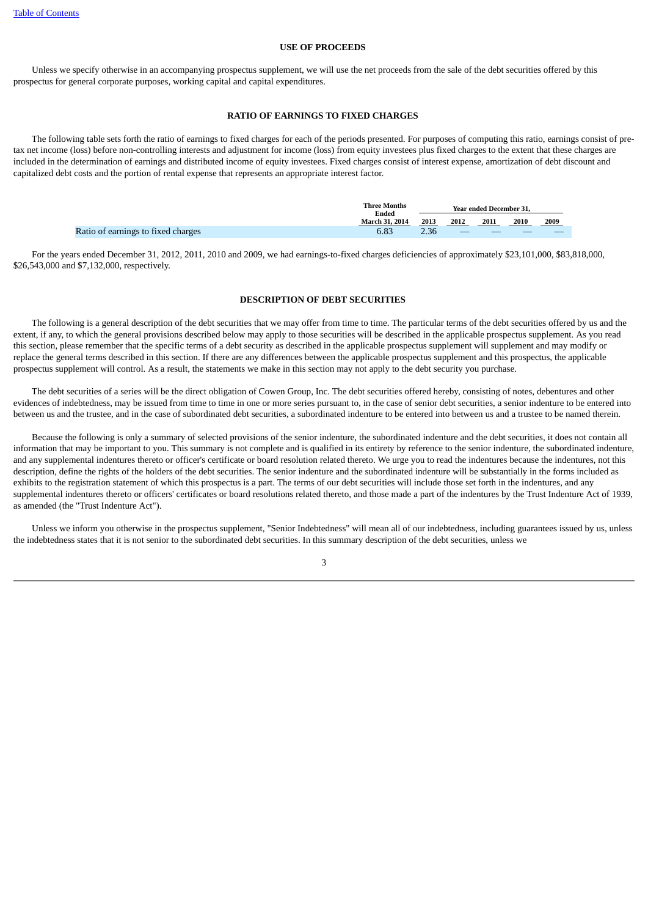[Table of Contents](#)

## USE OF PROCEEDS

Unless we specify otherwise in an accompanying prospectus supplement, we will use the net proceeds from the sale of the debt securities offered by this prospectus for general corporate purposes, working capital and capital expenditures.

## RATIO OF EARNINGS TO FIXED CHARGES

The following table sets forth the ratio of earnings to fixed charges for each of the periods presented. For purposes of computing this ratio, earnings consist of pre-tax net income (loss) before non-controlling interests and adjustment for income (loss) from equity investees plus fixed charges to the extent that these charges are included in the determination of earnings and distributed income of equity investees. Fixed charges consist of interest expense, amortization of debt discount and capitalized debt costs and the portion of rental expense that represents an appropriate interest factor.

| | Three Months Ended | Year ended December 31, | | | | |
|---|---|---|---|---|---|---|
| | March 31, 2014 | 2013 | 2012 | 2011 | 2010 | 2009 |
| Ratio of earnings to fixed charges | 6.83 | 2.36 | — | — | — | — |

For the years ended December 31, 2012, 2011, 2010 and 2009, we had earnings-to-fixed charges deficiencies of approximately $23,101,000, $83,818,000, $26,543,000 and $7,132,000, respectively.

## DESCRIPTION OF DEBT SECURITIES

The following is a general description of the debt securities that we may offer from time to time. The particular terms of the debt securities offered by us and the extent, if any, to which the general provisions described below may apply to those securities will be described in the applicable prospectus supplement. As you read this section, please remember that the specific terms of a debt security as described in the applicable prospectus supplement will supplement and may modify or replace the general terms described in this section. If there are any differences between the applicable prospectus supplement and this prospectus, the applicable prospectus supplement will control. As a result, the statements we make in this section may not apply to the debt security you purchase.

The debt securities of a series will be the direct obligation of Cowen Group, Inc. The debt securities offered hereby, consisting of notes, debentures and other evidences of indebtedness, may be issued from time to time in one or more series pursuant to, in the case of senior debt securities, a senior indenture to be entered into between us and the trustee, and in the case of subordinated debt securities, a subordinated indenture to be entered into between us and a trustee to be named therein.

Because the following is only a summary of selected provisions of the senior indenture, the subordinated indenture and the debt securities, it does not contain all information that may be important to you. This summary is not complete and is qualified in its entirety by reference to the senior indenture, the subordinated indenture, and any supplemental indentures thereto or officer's certificate or board resolution related thereto. We urge you to read the indentures because the indentures, not this description, define the rights of the holders of the debt securities. The senior indenture and the subordinated indenture will be substantially in the forms included as exhibits to the registration statement of which this prospectus is a part. The terms of our debt securities will include those set forth in the indentures, and any supplemental indentures thereto or officers' certificates or board resolutions related thereto, and those made a part of the indentures by the Trust Indenture Act of 1939, as amended (the "Trust Indenture Act").

Unless we inform you otherwise in the prospectus supplement, "Senior Indebtedness" will mean all of our indebtedness, including guarantees issued by us, unless the indebtedness states that it is not senior to the subordinated debt securities. In this summary description of the debt securities, unless we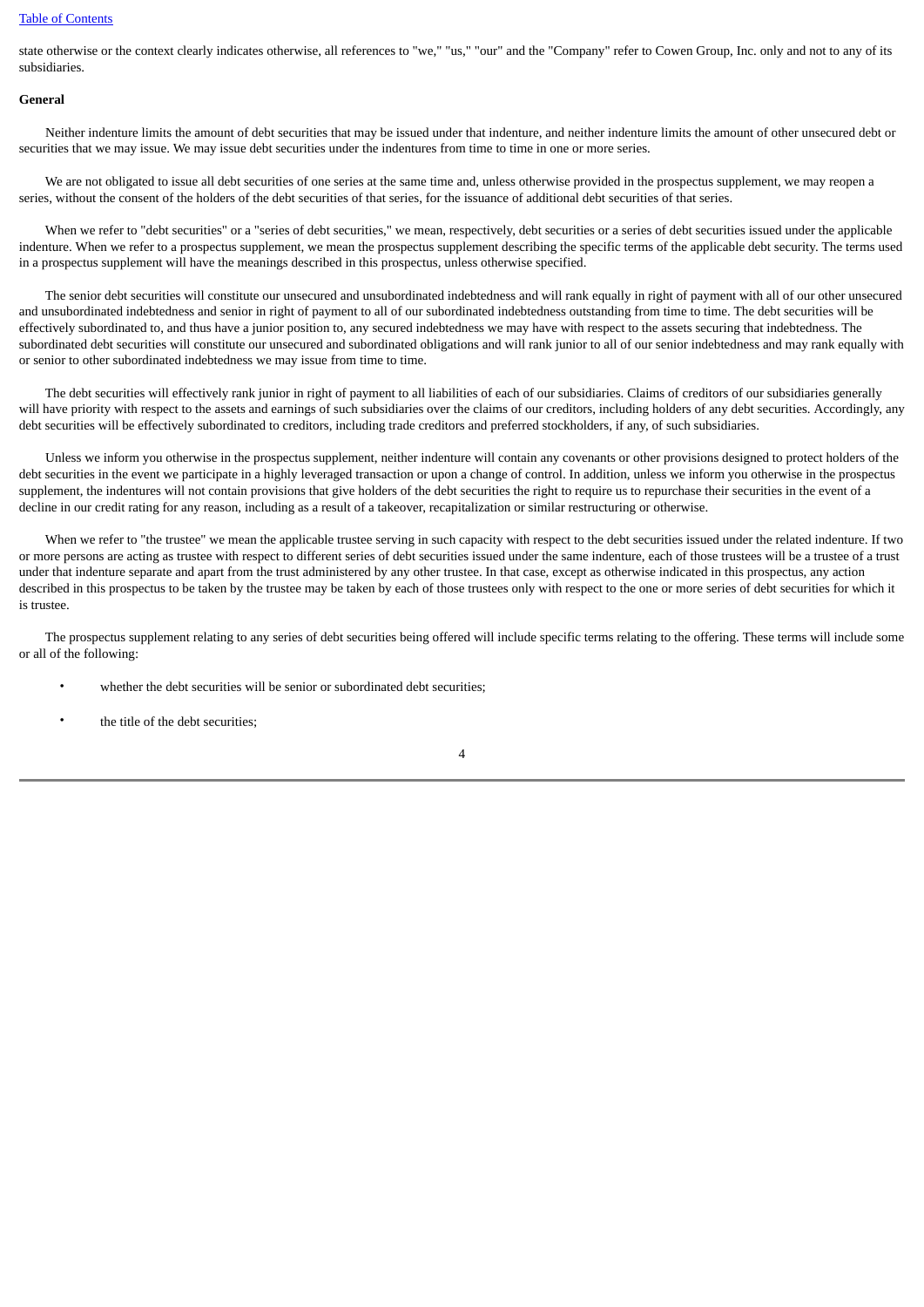state otherwise or the context clearly indicates otherwise, all references to "we," "us," "our" and the "Company" refer to Cowen Group, Inc. only and not to any of its subsidiaries.

**General**

Neither indenture limits the amount of debt securities that may be issued under that indenture, and neither indenture limits the amount of other unsecured debt or securities that we may issue. We may issue debt securities under the indentures from time to time in one or more series.

We are not obligated to issue all debt securities of one series at the same time and, unless otherwise provided in the prospectus supplement, we may reopen a series, without the consent of the holders of the debt securities of that series, for the issuance of additional debt securities of that series.

When we refer to "debt securities" or a "series of debt securities," we mean, respectively, debt securities or a series of debt securities issued under the applicable indenture. When we refer to a prospectus supplement, we mean the prospectus supplement describing the specific terms of the applicable debt security. The terms used in a prospectus supplement will have the meanings described in this prospectus, unless otherwise specified.

The senior debt securities will constitute our unsecured and unsubordinated indebtedness and will rank equally in right of payment with all of our other unsecured and unsubordinated indebtedness and senior in right of payment to all of our subordinated indebtedness outstanding from time to time. The debt securities will be effectively subordinated to, and thus have a junior position to, any secured indebtedness we may have with respect to the assets securing that indebtedness. The subordinated debt securities will constitute our unsecured and subordinated obligations and will rank junior to all of our senior indebtedness and may rank equally with or senior to other subordinated indebtedness we may issue from time to time.

The debt securities will effectively rank junior in right of payment to all liabilities of each of our subsidiaries. Claims of creditors of our subsidiaries generally will have priority with respect to the assets and earnings of such subsidiaries over the claims of our creditors, including holders of any debt securities. Accordingly, any debt securities will be effectively subordinated to creditors, including trade creditors and preferred stockholders, if any, of such subsidiaries.

Unless we inform you otherwise in the prospectus supplement, neither indenture will contain any covenants or other provisions designed to protect holders of the debt securities in the event we participate in a highly leveraged transaction or upon a change of control. In addition, unless we inform you otherwise in the prospectus supplement, the indentures will not contain provisions that give holders of the debt securities the right to require us to repurchase their securities in the event of a decline in our credit rating for any reason, including as a result of a takeover, recapitalization or similar restructuring or otherwise.

When we refer to "the trustee" we mean the applicable trustee serving in such capacity with respect to the debt securities issued under the related indenture. If two or more persons are acting as trustee with respect to different series of debt securities issued under the same indenture, each of those trustees will be a trustee of a trust under that indenture separate and apart from the trust administered by any other trustee. In that case, except as otherwise indicated in this prospectus, any action described in this prospectus to be taken by the trustee may be taken by each of those trustees only with respect to the one or more series of debt securities for which it is trustee.

The prospectus supplement relating to any series of debt securities being offered will include specific terms relating to the offering. These terms will include some or all of the following:

- whether the debt securities will be senior or subordinated debt securities;
- the title of the debt securities;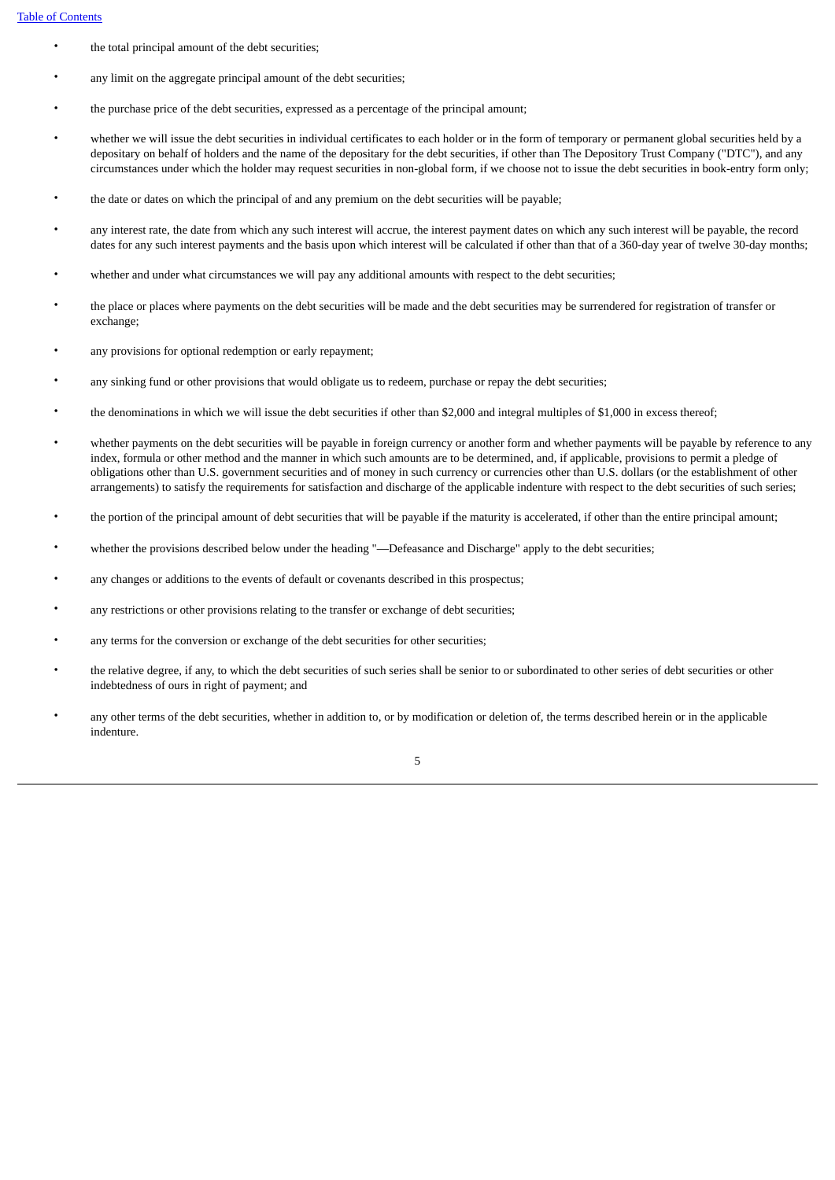- the total principal amount of the debt securities;
- any limit on the aggregate principal amount of the debt securities;
- the purchase price of the debt securities, expressed as a percentage of the principal amount;
- whether we will issue the debt securities in individual certificates to each holder or in the form of temporary or permanent global securities held by a depositary on behalf of holders and the name of the depositary for the debt securities, if other than The Depository Trust Company ("DTC"), and any circumstances under which the holder may request securities in non-global form, if we choose not to issue the debt securities in book-entry form only;
- the date or dates on which the principal of and any premium on the debt securities will be payable;
- any interest rate, the date from which any such interest will accrue, the interest payment dates on which any such interest will be payable, the record dates for any such interest payments and the basis upon which interest will be calculated if other than that of a 360-day year of twelve 30-day months;
- whether and under what circumstances we will pay any additional amounts with respect to the debt securities;
- the place or places where payments on the debt securities will be made and the debt securities may be surrendered for registration of transfer or exchange;
- any provisions for optional redemption or early repayment;
- any sinking fund or other provisions that would obligate us to redeem, purchase or repay the debt securities;
- the denominations in which we will issue the debt securities if other than $2,000 and integral multiples of $1,000 in excess thereof;
- whether payments on the debt securities will be payable in foreign currency or another form and whether payments will be payable by reference to any index, formula or other method and the manner in which such amounts are to be determined, and, if applicable, provisions to permit a pledge of obligations other than U.S. government securities and of money in such currency or currencies other than U.S. dollars (or the establishment of other arrangements) to satisfy the requirements for satisfaction and discharge of the applicable indenture with respect to the debt securities of such series;
- the portion of the principal amount of debt securities that will be payable if the maturity is accelerated, if other than the entire principal amount;
- whether the provisions described below under the heading "—Defeasance and Discharge" apply to the debt securities;
- any changes or additions to the events of default or covenants described in this prospectus;
- any restrictions or other provisions relating to the transfer or exchange of debt securities;
- any terms for the conversion or exchange of the debt securities for other securities;
- the relative degree, if any, to which the debt securities of such series shall be senior to or subordinated to other series of debt securities or other indebtedness of ours in right of payment; and
- any other terms of the debt securities, whether in addition to, or by modification or deletion of, the terms described herein or in the applicable indenture.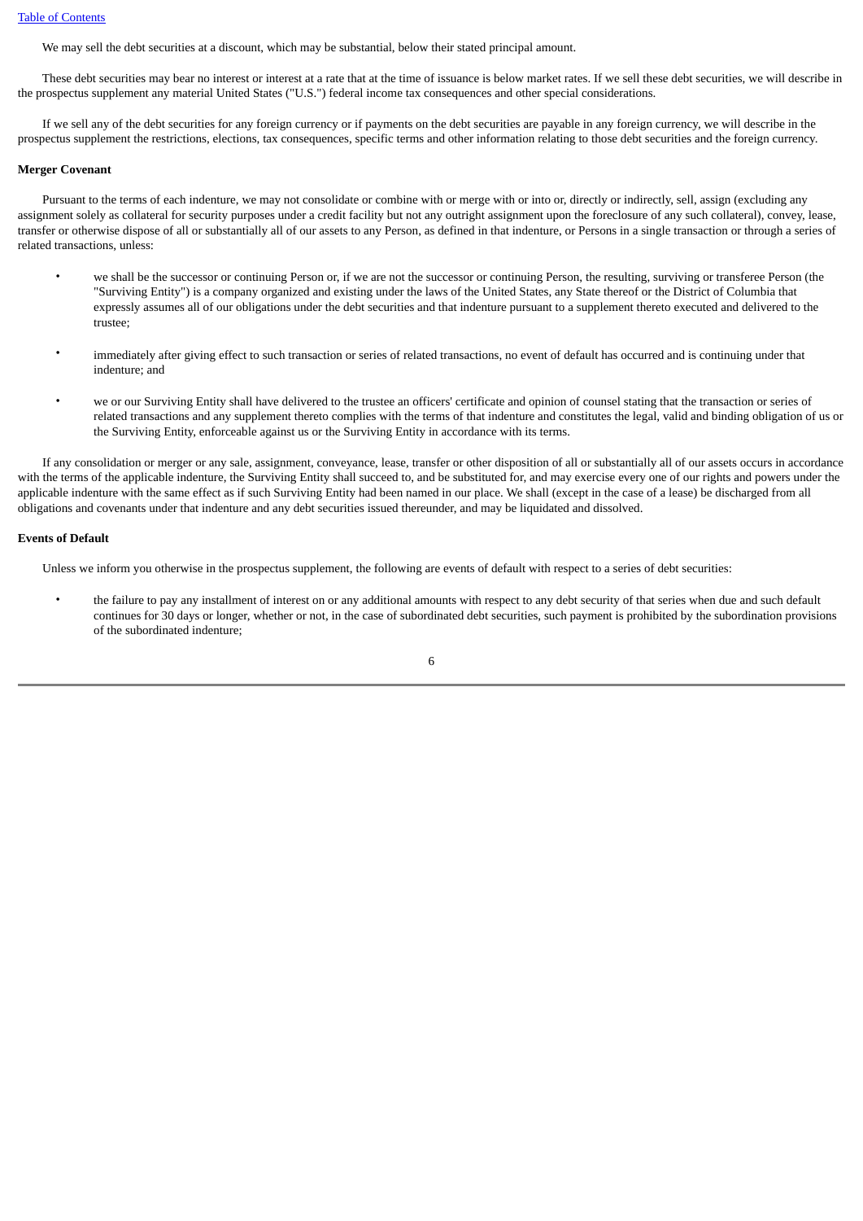We may sell the debt securities at a discount, which may be substantial, below their stated principal amount.

These debt securities may bear no interest or interest at a rate that at the time of issuance is below market rates. If we sell these debt securities, we will describe in the prospectus supplement any material United States ("U.S.") federal income tax consequences and other special considerations.

If we sell any of the debt securities for any foreign currency or if payments on the debt securities are payable in any foreign currency, we will describe in the prospectus supplement the restrictions, elections, tax consequences, specific terms and other information relating to those debt securities and the foreign currency.

**Merger Covenant**

Pursuant to the terms of each indenture, we may not consolidate or combine with or merge with or into or, directly or indirectly, sell, assign (excluding any assignment solely as collateral for security purposes under a credit facility but not any outright assignment upon the foreclosure of any such collateral), convey, lease, transfer or otherwise dispose of all or substantially all of our assets to any Person, as defined in that indenture, or Persons in a single transaction or through a series of related transactions, unless:

- we shall be the successor or continuing Person or, if we are not the successor or continuing Person, the resulting, surviving or transferee Person (the "Surviving Entity") is a company organized and existing under the laws of the United States, any State thereof or the District of Columbia that expressly assumes all of our obligations under the debt securities and that indenture pursuant to a supplement thereto executed and delivered to the trustee;

- immediately after giving effect to such transaction or series of related transactions, no event of default has occurred and is continuing under that indenture; and

- we or our Surviving Entity shall have delivered to the trustee an officers' certificate and opinion of counsel stating that the transaction or series of related transactions and any supplement thereto complies with the terms of that indenture and constitutes the legal, valid and binding obligation of us or the Surviving Entity, enforceable against us or the Surviving Entity in accordance with its terms.

If any consolidation or merger or any sale, assignment, conveyance, lease, transfer or other disposition of all or substantially all of our assets occurs in accordance with the terms of the applicable indenture, the Surviving Entity shall succeed to, and be substituted for, and may exercise every one of our rights and powers under the applicable indenture with the same effect as if such Surviving Entity had been named in our place. We shall (except in the case of a lease) be discharged from all obligations and covenants under that indenture and any debt securities issued thereunder, and may be liquidated and dissolved.

**Events of Default**

Unless we inform you otherwise in the prospectus supplement, the following are events of default with respect to a series of debt securities:

- the failure to pay any installment of interest on or any additional amounts with respect to any debt security of that series when due and such default continues for 30 days or longer, whether or not, in the case of subordinated debt securities, such payment is prohibited by the subordination provisions of the subordinated indenture;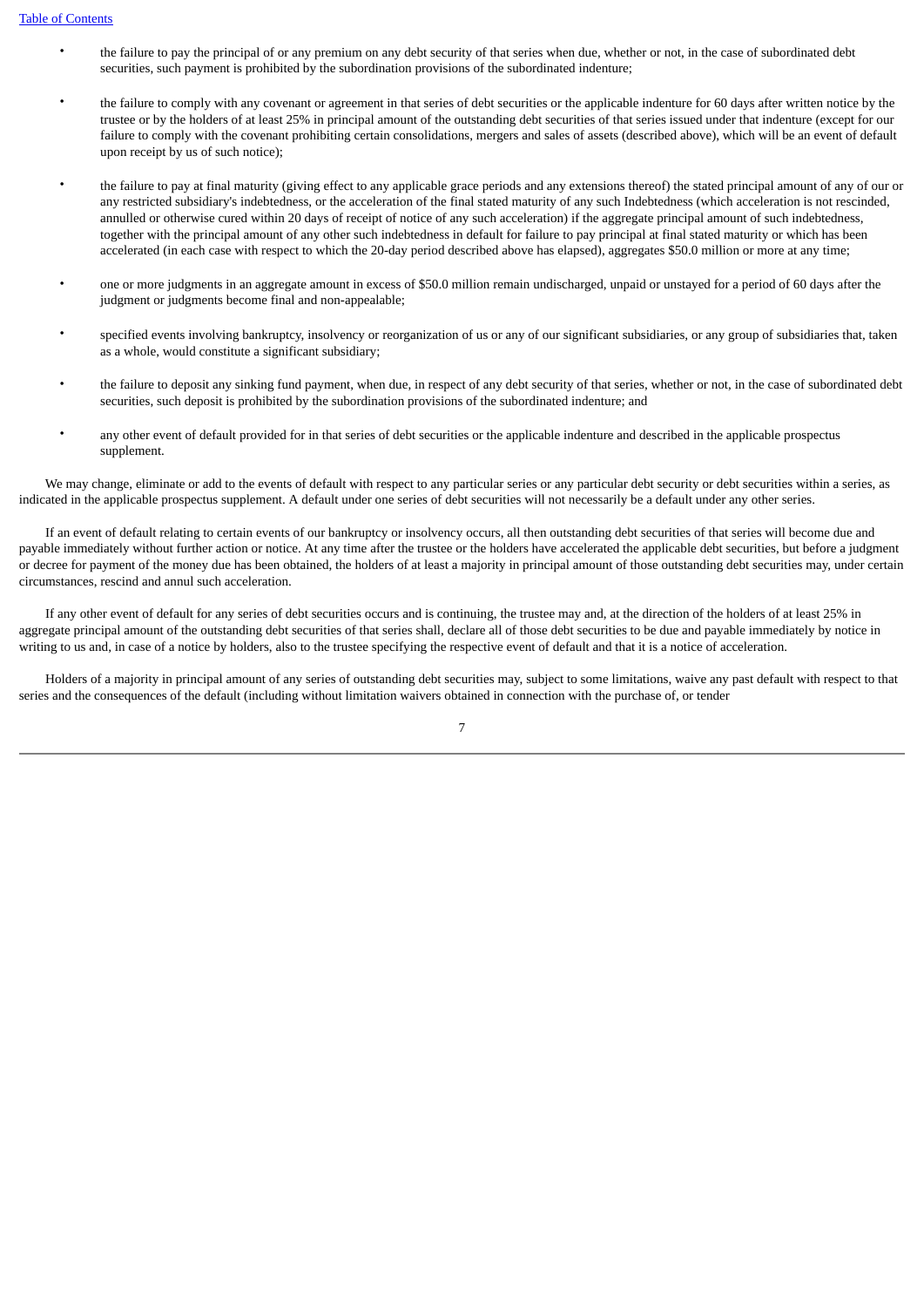- the failure to pay the principal of or any premium on any debt security of that series when due, whether or not, in the case of subordinated debt securities, such payment is prohibited by the subordination provisions of the subordinated indenture;
- the failure to comply with any covenant or agreement in that series of debt securities or the applicable indenture for 60 days after written notice by the trustee or by the holders of at least 25% in principal amount of the outstanding debt securities of that series issued under that indenture (except for our failure to comply with the covenant prohibiting certain consolidations, mergers and sales of assets (described above), which will be an event of default upon receipt by us of such notice);
- the failure to pay at final maturity (giving effect to any applicable grace periods and any extensions thereof) the stated principal amount of any of our or any restricted subsidiary's indebtedness, or the acceleration of the final stated maturity of any such Indebtedness (which acceleration is not rescinded, annulled or otherwise cured within 20 days of receipt of notice of any such acceleration) if the aggregate principal amount of such indebtedness, together with the principal amount of any other such indebtedness in default for failure to pay principal at final stated maturity or which has been accelerated (in each case with respect to which the 20-day period described above has elapsed), aggregates $50.0 million or more at any time;
- one or more judgments in an aggregate amount in excess of $50.0 million remain undischarged, unpaid or unstayed for a period of 60 days after the judgment or judgments become final and non-appealable;
- specified events involving bankruptcy, insolvency or reorganization of us or any of our significant subsidiaries, or any group of subsidiaries that, taken as a whole, would constitute a significant subsidiary;
- the failure to deposit any sinking fund payment, when due, in respect of any debt security of that series, whether or not, in the case of subordinated debt securities, such deposit is prohibited by the subordination provisions of the subordinated indenture; and
- any other event of default provided for in that series of debt securities or the applicable indenture and described in the applicable prospectus supplement.

We may change, eliminate or add to the events of default with respect to any particular series or any particular debt security or debt securities within a series, as indicated in the applicable prospectus supplement. A default under one series of debt securities will not necessarily be a default under any other series.

If an event of default relating to certain events of our bankruptcy or insolvency occurs, all then outstanding debt securities of that series will become due and payable immediately without further action or notice. At any time after the trustee or the holders have accelerated the applicable debt securities, but before a judgment or decree for payment of the money due has been obtained, the holders of at least a majority in principal amount of those outstanding debt securities may, under certain circumstances, rescind and annul such acceleration.

If any other event of default for any series of debt securities occurs and is continuing, the trustee may and, at the direction of the holders of at least 25% in aggregate principal amount of the outstanding debt securities of that series shall, declare all of those debt securities to be due and payable immediately by notice in writing to us and, in case of a notice by holders, also to the trustee specifying the respective event of default and that it is a notice of acceleration.

Holders of a majority in principal amount of any series of outstanding debt securities may, subject to some limitations, waive any past default with respect to that series and the consequences of the default (including without limitation waivers obtained in connection with the purchase of, or tender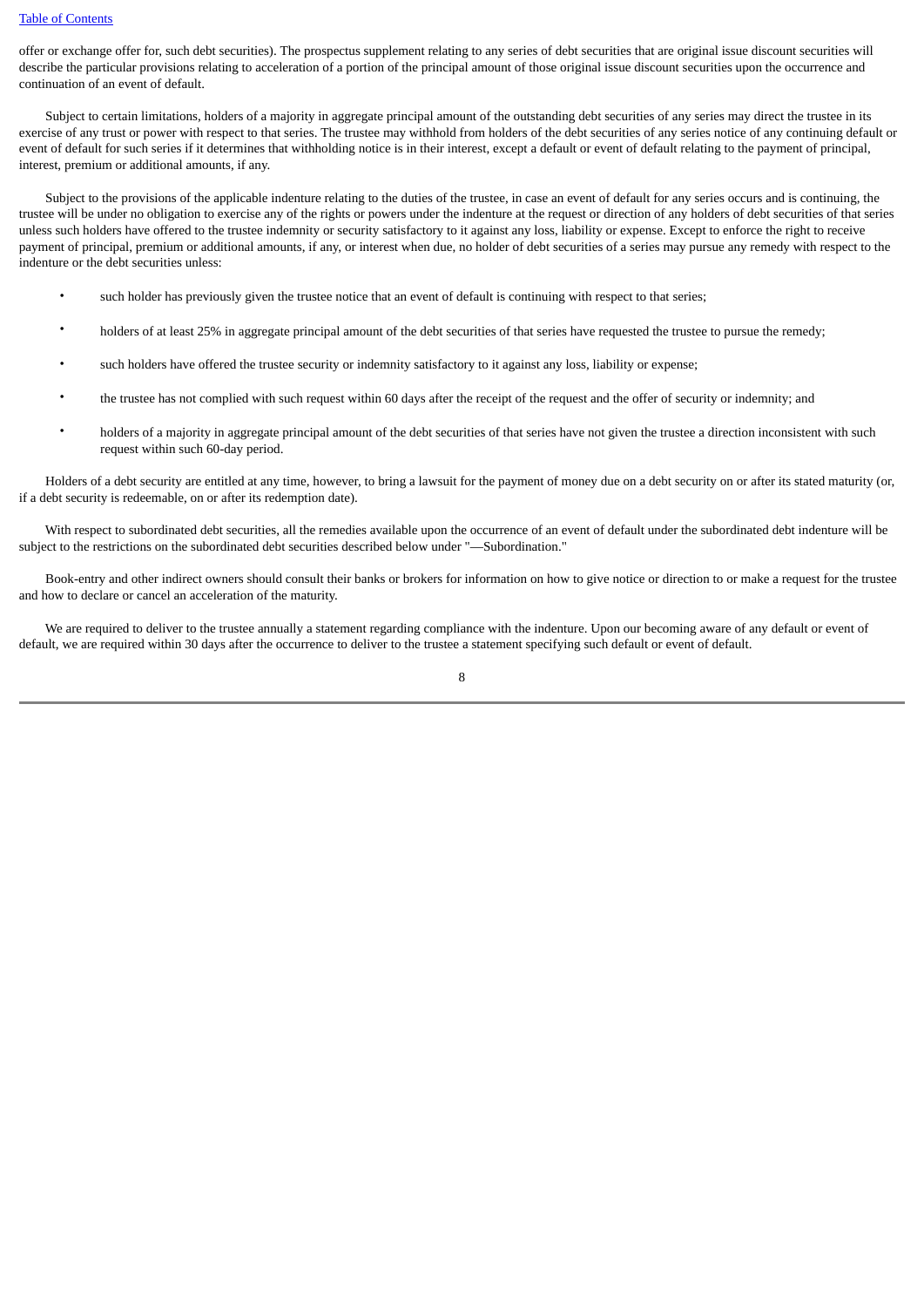offer or exchange offer for, such debt securities). The prospectus supplement relating to any series of debt securities that are original issue discount securities will describe the particular provisions relating to acceleration of a portion of the principal amount of those original issue discount securities upon the occurrence and continuation of an event of default.

Subject to certain limitations, holders of a majority in aggregate principal amount of the outstanding debt securities of any series may direct the trustee in its exercise of any trust or power with respect to that series. The trustee may withhold from holders of the debt securities of any series notice of any continuing default or event of default for such series if it determines that withholding notice is in their interest, except a default or event of default relating to the payment of principal, interest, premium or additional amounts, if any.

Subject to the provisions of the applicable indenture relating to the duties of the trustee, in case an event of default for any series occurs and is continuing, the trustee will be under no obligation to exercise any of the rights or powers under the indenture at the request or direction of any holders of debt securities of that series unless such holders have offered to the trustee indemnity or security satisfactory to it against any loss, liability or expense. Except to enforce the right to receive payment of principal, premium or additional amounts, if any, or interest when due, no holder of debt securities of a series may pursue any remedy with respect to the indenture or the debt securities unless:

- such holder has previously given the trustee notice that an event of default is continuing with respect to that series;
- holders of at least 25% in aggregate principal amount of the debt securities of that series have requested the trustee to pursue the remedy;
- such holders have offered the trustee security or indemnity satisfactory to it against any loss, liability or expense;
- the trustee has not complied with such request within 60 days after the receipt of the request and the offer of security or indemnity; and
- holders of a majority in aggregate principal amount of the debt securities of that series have not given the trustee a direction inconsistent with such request within such 60-day period.

Holders of a debt security are entitled at any time, however, to bring a lawsuit for the payment of money due on a debt security on or after its stated maturity (or, if a debt security is redeemable, on or after its redemption date).

With respect to subordinated debt securities, all the remedies available upon the occurrence of an event of default under the subordinated debt indenture will be subject to the restrictions on the subordinated debt securities described below under "—Subordination."

Book-entry and other indirect owners should consult their banks or brokers for information on how to give notice or direction to or make a request for the trustee and how to declare or cancel an acceleration of the maturity.

We are required to deliver to the trustee annually a statement regarding compliance with the indenture. Upon our becoming aware of any default or event of default, we are required within 30 days after the occurrence to deliver to the trustee a statement specifying such default or event of default.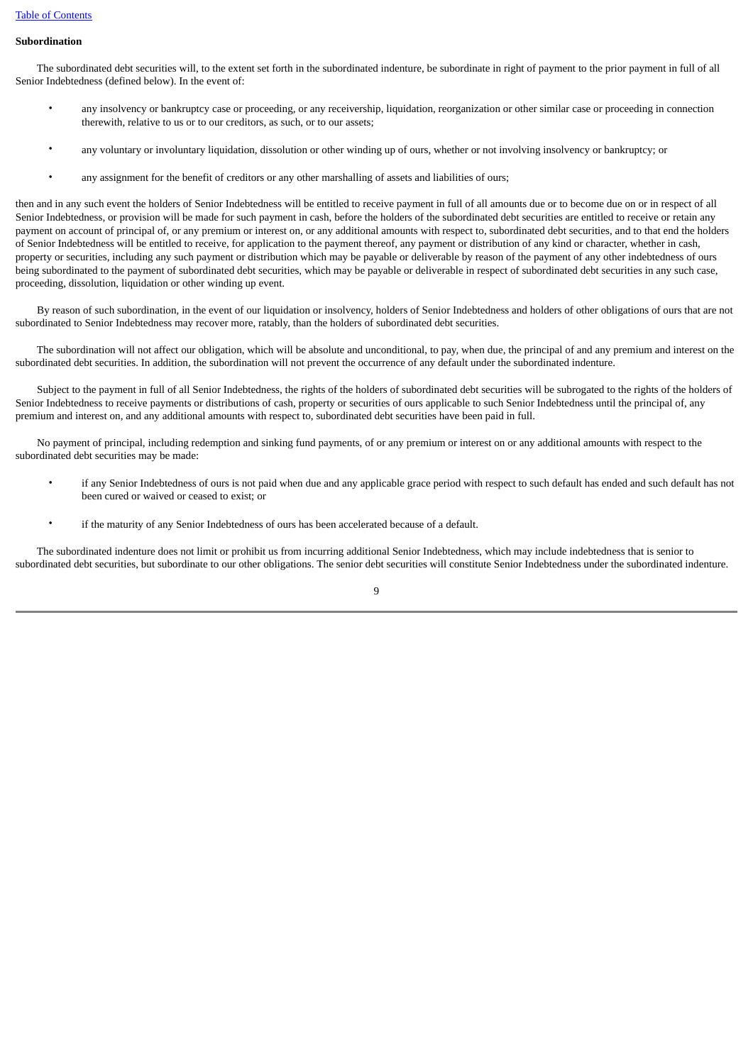#### Subordination

The subordinated debt securities will, to the extent set forth in the subordinated indenture, be subordinate in right of payment to the prior payment in full of all Senior Indebtedness (defined below). In the event of:

- any insolvency or bankruptcy case or proceeding, or any receivership, liquidation, reorganization or other similar case or proceeding in connection therewith, relative to us or to our creditors, as such, or to our assets;
- any voluntary or involuntary liquidation, dissolution or other winding up of ours, whether or not involving insolvency or bankruptcy; or
- any assignment for the benefit of creditors or any other marshalling of assets and liabilities of ours;

then and in any such event the holders of Senior Indebtedness will be entitled to receive payment in full of all amounts due or to become due on or in respect of all Senior Indebtedness, or provision will be made for such payment in cash, before the holders of the subordinated debt securities are entitled to receive or retain any payment on account of principal of, or any premium or interest on, or any additional amounts with respect to, subordinated debt securities, and to that end the holders of Senior Indebtedness will be entitled to receive, for application to the payment thereof, any payment or distribution of any kind or character, whether in cash, property or securities, including any such payment or distribution which may be payable or deliverable by reason of the payment of any other indebtedness of ours being subordinated to the payment of subordinated debt securities, which may be payable or deliverable in respect of subordinated debt securities in any such case, proceeding, dissolution, liquidation or other winding up event.

By reason of such subordination, in the event of our liquidation or insolvency, holders of Senior Indebtedness and holders of other obligations of ours that are not subordinated to Senior Indebtedness may recover more, ratably, than the holders of subordinated debt securities.

The subordination will not affect our obligation, which will be absolute and unconditional, to pay, when due, the principal of and any premium and interest on the subordinated debt securities. In addition, the subordination will not prevent the occurrence of any default under the subordinated indenture.

Subject to the payment in full of all Senior Indebtedness, the rights of the holders of subordinated debt securities will be subrogated to the rights of the holders of Senior Indebtedness to receive payments or distributions of cash, property or securities of ours applicable to such Senior Indebtedness until the principal of, any premium and interest on, and any additional amounts with respect to, subordinated debt securities have been paid in full.

No payment of principal, including redemption and sinking fund payments, of or any premium or interest on or any additional amounts with respect to the subordinated debt securities may be made:

- if any Senior Indebtedness of ours is not paid when due and any applicable grace period with respect to such default has ended and such default has not been cured or waived or ceased to exist; or
- if the maturity of any Senior Indebtedness of ours has been accelerated because of a default.

The subordinated indenture does not limit or prohibit us from incurring additional Senior Indebtedness, which may include indebtedness that is senior to subordinated debt securities, but subordinate to our other obligations. The senior debt securities will constitute Senior Indebtedness under the subordinated indenture.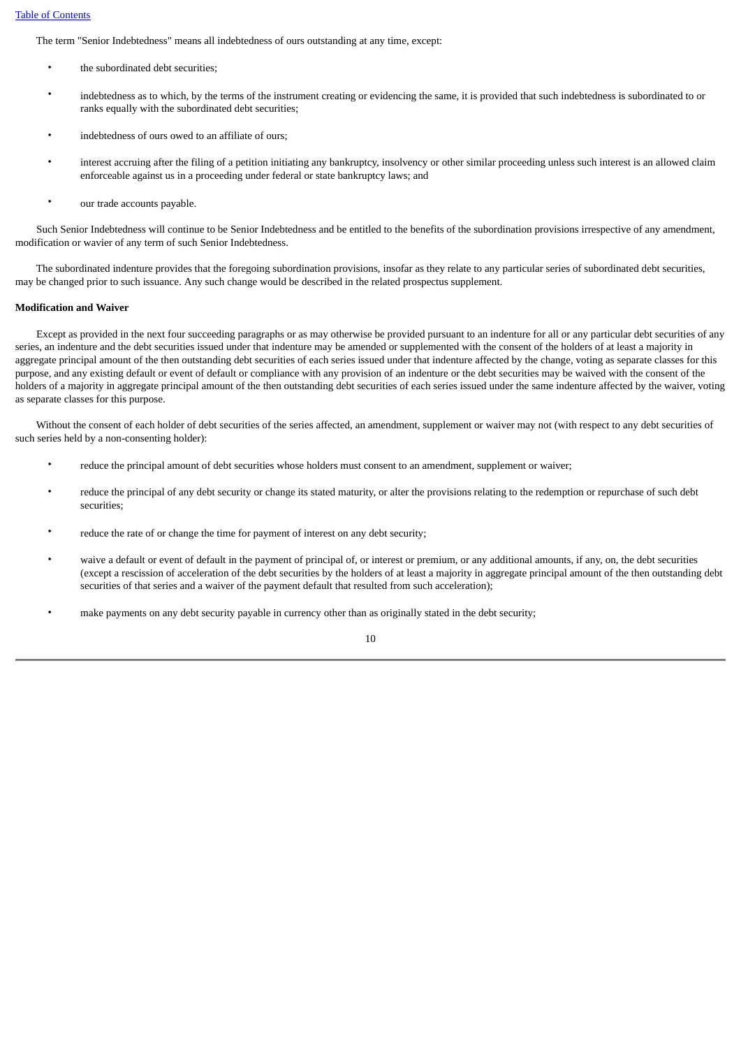The term "Senior Indebtedness" means all indebtedness of ours outstanding at any time, except:

- the subordinated debt securities;
- indebtedness as to which, by the terms of the instrument creating or evidencing the same, it is provided that such indebtedness is subordinated to or ranks equally with the subordinated debt securities;
- indebtedness of ours owed to an affiliate of ours;
- interest accruing after the filing of a petition initiating any bankruptcy, insolvency or other similar proceeding unless such interest is an allowed claim enforceable against us in a proceeding under federal or state bankruptcy laws; and
- our trade accounts payable.

Such Senior Indebtedness will continue to be Senior Indebtedness and be entitled to the benefits of the subordination provisions irrespective of any amendment, modification or wavier of any term of such Senior Indebtedness.

The subordinated indenture provides that the foregoing subordination provisions, insofar as they relate to any particular series of subordinated debt securities, may be changed prior to such issuance. Any such change would be described in the related prospectus supplement.

**Modification and Waiver**

Except as provided in the next four succeeding paragraphs or as may otherwise be provided pursuant to an indenture for all or any particular debt securities of any series, an indenture and the debt securities issued under that indenture may be amended or supplemented with the consent of the holders of at least a majority in aggregate principal amount of the then outstanding debt securities of each series issued under that indenture affected by the change, voting as separate classes for this purpose, and any existing default or event of default or compliance with any provision of an indenture or the debt securities may be waived with the consent of the holders of a majority in aggregate principal amount of the then outstanding debt securities of each series issued under the same indenture affected by the waiver, voting as separate classes for this purpose.

Without the consent of each holder of debt securities of the series affected, an amendment, supplement or waiver may not (with respect to any debt securities of such series held by a non-consenting holder):

- reduce the principal amount of debt securities whose holders must consent to an amendment, supplement or waiver;
- reduce the principal of any debt security or change its stated maturity, or alter the provisions relating to the redemption or repurchase of such debt securities;
- reduce the rate of or change the time for payment of interest on any debt security;
- waive a default or event of default in the payment of principal of, or interest or premium, or any additional amounts, if any, on, the debt securities (except a rescission of acceleration of the debt securities by the holders of at least a majority in aggregate principal amount of the then outstanding debt securities of that series and a waiver of the payment default that resulted from such acceleration);
- make payments on any debt security payable in currency other than as originally stated in the debt security;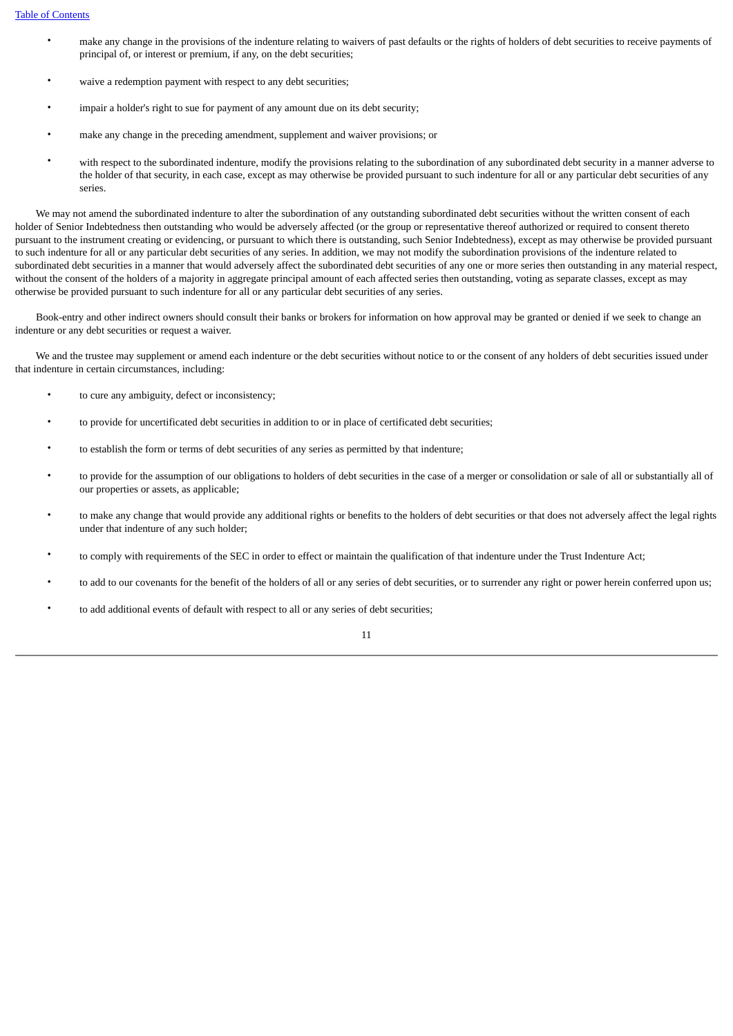- make any change in the provisions of the indenture relating to waivers of past defaults or the rights of holders of debt securities to receive payments of principal of, or interest or premium, if any, on the debt securities;
- waive a redemption payment with respect to any debt securities;
- impair a holder's right to sue for payment of any amount due on its debt security;
- make any change in the preceding amendment, supplement and waiver provisions; or
- with respect to the subordinated indenture, modify the provisions relating to the subordination of any subordinated debt security in a manner adverse to the holder of that security, in each case, except as may otherwise be provided pursuant to such indenture for all or any particular debt securities of any series.

We may not amend the subordinated indenture to alter the subordination of any outstanding subordinated debt securities without the written consent of each holder of Senior Indebtedness then outstanding who would be adversely affected (or the group or representative thereof authorized or required to consent thereto pursuant to the instrument creating or evidencing, or pursuant to which there is outstanding, such Senior Indebtedness), except as may otherwise be provided pursuant to such indenture for all or any particular debt securities of any series. In addition, we may not modify the subordination provisions of the indenture related to subordinated debt securities in a manner that would adversely affect the subordinated debt securities of any one or more series then outstanding in any material respect, without the consent of the holders of a majority in aggregate principal amount of each affected series then outstanding, voting as separate classes, except as may otherwise be provided pursuant to such indenture for all or any particular debt securities of any series.

Book-entry and other indirect owners should consult their banks or brokers for information on how approval may be granted or denied if we seek to change an indenture or any debt securities or request a waiver.

We and the trustee may supplement or amend each indenture or the debt securities without notice to or the consent of any holders of debt securities issued under that indenture in certain circumstances, including:

- to cure any ambiguity, defect or inconsistency;
- to provide for uncertificated debt securities in addition to or in place of certificated debt securities;
- to establish the form or terms of debt securities of any series as permitted by that indenture;
- to provide for the assumption of our obligations to holders of debt securities in the case of a merger or consolidation or sale of all or substantially all of our properties or assets, as applicable;
- to make any change that would provide any additional rights or benefits to the holders of debt securities or that does not adversely affect the legal rights under that indenture of any such holder;
- to comply with requirements of the SEC in order to effect or maintain the qualification of that indenture under the Trust Indenture Act;
- to add to our covenants for the benefit of the holders of all or any series of debt securities, or to surrender any right or power herein conferred upon us;
- to add additional events of default with respect to all or any series of debt securities;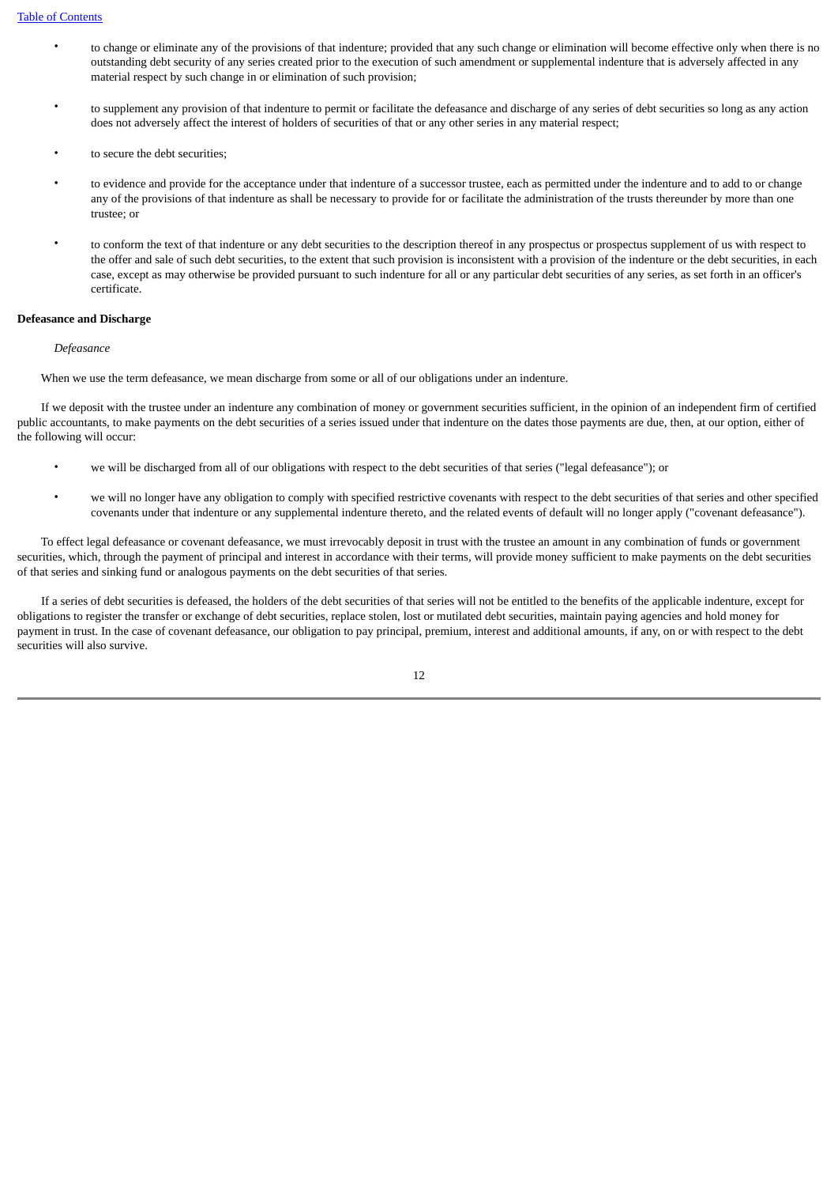- to change or eliminate any of the provisions of that indenture; provided that any such change or elimination will become effective only when there is no outstanding debt security of any series created prior to the execution of such amendment or supplemental indenture that is adversely affected in any material respect by such change in or elimination of such provision;
- to supplement any provision of that indenture to permit or facilitate the defeasance and discharge of any series of debt securities so long as any action does not adversely affect the interest of holders of securities of that or any other series in any material respect;
- to secure the debt securities;
- to evidence and provide for the acceptance under that indenture of a successor trustee, each as permitted under the indenture and to add to or change any of the provisions of that indenture as shall be necessary to provide for or facilitate the administration of the trusts thereunder by more than one trustee; or
- to conform the text of that indenture or any debt securities to the description thereof in any prospectus or prospectus supplement of us with respect to the offer and sale of such debt securities, to the extent that such provision is inconsistent with a provision of the indenture or the debt securities, in each case, except as may otherwise be provided pursuant to such indenture for all or any particular debt securities of any series, as set forth in an officer's certificate.

**Defeasance and Discharge**

*Defeasance*

When we use the term defeasance, we mean discharge from some or all of our obligations under an indenture.

If we deposit with the trustee under an indenture any combination of money or government securities sufficient, in the opinion of an independent firm of certified public accountants, to make payments on the debt securities of a series issued under that indenture on the dates those payments are due, then, at our option, either of the following will occur:

- we will be discharged from all of our obligations with respect to the debt securities of that series ("legal defeasance"); or
- we will no longer have any obligation to comply with specified restrictive covenants with respect to the debt securities of that series and other specified covenants under that indenture or any supplemental indenture thereto, and the related events of default will no longer apply ("covenant defeasance").

To effect legal defeasance or covenant defeasance, we must irrevocably deposit in trust with the trustee an amount in any combination of funds or government securities, which, through the payment of principal and interest in accordance with their terms, will provide money sufficient to make payments on the debt securities of that series and sinking fund or analogous payments on the debt securities of that series.

If a series of debt securities is defeased, the holders of the debt securities of that series will not be entitled to the benefits of the applicable indenture, except for obligations to register the transfer or exchange of debt securities, replace stolen, lost or mutilated debt securities, maintain paying agencies and hold money for payment in trust. In the case of covenant defeasance, our obligation to pay principal, premium, interest and additional amounts, if any, on or with respect to the debt securities will also survive.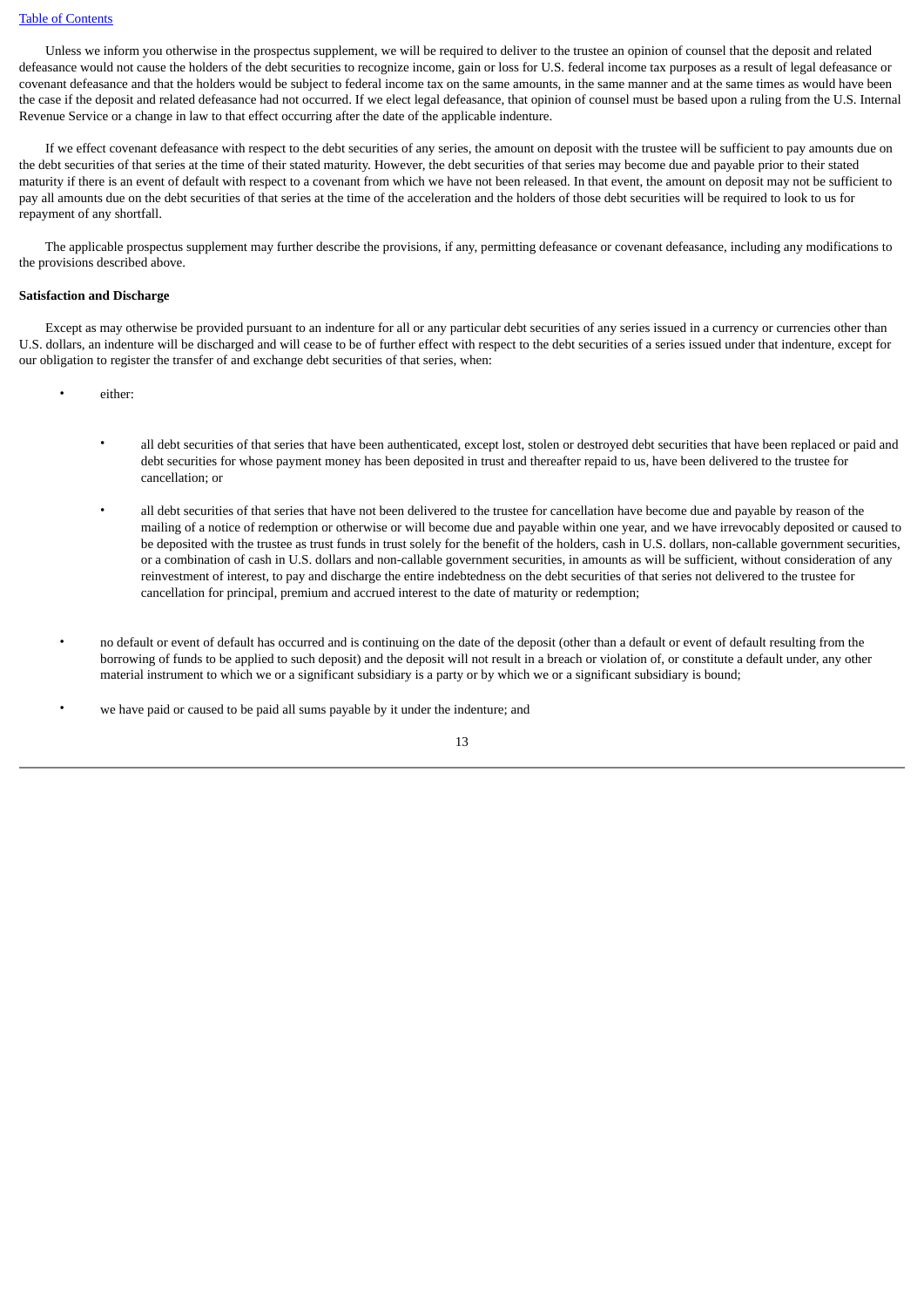Unless we inform you otherwise in the prospectus supplement, we will be required to deliver to the trustee an opinion of counsel that the deposit and related defeasance would not cause the holders of the debt securities to recognize income, gain or loss for U.S. federal income tax purposes as a result of legal defeasance or covenant defeasance and that the holders would be subject to federal income tax on the same amounts, in the same manner and at the same times as would have been the case if the deposit and related defeasance had not occurred. If we elect legal defeasance, that opinion of counsel must be based upon a ruling from the U.S. Internal Revenue Service or a change in law to that effect occurring after the date of the applicable indenture.

If we effect covenant defeasance with respect to the debt securities of any series, the amount on deposit with the trustee will be sufficient to pay amounts due on the debt securities of that series at the time of their stated maturity. However, the debt securities of that series may become due and payable prior to their stated maturity if there is an event of default with respect to a covenant from which we have not been released. In that event, the amount on deposit may not be sufficient to pay all amounts due on the debt securities of that series at the time of the acceleration and the holders of those debt securities will be required to look to us for repayment of any shortfall.

The applicable prospectus supplement may further describe the provisions, if any, permitting defeasance or covenant defeasance, including any modifications to the provisions described above.

**Satisfaction and Discharge**

Except as may otherwise be provided pursuant to an indenture for all or any particular debt securities of any series issued in a currency or currencies other than U.S. dollars, an indenture will be discharged and will cease to be of further effect with respect to the debt securities of a series issued under that indenture, except for our obligation to register the transfer of and exchange debt securities of that series, when:

- either:
  - all debt securities of that series that have been authenticated, except lost, stolen or destroyed debt securities that have been replaced or paid and debt securities for whose payment money has been deposited in trust and thereafter repaid to us, have been delivered to the trustee for cancellation; or
  - all debt securities of that series that have not been delivered to the trustee for cancellation have become due and payable by reason of the mailing of a notice of redemption or otherwise or will become due and payable within one year, and we have irrevocably deposited or caused to be deposited with the trustee as trust funds in trust solely for the benefit of the holders, cash in U.S. dollars, non-callable government securities, or a combination of cash in U.S. dollars and non-callable government securities, in amounts as will be sufficient, without consideration of any reinvestment of interest, to pay and discharge the entire indebtedness on the debt securities of that series not delivered to the trustee for cancellation for principal, premium and accrued interest to the date of maturity or redemption;
- no default or event of default has occurred and is continuing on the date of the deposit (other than a default or event of default resulting from the borrowing of funds to be applied to such deposit) and the deposit will not result in a breach or violation of, or constitute a default under, any other material instrument to which we or a significant subsidiary is a party or by which we or a significant subsidiary is bound;
- we have paid or caused to be paid all sums payable by it under the indenture; and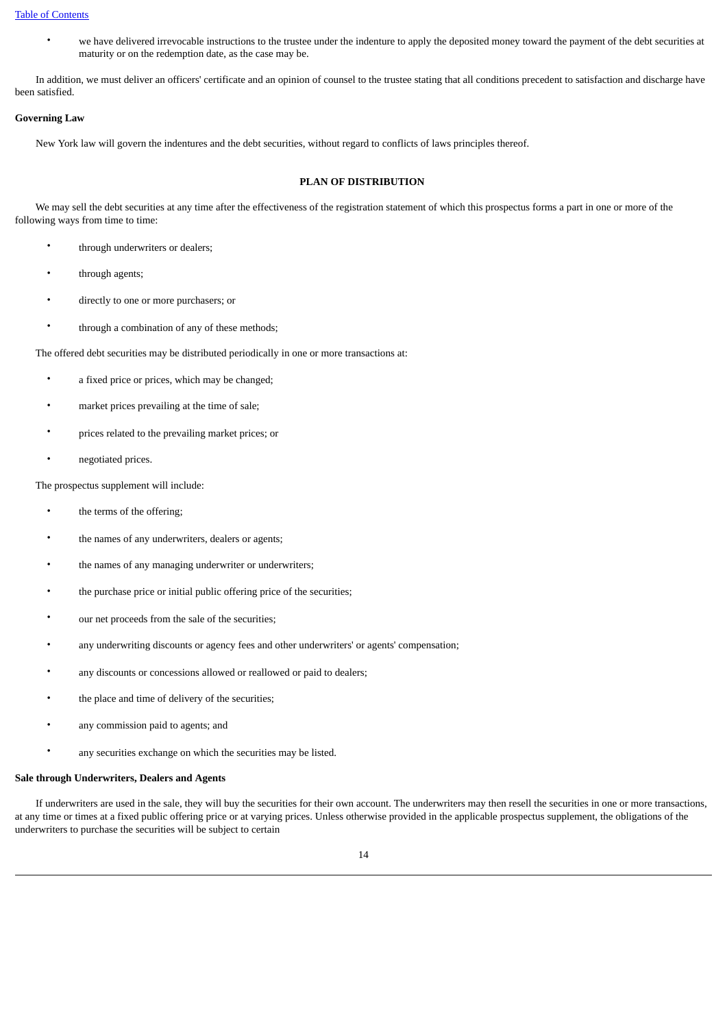- we have delivered irrevocable instructions to the trustee under the indenture to apply the deposited money toward the payment of the debt securities at maturity or on the redemption date, as the case may be.

In addition, we must deliver an officers' certificate and an opinion of counsel to the trustee stating that all conditions precedent to satisfaction and discharge have been satisfied.

**Governing Law**

New York law will govern the indentures and the debt securities, without regard to conflicts of laws principles thereof.

## PLAN OF DISTRIBUTION

We may sell the debt securities at any time after the effectiveness of the registration statement of which this prospectus forms a part in one or more of the following ways from time to time:

- through underwriters or dealers;
- through agents;
- directly to one or more purchasers; or
- through a combination of any of these methods;

The offered debt securities may be distributed periodically in one or more transactions at:

- a fixed price or prices, which may be changed;
- market prices prevailing at the time of sale;
- prices related to the prevailing market prices; or
- negotiated prices.

The prospectus supplement will include:

- the terms of the offering;
- the names of any underwriters, dealers or agents;
- the names of any managing underwriter or underwriters;
- the purchase price or initial public offering price of the securities;
- our net proceeds from the sale of the securities;
- any underwriting discounts or agency fees and other underwriters' or agents' compensation;
- any discounts or concessions allowed or reallowed or paid to dealers;
- the place and time of delivery of the securities;
- any commission paid to agents; and
- any securities exchange on which the securities may be listed.

**Sale through Underwriters, Dealers and Agents**

If underwriters are used in the sale, they will buy the securities for their own account. The underwriters may then resell the securities in one or more transactions, at any time or times at a fixed public offering price or at varying prices. Unless otherwise provided in the applicable prospectus supplement, the obligations of the underwriters to purchase the securities will be subject to certain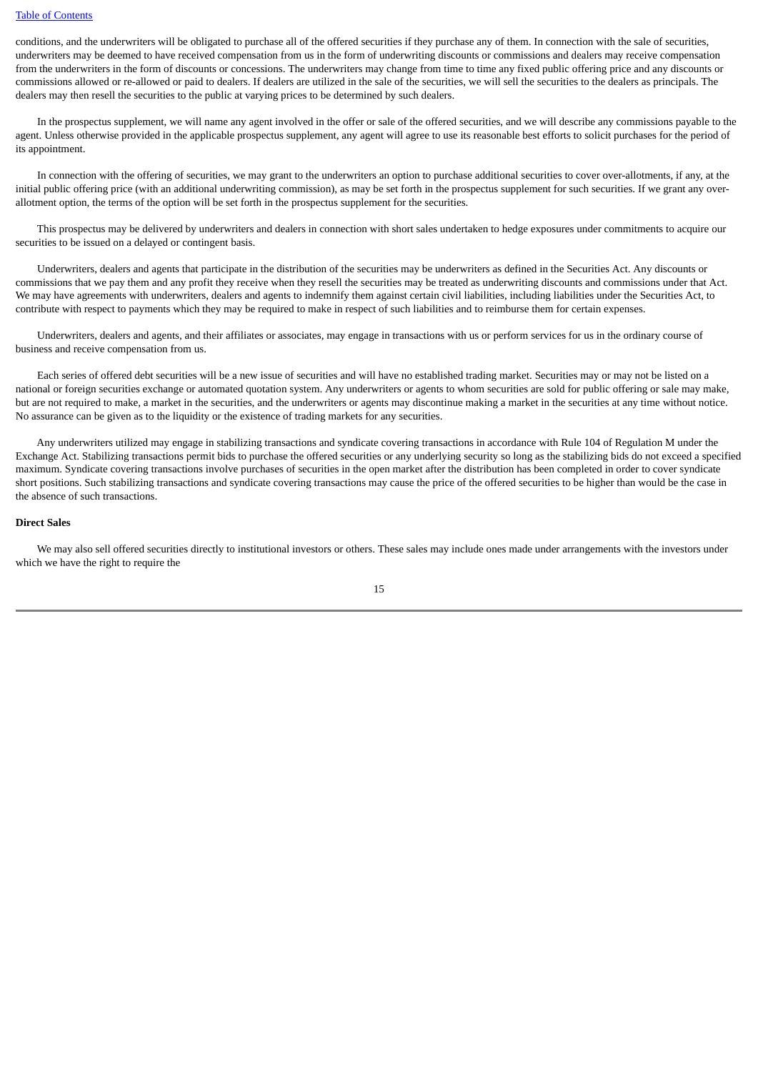conditions, and the underwriters will be obligated to purchase all of the offered securities if they purchase any of them. In connection with the sale of securities, underwriters may be deemed to have received compensation from us in the form of underwriting discounts or commissions and dealers may receive compensation from the underwriters in the form of discounts or concessions. The underwriters may change from time to time any fixed public offering price and any discounts or commissions allowed or re-allowed or paid to dealers. If dealers are utilized in the sale of the securities, we will sell the securities to the dealers as principals. The dealers may then resell the securities to the public at varying prices to be determined by such dealers.

In the prospectus supplement, we will name any agent involved in the offer or sale of the offered securities, and we will describe any commissions payable to the agent. Unless otherwise provided in the applicable prospectus supplement, any agent will agree to use its reasonable best efforts to solicit purchases for the period of its appointment.

In connection with the offering of securities, we may grant to the underwriters an option to purchase additional securities to cover over-allotments, if any, at the initial public offering price (with an additional underwriting commission), as may be set forth in the prospectus supplement for such securities. If we grant any over-allotment option, the terms of the option will be set forth in the prospectus supplement for the securities.

This prospectus may be delivered by underwriters and dealers in connection with short sales undertaken to hedge exposures under commitments to acquire our securities to be issued on a delayed or contingent basis.

Underwriters, dealers and agents that participate in the distribution of the securities may be underwriters as defined in the Securities Act. Any discounts or commissions that we pay them and any profit they receive when they resell the securities may be treated as underwriting discounts and commissions under that Act. We may have agreements with underwriters, dealers and agents to indemnify them against certain civil liabilities, including liabilities under the Securities Act, to contribute with respect to payments which they may be required to make in respect of such liabilities and to reimburse them for certain expenses.

Underwriters, dealers and agents, and their affiliates or associates, may engage in transactions with us or perform services for us in the ordinary course of business and receive compensation from us.

Each series of offered debt securities will be a new issue of securities and will have no established trading market. Securities may or may not be listed on a national or foreign securities exchange or automated quotation system. Any underwriters or agents to whom securities are sold for public offering or sale may make, but are not required to make, a market in the securities, and the underwriters or agents may discontinue making a market in the securities at any time without notice. No assurance can be given as to the liquidity or the existence of trading markets for any securities.

Any underwriters utilized may engage in stabilizing transactions and syndicate covering transactions in accordance with Rule 104 of Regulation M under the Exchange Act. Stabilizing transactions permit bids to purchase the offered securities or any underlying security so long as the stabilizing bids do not exceed a specified maximum. Syndicate covering transactions involve purchases of securities in the open market after the distribution has been completed in order to cover syndicate short positions. Such stabilizing transactions and syndicate covering transactions may cause the price of the offered securities to be higher than would be the case in the absence of such transactions.

**Direct Sales**

We may also sell offered securities directly to institutional investors or others. These sales may include ones made under arrangements with the investors under which we have the right to require the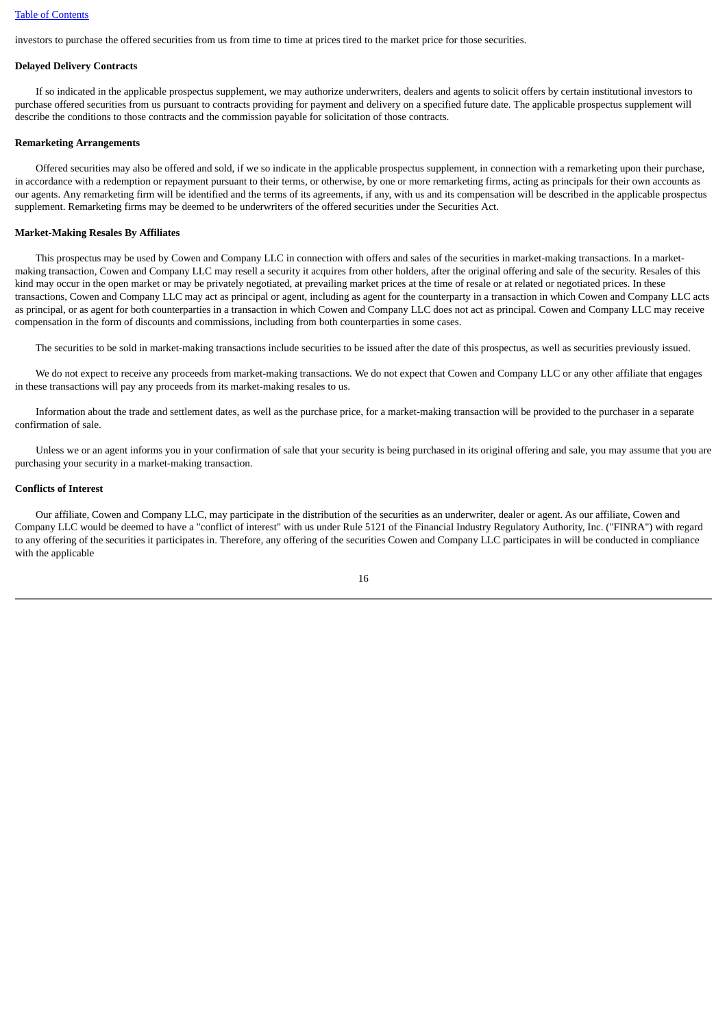investors to purchase the offered securities from us from time to time at prices tired to the market price for those securities.

**Delayed Delivery Contracts**

If so indicated in the applicable prospectus supplement, we may authorize underwriters, dealers and agents to solicit offers by certain institutional investors to purchase offered securities from us pursuant to contracts providing for payment and delivery on a specified future date. The applicable prospectus supplement will describe the conditions to those contracts and the commission payable for solicitation of those contracts.

**Remarketing Arrangements**

Offered securities may also be offered and sold, if we so indicate in the applicable prospectus supplement, in connection with a remarketing upon their purchase, in accordance with a redemption or repayment pursuant to their terms, or otherwise, by one or more remarketing firms, acting as principals for their own accounts as our agents. Any remarketing firm will be identified and the terms of its agreements, if any, with us and its compensation will be described in the applicable prospectus supplement. Remarketing firms may be deemed to be underwriters of the offered securities under the Securities Act.

**Market-Making Resales By Affiliates**

This prospectus may be used by Cowen and Company LLC in connection with offers and sales of the securities in market-making transactions. In a market-making transaction, Cowen and Company LLC may resell a security it acquires from other holders, after the original offering and sale of the security. Resales of this kind may occur in the open market or may be privately negotiated, at prevailing market prices at the time of resale or at related or negotiated prices. In these transactions, Cowen and Company LLC may act as principal or agent, including as agent for the counterparty in a transaction in which Cowen and Company LLC acts as principal, or as agent for both counterparties in a transaction in which Cowen and Company LLC does not act as principal. Cowen and Company LLC may receive compensation in the form of discounts and commissions, including from both counterparties in some cases.

The securities to be sold in market-making transactions include securities to be issued after the date of this prospectus, as well as securities previously issued.

We do not expect to receive any proceeds from market-making transactions. We do not expect that Cowen and Company LLC or any other affiliate that engages in these transactions will pay any proceeds from its market-making resales to us.

Information about the trade and settlement dates, as well as the purchase price, for a market-making transaction will be provided to the purchaser in a separate confirmation of sale.

Unless we or an agent informs you in your confirmation of sale that your security is being purchased in its original offering and sale, you may assume that you are purchasing your security in a market-making transaction.

**Conflicts of Interest**

Our affiliate, Cowen and Company LLC, may participate in the distribution of the securities as an underwriter, dealer or agent. As our affiliate, Cowen and Company LLC would be deemed to have a "conflict of interest" with us under Rule 5121 of the Financial Industry Regulatory Authority, Inc. ("FINRA") with regard to any offering of the securities it participates in. Therefore, any offering of the securities Cowen and Company LLC participates in will be conducted in compliance with the applicable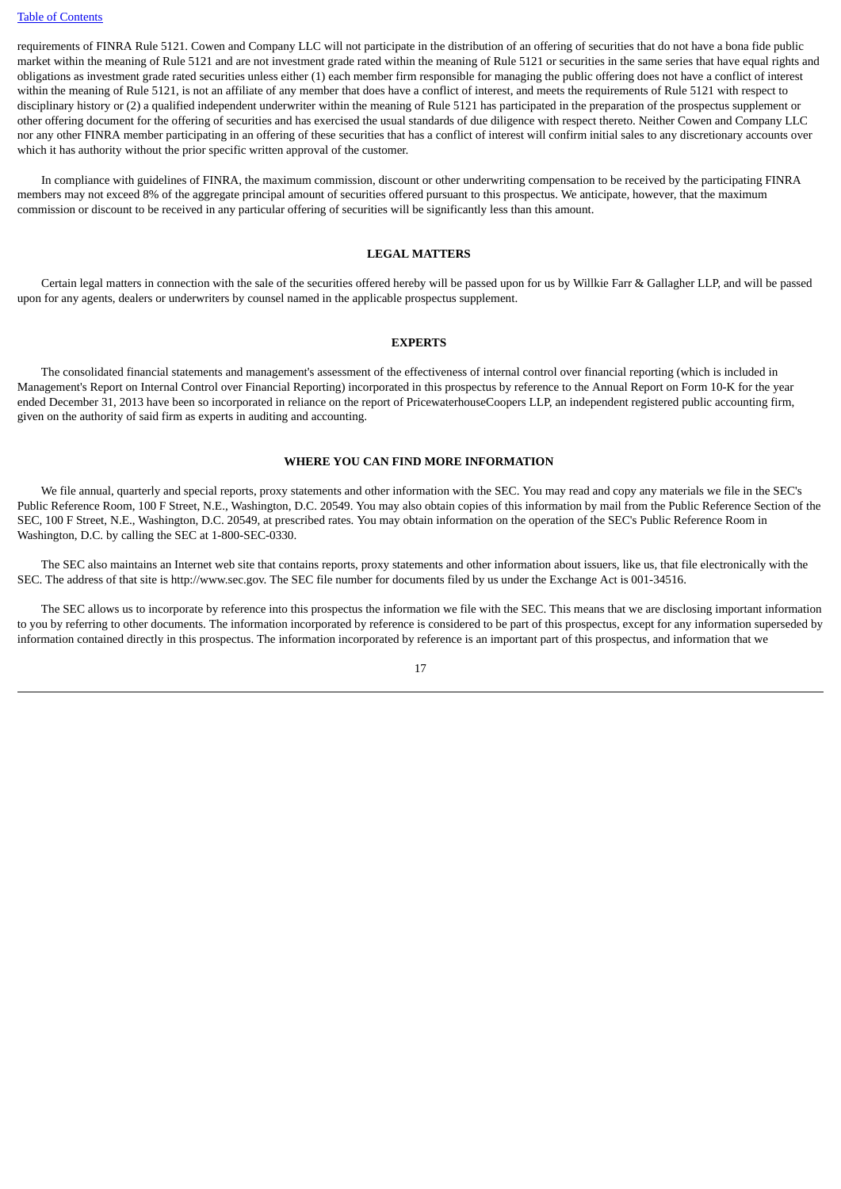requirements of FINRA Rule 5121. Cowen and Company LLC will not participate in the distribution of an offering of securities that do not have a bona fide public market within the meaning of Rule 5121 and are not investment grade rated within the meaning of Rule 5121 or securities in the same series that have equal rights and obligations as investment grade rated securities unless either (1) each member firm responsible for managing the public offering does not have a conflict of interest within the meaning of Rule 5121, is not an affiliate of any member that does have a conflict of interest, and meets the requirements of Rule 5121 with respect to disciplinary history or (2) a qualified independent underwriter within the meaning of Rule 5121 has participated in the preparation of the prospectus supplement or other offering document for the offering of securities and has exercised the usual standards of due diligence with respect thereto. Neither Cowen and Company LLC nor any other FINRA member participating in an offering of these securities that has a conflict of interest will confirm initial sales to any discretionary accounts over which it has authority without the prior specific written approval of the customer.

In compliance with guidelines of FINRA, the maximum commission, discount or other underwriting compensation to be received by the participating FINRA members may not exceed 8% of the aggregate principal amount of securities offered pursuant to this prospectus. We anticipate, however, that the maximum commission or discount to be received in any particular offering of securities will be significantly less than this amount.

## LEGAL MATTERS

Certain legal matters in connection with the sale of the securities offered hereby will be passed upon for us by Willkie Farr & Gallagher LLP, and will be passed upon for any agents, dealers or underwriters by counsel named in the applicable prospectus supplement.

## EXPERTS

The consolidated financial statements and management's assessment of the effectiveness of internal control over financial reporting (which is included in Management's Report on Internal Control over Financial Reporting) incorporated in this prospectus by reference to the Annual Report on Form 10-K for the year ended December 31, 2013 have been so incorporated in reliance on the report of PricewaterhouseCoopers LLP, an independent registered public accounting firm, given on the authority of said firm as experts in auditing and accounting.

## WHERE YOU CAN FIND MORE INFORMATION

We file annual, quarterly and special reports, proxy statements and other information with the SEC. You may read and copy any materials we file in the SEC's Public Reference Room, 100 F Street, N.E., Washington, D.C. 20549. You may also obtain copies of this information by mail from the Public Reference Section of the SEC, 100 F Street, N.E., Washington, D.C. 20549, at prescribed rates. You may obtain information on the operation of the SEC's Public Reference Room in Washington, D.C. by calling the SEC at 1-800-SEC-0330.

The SEC also maintains an Internet web site that contains reports, proxy statements and other information about issuers, like us, that file electronically with the SEC. The address of that site is http://www.sec.gov. The SEC file number for documents filed by us under the Exchange Act is 001-34516.

The SEC allows us to incorporate by reference into this prospectus the information we file with the SEC. This means that we are disclosing important information to you by referring to other documents. The information incorporated by reference is considered to be part of this prospectus, except for any information superseded by information contained directly in this prospectus. The information incorporated by reference is an important part of this prospectus, and information that we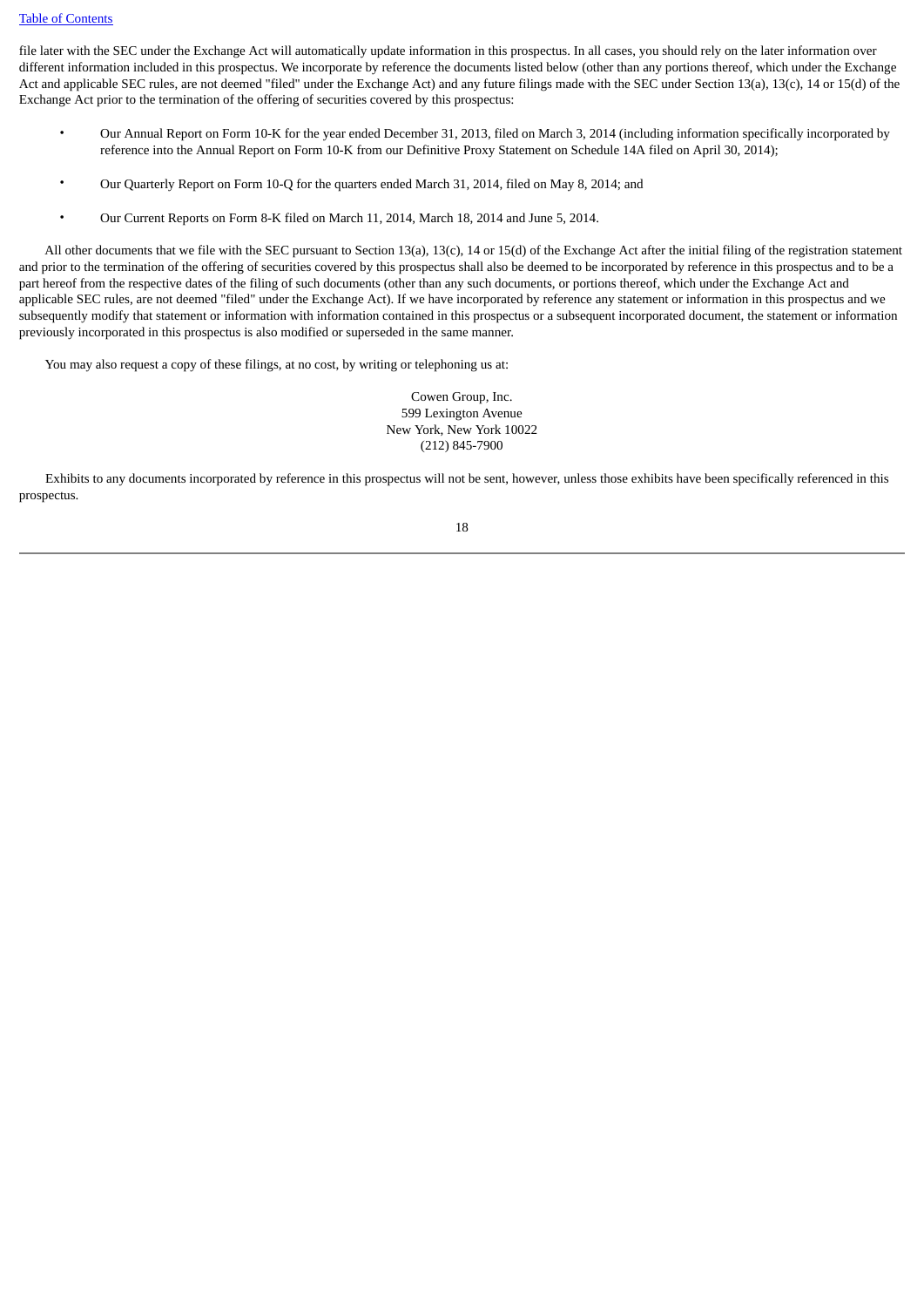file later with the SEC under the Exchange Act will automatically update information in this prospectus. In all cases, you should rely on the later information over different information included in this prospectus. We incorporate by reference the documents listed below (other than any portions thereof, which under the Exchange Act and applicable SEC rules, are not deemed "filed" under the Exchange Act) and any future filings made with the SEC under Section 13(a), 13(c), 14 or 15(d) of the Exchange Act prior to the termination of the offering of securities covered by this prospectus:

- Our Annual Report on Form 10-K for the year ended December 31, 2013, filed on March 3, 2014 (including information specifically incorporated by reference into the Annual Report on Form 10-K from our Definitive Proxy Statement on Schedule 14A filed on April 30, 2014);
- Our Quarterly Report on Form 10-Q for the quarters ended March 31, 2014, filed on May 8, 2014; and
- Our Current Reports on Form 8-K filed on March 11, 2014, March 18, 2014 and June 5, 2014.

All other documents that we file with the SEC pursuant to Section 13(a), 13(c), 14 or 15(d) of the Exchange Act after the initial filing of the registration statement and prior to the termination of the offering of securities covered by this prospectus shall also be deemed to be incorporated by reference in this prospectus and to be a part hereof from the respective dates of the filing of such documents (other than any such documents, or portions thereof, which under the Exchange Act and applicable SEC rules, are not deemed "filed" under the Exchange Act). If we have incorporated by reference any statement or information in this prospectus and we subsequently modify that statement or information with information contained in this prospectus or a subsequent incorporated document, the statement or information previously incorporated in this prospectus is also modified or superseded in the same manner.

You may also request a copy of these filings, at no cost, by writing or telephoning us at:

Cowen Group, Inc.
599 Lexington Avenue
New York, New York 10022
(212) 845-7900

Exhibits to any documents incorporated by reference in this prospectus will not be sent, however, unless those exhibits have been specifically referenced in this prospectus.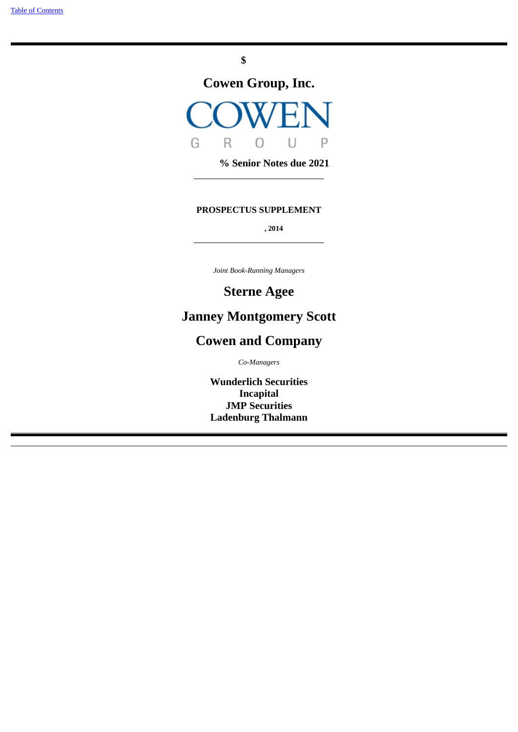[Table of Contents](#)

**$**

**Cowen Group, Inc.**

COWEN
G R O U P

**% Senior Notes due 2021**

---

**PROSPECTUS SUPPLEMENT**

**, 2014**

---

*Joint Book-Running Managers*

**Sterne Agee**

**Janney Montgomery Scott**

**Cowen and Company**

*Co-Managers*

**Wunderlich Securities**
**Incapital**
**JMP Securities**
**Ladenburg Thalmann**